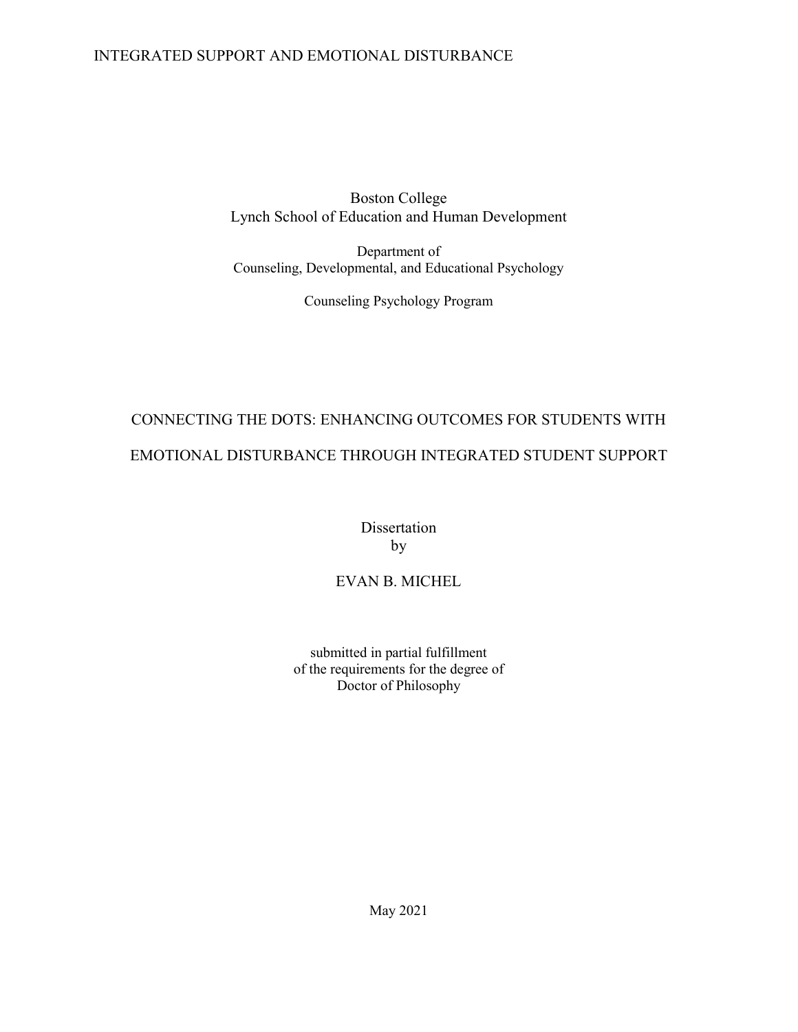Boston College
Lynch School of Education and Human Development

Department of
Counseling, Developmental, and Educational Psychology

Counseling Psychology Program

# CONNECTING THE DOTS: ENHANCING OUTCOMES FOR STUDENTS WITH EMOTIONAL DISTURBANCE THROUGH INTEGRATED STUDENT SUPPORT

Dissertation
by

EVAN B. MICHEL

submitted in partial fulfillment
of the requirements for the degree of
Doctor of Philosophy

May 2021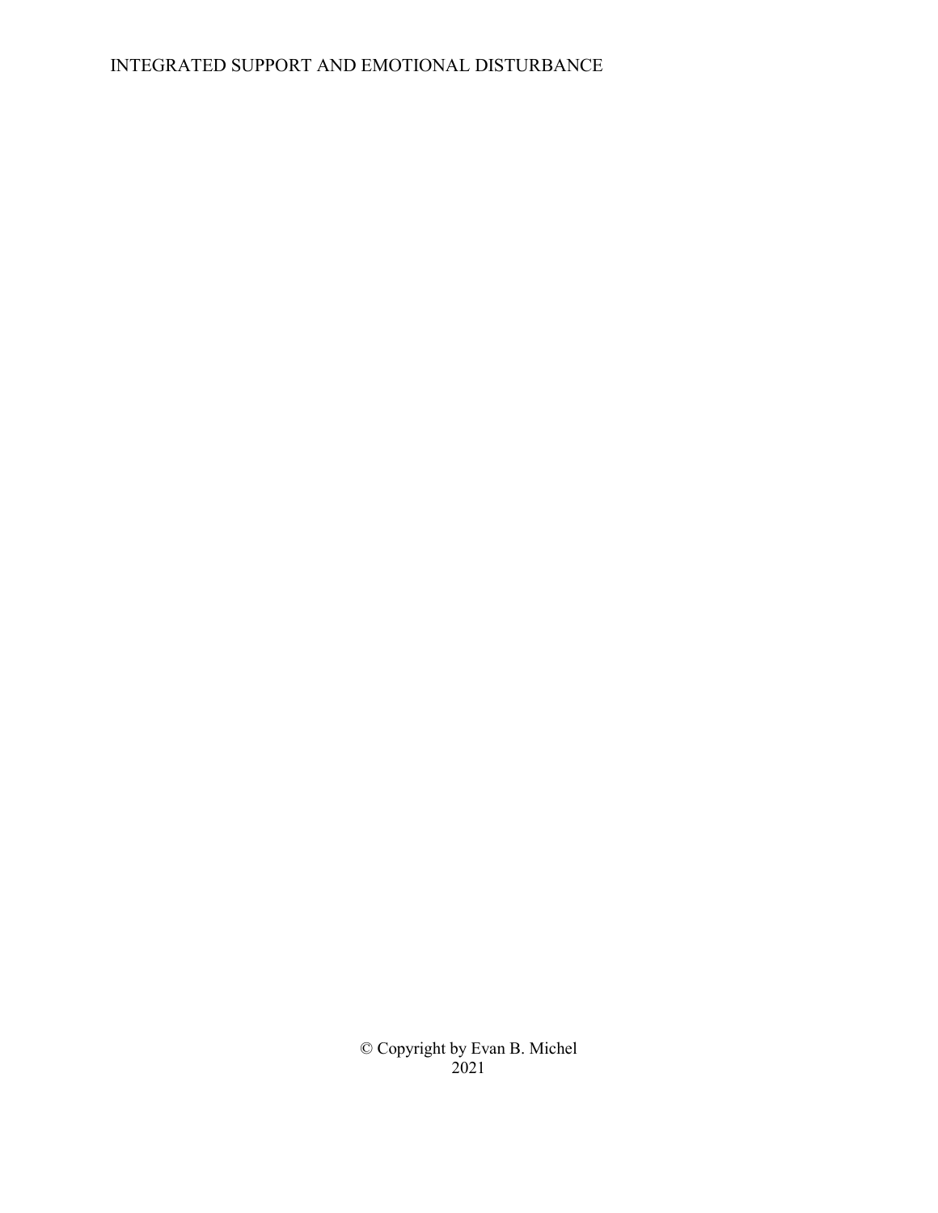© Copyright by Evan B. Michel
2021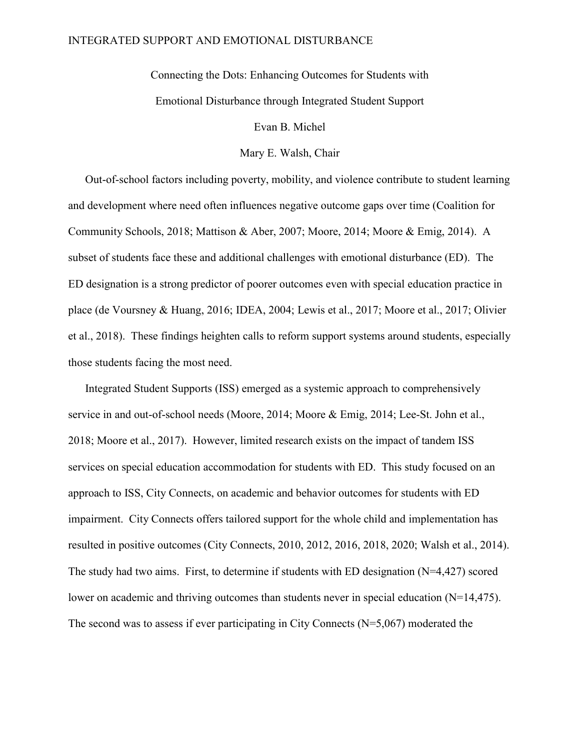Connecting the Dots: Enhancing Outcomes for Students with

Emotional Disturbance through Integrated Student Support

Evan B. Michel

Mary E. Walsh, Chair

Out-of-school factors including poverty, mobility, and violence contribute to student learning and development where need often influences negative outcome gaps over time (Coalition for Community Schools, 2018; Mattison & Aber, 2007; Moore, 2014; Moore & Emig, 2014). A subset of students face these and additional challenges with emotional disturbance (ED). The ED designation is a strong predictor of poorer outcomes even with special education practice in place (de Voursney & Huang, 2016; IDEA, 2004; Lewis et al., 2017; Moore et al., 2017; Olivier et al., 2018). These findings heighten calls to reform support systems around students, especially those students facing the most need.

Integrated Student Supports (ISS) emerged as a systemic approach to comprehensively service in and out-of-school needs (Moore, 2014; Moore & Emig, 2014; Lee-St. John et al., 2018; Moore et al., 2017). However, limited research exists on the impact of tandem ISS services on special education accommodation for students with ED. This study focused on an approach to ISS, City Connects, on academic and behavior outcomes for students with ED impairment. City Connects offers tailored support for the whole child and implementation has resulted in positive outcomes (City Connects, 2010, 2012, 2016, 2018, 2020; Walsh et al., 2014). The study had two aims. First, to determine if students with ED designation (N=4,427) scored lower on academic and thriving outcomes than students never in special education (N=14,475). The second was to assess if ever participating in City Connects (N=5,067) moderated the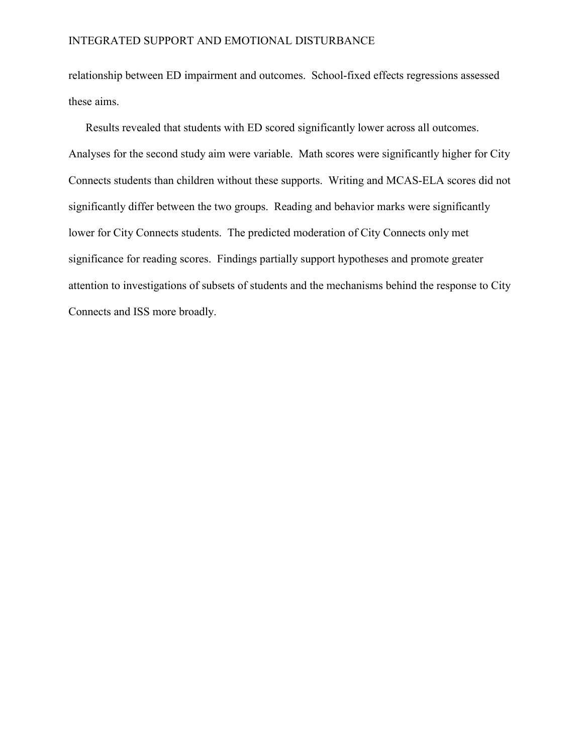relationship between ED impairment and outcomes. School-fixed effects regressions assessed these aims.

Results revealed that students with ED scored significantly lower across all outcomes. Analyses for the second study aim were variable. Math scores were significantly higher for City Connects students than children without these supports. Writing and MCAS-ELA scores did not significantly differ between the two groups. Reading and behavior marks were significantly lower for City Connects students. The predicted moderation of City Connects only met significance for reading scores. Findings partially support hypotheses and promote greater attention to investigations of subsets of students and the mechanisms behind the response to City Connects and ISS more broadly.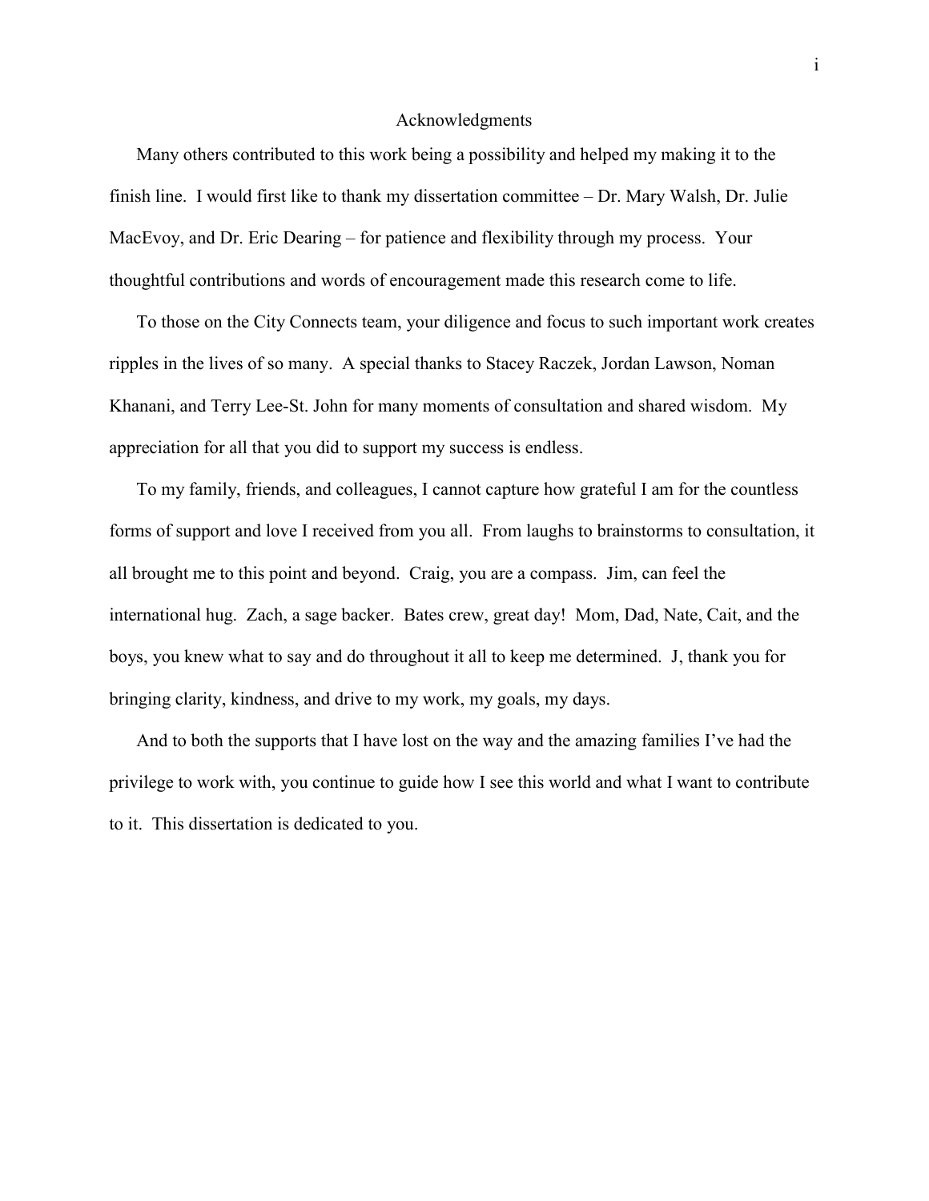# Acknowledgments

Many others contributed to this work being a possibility and helped my making it to the finish line. I would first like to thank my dissertation committee – Dr. Mary Walsh, Dr. Julie MacEvoy, and Dr. Eric Dearing – for patience and flexibility through my process. Your thoughtful contributions and words of encouragement made this research come to life.

To those on the City Connects team, your diligence and focus to such important work creates ripples in the lives of so many. A special thanks to Stacey Raczek, Jordan Lawson, Noman Khanani, and Terry Lee-St. John for many moments of consultation and shared wisdom. My appreciation for all that you did to support my success is endless.

To my family, friends, and colleagues, I cannot capture how grateful I am for the countless forms of support and love I received from you all. From laughs to brainstorms to consultation, it all brought me to this point and beyond. Craig, you are a compass. Jim, can feel the international hug. Zach, a sage backer. Bates crew, great day! Mom, Dad, Nate, Cait, and the boys, you knew what to say and do throughout it all to keep me determined. J, thank you for bringing clarity, kindness, and drive to my work, my goals, my days.

And to both the supports that I have lost on the way and the amazing families I've had the privilege to work with, you continue to guide how I see this world and what I want to contribute to it. This dissertation is dedicated to you.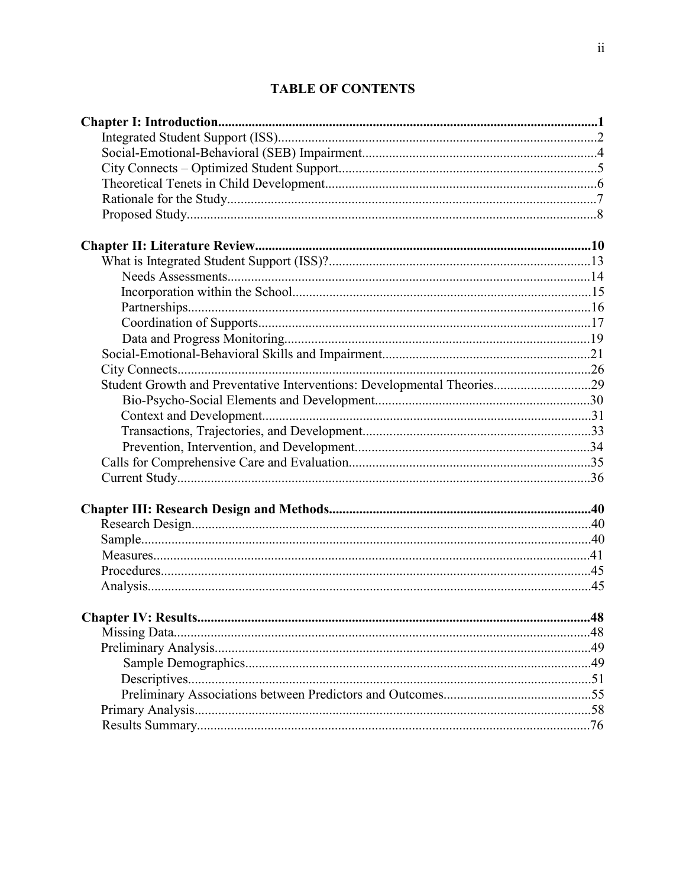# TABLE OF CONTENTS

**Chapter I: Introduction................................................................................................................1**
- Integrated Student Support (ISS)..............................................................................................2
- Social-Emotional-Behavioral (SEB) Impairment......................................................................4
- City Connects – Optimized Student Support............................................................................5
- Theoretical Tenets in Child Development................................................................................6
- Rationale for the Study.............................................................................................................7
- Proposed Study.........................................................................................................................8

**Chapter II: Literature Review....................................................................................................10**
- What is Integrated Student Support (ISS)?.............................................................................13
  - Needs Assessments............................................................................................14
  - Incorporation within the School.........................................................................15
  - Partnerships.......................................................................................................16
  - Coordination of Supports..................................................................................17
  - Data and Progress Monitoring...........................................................................19
- Social-Emotional-Behavioral Skills and Impairment..............................................................21
- City Connects..........................................................................................................................26
- Student Growth and Preventative Interventions: Developmental Theories.............................29
  - Bio-Psycho-Social Elements and Development................................................30
  - Context and Development.................................................................................31
  - Transactions, Trajectories, and Development....................................................33
  - Prevention, Intervention, and Development......................................................34
- Calls for Comprehensive Care and Evaluation.......................................................................35
- Current Study..........................................................................................................................36

**Chapter III: Research Design and Methods.............................................................................40**
- Research Design......................................................................................................................40
- Sample.....................................................................................................................................40
- Measures.................................................................................................................................41
- Procedures...............................................................................................................................45
- Analysis...................................................................................................................................45

**Chapter IV: Results.....................................................................................................................48**
- Missing Data...........................................................................................................................48
- Preliminary Analysis...............................................................................................................49
  - Sample Demographics.......................................................................................49
  - Descriptives.......................................................................................................51
  - Preliminary Associations between Predictors and Outcomes............................55
- Primary Analysis.....................................................................................................................58
- Results Summary....................................................................................................................76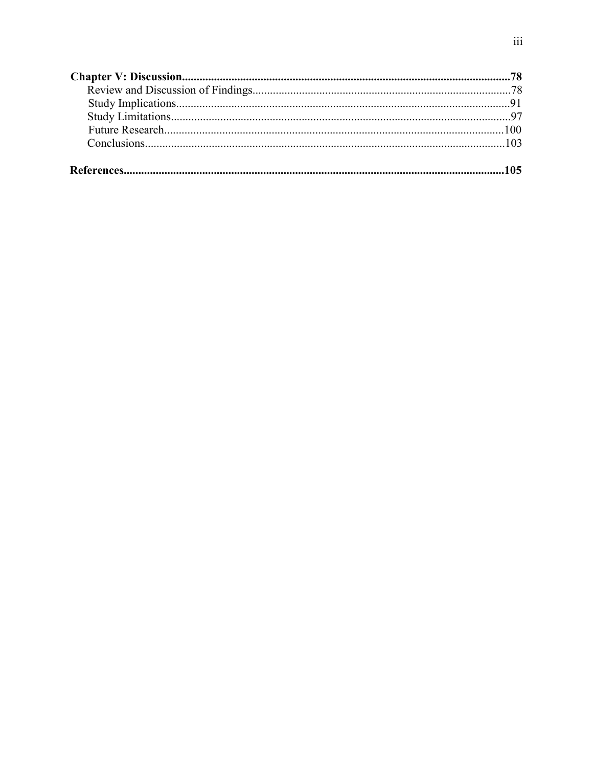**Chapter V: Discussion................................................................................................................78**

Review and Discussion of Findings........................................................................................78

Study Implications..................................................................................................................91

Study Limitations....................................................................................................................97

Future Research....................................................................................................................100

Conclusions...........................................................................................................................103

**References..................................................................................................................................105**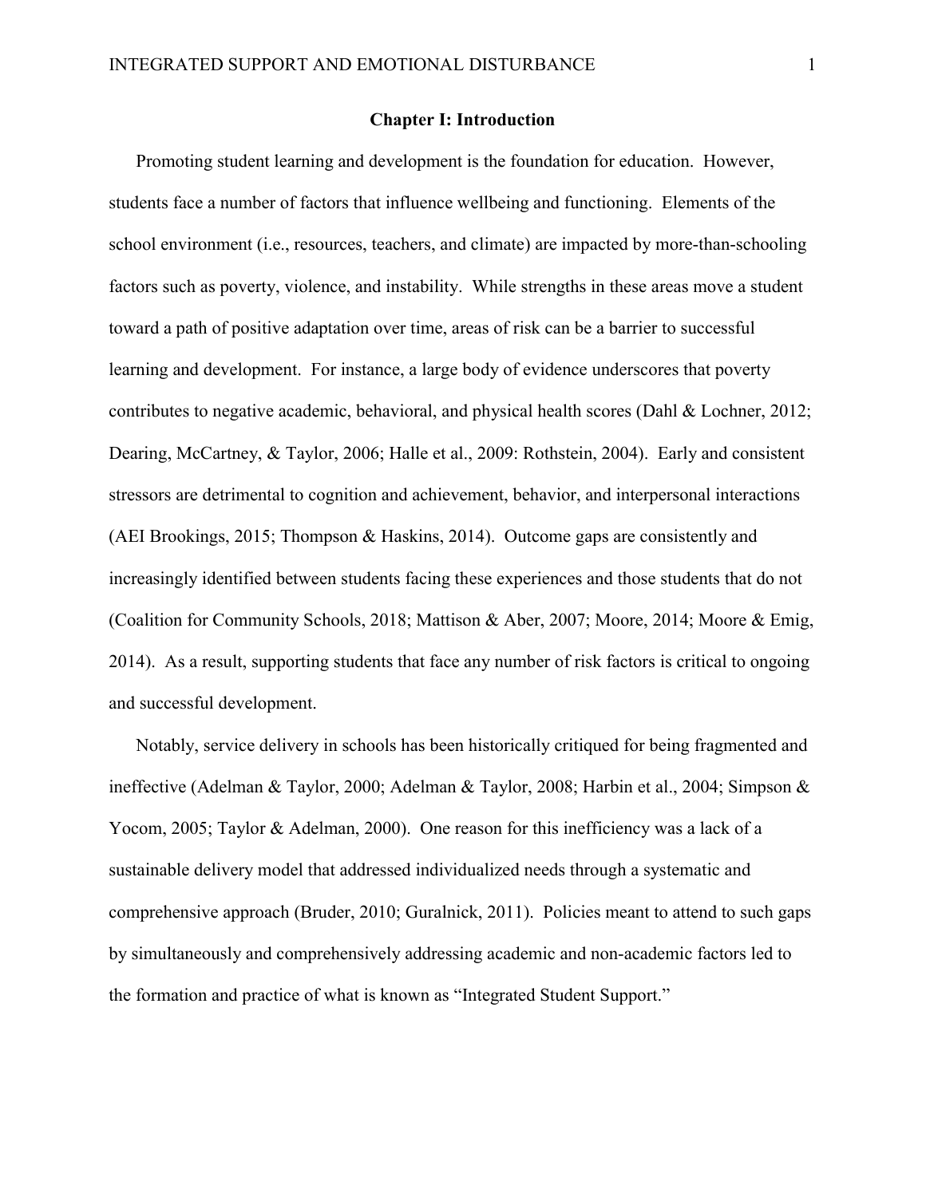# Chapter I: Introduction

Promoting student learning and development is the foundation for education. However, students face a number of factors that influence wellbeing and functioning. Elements of the school environment (i.e., resources, teachers, and climate) are impacted by more-than-schooling factors such as poverty, violence, and instability. While strengths in these areas move a student toward a path of positive adaptation over time, areas of risk can be a barrier to successful learning and development. For instance, a large body of evidence underscores that poverty contributes to negative academic, behavioral, and physical health scores (Dahl & Lochner, 2012; Dearing, McCartney, & Taylor, 2006; Halle et al., 2009: Rothstein, 2004). Early and consistent stressors are detrimental to cognition and achievement, behavior, and interpersonal interactions (AEI Brookings, 2015; Thompson & Haskins, 2014). Outcome gaps are consistently and increasingly identified between students facing these experiences and those students that do not (Coalition for Community Schools, 2018; Mattison & Aber, 2007; Moore, 2014; Moore & Emig, 2014). As a result, supporting students that face any number of risk factors is critical to ongoing and successful development.

Notably, service delivery in schools has been historically critiqued for being fragmented and ineffective (Adelman & Taylor, 2000; Adelman & Taylor, 2008; Harbin et al., 2004; Simpson & Yocom, 2005; Taylor & Adelman, 2000). One reason for this inefficiency was a lack of a sustainable delivery model that addressed individualized needs through a systematic and comprehensive approach (Bruder, 2010; Guralnick, 2011). Policies meant to attend to such gaps by simultaneously and comprehensively addressing academic and non-academic factors led to the formation and practice of what is known as "Integrated Student Support."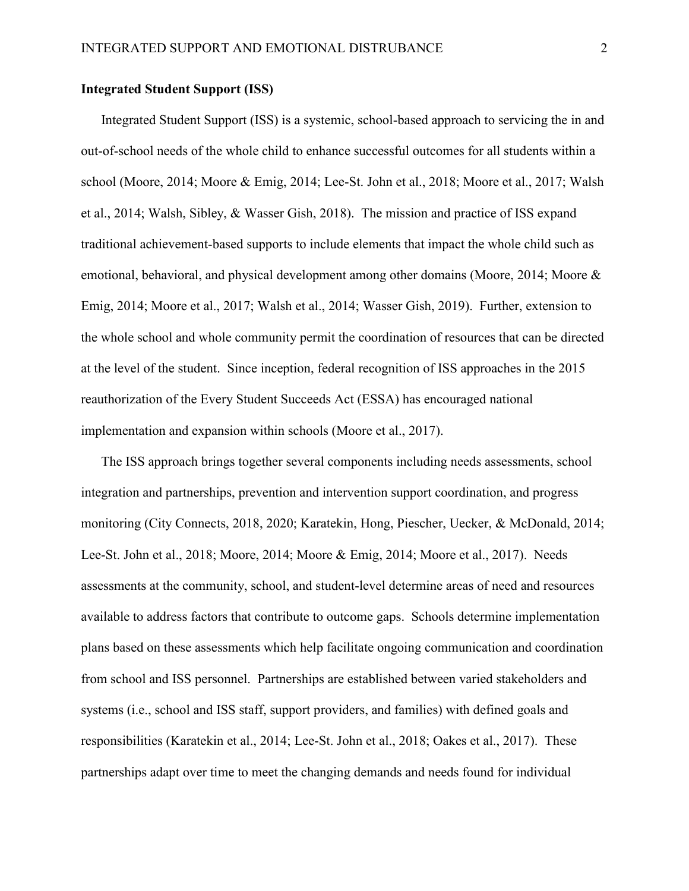**Integrated Student Support (ISS)**

Integrated Student Support (ISS) is a systemic, school-based approach to servicing the in and out-of-school needs of the whole child to enhance successful outcomes for all students within a school (Moore, 2014; Moore & Emig, 2014; Lee-St. John et al., 2018; Moore et al., 2017; Walsh et al., 2014; Walsh, Sibley, & Wasser Gish, 2018). The mission and practice of ISS expand traditional achievement-based supports to include elements that impact the whole child such as emotional, behavioral, and physical development among other domains (Moore, 2014; Moore & Emig, 2014; Moore et al., 2017; Walsh et al., 2014; Wasser Gish, 2019). Further, extension to the whole school and whole community permit the coordination of resources that can be directed at the level of the student. Since inception, federal recognition of ISS approaches in the 2015 reauthorization of the Every Student Succeeds Act (ESSA) has encouraged national implementation and expansion within schools (Moore et al., 2017).

The ISS approach brings together several components including needs assessments, school integration and partnerships, prevention and intervention support coordination, and progress monitoring (City Connects, 2018, 2020; Karatekin, Hong, Piescher, Uecker, & McDonald, 2014; Lee-St. John et al., 2018; Moore, 2014; Moore & Emig, 2014; Moore et al., 2017). Needs assessments at the community, school, and student-level determine areas of need and resources available to address factors that contribute to outcome gaps. Schools determine implementation plans based on these assessments which help facilitate ongoing communication and coordination from school and ISS personnel. Partnerships are established between varied stakeholders and systems (i.e., school and ISS staff, support providers, and families) with defined goals and responsibilities (Karatekin et al., 2014; Lee-St. John et al., 2018; Oakes et al., 2017). These partnerships adapt over time to meet the changing demands and needs found for individual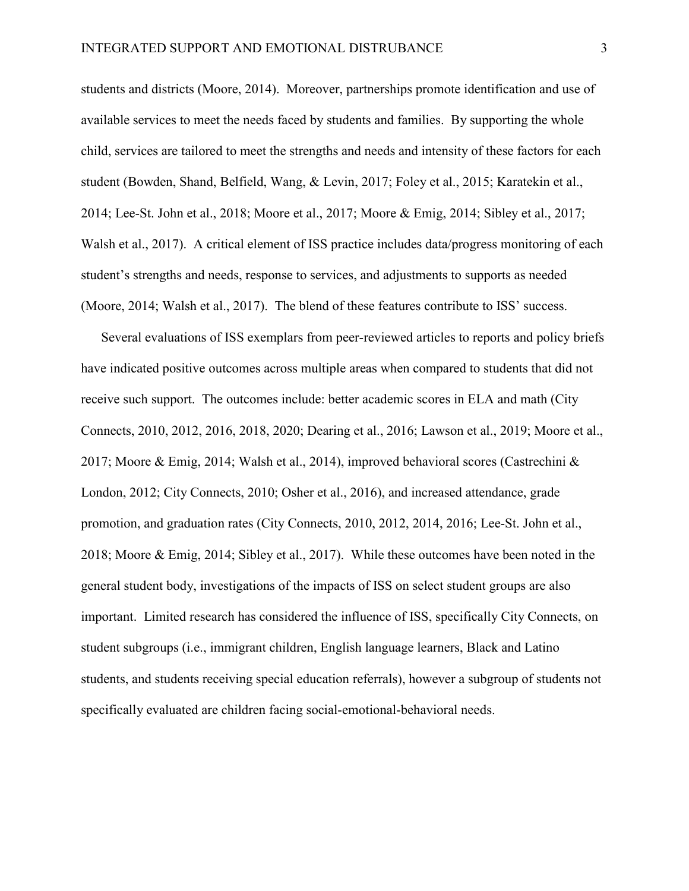students and districts (Moore, 2014). Moreover, partnerships promote identification and use of available services to meet the needs faced by students and families. By supporting the whole child, services are tailored to meet the strengths and needs and intensity of these factors for each student (Bowden, Shand, Belfield, Wang, & Levin, 2017; Foley et al., 2015; Karatekin et al., 2014; Lee-St. John et al., 2018; Moore et al., 2017; Moore & Emig, 2014; Sibley et al., 2017; Walsh et al., 2017). A critical element of ISS practice includes data/progress monitoring of each student's strengths and needs, response to services, and adjustments to supports as needed (Moore, 2014; Walsh et al., 2017). The blend of these features contribute to ISS' success.

Several evaluations of ISS exemplars from peer-reviewed articles to reports and policy briefs have indicated positive outcomes across multiple areas when compared to students that did not receive such support. The outcomes include: better academic scores in ELA and math (City Connects, 2010, 2012, 2016, 2018, 2020; Dearing et al., 2016; Lawson et al., 2019; Moore et al., 2017; Moore & Emig, 2014; Walsh et al., 2014), improved behavioral scores (Castrechini & London, 2012; City Connects, 2010; Osher et al., 2016), and increased attendance, grade promotion, and graduation rates (City Connects, 2010, 2012, 2014, 2016; Lee-St. John et al., 2018; Moore & Emig, 2014; Sibley et al., 2017). While these outcomes have been noted in the general student body, investigations of the impacts of ISS on select student groups are also important. Limited research has considered the influence of ISS, specifically City Connects, on student subgroups (i.e., immigrant children, English language learners, Black and Latino students, and students receiving special education referrals), however a subgroup of students not specifically evaluated are children facing social-emotional-behavioral needs.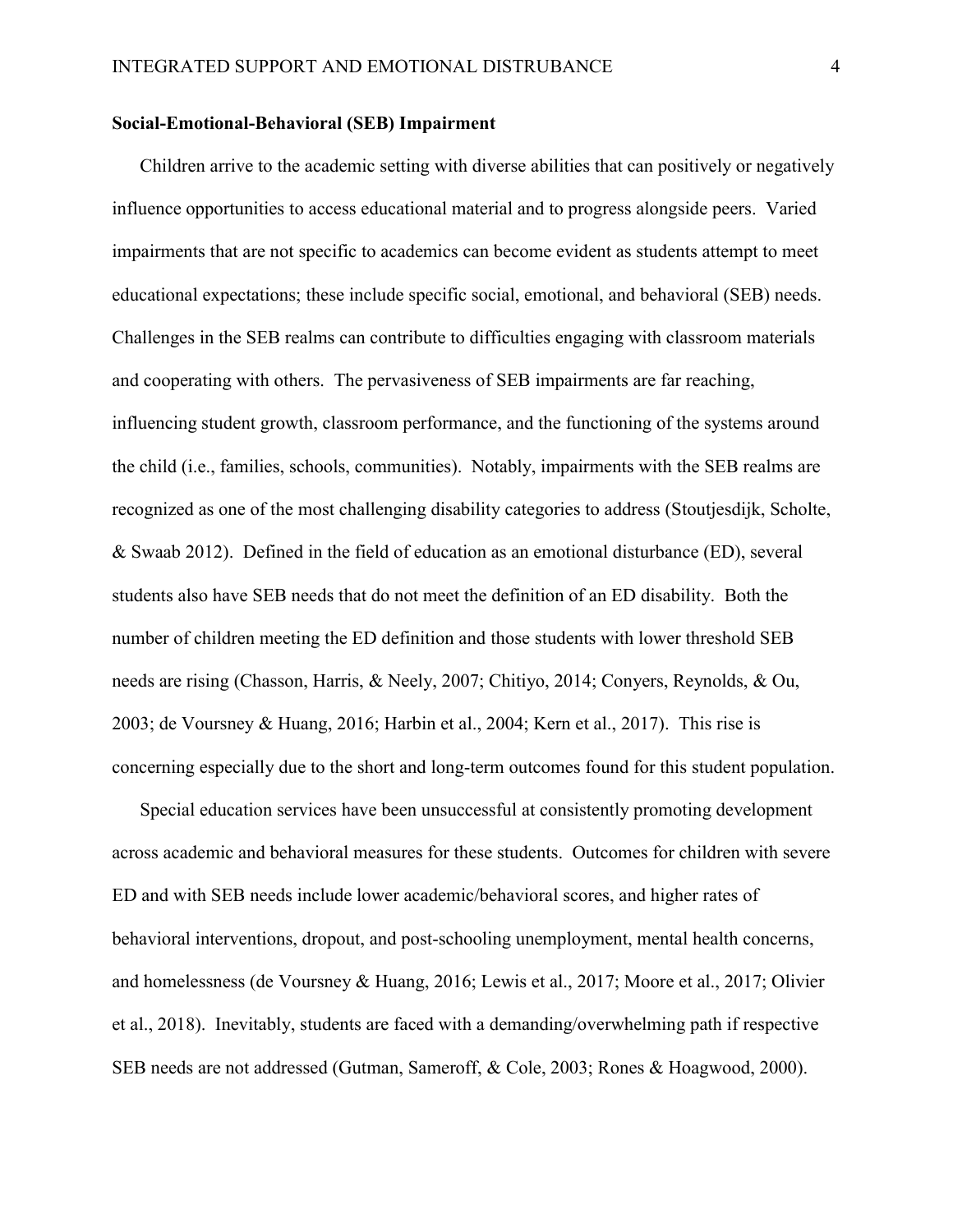**Social-Emotional-Behavioral (SEB) Impairment**

Children arrive to the academic setting with diverse abilities that can positively or negatively influence opportunities to access educational material and to progress alongside peers. Varied impairments that are not specific to academics can become evident as students attempt to meet educational expectations; these include specific social, emotional, and behavioral (SEB) needs. Challenges in the SEB realms can contribute to difficulties engaging with classroom materials and cooperating with others. The pervasiveness of SEB impairments are far reaching, influencing student growth, classroom performance, and the functioning of the systems around the child (i.e., families, schools, communities). Notably, impairments with the SEB realms are recognized as one of the most challenging disability categories to address (Stoutjesdijk, Scholte, & Swaab 2012). Defined in the field of education as an emotional disturbance (ED), several students also have SEB needs that do not meet the definition of an ED disability. Both the number of children meeting the ED definition and those students with lower threshold SEB needs are rising (Chasson, Harris, & Neely, 2007; Chitiyo, 2014; Conyers, Reynolds, & Ou, 2003; de Voursney & Huang, 2016; Harbin et al., 2004; Kern et al., 2017). This rise is concerning especially due to the short and long-term outcomes found for this student population.

Special education services have been unsuccessful at consistently promoting development across academic and behavioral measures for these students. Outcomes for children with severe ED and with SEB needs include lower academic/behavioral scores, and higher rates of behavioral interventions, dropout, and post-schooling unemployment, mental health concerns, and homelessness (de Voursney & Huang, 2016; Lewis et al., 2017; Moore et al., 2017; Olivier et al., 2018). Inevitably, students are faced with a demanding/overwhelming path if respective SEB needs are not addressed (Gutman, Sameroff, & Cole, 2003; Rones & Hoagwood, 2000).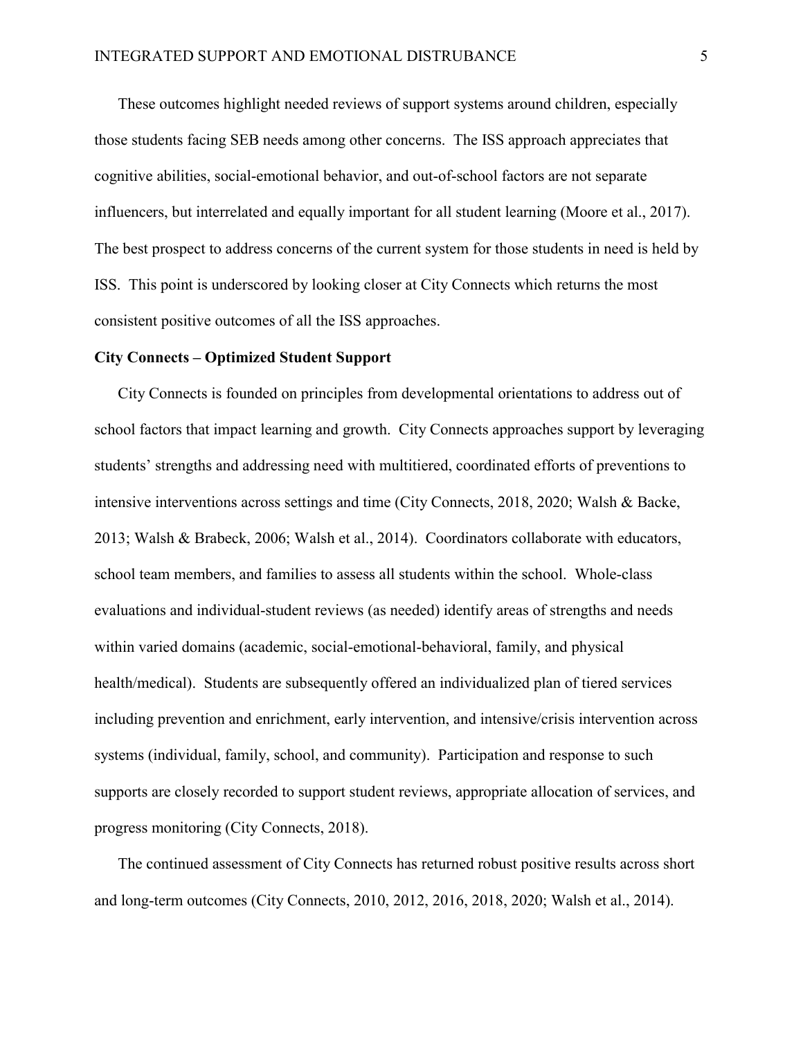These outcomes highlight needed reviews of support systems around children, especially those students facing SEB needs among other concerns. The ISS approach appreciates that cognitive abilities, social-emotional behavior, and out-of-school factors are not separate influencers, but interrelated and equally important for all student learning (Moore et al., 2017). The best prospect to address concerns of the current system for those students in need is held by ISS. This point is underscored by looking closer at City Connects which returns the most consistent positive outcomes of all the ISS approaches.

**City Connects – Optimized Student Support**

City Connects is founded on principles from developmental orientations to address out of school factors that impact learning and growth. City Connects approaches support by leveraging students' strengths and addressing need with multitiered, coordinated efforts of preventions to intensive interventions across settings and time (City Connects, 2018, 2020; Walsh & Backe, 2013; Walsh & Brabeck, 2006; Walsh et al., 2014). Coordinators collaborate with educators, school team members, and families to assess all students within the school. Whole-class evaluations and individual-student reviews (as needed) identify areas of strengths and needs within varied domains (academic, social-emotional-behavioral, family, and physical health/medical). Students are subsequently offered an individualized plan of tiered services including prevention and enrichment, early intervention, and intensive/crisis intervention across systems (individual, family, school, and community). Participation and response to such supports are closely recorded to support student reviews, appropriate allocation of services, and progress monitoring (City Connects, 2018).

The continued assessment of City Connects has returned robust positive results across short and long-term outcomes (City Connects, 2010, 2012, 2016, 2018, 2020; Walsh et al., 2014).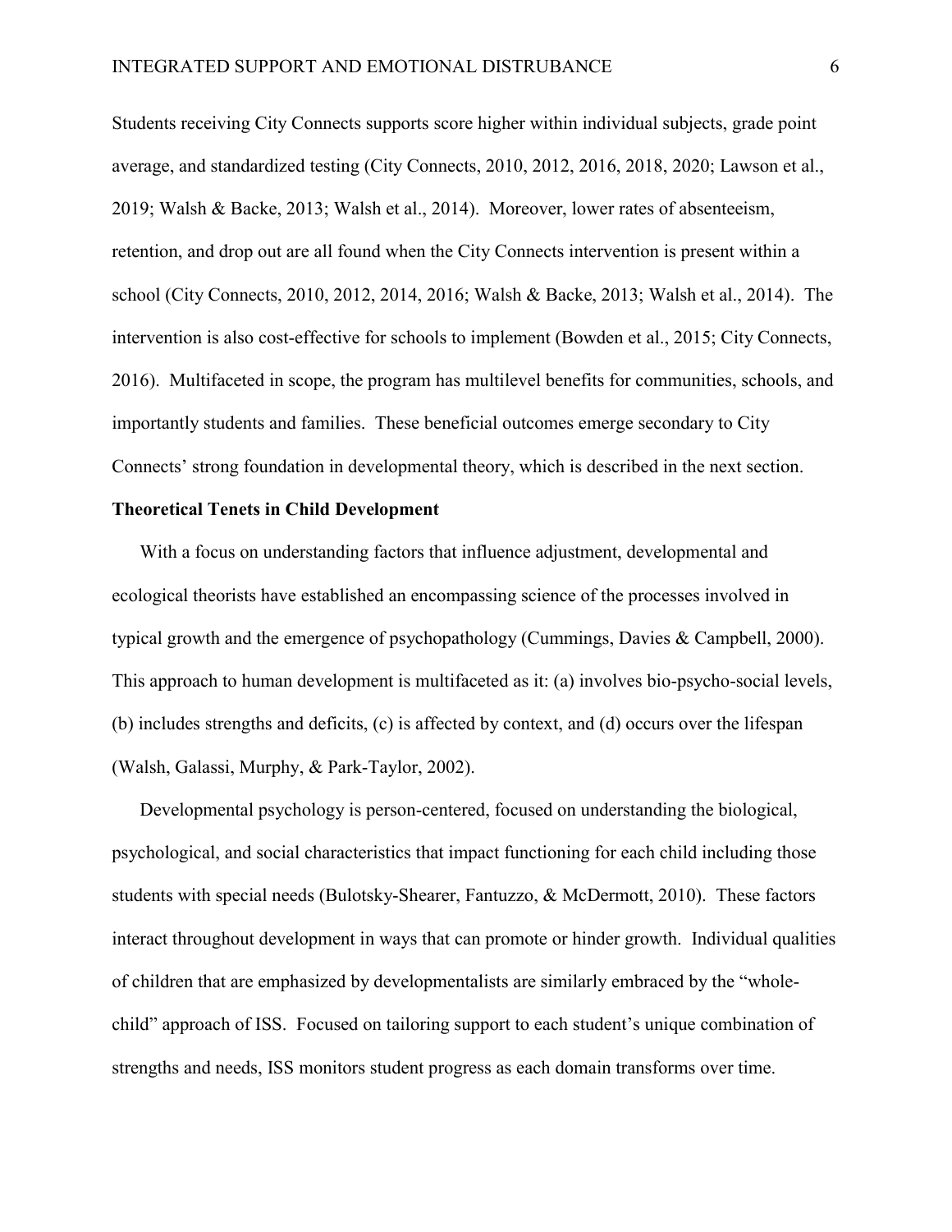Students receiving City Connects supports score higher within individual subjects, grade point average, and standardized testing (City Connects, 2010, 2012, 2016, 2018, 2020; Lawson et al., 2019; Walsh & Backe, 2013; Walsh et al., 2014). Moreover, lower rates of absenteeism, retention, and drop out are all found when the City Connects intervention is present within a school (City Connects, 2010, 2012, 2014, 2016; Walsh & Backe, 2013; Walsh et al., 2014). The intervention is also cost-effective for schools to implement (Bowden et al., 2015; City Connects, 2016). Multifaceted in scope, the program has multilevel benefits for communities, schools, and importantly students and families. These beneficial outcomes emerge secondary to City Connects' strong foundation in developmental theory, which is described in the next section.

**Theoretical Tenets in Child Development**

With a focus on understanding factors that influence adjustment, developmental and ecological theorists have established an encompassing science of the processes involved in typical growth and the emergence of psychopathology (Cummings, Davies & Campbell, 2000). This approach to human development is multifaceted as it: (a) involves bio-psycho-social levels, (b) includes strengths and deficits, (c) is affected by context, and (d) occurs over the lifespan (Walsh, Galassi, Murphy, & Park-Taylor, 2002).

Developmental psychology is person-centered, focused on understanding the biological, psychological, and social characteristics that impact functioning for each child including those students with special needs (Bulotsky-Shearer, Fantuzzo, & McDermott, 2010). These factors interact throughout development in ways that can promote or hinder growth. Individual qualities of children that are emphasized by developmentalists are similarly embraced by the "whole-child" approach of ISS. Focused on tailoring support to each student's unique combination of strengths and needs, ISS monitors student progress as each domain transforms over time.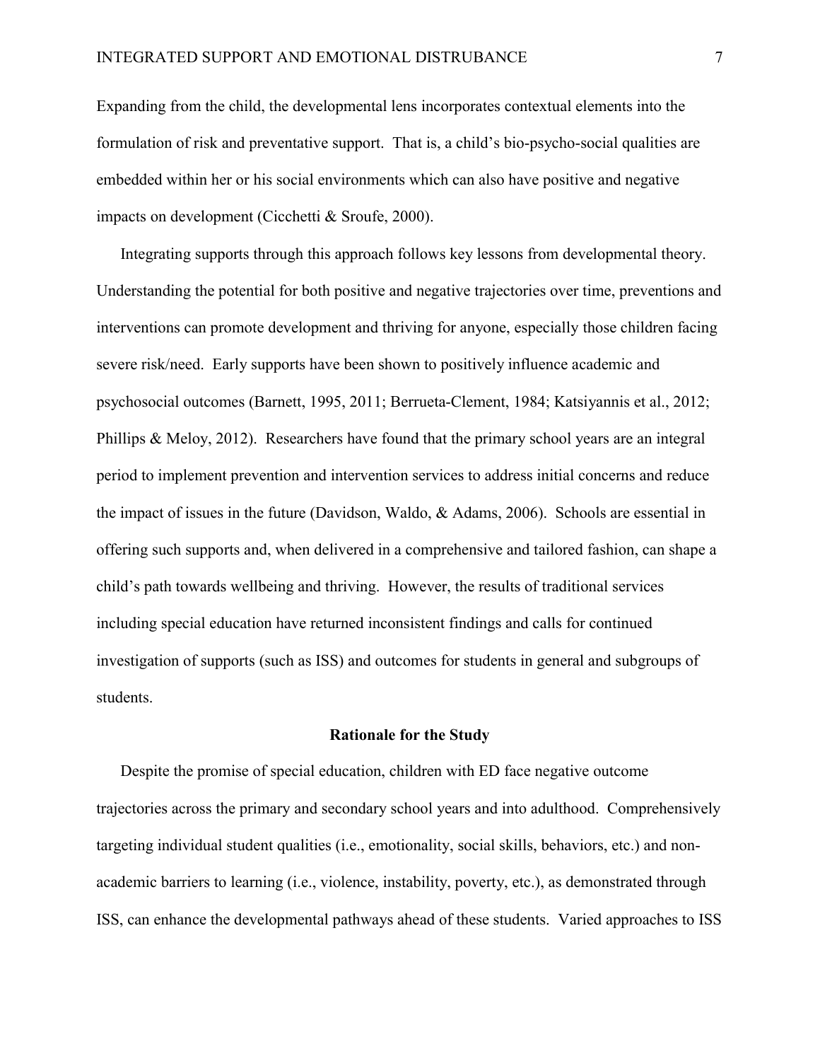Expanding from the child, the developmental lens incorporates contextual elements into the formulation of risk and preventative support. That is, a child's bio-psycho-social qualities are embedded within her or his social environments which can also have positive and negative impacts on development (Cicchetti & Sroufe, 2000).

Integrating supports through this approach follows key lessons from developmental theory. Understanding the potential for both positive and negative trajectories over time, preventions and interventions can promote development and thriving for anyone, especially those children facing severe risk/need. Early supports have been shown to positively influence academic and psychosocial outcomes (Barnett, 1995, 2011; Berrueta-Clement, 1984; Katsiyannis et al., 2012; Phillips & Meloy, 2012). Researchers have found that the primary school years are an integral period to implement prevention and intervention services to address initial concerns and reduce the impact of issues in the future (Davidson, Waldo, & Adams, 2006). Schools are essential in offering such supports and, when delivered in a comprehensive and tailored fashion, can shape a child's path towards wellbeing and thriving. However, the results of traditional services including special education have returned inconsistent findings and calls for continued investigation of supports (such as ISS) and outcomes for students in general and subgroups of students.

## Rationale for the Study

Despite the promise of special education, children with ED face negative outcome trajectories across the primary and secondary school years and into adulthood. Comprehensively targeting individual student qualities (i.e., emotionality, social skills, behaviors, etc.) and non-academic barriers to learning (i.e., violence, instability, poverty, etc.), as demonstrated through ISS, can enhance the developmental pathways ahead of these students. Varied approaches to ISS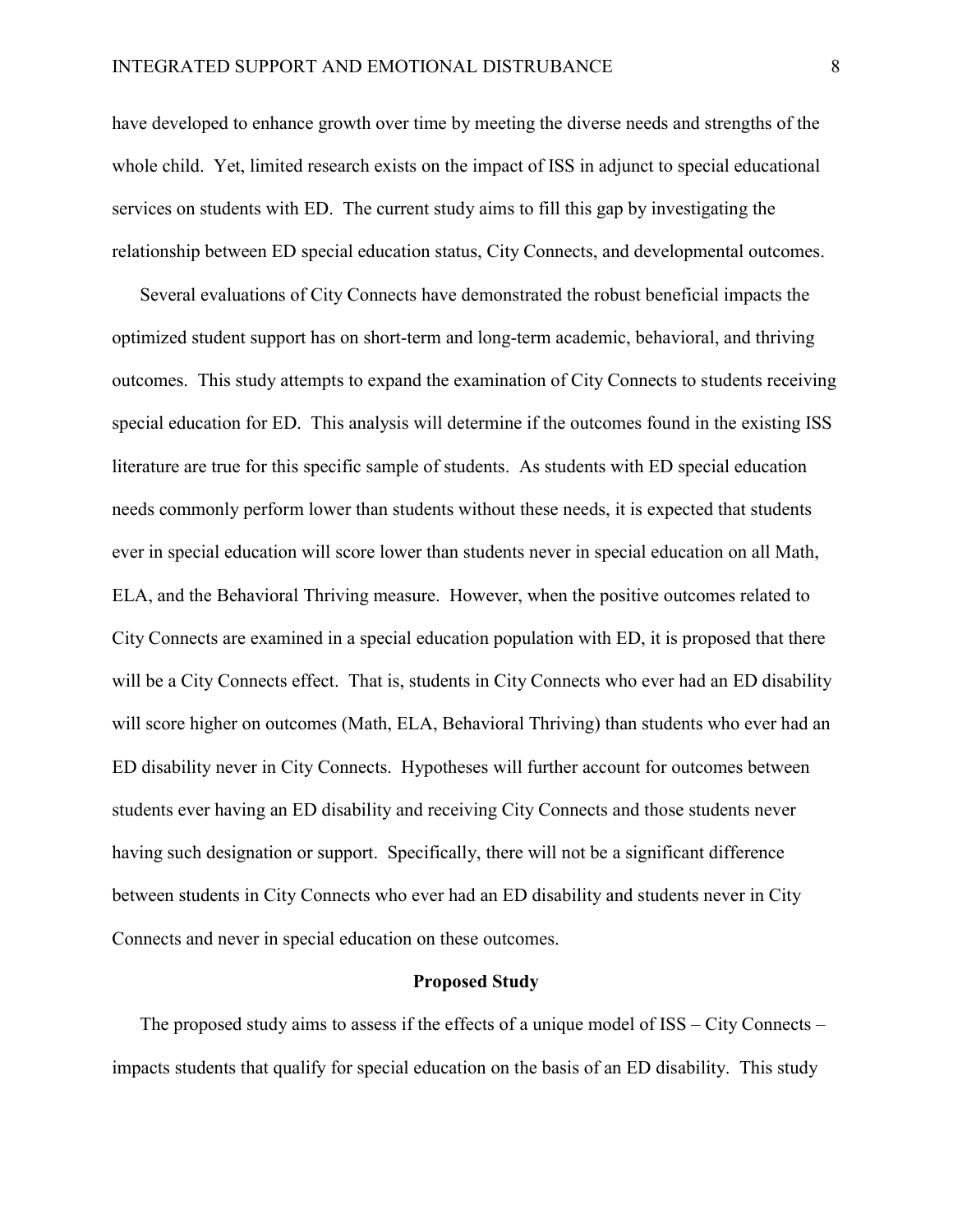have developed to enhance growth over time by meeting the diverse needs and strengths of the whole child. Yet, limited research exists on the impact of ISS in adjunct to special educational services on students with ED. The current study aims to fill this gap by investigating the relationship between ED special education status, City Connects, and developmental outcomes.

Several evaluations of City Connects have demonstrated the robust beneficial impacts the optimized student support has on short-term and long-term academic, behavioral, and thriving outcomes. This study attempts to expand the examination of City Connects to students receiving special education for ED. This analysis will determine if the outcomes found in the existing ISS literature are true for this specific sample of students. As students with ED special education needs commonly perform lower than students without these needs, it is expected that students ever in special education will score lower than students never in special education on all Math, ELA, and the Behavioral Thriving measure. However, when the positive outcomes related to City Connects are examined in a special education population with ED, it is proposed that there will be a City Connects effect. That is, students in City Connects who ever had an ED disability will score higher on outcomes (Math, ELA, Behavioral Thriving) than students who ever had an ED disability never in City Connects. Hypotheses will further account for outcomes between students ever having an ED disability and receiving City Connects and those students never having such designation or support. Specifically, there will not be a significant difference between students in City Connects who ever had an ED disability and students never in City Connects and never in special education on these outcomes.

## Proposed Study

The proposed study aims to assess if the effects of a unique model of ISS – City Connects – impacts students that qualify for special education on the basis of an ED disability. This study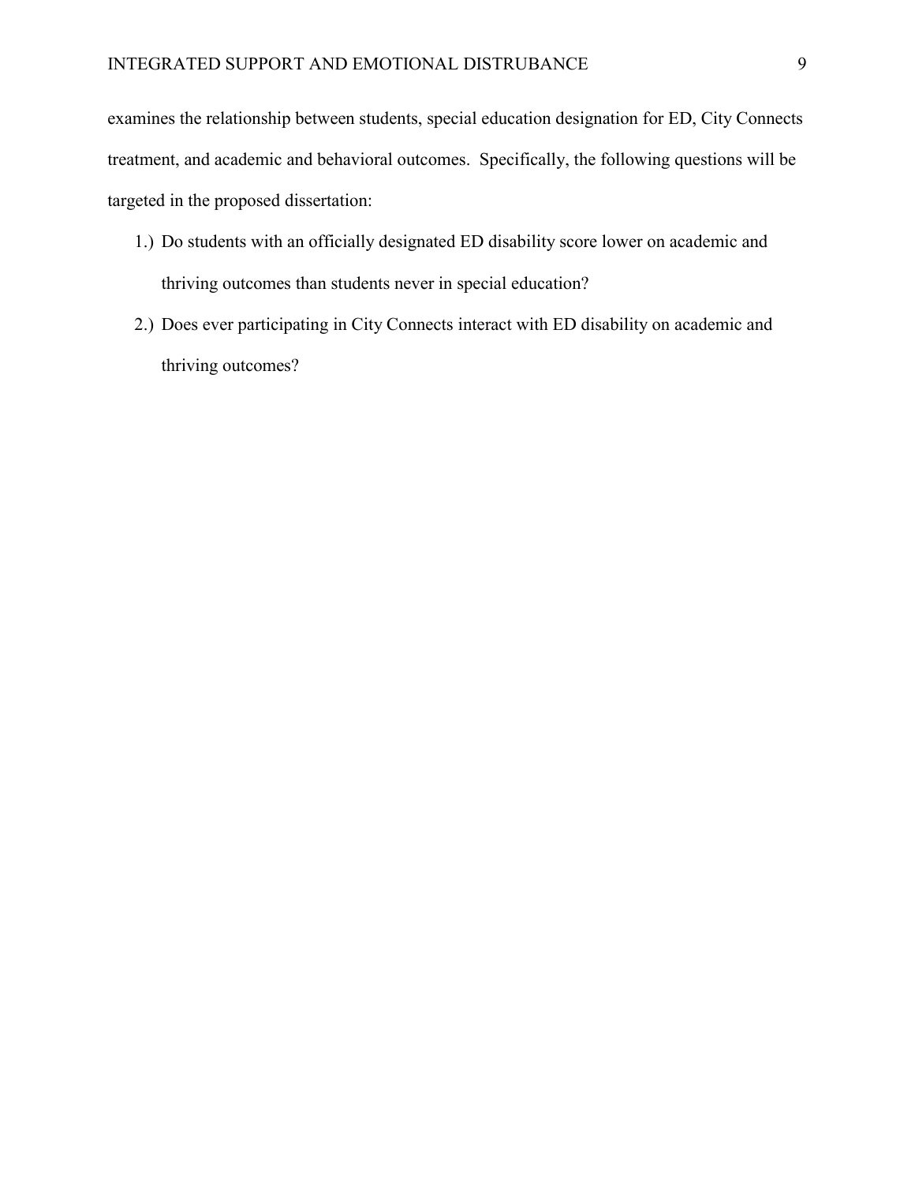examines the relationship between students, special education designation for ED, City Connects treatment, and academic and behavioral outcomes. Specifically, the following questions will be targeted in the proposed dissertation:

1.) Do students with an officially designated ED disability score lower on academic and thriving outcomes than students never in special education?
2.) Does ever participating in City Connects interact with ED disability on academic and thriving outcomes?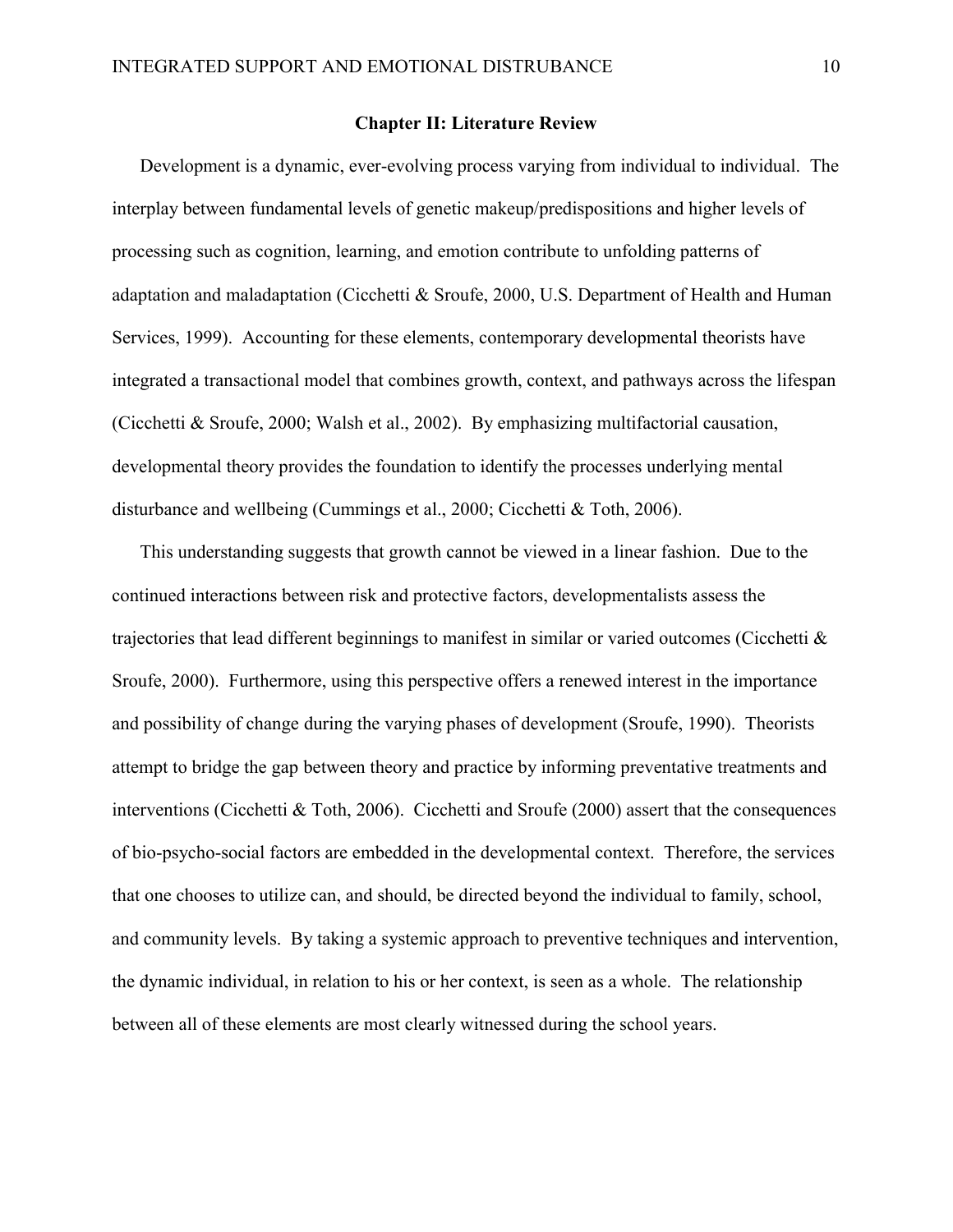## Chapter II: Literature Review

Development is a dynamic, ever-evolving process varying from individual to individual. The interplay between fundamental levels of genetic makeup/predispositions and higher levels of processing such as cognition, learning, and emotion contribute to unfolding patterns of adaptation and maladaptation (Cicchetti & Sroufe, 2000, U.S. Department of Health and Human Services, 1999). Accounting for these elements, contemporary developmental theorists have integrated a transactional model that combines growth, context, and pathways across the lifespan (Cicchetti & Sroufe, 2000; Walsh et al., 2002). By emphasizing multifactorial causation, developmental theory provides the foundation to identify the processes underlying mental disturbance and wellbeing (Cummings et al., 2000; Cicchetti & Toth, 2006).

This understanding suggests that growth cannot be viewed in a linear fashion. Due to the continued interactions between risk and protective factors, developmentalists assess the trajectories that lead different beginnings to manifest in similar or varied outcomes (Cicchetti & Sroufe, 2000). Furthermore, using this perspective offers a renewed interest in the importance and possibility of change during the varying phases of development (Sroufe, 1990). Theorists attempt to bridge the gap between theory and practice by informing preventative treatments and interventions (Cicchetti & Toth, 2006). Cicchetti and Sroufe (2000) assert that the consequences of bio-psycho-social factors are embedded in the developmental context. Therefore, the services that one chooses to utilize can, and should, be directed beyond the individual to family, school, and community levels. By taking a systemic approach to preventive techniques and intervention, the dynamic individual, in relation to his or her context, is seen as a whole. The relationship between all of these elements are most clearly witnessed during the school years.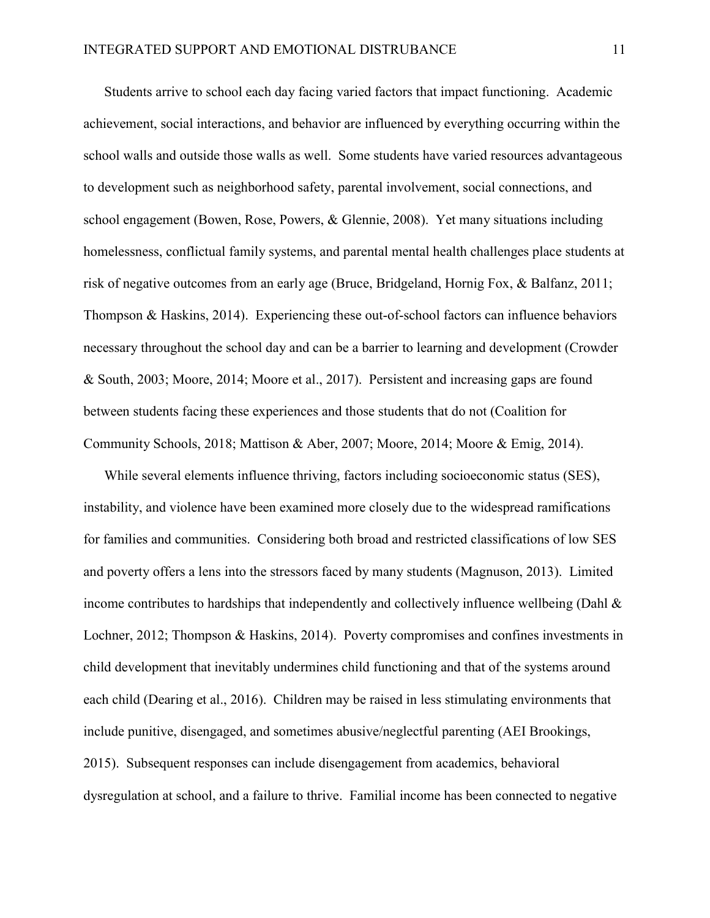Students arrive to school each day facing varied factors that impact functioning. Academic achievement, social interactions, and behavior are influenced by everything occurring within the school walls and outside those walls as well. Some students have varied resources advantageous to development such as neighborhood safety, parental involvement, social connections, and school engagement (Bowen, Rose, Powers, & Glennie, 2008). Yet many situations including homelessness, conflictual family systems, and parental mental health challenges place students at risk of negative outcomes from an early age (Bruce, Bridgeland, Hornig Fox, & Balfanz, 2011; Thompson & Haskins, 2014). Experiencing these out-of-school factors can influence behaviors necessary throughout the school day and can be a barrier to learning and development (Crowder & South, 2003; Moore, 2014; Moore et al., 2017). Persistent and increasing gaps are found between students facing these experiences and those students that do not (Coalition for Community Schools, 2018; Mattison & Aber, 2007; Moore, 2014; Moore & Emig, 2014).

While several elements influence thriving, factors including socioeconomic status (SES), instability, and violence have been examined more closely due to the widespread ramifications for families and communities. Considering both broad and restricted classifications of low SES and poverty offers a lens into the stressors faced by many students (Magnuson, 2013). Limited income contributes to hardships that independently and collectively influence wellbeing (Dahl & Lochner, 2012; Thompson & Haskins, 2014). Poverty compromises and confines investments in child development that inevitably undermines child functioning and that of the systems around each child (Dearing et al., 2016). Children may be raised in less stimulating environments that include punitive, disengaged, and sometimes abusive/neglectful parenting (AEI Brookings, 2015). Subsequent responses can include disengagement from academics, behavioral dysregulation at school, and a failure to thrive. Familial income has been connected to negative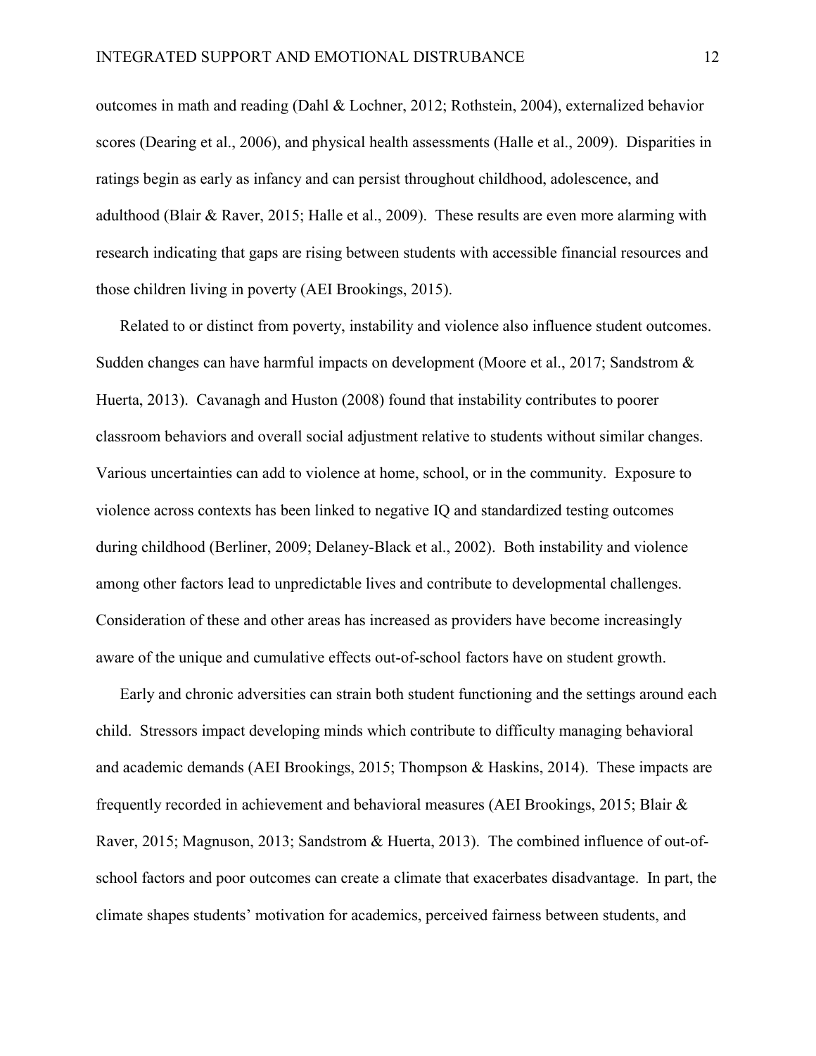outcomes in math and reading (Dahl & Lochner, 2012; Rothstein, 2004), externalized behavior scores (Dearing et al., 2006), and physical health assessments (Halle et al., 2009). Disparities in ratings begin as early as infancy and can persist throughout childhood, adolescence, and adulthood (Blair & Raver, 2015; Halle et al., 2009). These results are even more alarming with research indicating that gaps are rising between students with accessible financial resources and those children living in poverty (AEI Brookings, 2015).

Related to or distinct from poverty, instability and violence also influence student outcomes. Sudden changes can have harmful impacts on development (Moore et al., 2017; Sandstrom & Huerta, 2013). Cavanagh and Huston (2008) found that instability contributes to poorer classroom behaviors and overall social adjustment relative to students without similar changes. Various uncertainties can add to violence at home, school, or in the community. Exposure to violence across contexts has been linked to negative IQ and standardized testing outcomes during childhood (Berliner, 2009; Delaney-Black et al., 2002). Both instability and violence among other factors lead to unpredictable lives and contribute to developmental challenges. Consideration of these and other areas has increased as providers have become increasingly aware of the unique and cumulative effects out-of-school factors have on student growth.

Early and chronic adversities can strain both student functioning and the settings around each child. Stressors impact developing minds which contribute to difficulty managing behavioral and academic demands (AEI Brookings, 2015; Thompson & Haskins, 2014). These impacts are frequently recorded in achievement and behavioral measures (AEI Brookings, 2015; Blair & Raver, 2015; Magnuson, 2013; Sandstrom & Huerta, 2013). The combined influence of out-of-school factors and poor outcomes can create a climate that exacerbates disadvantage. In part, the climate shapes students' motivation for academics, perceived fairness between students, and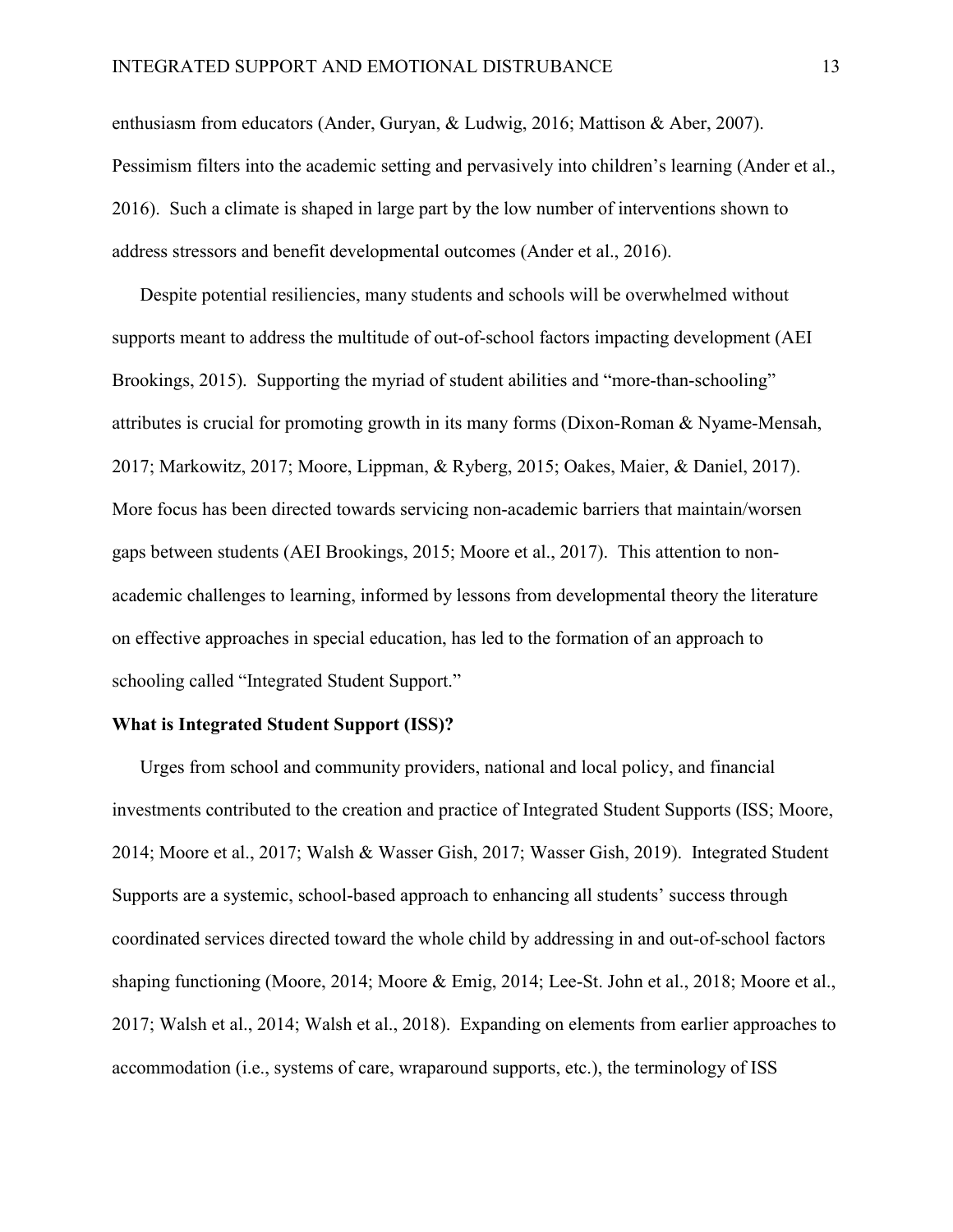enthusiasm from educators (Ander, Guryan, & Ludwig, 2016; Mattison & Aber, 2007). Pessimism filters into the academic setting and pervasively into children's learning (Ander et al., 2016). Such a climate is shaped in large part by the low number of interventions shown to address stressors and benefit developmental outcomes (Ander et al., 2016).

Despite potential resiliencies, many students and schools will be overwhelmed without supports meant to address the multitude of out-of-school factors impacting development (AEI Brookings, 2015). Supporting the myriad of student abilities and "more-than-schooling" attributes is crucial for promoting growth in its many forms (Dixon-Roman & Nyame-Mensah, 2017; Markowitz, 2017; Moore, Lippman, & Ryberg, 2015; Oakes, Maier, & Daniel, 2017). More focus has been directed towards servicing non-academic barriers that maintain/worsen gaps between students (AEI Brookings, 2015; Moore et al., 2017). This attention to non-academic challenges to learning, informed by lessons from developmental theory the literature on effective approaches in special education, has led to the formation of an approach to schooling called "Integrated Student Support."

**What is Integrated Student Support (ISS)?**

Urges from school and community providers, national and local policy, and financial investments contributed to the creation and practice of Integrated Student Supports (ISS; Moore, 2014; Moore et al., 2017; Walsh & Wasser Gish, 2017; Wasser Gish, 2019). Integrated Student Supports are a systemic, school-based approach to enhancing all students' success through coordinated services directed toward the whole child by addressing in and out-of-school factors shaping functioning (Moore, 2014; Moore & Emig, 2014; Lee-St. John et al., 2018; Moore et al., 2017; Walsh et al., 2014; Walsh et al., 2018). Expanding on elements from earlier approaches to accommodation (i.e., systems of care, wraparound supports, etc.), the terminology of ISS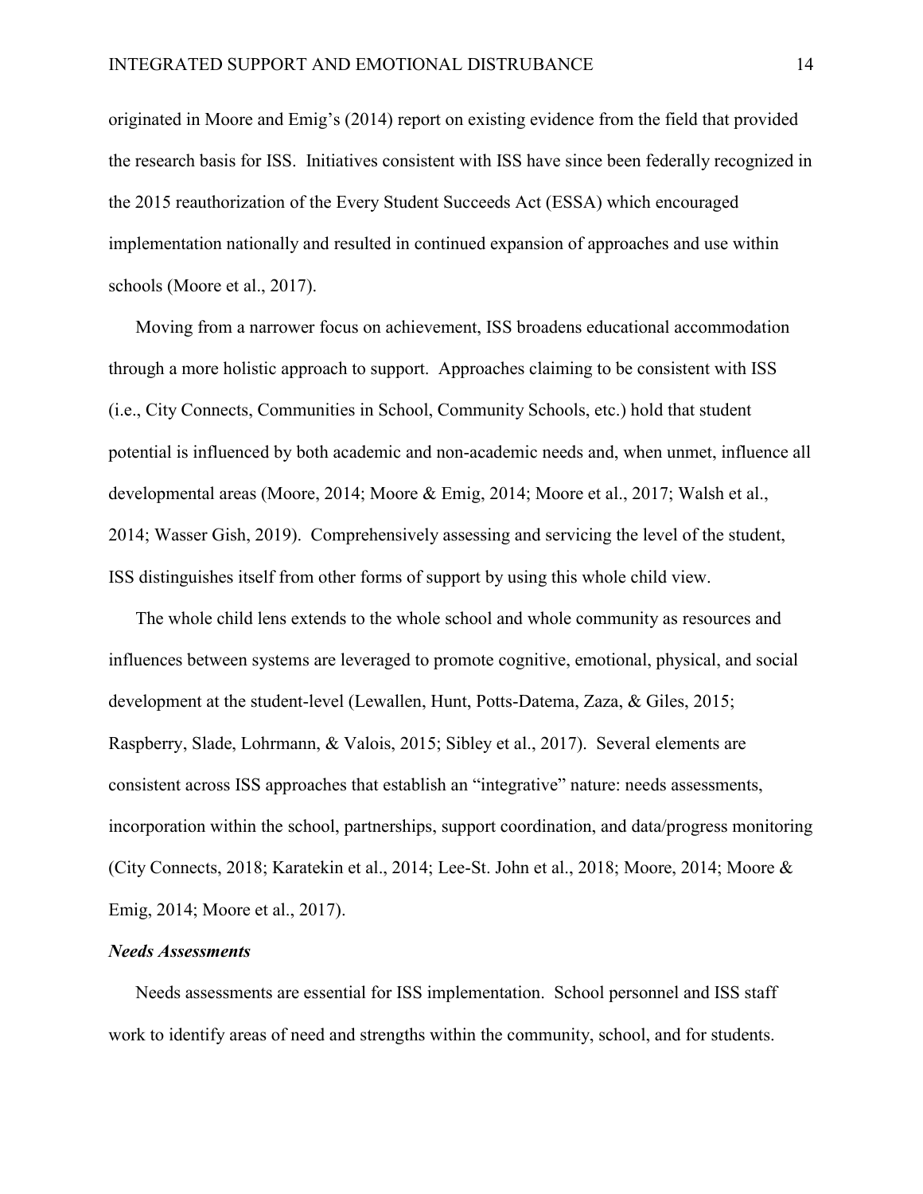originated in Moore and Emig's (2014) report on existing evidence from the field that provided the research basis for ISS. Initiatives consistent with ISS have since been federally recognized in the 2015 reauthorization of the Every Student Succeeds Act (ESSA) which encouraged implementation nationally and resulted in continued expansion of approaches and use within schools (Moore et al., 2017).

Moving from a narrower focus on achievement, ISS broadens educational accommodation through a more holistic approach to support. Approaches claiming to be consistent with ISS (i.e., City Connects, Communities in School, Community Schools, etc.) hold that student potential is influenced by both academic and non-academic needs and, when unmet, influence all developmental areas (Moore, 2014; Moore & Emig, 2014; Moore et al., 2017; Walsh et al., 2014; Wasser Gish, 2019). Comprehensively assessing and servicing the level of the student, ISS distinguishes itself from other forms of support by using this whole child view.

The whole child lens extends to the whole school and whole community as resources and influences between systems are leveraged to promote cognitive, emotional, physical, and social development at the student-level (Lewallen, Hunt, Potts-Datema, Zaza, & Giles, 2015; Raspberry, Slade, Lohrmann, & Valois, 2015; Sibley et al., 2017). Several elements are consistent across ISS approaches that establish an "integrative" nature: needs assessments, incorporation within the school, partnerships, support coordination, and data/progress monitoring (City Connects, 2018; Karatekin et al., 2014; Lee-St. John et al., 2018; Moore, 2014; Moore & Emig, 2014; Moore et al., 2017).

***Needs Assessments***

Needs assessments are essential for ISS implementation. School personnel and ISS staff work to identify areas of need and strengths within the community, school, and for students.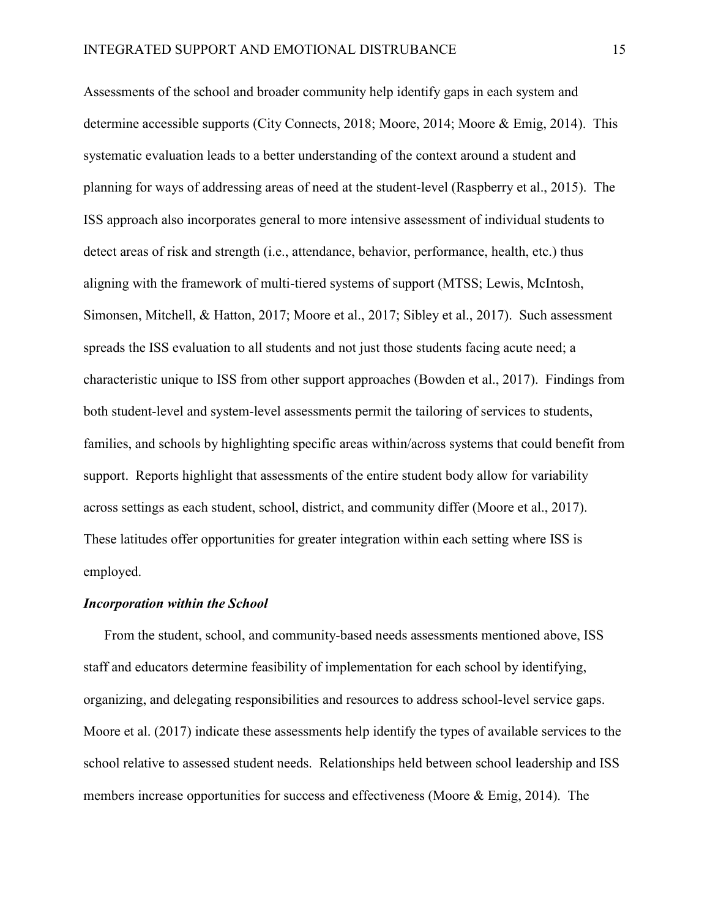Assessments of the school and broader community help identify gaps in each system and determine accessible supports (City Connects, 2018; Moore, 2014; Moore & Emig, 2014). This systematic evaluation leads to a better understanding of the context around a student and planning for ways of addressing areas of need at the student-level (Raspberry et al., 2015). The ISS approach also incorporates general to more intensive assessment of individual students to detect areas of risk and strength (i.e., attendance, behavior, performance, health, etc.) thus aligning with the framework of multi-tiered systems of support (MTSS; Lewis, McIntosh, Simonsen, Mitchell, & Hatton, 2017; Moore et al., 2017; Sibley et al., 2017). Such assessment spreads the ISS evaluation to all students and not just those students facing acute need; a characteristic unique to ISS from other support approaches (Bowden et al., 2017). Findings from both student-level and system-level assessments permit the tailoring of services to students, families, and schools by highlighting specific areas within/across systems that could benefit from support. Reports highlight that assessments of the entire student body allow for variability across settings as each student, school, district, and community differ (Moore et al., 2017). These latitudes offer opportunities for greater integration within each setting where ISS is employed.

### *Incorporation within the School*

From the student, school, and community-based needs assessments mentioned above, ISS staff and educators determine feasibility of implementation for each school by identifying, organizing, and delegating responsibilities and resources to address school-level service gaps. Moore et al. (2017) indicate these assessments help identify the types of available services to the school relative to assessed student needs. Relationships held between school leadership and ISS members increase opportunities for success and effectiveness (Moore & Emig, 2014). The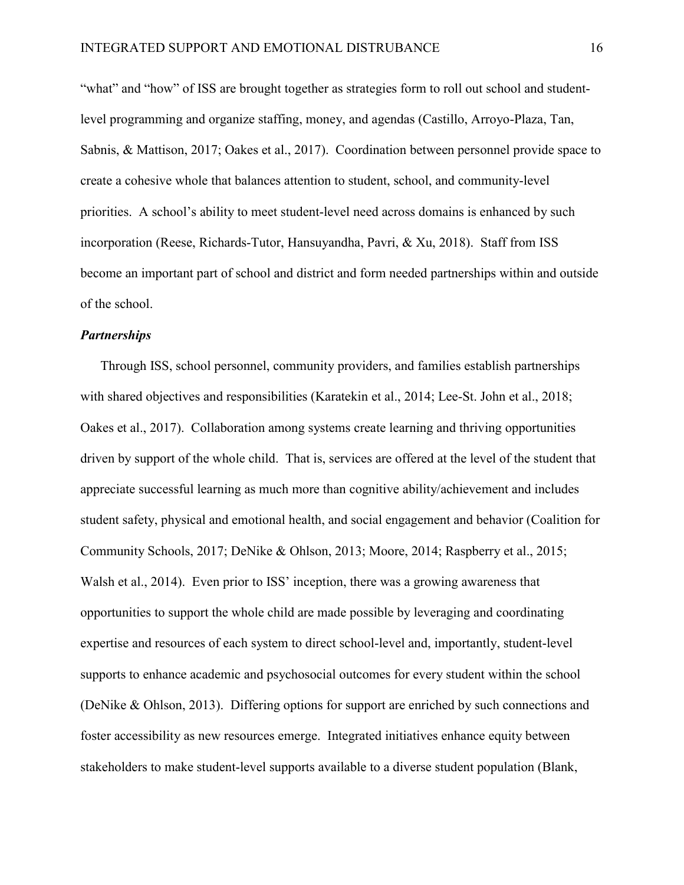"what" and "how" of ISS are brought together as strategies form to roll out school and student-level programming and organize staffing, money, and agendas (Castillo, Arroyo-Plaza, Tan, Sabnis, & Mattison, 2017; Oakes et al., 2017). Coordination between personnel provide space to create a cohesive whole that balances attention to student, school, and community-level priorities. A school's ability to meet student-level need across domains is enhanced by such incorporation (Reese, Richards-Tutor, Hansuyandha, Pavri, & Xu, 2018). Staff from ISS become an important part of school and district and form needed partnerships within and outside of the school.

### ***Partnerships***

Through ISS, school personnel, community providers, and families establish partnerships with shared objectives and responsibilities (Karatekin et al., 2014; Lee-St. John et al., 2018; Oakes et al., 2017). Collaboration among systems create learning and thriving opportunities driven by support of the whole child. That is, services are offered at the level of the student that appreciate successful learning as much more than cognitive ability/achievement and includes student safety, physical and emotional health, and social engagement and behavior (Coalition for Community Schools, 2017; DeNike & Ohlson, 2013; Moore, 2014; Raspberry et al., 2015; Walsh et al., 2014). Even prior to ISS' inception, there was a growing awareness that opportunities to support the whole child are made possible by leveraging and coordinating expertise and resources of each system to direct school-level and, importantly, student-level supports to enhance academic and psychosocial outcomes for every student within the school (DeNike & Ohlson, 2013). Differing options for support are enriched by such connections and foster accessibility as new resources emerge. Integrated initiatives enhance equity between stakeholders to make student-level supports available to a diverse student population (Blank,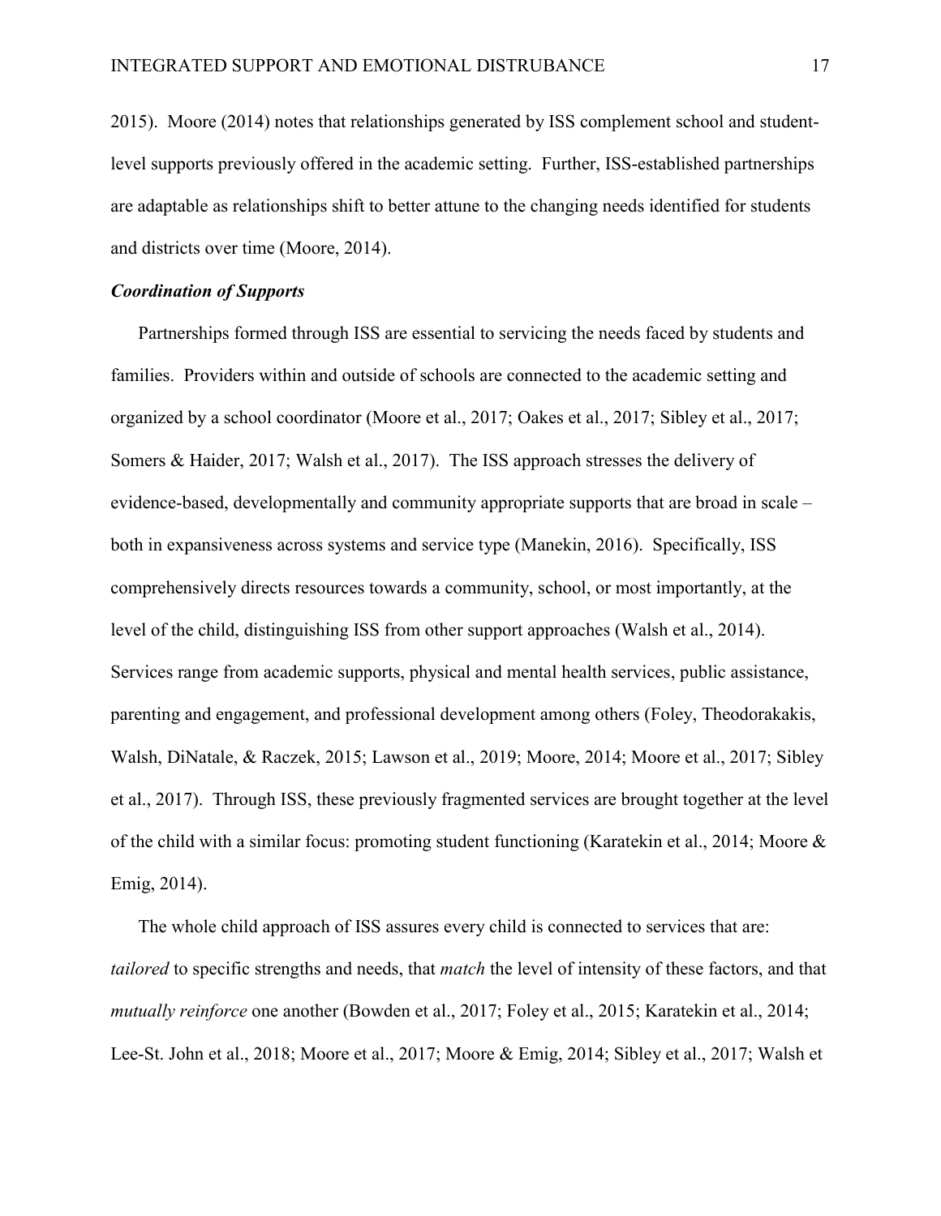2015). Moore (2014) notes that relationships generated by ISS complement school and student-level supports previously offered in the academic setting. Further, ISS-established partnerships are adaptable as relationships shift to better attune to the changing needs identified for students and districts over time (Moore, 2014).

### *Coordination of Supports*

Partnerships formed through ISS are essential to servicing the needs faced by students and families. Providers within and outside of schools are connected to the academic setting and organized by a school coordinator (Moore et al., 2017; Oakes et al., 2017; Sibley et al., 2017; Somers & Haider, 2017; Walsh et al., 2017). The ISS approach stresses the delivery of evidence-based, developmentally and community appropriate supports that are broad in scale – both in expansiveness across systems and service type (Manekin, 2016). Specifically, ISS comprehensively directs resources towards a community, school, or most importantly, at the level of the child, distinguishing ISS from other support approaches (Walsh et al., 2014). Services range from academic supports, physical and mental health services, public assistance, parenting and engagement, and professional development among others (Foley, Theodorakakis, Walsh, DiNatale, & Raczek, 2015; Lawson et al., 2019; Moore, 2014; Moore et al., 2017; Sibley et al., 2017). Through ISS, these previously fragmented services are brought together at the level of the child with a similar focus: promoting student functioning (Karatekin et al., 2014; Moore & Emig, 2014).

The whole child approach of ISS assures every child is connected to services that are: *tailored* to specific strengths and needs, that *match* the level of intensity of these factors, and that *mutually reinforce* one another (Bowden et al., 2017; Foley et al., 2015; Karatekin et al., 2014; Lee-St. John et al., 2018; Moore et al., 2017; Moore & Emig, 2014; Sibley et al., 2017; Walsh et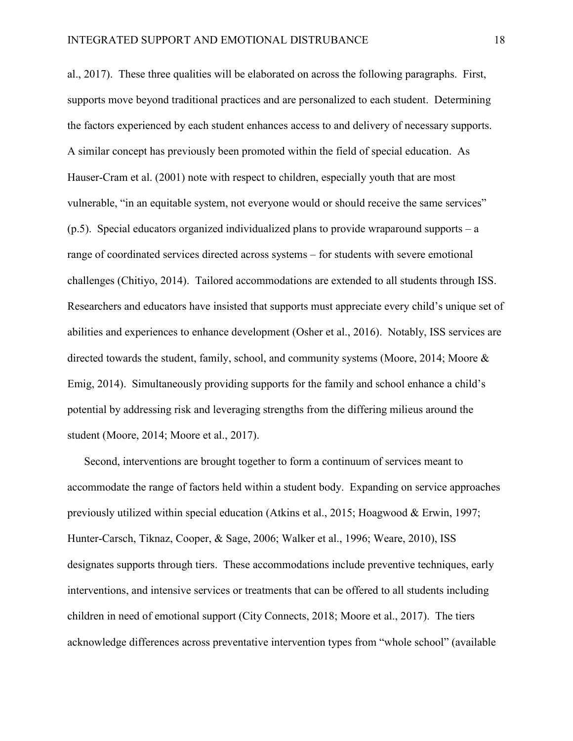al., 2017). These three qualities will be elaborated on across the following paragraphs. First, supports move beyond traditional practices and are personalized to each student. Determining the factors experienced by each student enhances access to and delivery of necessary supports. A similar concept has previously been promoted within the field of special education. As Hauser-Cram et al. (2001) note with respect to children, especially youth that are most vulnerable, "in an equitable system, not everyone would or should receive the same services" (p.5). Special educators organized individualized plans to provide wraparound supports – a range of coordinated services directed across systems – for students with severe emotional challenges (Chitiyo, 2014). Tailored accommodations are extended to all students through ISS. Researchers and educators have insisted that supports must appreciate every child's unique set of abilities and experiences to enhance development (Osher et al., 2016). Notably, ISS services are directed towards the student, family, school, and community systems (Moore, 2014; Moore & Emig, 2014). Simultaneously providing supports for the family and school enhance a child's potential by addressing risk and leveraging strengths from the differing milieus around the student (Moore, 2014; Moore et al., 2017).

Second, interventions are brought together to form a continuum of services meant to accommodate the range of factors held within a student body. Expanding on service approaches previously utilized within special education (Atkins et al., 2015; Hoagwood & Erwin, 1997; Hunter-Carsch, Tiknaz, Cooper, & Sage, 2006; Walker et al., 1996; Weare, 2010), ISS designates supports through tiers. These accommodations include preventive techniques, early interventions, and intensive services or treatments that can be offered to all students including children in need of emotional support (City Connects, 2018; Moore et al., 2017). The tiers acknowledge differences across preventative intervention types from "whole school" (available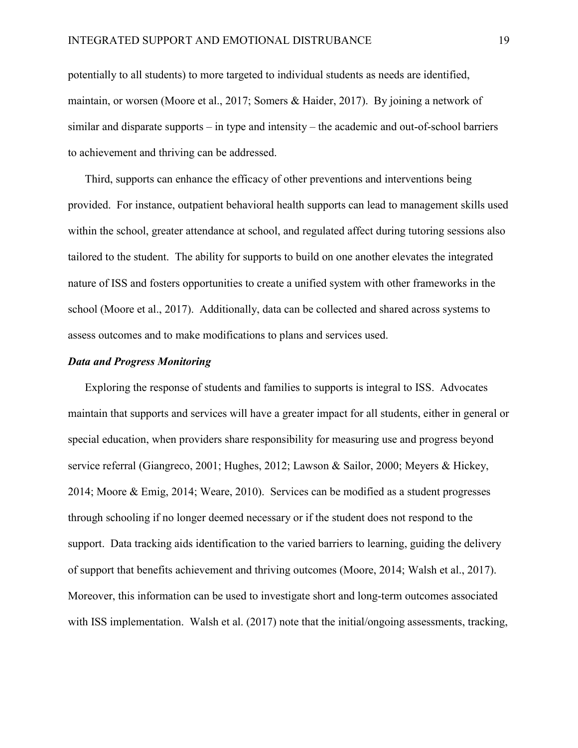potentially to all students) to more targeted to individual students as needs are identified, maintain, or worsen (Moore et al., 2017; Somers & Haider, 2017). By joining a network of similar and disparate supports – in type and intensity – the academic and out-of-school barriers to achievement and thriving can be addressed.

Third, supports can enhance the efficacy of other preventions and interventions being provided. For instance, outpatient behavioral health supports can lead to management skills used within the school, greater attendance at school, and regulated affect during tutoring sessions also tailored to the student. The ability for supports to build on one another elevates the integrated nature of ISS and fosters opportunities to create a unified system with other frameworks in the school (Moore et al., 2017). Additionally, data can be collected and shared across systems to assess outcomes and to make modifications to plans and services used.

### ***Data and Progress Monitoring***

Exploring the response of students and families to supports is integral to ISS. Advocates maintain that supports and services will have a greater impact for all students, either in general or special education, when providers share responsibility for measuring use and progress beyond service referral (Giangreco, 2001; Hughes, 2012; Lawson & Sailor, 2000; Meyers & Hickey, 2014; Moore & Emig, 2014; Weare, 2010). Services can be modified as a student progresses through schooling if no longer deemed necessary or if the student does not respond to the support. Data tracking aids identification to the varied barriers to learning, guiding the delivery of support that benefits achievement and thriving outcomes (Moore, 2014; Walsh et al., 2017). Moreover, this information can be used to investigate short and long-term outcomes associated with ISS implementation. Walsh et al. (2017) note that the initial/ongoing assessments, tracking,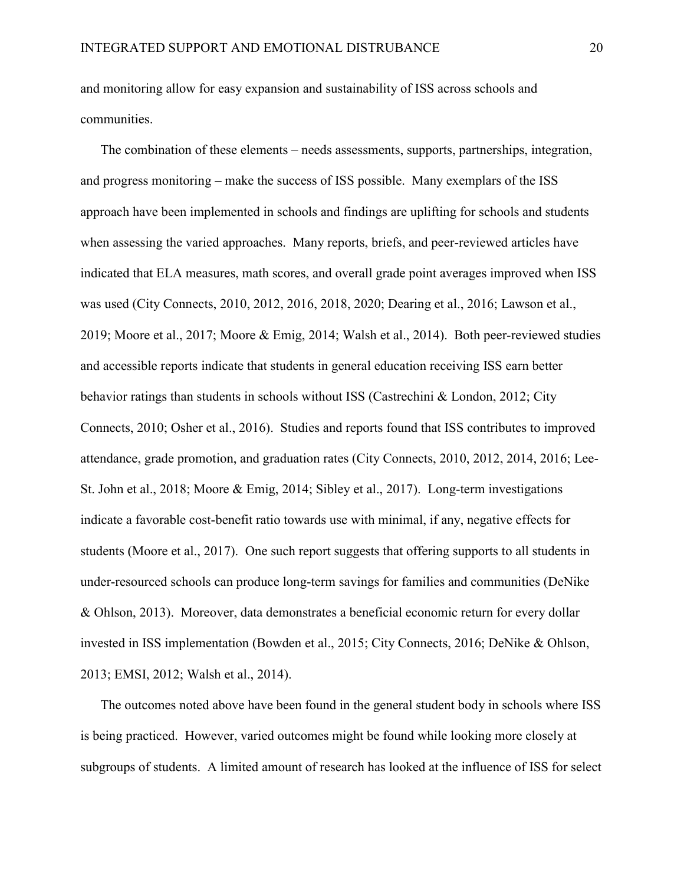and monitoring allow for easy expansion and sustainability of ISS across schools and communities.

The combination of these elements – needs assessments, supports, partnerships, integration, and progress monitoring – make the success of ISS possible. Many exemplars of the ISS approach have been implemented in schools and findings are uplifting for schools and students when assessing the varied approaches. Many reports, briefs, and peer-reviewed articles have indicated that ELA measures, math scores, and overall grade point averages improved when ISS was used (City Connects, 2010, 2012, 2016, 2018, 2020; Dearing et al., 2016; Lawson et al., 2019; Moore et al., 2017; Moore & Emig, 2014; Walsh et al., 2014). Both peer-reviewed studies and accessible reports indicate that students in general education receiving ISS earn better behavior ratings than students in schools without ISS (Castrechini & London, 2012; City Connects, 2010; Osher et al., 2016). Studies and reports found that ISS contributes to improved attendance, grade promotion, and graduation rates (City Connects, 2010, 2012, 2014, 2016; Lee-St. John et al., 2018; Moore & Emig, 2014; Sibley et al., 2017). Long-term investigations indicate a favorable cost-benefit ratio towards use with minimal, if any, negative effects for students (Moore et al., 2017). One such report suggests that offering supports to all students in under-resourced schools can produce long-term savings for families and communities (DeNike & Ohlson, 2013). Moreover, data demonstrates a beneficial economic return for every dollar invested in ISS implementation (Bowden et al., 2015; City Connects, 2016; DeNike & Ohlson, 2013; EMSI, 2012; Walsh et al., 2014).

The outcomes noted above have been found in the general student body in schools where ISS is being practiced. However, varied outcomes might be found while looking more closely at subgroups of students. A limited amount of research has looked at the influence of ISS for select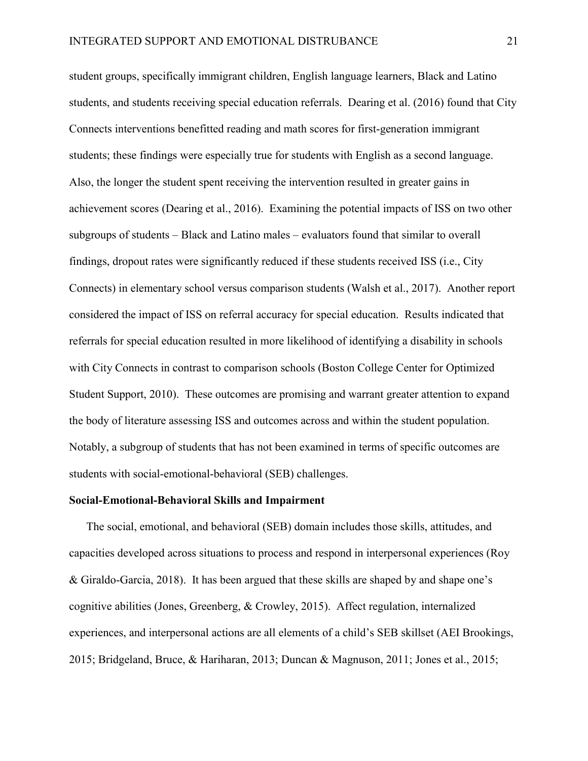student groups, specifically immigrant children, English language learners, Black and Latino students, and students receiving special education referrals. Dearing et al. (2016) found that City Connects interventions benefitted reading and math scores for first-generation immigrant students; these findings were especially true for students with English as a second language. Also, the longer the student spent receiving the intervention resulted in greater gains in achievement scores (Dearing et al., 2016). Examining the potential impacts of ISS on two other subgroups of students – Black and Latino males – evaluators found that similar to overall findings, dropout rates were significantly reduced if these students received ISS (i.e., City Connects) in elementary school versus comparison students (Walsh et al., 2017). Another report considered the impact of ISS on referral accuracy for special education. Results indicated that referrals for special education resulted in more likelihood of identifying a disability in schools with City Connects in contrast to comparison schools (Boston College Center for Optimized Student Support, 2010). These outcomes are promising and warrant greater attention to expand the body of literature assessing ISS and outcomes across and within the student population. Notably, a subgroup of students that has not been examined in terms of specific outcomes are students with social-emotional-behavioral (SEB) challenges.

**Social-Emotional-Behavioral Skills and Impairment**

The social, emotional, and behavioral (SEB) domain includes those skills, attitudes, and capacities developed across situations to process and respond in interpersonal experiences (Roy & Giraldo-Garcia, 2018). It has been argued that these skills are shaped by and shape one's cognitive abilities (Jones, Greenberg, & Crowley, 2015). Affect regulation, internalized experiences, and interpersonal actions are all elements of a child's SEB skillset (AEI Brookings, 2015; Bridgeland, Bruce, & Hariharan, 2013; Duncan & Magnuson, 2011; Jones et al., 2015;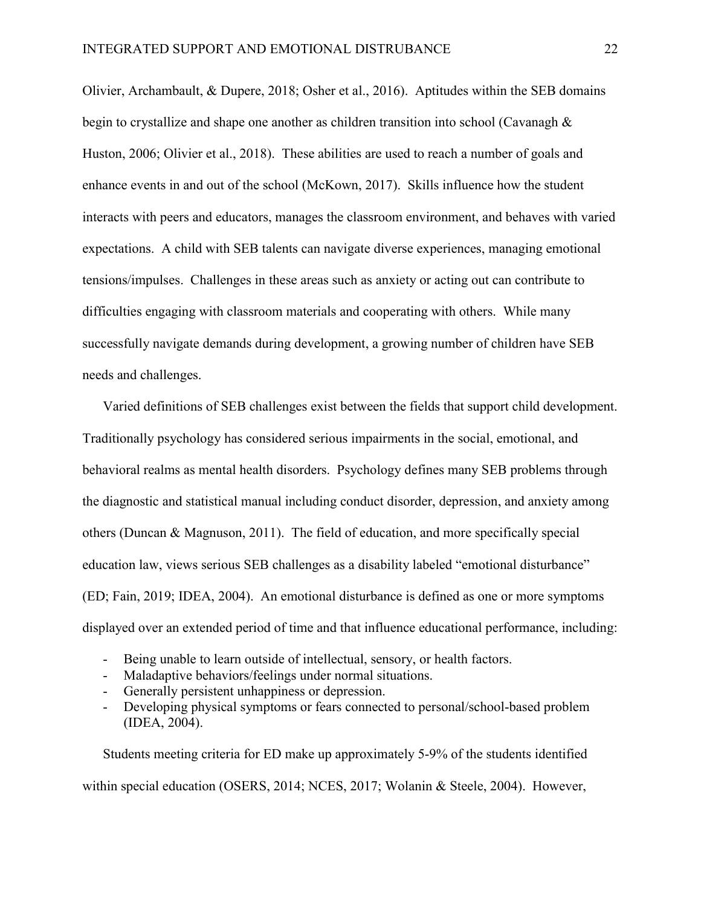Olivier, Archambault, & Dupere, 2018; Osher et al., 2016). Aptitudes within the SEB domains begin to crystallize and shape one another as children transition into school (Cavanagh & Huston, 2006; Olivier et al., 2018). These abilities are used to reach a number of goals and enhance events in and out of the school (McKown, 2017). Skills influence how the student interacts with peers and educators, manages the classroom environment, and behaves with varied expectations. A child with SEB talents can navigate diverse experiences, managing emotional tensions/impulses. Challenges in these areas such as anxiety or acting out can contribute to difficulties engaging with classroom materials and cooperating with others. While many successfully navigate demands during development, a growing number of children have SEB needs and challenges.

Varied definitions of SEB challenges exist between the fields that support child development. Traditionally psychology has considered serious impairments in the social, emotional, and behavioral realms as mental health disorders. Psychology defines many SEB problems through the diagnostic and statistical manual including conduct disorder, depression, and anxiety among others (Duncan & Magnuson, 2011). The field of education, and more specifically special education law, views serious SEB challenges as a disability labeled "emotional disturbance" (ED; Fain, 2019; IDEA, 2004). An emotional disturbance is defined as one or more symptoms displayed over an extended period of time and that influence educational performance, including:

- Being unable to learn outside of intellectual, sensory, or health factors.
- Maladaptive behaviors/feelings under normal situations.
- Generally persistent unhappiness or depression.
- Developing physical symptoms or fears connected to personal/school-based problem (IDEA, 2004).

Students meeting criteria for ED make up approximately 5-9% of the students identified within special education (OSERS, 2014; NCES, 2017; Wolanin & Steele, 2004). However,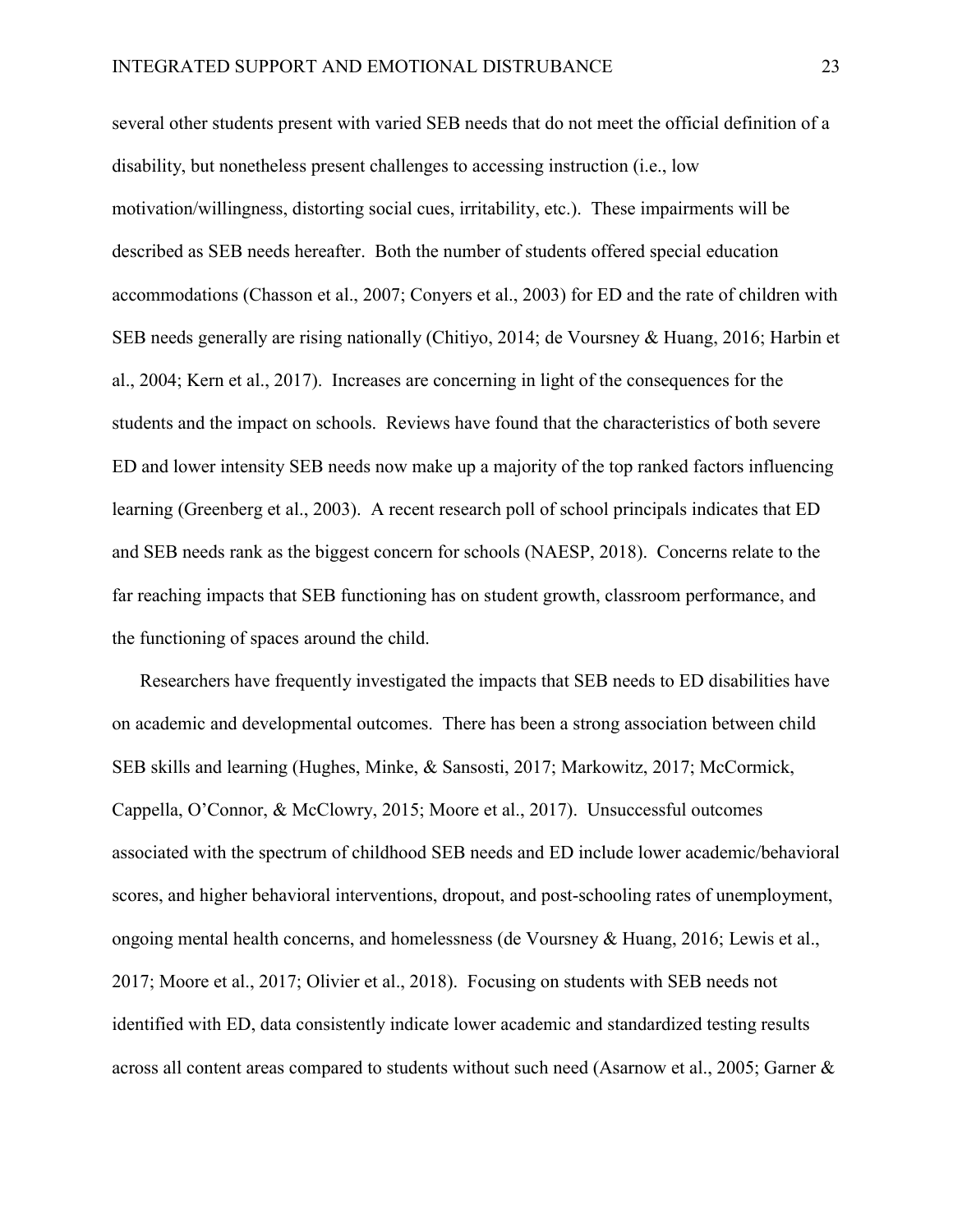several other students present with varied SEB needs that do not meet the official definition of a disability, but nonetheless present challenges to accessing instruction (i.e., low motivation/willingness, distorting social cues, irritability, etc.). These impairments will be described as SEB needs hereafter. Both the number of students offered special education accommodations (Chasson et al., 2007; Conyers et al., 2003) for ED and the rate of children with SEB needs generally are rising nationally (Chitiyo, 2014; de Voursney & Huang, 2016; Harbin et al., 2004; Kern et al., 2017). Increases are concerning in light of the consequences for the students and the impact on schools. Reviews have found that the characteristics of both severe ED and lower intensity SEB needs now make up a majority of the top ranked factors influencing learning (Greenberg et al., 2003). A recent research poll of school principals indicates that ED and SEB needs rank as the biggest concern for schools (NAESP, 2018). Concerns relate to the far reaching impacts that SEB functioning has on student growth, classroom performance, and the functioning of spaces around the child.

Researchers have frequently investigated the impacts that SEB needs to ED disabilities have on academic and developmental outcomes. There has been a strong association between child SEB skills and learning (Hughes, Minke, & Sansosti, 2017; Markowitz, 2017; McCormick, Cappella, O'Connor, & McClowry, 2015; Moore et al., 2017). Unsuccessful outcomes associated with the spectrum of childhood SEB needs and ED include lower academic/behavioral scores, and higher behavioral interventions, dropout, and post-schooling rates of unemployment, ongoing mental health concerns, and homelessness (de Voursney & Huang, 2016; Lewis et al., 2017; Moore et al., 2017; Olivier et al., 2018). Focusing on students with SEB needs not identified with ED, data consistently indicate lower academic and standardized testing results across all content areas compared to students without such need (Asarnow et al., 2005; Garner &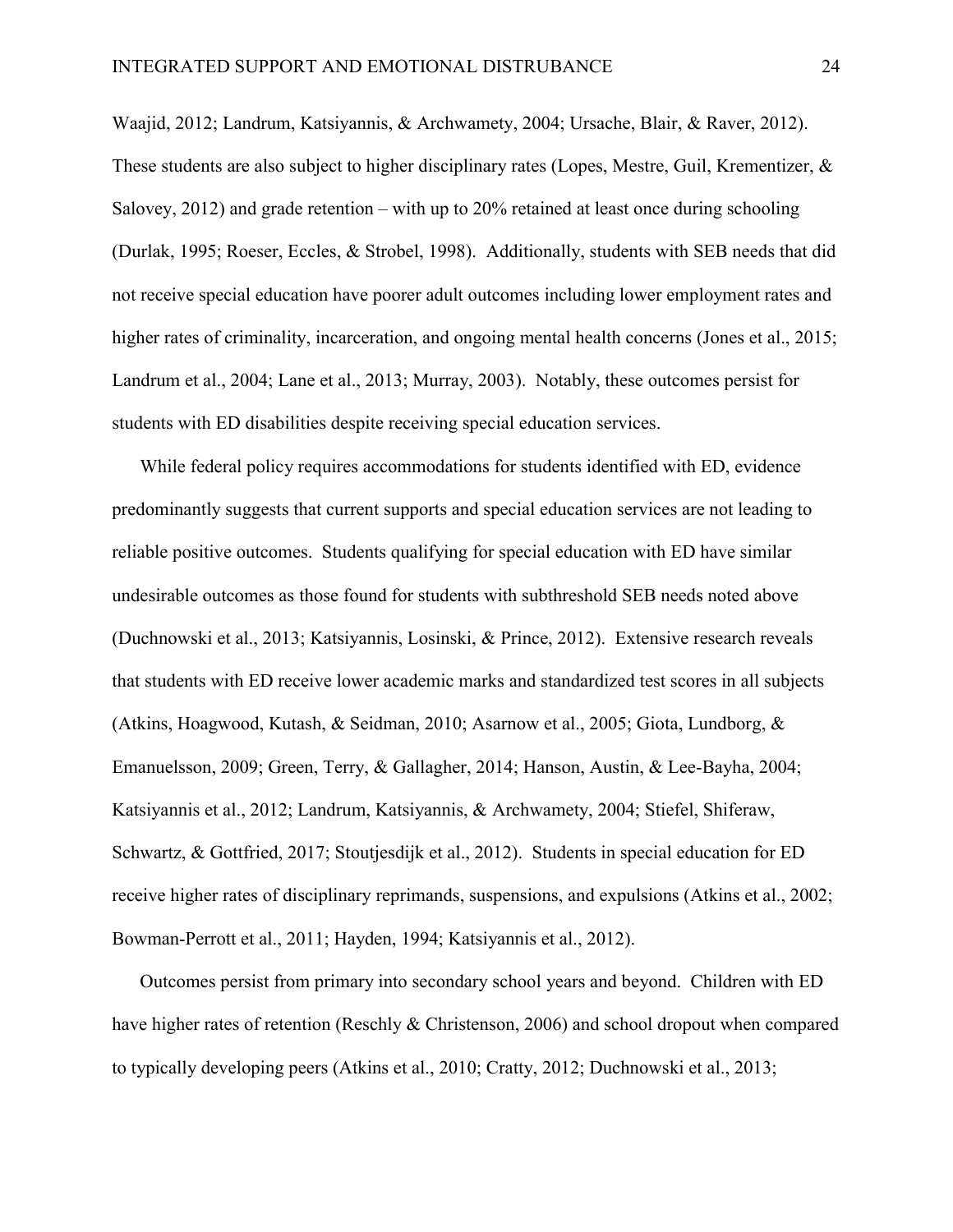Waajid, 2012; Landrum, Katsiyannis, & Archwamety, 2004; Ursache, Blair, & Raver, 2012). These students are also subject to higher disciplinary rates (Lopes, Mestre, Guil, Krementizer, & Salovey, 2012) and grade retention – with up to 20% retained at least once during schooling (Durlak, 1995; Roeser, Eccles, & Strobel, 1998). Additionally, students with SEB needs that did not receive special education have poorer adult outcomes including lower employment rates and higher rates of criminality, incarceration, and ongoing mental health concerns (Jones et al., 2015; Landrum et al., 2004; Lane et al., 2013; Murray, 2003). Notably, these outcomes persist for students with ED disabilities despite receiving special education services.

While federal policy requires accommodations for students identified with ED, evidence predominantly suggests that current supports and special education services are not leading to reliable positive outcomes. Students qualifying for special education with ED have similar undesirable outcomes as those found for students with subthreshold SEB needs noted above (Duchnowski et al., 2013; Katsiyannis, Losinski, & Prince, 2012). Extensive research reveals that students with ED receive lower academic marks and standardized test scores in all subjects (Atkins, Hoagwood, Kutash, & Seidman, 2010; Asarnow et al., 2005; Giota, Lundborg, & Emanuelsson, 2009; Green, Terry, & Gallagher, 2014; Hanson, Austin, & Lee-Bayha, 2004; Katsiyannis et al., 2012; Landrum, Katsiyannis, & Archwamety, 2004; Stiefel, Shiferaw, Schwartz, & Gottfried, 2017; Stoutjesdijk et al., 2012). Students in special education for ED receive higher rates of disciplinary reprimands, suspensions, and expulsions (Atkins et al., 2002; Bowman-Perrott et al., 2011; Hayden, 1994; Katsiyannis et al., 2012).

Outcomes persist from primary into secondary school years and beyond. Children with ED have higher rates of retention (Reschly & Christenson, 2006) and school dropout when compared to typically developing peers (Atkins et al., 2010; Cratty, 2012; Duchnowski et al., 2013;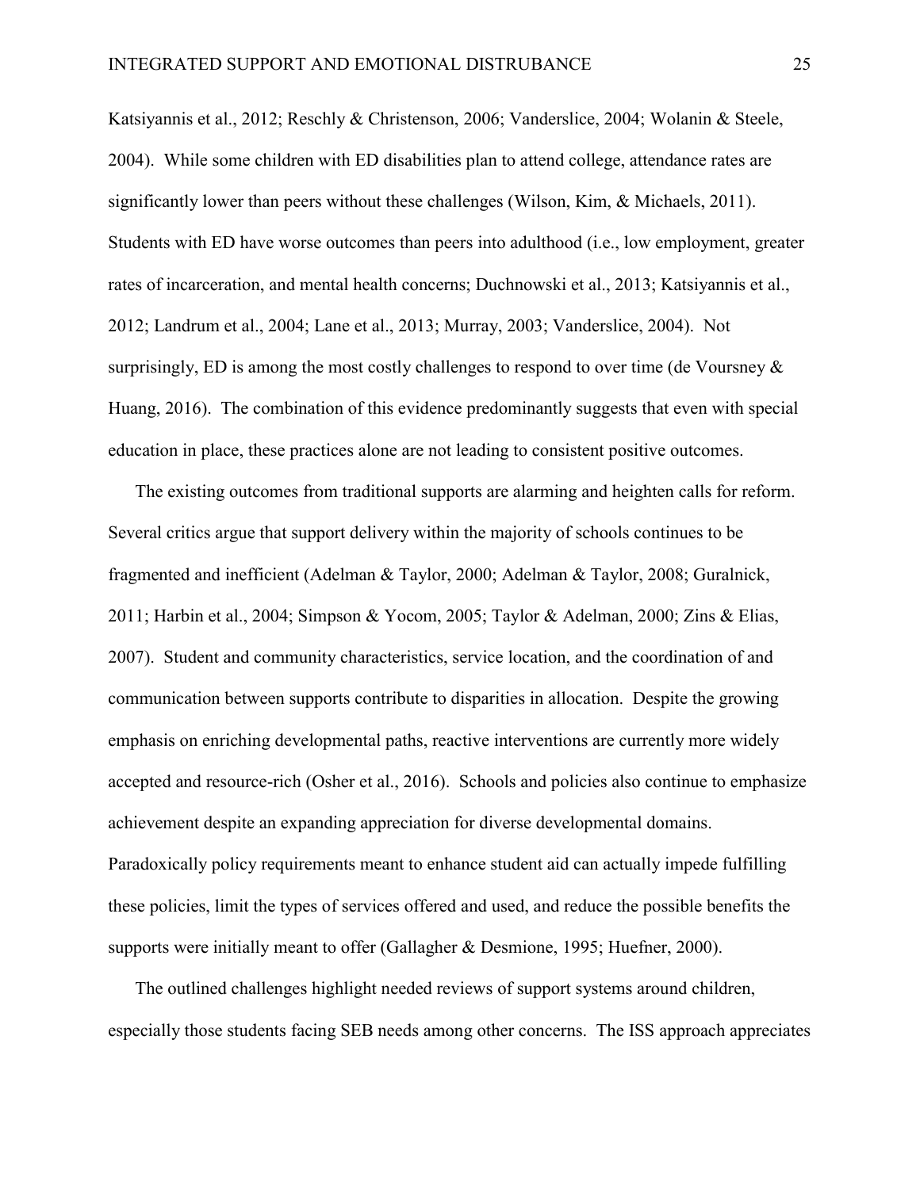Katsiyannis et al., 2012; Reschly & Christenson, 2006; Vanderslice, 2004; Wolanin & Steele, 2004). While some children with ED disabilities plan to attend college, attendance rates are significantly lower than peers without these challenges (Wilson, Kim, & Michaels, 2011). Students with ED have worse outcomes than peers into adulthood (i.e., low employment, greater rates of incarceration, and mental health concerns; Duchnowski et al., 2013; Katsiyannis et al., 2012; Landrum et al., 2004; Lane et al., 2013; Murray, 2003; Vanderslice, 2004). Not surprisingly, ED is among the most costly challenges to respond to over time (de Voursney & Huang, 2016). The combination of this evidence predominantly suggests that even with special education in place, these practices alone are not leading to consistent positive outcomes.

The existing outcomes from traditional supports are alarming and heighten calls for reform. Several critics argue that support delivery within the majority of schools continues to be fragmented and inefficient (Adelman & Taylor, 2000; Adelman & Taylor, 2008; Guralnick, 2011; Harbin et al., 2004; Simpson & Yocom, 2005; Taylor & Adelman, 2000; Zins & Elias, 2007). Student and community characteristics, service location, and the coordination of and communication between supports contribute to disparities in allocation. Despite the growing emphasis on enriching developmental paths, reactive interventions are currently more widely accepted and resource-rich (Osher et al., 2016). Schools and policies also continue to emphasize achievement despite an expanding appreciation for diverse developmental domains. Paradoxically policy requirements meant to enhance student aid can actually impede fulfilling these policies, limit the types of services offered and used, and reduce the possible benefits the supports were initially meant to offer (Gallagher & Desmione, 1995; Huefner, 2000).

The outlined challenges highlight needed reviews of support systems around children, especially those students facing SEB needs among other concerns. The ISS approach appreciates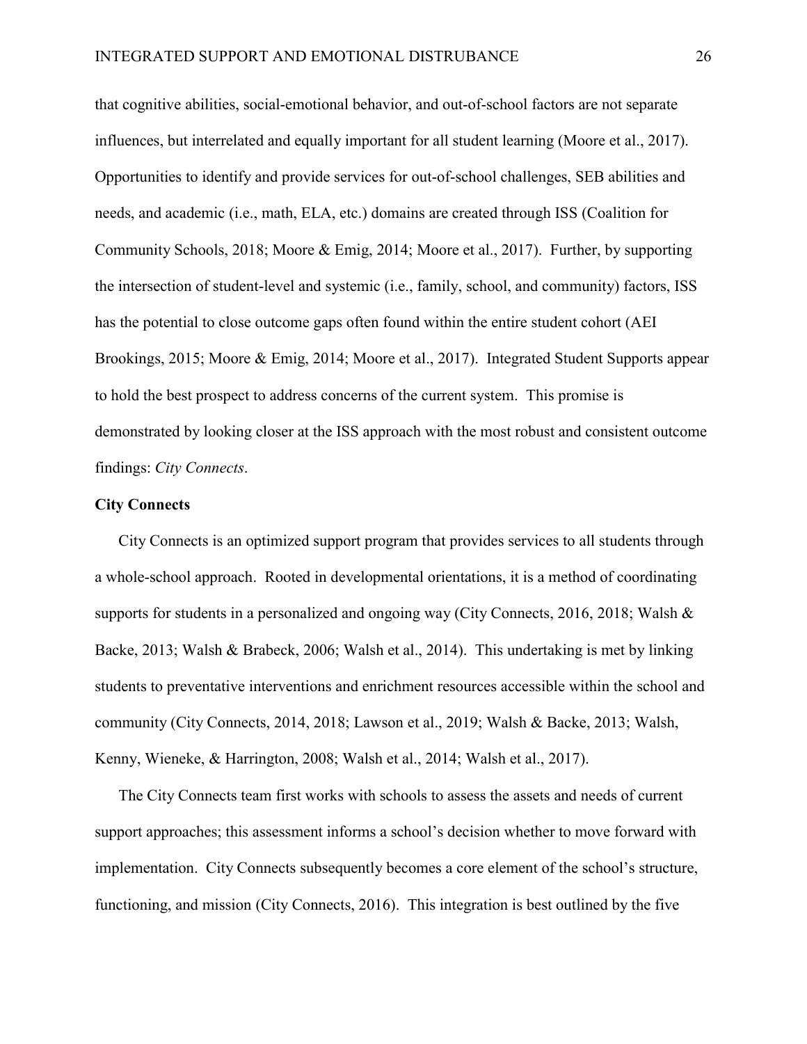that cognitive abilities, social-emotional behavior, and out-of-school factors are not separate influences, but interrelated and equally important for all student learning (Moore et al., 2017). Opportunities to identify and provide services for out-of-school challenges, SEB abilities and needs, and academic (i.e., math, ELA, etc.) domains are created through ISS (Coalition for Community Schools, 2018; Moore & Emig, 2014; Moore et al., 2017). Further, by supporting the intersection of student-level and systemic (i.e., family, school, and community) factors, ISS has the potential to close outcome gaps often found within the entire student cohort (AEI Brookings, 2015; Moore & Emig, 2014; Moore et al., 2017). Integrated Student Supports appear to hold the best prospect to address concerns of the current system. This promise is demonstrated by looking closer at the ISS approach with the most robust and consistent outcome findings: *City Connects*.

**City Connects**

City Connects is an optimized support program that provides services to all students through a whole-school approach. Rooted in developmental orientations, it is a method of coordinating supports for students in a personalized and ongoing way (City Connects, 2016, 2018; Walsh & Backe, 2013; Walsh & Brabeck, 2006; Walsh et al., 2014). This undertaking is met by linking students to preventative interventions and enrichment resources accessible within the school and community (City Connects, 2014, 2018; Lawson et al., 2019; Walsh & Backe, 2013; Walsh, Kenny, Wieneke, & Harrington, 2008; Walsh et al., 2014; Walsh et al., 2017).

The City Connects team first works with schools to assess the assets and needs of current support approaches; this assessment informs a school's decision whether to move forward with implementation. City Connects subsequently becomes a core element of the school's structure, functioning, and mission (City Connects, 2016). This integration is best outlined by the five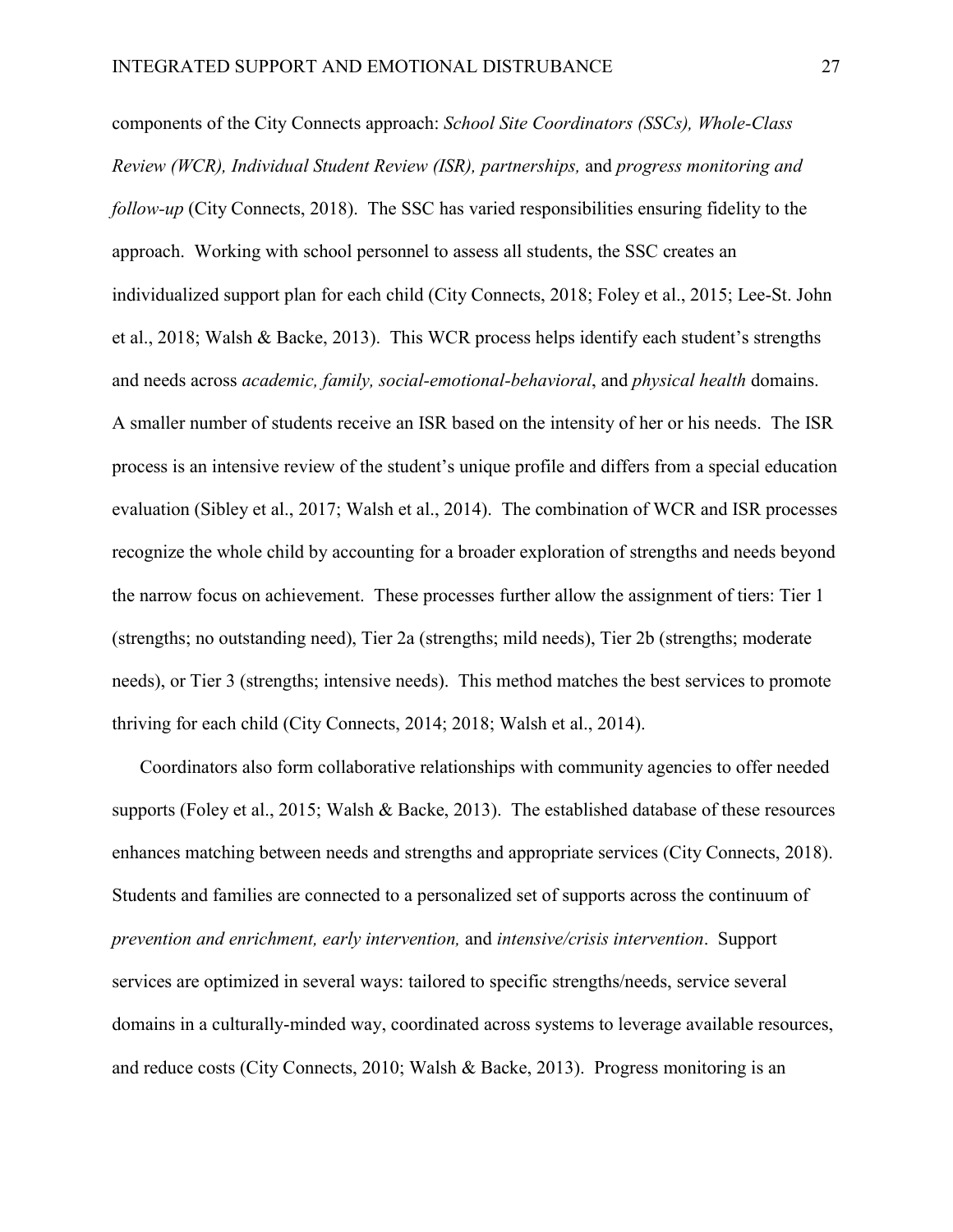components of the City Connects approach: *School Site Coordinators (SSCs), Whole-Class Review (WCR), Individual Student Review (ISR), partnerships,* and *progress monitoring and follow-up* (City Connects, 2018). The SSC has varied responsibilities ensuring fidelity to the approach. Working with school personnel to assess all students, the SSC creates an individualized support plan for each child (City Connects, 2018; Foley et al., 2015; Lee-St. John et al., 2018; Walsh & Backe, 2013). This WCR process helps identify each student's strengths and needs across *academic, family, social-emotional-behavioral*, and *physical health* domains. A smaller number of students receive an ISR based on the intensity of her or his needs. The ISR process is an intensive review of the student's unique profile and differs from a special education evaluation (Sibley et al., 2017; Walsh et al., 2014). The combination of WCR and ISR processes recognize the whole child by accounting for a broader exploration of strengths and needs beyond the narrow focus on achievement. These processes further allow the assignment of tiers: Tier 1 (strengths; no outstanding need), Tier 2a (strengths; mild needs), Tier 2b (strengths; moderate needs), or Tier 3 (strengths; intensive needs). This method matches the best services to promote thriving for each child (City Connects, 2014; 2018; Walsh et al., 2014).

Coordinators also form collaborative relationships with community agencies to offer needed supports (Foley et al., 2015; Walsh & Backe, 2013). The established database of these resources enhances matching between needs and strengths and appropriate services (City Connects, 2018). Students and families are connected to a personalized set of supports across the continuum of *prevention and enrichment, early intervention,* and *intensive/crisis intervention*. Support services are optimized in several ways: tailored to specific strengths/needs, service several domains in a culturally-minded way, coordinated across systems to leverage available resources, and reduce costs (City Connects, 2010; Walsh & Backe, 2013). Progress monitoring is an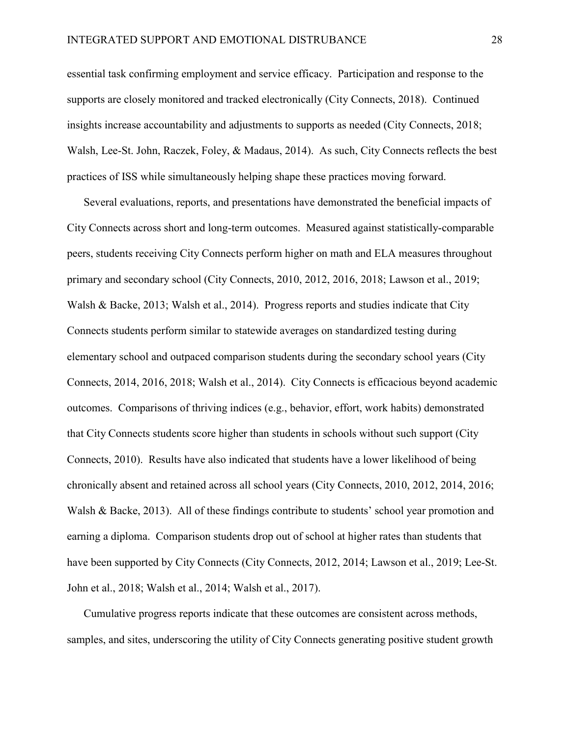essential task confirming employment and service efficacy. Participation and response to the supports are closely monitored and tracked electronically (City Connects, 2018). Continued insights increase accountability and adjustments to supports as needed (City Connects, 2018; Walsh, Lee-St. John, Raczek, Foley, & Madaus, 2014). As such, City Connects reflects the best practices of ISS while simultaneously helping shape these practices moving forward.

Several evaluations, reports, and presentations have demonstrated the beneficial impacts of City Connects across short and long-term outcomes. Measured against statistically-comparable peers, students receiving City Connects perform higher on math and ELA measures throughout primary and secondary school (City Connects, 2010, 2012, 2016, 2018; Lawson et al., 2019; Walsh & Backe, 2013; Walsh et al., 2014). Progress reports and studies indicate that City Connects students perform similar to statewide averages on standardized testing during elementary school and outpaced comparison students during the secondary school years (City Connects, 2014, 2016, 2018; Walsh et al., 2014). City Connects is efficacious beyond academic outcomes. Comparisons of thriving indices (e.g., behavior, effort, work habits) demonstrated that City Connects students score higher than students in schools without such support (City Connects, 2010). Results have also indicated that students have a lower likelihood of being chronically absent and retained across all school years (City Connects, 2010, 2012, 2014, 2016; Walsh & Backe, 2013). All of these findings contribute to students' school year promotion and earning a diploma. Comparison students drop out of school at higher rates than students that have been supported by City Connects (City Connects, 2012, 2014; Lawson et al., 2019; Lee-St. John et al., 2018; Walsh et al., 2014; Walsh et al., 2017).

Cumulative progress reports indicate that these outcomes are consistent across methods, samples, and sites, underscoring the utility of City Connects generating positive student growth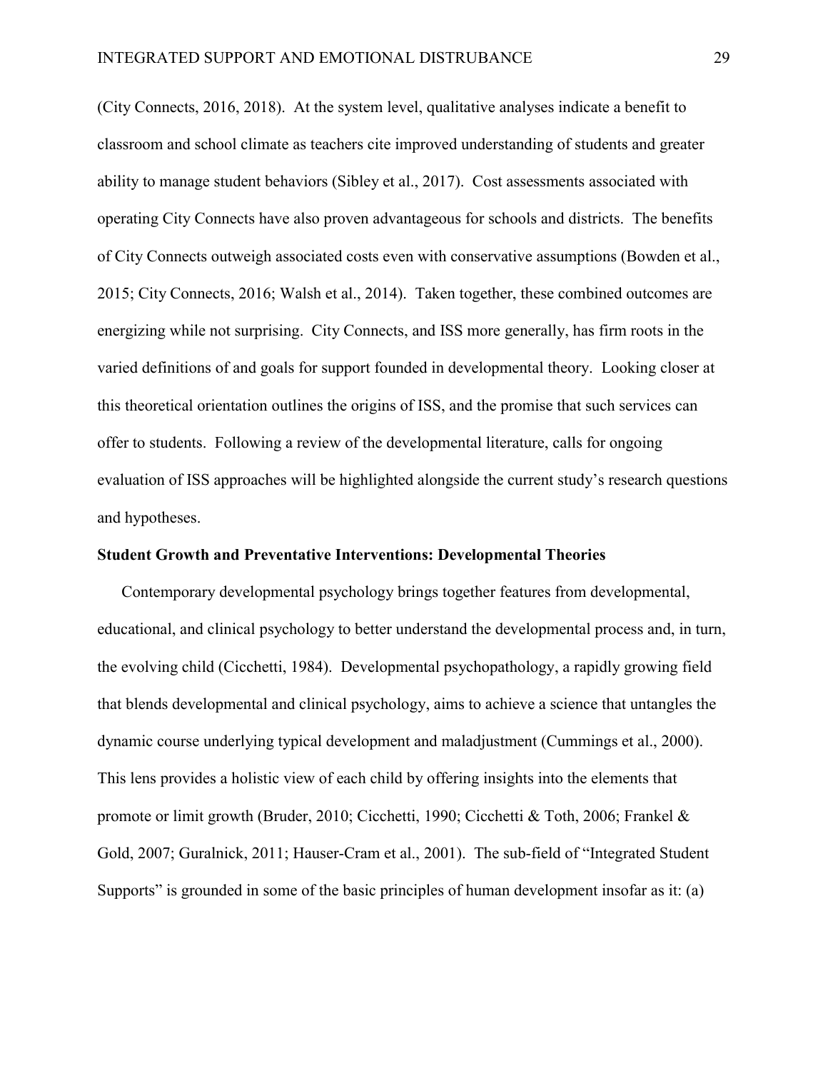(City Connects, 2016, 2018). At the system level, qualitative analyses indicate a benefit to classroom and school climate as teachers cite improved understanding of students and greater ability to manage student behaviors (Sibley et al., 2017). Cost assessments associated with operating City Connects have also proven advantageous for schools and districts. The benefits of City Connects outweigh associated costs even with conservative assumptions (Bowden et al., 2015; City Connects, 2016; Walsh et al., 2014). Taken together, these combined outcomes are energizing while not surprising. City Connects, and ISS more generally, has firm roots in the varied definitions of and goals for support founded in developmental theory. Looking closer at this theoretical orientation outlines the origins of ISS, and the promise that such services can offer to students. Following a review of the developmental literature, calls for ongoing evaluation of ISS approaches will be highlighted alongside the current study's research questions and hypotheses.

**Student Growth and Preventative Interventions: Developmental Theories**

Contemporary developmental psychology brings together features from developmental, educational, and clinical psychology to better understand the developmental process and, in turn, the evolving child (Cicchetti, 1984). Developmental psychopathology, a rapidly growing field that blends developmental and clinical psychology, aims to achieve a science that untangles the dynamic course underlying typical development and maladjustment (Cummings et al., 2000). This lens provides a holistic view of each child by offering insights into the elements that promote or limit growth (Bruder, 2010; Cicchetti, 1990; Cicchetti & Toth, 2006; Frankel & Gold, 2007; Guralnick, 2011; Hauser-Cram et al., 2001). The sub-field of "Integrated Student Supports" is grounded in some of the basic principles of human development insofar as it: (a)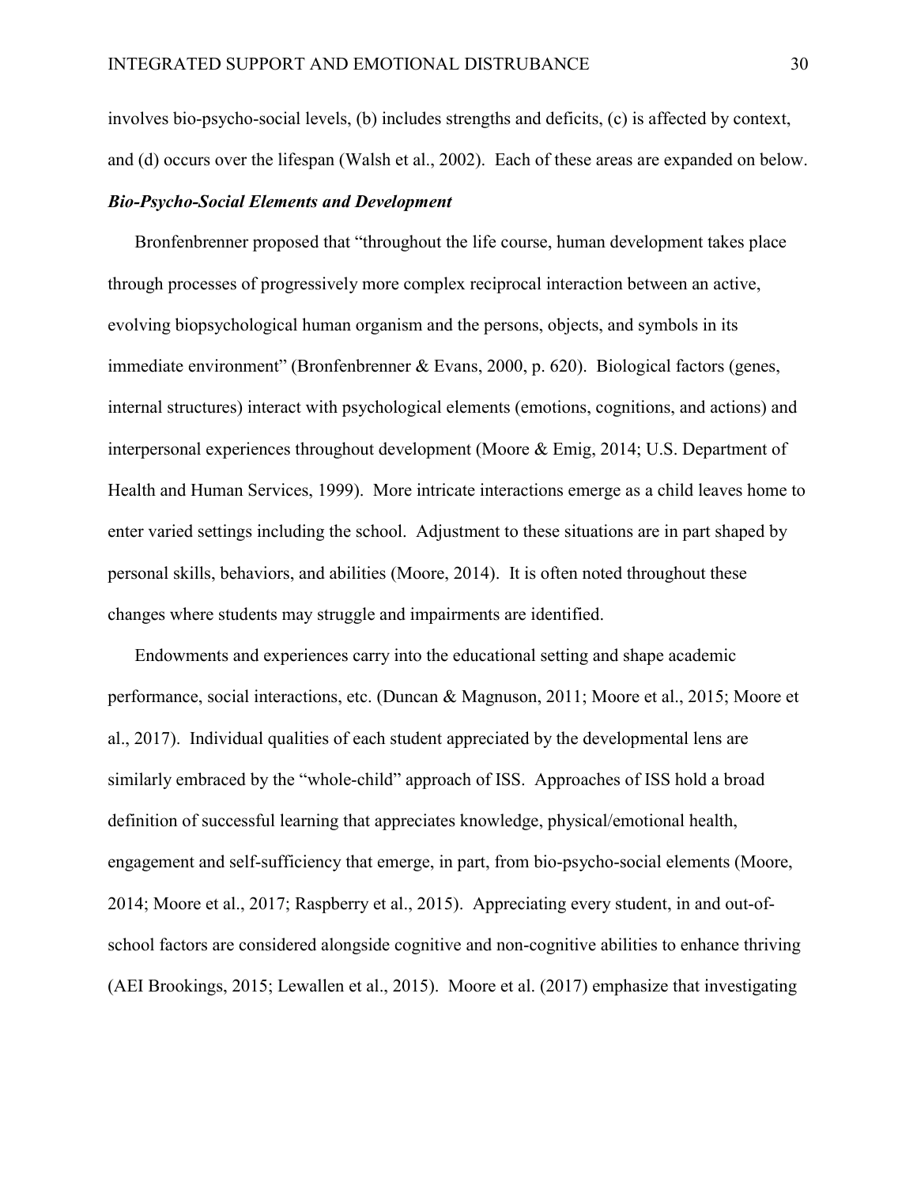involves bio-psycho-social levels, (b) includes strengths and deficits, (c) is affected by context, and (d) occurs over the lifespan (Walsh et al., 2002). Each of these areas are expanded on below.

### *Bio-Psycho-Social Elements and Development*

Bronfenbrenner proposed that "throughout the life course, human development takes place through processes of progressively more complex reciprocal interaction between an active, evolving biopsychological human organism and the persons, objects, and symbols in its immediate environment" (Bronfenbrenner & Evans, 2000, p. 620). Biological factors (genes, internal structures) interact with psychological elements (emotions, cognitions, and actions) and interpersonal experiences throughout development (Moore & Emig, 2014; U.S. Department of Health and Human Services, 1999). More intricate interactions emerge as a child leaves home to enter varied settings including the school. Adjustment to these situations are in part shaped by personal skills, behaviors, and abilities (Moore, 2014). It is often noted throughout these changes where students may struggle and impairments are identified.

Endowments and experiences carry into the educational setting and shape academic performance, social interactions, etc. (Duncan & Magnuson, 2011; Moore et al., 2015; Moore et al., 2017). Individual qualities of each student appreciated by the developmental lens are similarly embraced by the "whole-child" approach of ISS. Approaches of ISS hold a broad definition of successful learning that appreciates knowledge, physical/emotional health, engagement and self-sufficiency that emerge, in part, from bio-psycho-social elements (Moore, 2014; Moore et al., 2017; Raspberry et al., 2015). Appreciating every student, in and out-of-school factors are considered alongside cognitive and non-cognitive abilities to enhance thriving (AEI Brookings, 2015; Lewallen et al., 2015). Moore et al. (2017) emphasize that investigating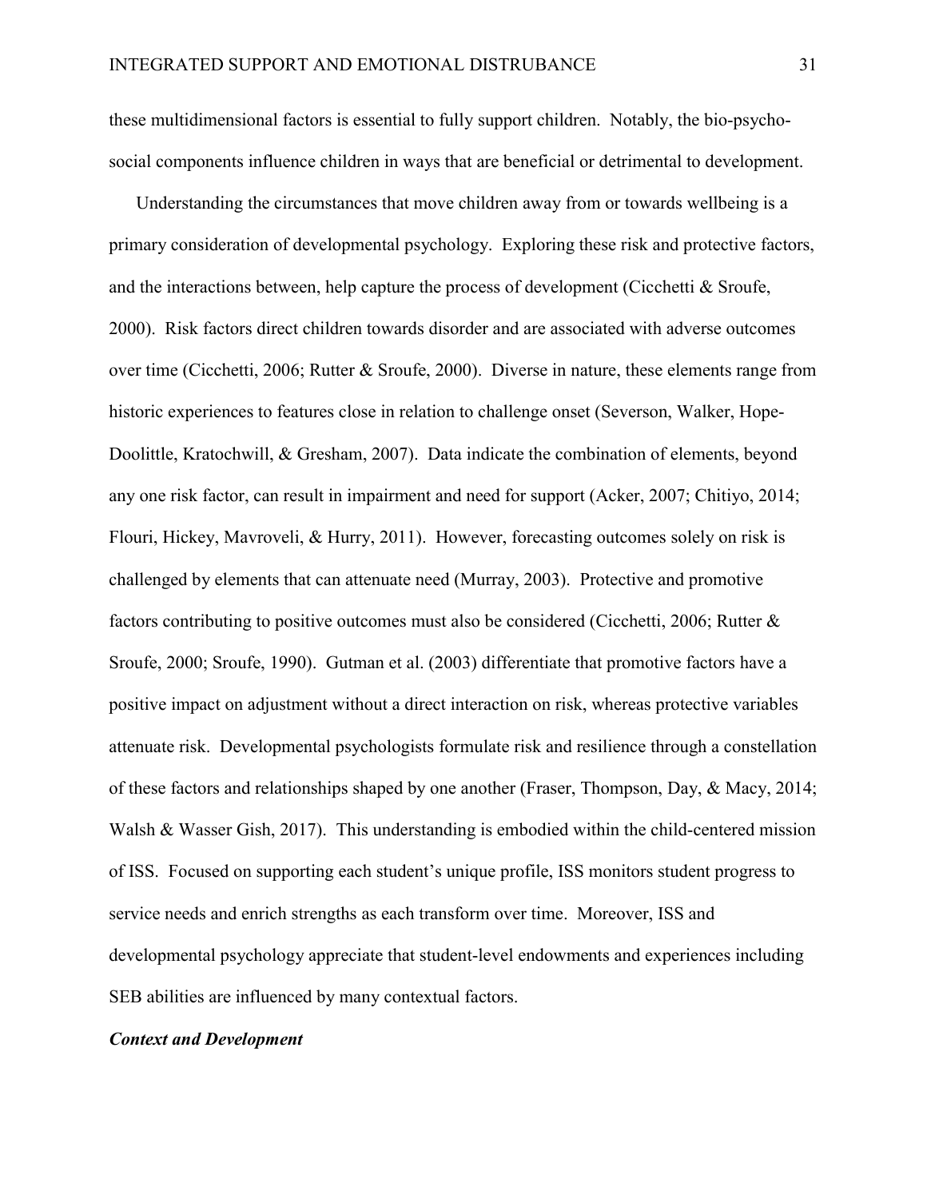these multidimensional factors is essential to fully support children. Notably, the bio-psycho-social components influence children in ways that are beneficial or detrimental to development.

Understanding the circumstances that move children away from or towards wellbeing is a primary consideration of developmental psychology. Exploring these risk and protective factors, and the interactions between, help capture the process of development (Cicchetti & Sroufe, 2000). Risk factors direct children towards disorder and are associated with adverse outcomes over time (Cicchetti, 2006; Rutter & Sroufe, 2000). Diverse in nature, these elements range from historic experiences to features close in relation to challenge onset (Severson, Walker, Hope-Doolittle, Kratochwill, & Gresham, 2007). Data indicate the combination of elements, beyond any one risk factor, can result in impairment and need for support (Acker, 2007; Chitiyo, 2014; Flouri, Hickey, Mavroveli, & Hurry, 2011). However, forecasting outcomes solely on risk is challenged by elements that can attenuate need (Murray, 2003). Protective and promotive factors contributing to positive outcomes must also be considered (Cicchetti, 2006; Rutter & Sroufe, 2000; Sroufe, 1990). Gutman et al. (2003) differentiate that promotive factors have a positive impact on adjustment without a direct interaction on risk, whereas protective variables attenuate risk. Developmental psychologists formulate risk and resilience through a constellation of these factors and relationships shaped by one another (Fraser, Thompson, Day, & Macy, 2014; Walsh & Wasser Gish, 2017). This understanding is embodied within the child-centered mission of ISS. Focused on supporting each student's unique profile, ISS monitors student progress to service needs and enrich strengths as each transform over time. Moreover, ISS and developmental psychology appreciate that student-level endowments and experiences including SEB abilities are influenced by many contextual factors.

***Context and Development***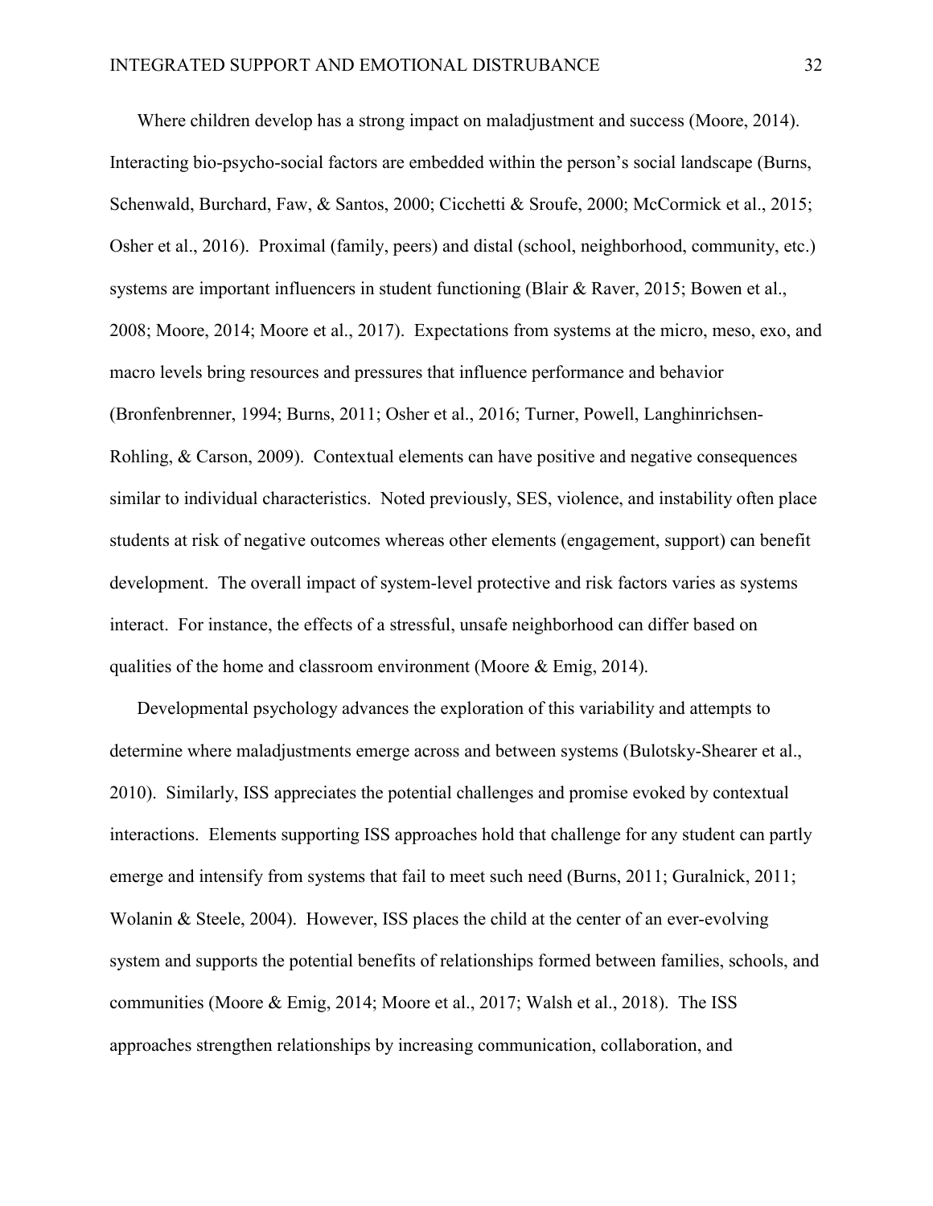Where children develop has a strong impact on maladjustment and success (Moore, 2014). Interacting bio-psycho-social factors are embedded within the person's social landscape (Burns, Schenwald, Burchard, Faw, & Santos, 2000; Cicchetti & Sroufe, 2000; McCormick et al., 2015; Osher et al., 2016). Proximal (family, peers) and distal (school, neighborhood, community, etc.) systems are important influencers in student functioning (Blair & Raver, 2015; Bowen et al., 2008; Moore, 2014; Moore et al., 2017). Expectations from systems at the micro, meso, exo, and macro levels bring resources and pressures that influence performance and behavior (Bronfenbrenner, 1994; Burns, 2011; Osher et al., 2016; Turner, Powell, Langhinrichsen-Rohling, & Carson, 2009). Contextual elements can have positive and negative consequences similar to individual characteristics. Noted previously, SES, violence, and instability often place students at risk of negative outcomes whereas other elements (engagement, support) can benefit development. The overall impact of system-level protective and risk factors varies as systems interact. For instance, the effects of a stressful, unsafe neighborhood can differ based on qualities of the home and classroom environment (Moore & Emig, 2014).

Developmental psychology advances the exploration of this variability and attempts to determine where maladjustments emerge across and between systems (Bulotsky-Shearer et al., 2010). Similarly, ISS appreciates the potential challenges and promise evoked by contextual interactions. Elements supporting ISS approaches hold that challenge for any student can partly emerge and intensify from systems that fail to meet such need (Burns, 2011; Guralnick, 2011; Wolanin & Steele, 2004). However, ISS places the child at the center of an ever-evolving system and supports the potential benefits of relationships formed between families, schools, and communities (Moore & Emig, 2014; Moore et al., 2017; Walsh et al., 2018). The ISS approaches strengthen relationships by increasing communication, collaboration, and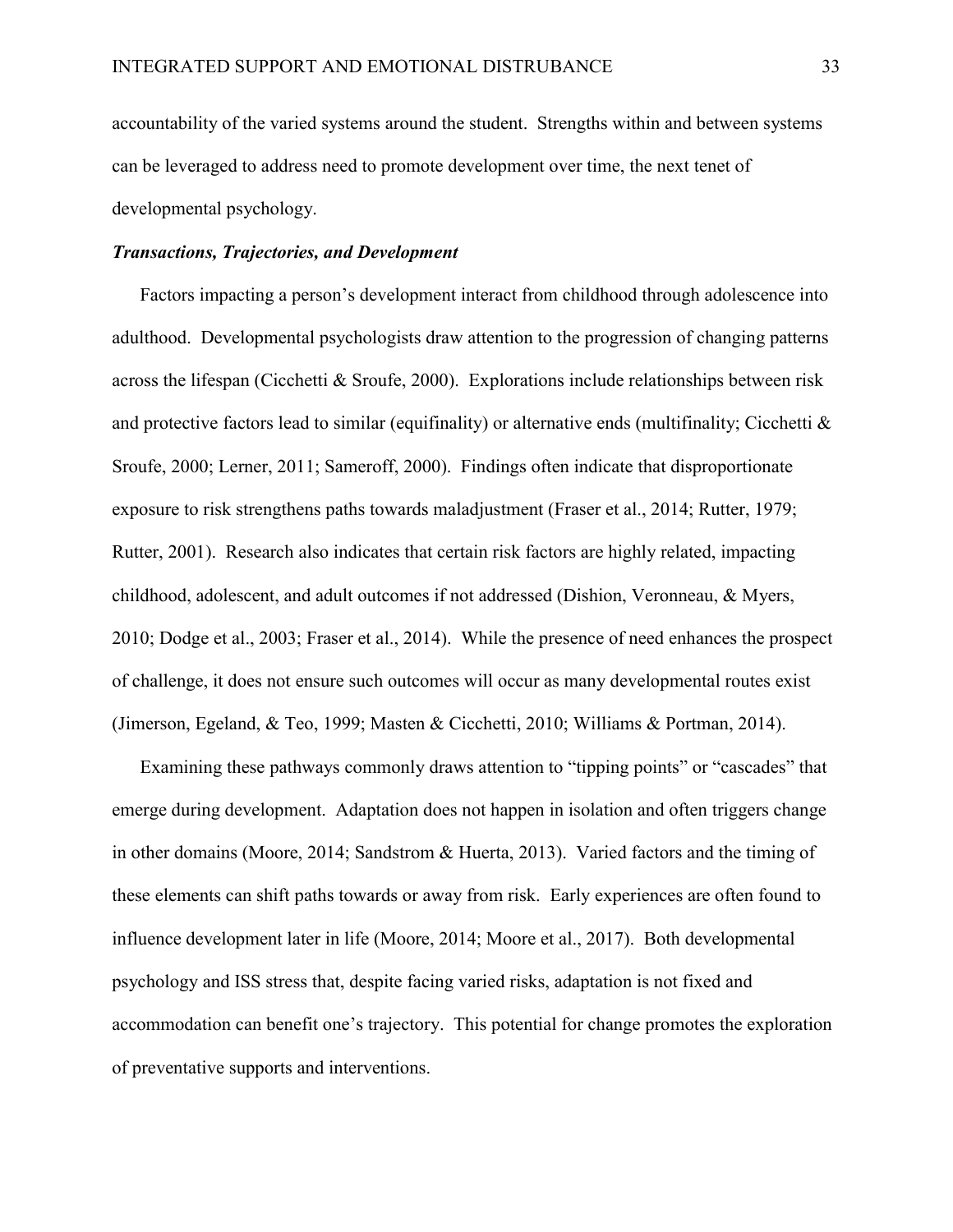accountability of the varied systems around the student. Strengths within and between systems can be leveraged to address need to promote development over time, the next tenet of developmental psychology.

### *Transactions, Trajectories, and Development*

Factors impacting a person's development interact from childhood through adolescence into adulthood. Developmental psychologists draw attention to the progression of changing patterns across the lifespan (Cicchetti & Sroufe, 2000). Explorations include relationships between risk and protective factors lead to similar (equifinality) or alternative ends (multifinality; Cicchetti & Sroufe, 2000; Lerner, 2011; Sameroff, 2000). Findings often indicate that disproportionate exposure to risk strengthens paths towards maladjustment (Fraser et al., 2014; Rutter, 1979; Rutter, 2001). Research also indicates that certain risk factors are highly related, impacting childhood, adolescent, and adult outcomes if not addressed (Dishion, Veronneau, & Myers, 2010; Dodge et al., 2003; Fraser et al., 2014). While the presence of need enhances the prospect of challenge, it does not ensure such outcomes will occur as many developmental routes exist (Jimerson, Egeland, & Teo, 1999; Masten & Cicchetti, 2010; Williams & Portman, 2014).

Examining these pathways commonly draws attention to "tipping points" or "cascades" that emerge during development. Adaptation does not happen in isolation and often triggers change in other domains (Moore, 2014; Sandstrom & Huerta, 2013). Varied factors and the timing of these elements can shift paths towards or away from risk. Early experiences are often found to influence development later in life (Moore, 2014; Moore et al., 2017). Both developmental psychology and ISS stress that, despite facing varied risks, adaptation is not fixed and accommodation can benefit one's trajectory. This potential for change promotes the exploration of preventative supports and interventions.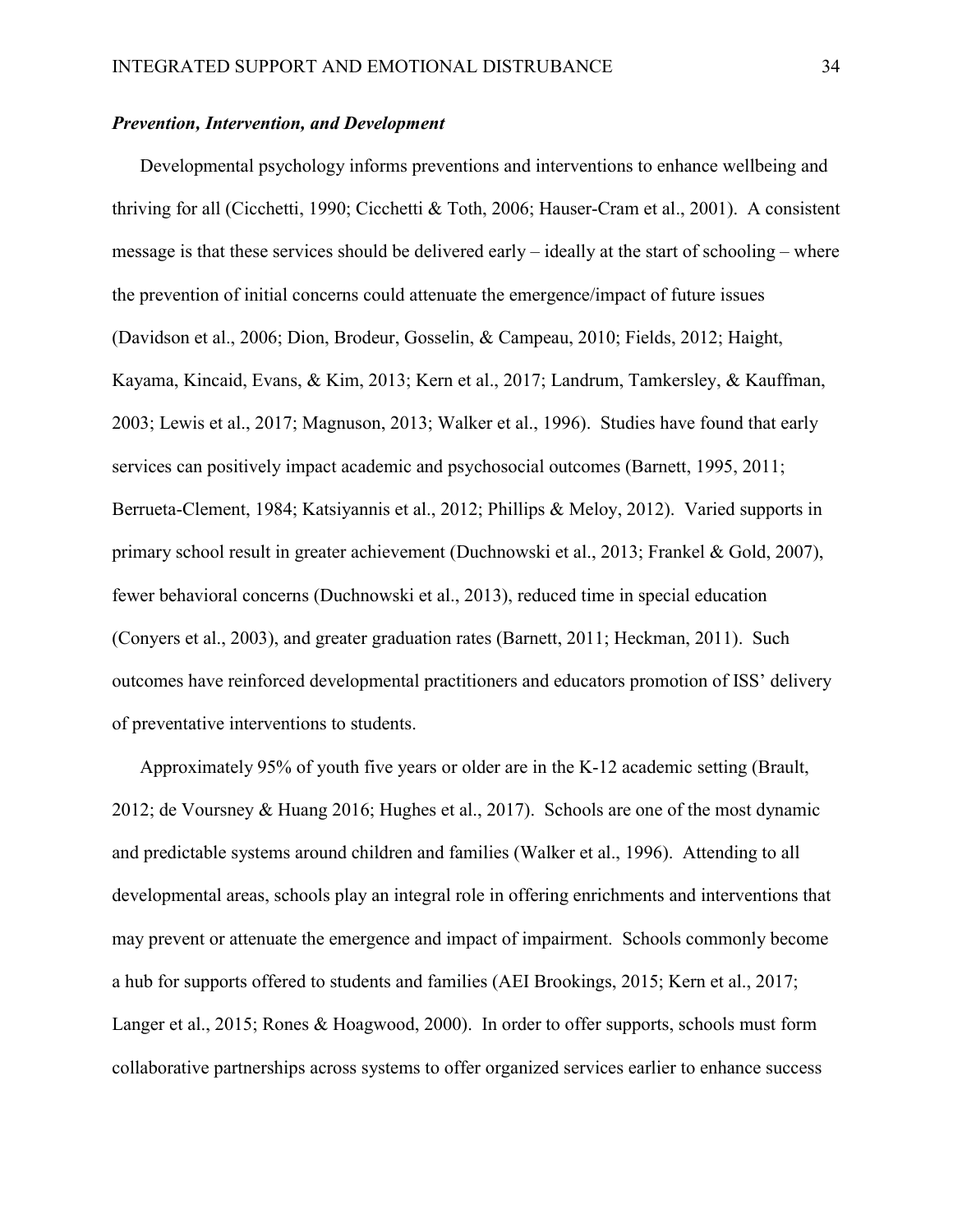### *Prevention, Intervention, and Development*

Developmental psychology informs preventions and interventions to enhance wellbeing and thriving for all (Cicchetti, 1990; Cicchetti & Toth, 2006; Hauser-Cram et al., 2001). A consistent message is that these services should be delivered early – ideally at the start of schooling – where the prevention of initial concerns could attenuate the emergence/impact of future issues (Davidson et al., 2006; Dion, Brodeur, Gosselin, & Campeau, 2010; Fields, 2012; Haight, Kayama, Kincaid, Evans, & Kim, 2013; Kern et al., 2017; Landrum, Tamkersley, & Kauffman, 2003; Lewis et al., 2017; Magnuson, 2013; Walker et al., 1996). Studies have found that early services can positively impact academic and psychosocial outcomes (Barnett, 1995, 2011; Berrueta-Clement, 1984; Katsiyannis et al., 2012; Phillips & Meloy, 2012). Varied supports in primary school result in greater achievement (Duchnowski et al., 2013; Frankel & Gold, 2007), fewer behavioral concerns (Duchnowski et al., 2013), reduced time in special education (Conyers et al., 2003), and greater graduation rates (Barnett, 2011; Heckman, 2011). Such outcomes have reinforced developmental practitioners and educators promotion of ISS' delivery of preventative interventions to students.

Approximately 95% of youth five years or older are in the K-12 academic setting (Brault, 2012; de Voursney & Huang 2016; Hughes et al., 2017). Schools are one of the most dynamic and predictable systems around children and families (Walker et al., 1996). Attending to all developmental areas, schools play an integral role in offering enrichments and interventions that may prevent or attenuate the emergence and impact of impairment. Schools commonly become a hub for supports offered to students and families (AEI Brookings, 2015; Kern et al., 2017; Langer et al., 2015; Rones & Hoagwood, 2000). In order to offer supports, schools must form collaborative partnerships across systems to offer organized services earlier to enhance success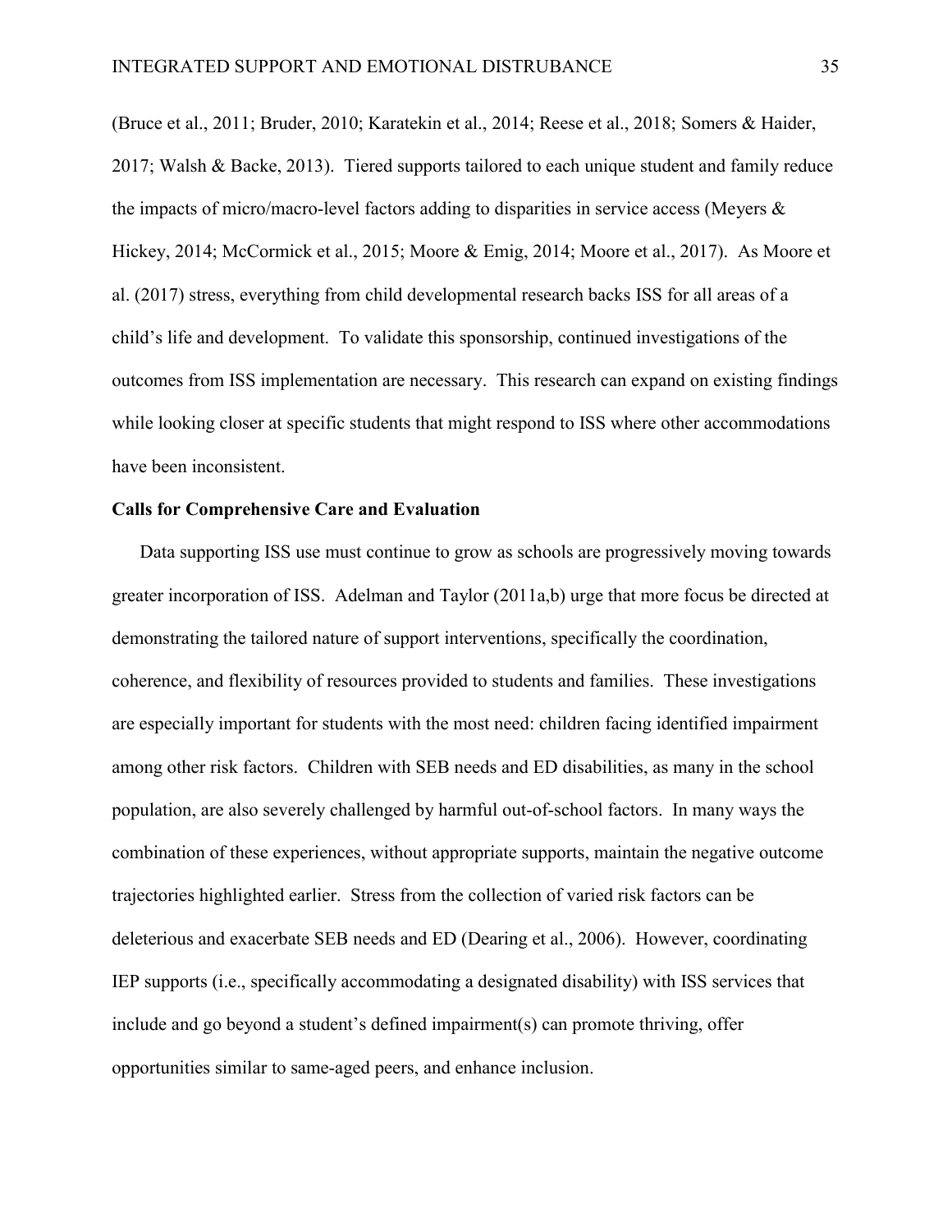(Bruce et al., 2011; Bruder, 2010; Karatekin et al., 2014; Reese et al., 2018; Somers & Haider, 2017; Walsh & Backe, 2013). Tiered supports tailored to each unique student and family reduce the impacts of micro/macro-level factors adding to disparities in service access (Meyers & Hickey, 2014; McCormick et al., 2015; Moore & Emig, 2014; Moore et al., 2017). As Moore et al. (2017) stress, everything from child developmental research backs ISS for all areas of a child's life and development. To validate this sponsorship, continued investigations of the outcomes from ISS implementation are necessary. This research can expand on existing findings while looking closer at specific students that might respond to ISS where other accommodations have been inconsistent.

**Calls for Comprehensive Care and Evaluation**

Data supporting ISS use must continue to grow as schools are progressively moving towards greater incorporation of ISS. Adelman and Taylor (2011a,b) urge that more focus be directed at demonstrating the tailored nature of support interventions, specifically the coordination, coherence, and flexibility of resources provided to students and families. These investigations are especially important for students with the most need: children facing identified impairment among other risk factors. Children with SEB needs and ED disabilities, as many in the school population, are also severely challenged by harmful out-of-school factors. In many ways the combination of these experiences, without appropriate supports, maintain the negative outcome trajectories highlighted earlier. Stress from the collection of varied risk factors can be deleterious and exacerbate SEB needs and ED (Dearing et al., 2006). However, coordinating IEP supports (i.e., specifically accommodating a designated disability) with ISS services that include and go beyond a student's defined impairment(s) can promote thriving, offer opportunities similar to same-aged peers, and enhance inclusion.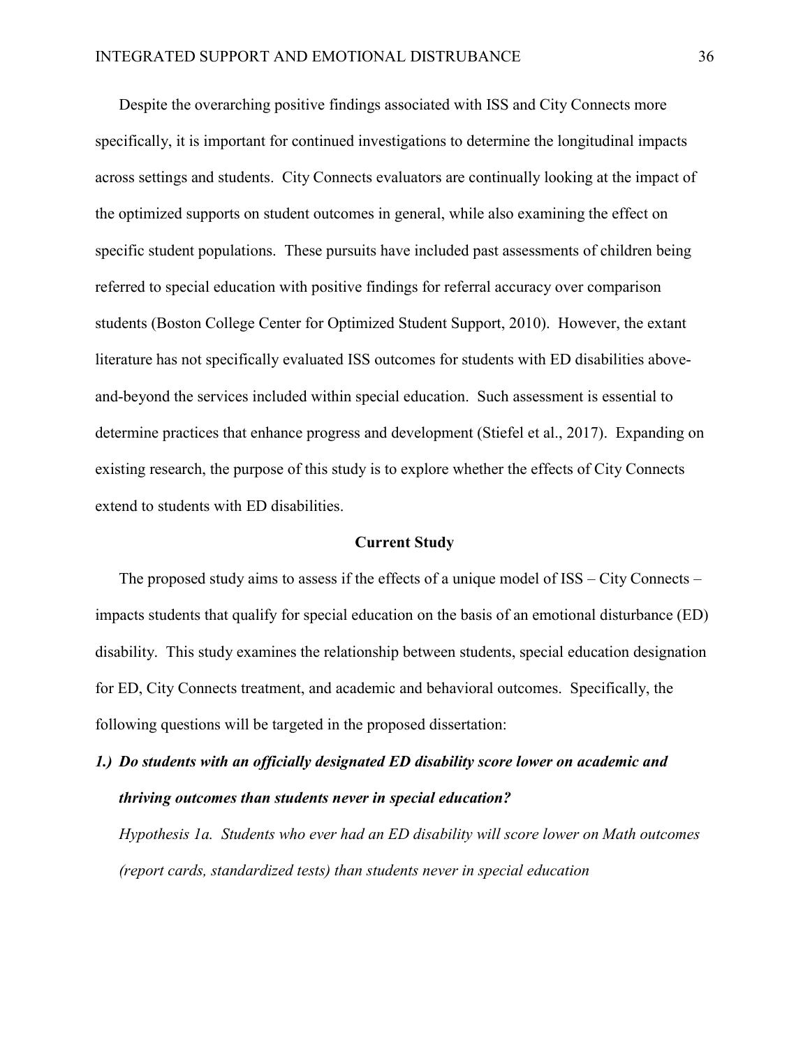Despite the overarching positive findings associated with ISS and City Connects more specifically, it is important for continued investigations to determine the longitudinal impacts across settings and students. City Connects evaluators are continually looking at the impact of the optimized supports on student outcomes in general, while also examining the effect on specific student populations. These pursuits have included past assessments of children being referred to special education with positive findings for referral accuracy over comparison students (Boston College Center for Optimized Student Support, 2010). However, the extant literature has not specifically evaluated ISS outcomes for students with ED disabilities above-and-beyond the services included within special education. Such assessment is essential to determine practices that enhance progress and development (Stiefel et al., 2017). Expanding on existing research, the purpose of this study is to explore whether the effects of City Connects extend to students with ED disabilities.

## Current Study

The proposed study aims to assess if the effects of a unique model of ISS – City Connects – impacts students that qualify for special education on the basis of an emotional disturbance (ED) disability. This study examines the relationship between students, special education designation for ED, City Connects treatment, and academic and behavioral outcomes. Specifically, the following questions will be targeted in the proposed dissertation:

***1.) Do students with an officially designated ED disability score lower on academic and thriving outcomes than students never in special education?***

*Hypothesis 1a. Students who ever had an ED disability will score lower on Math outcomes (report cards, standardized tests) than students never in special education*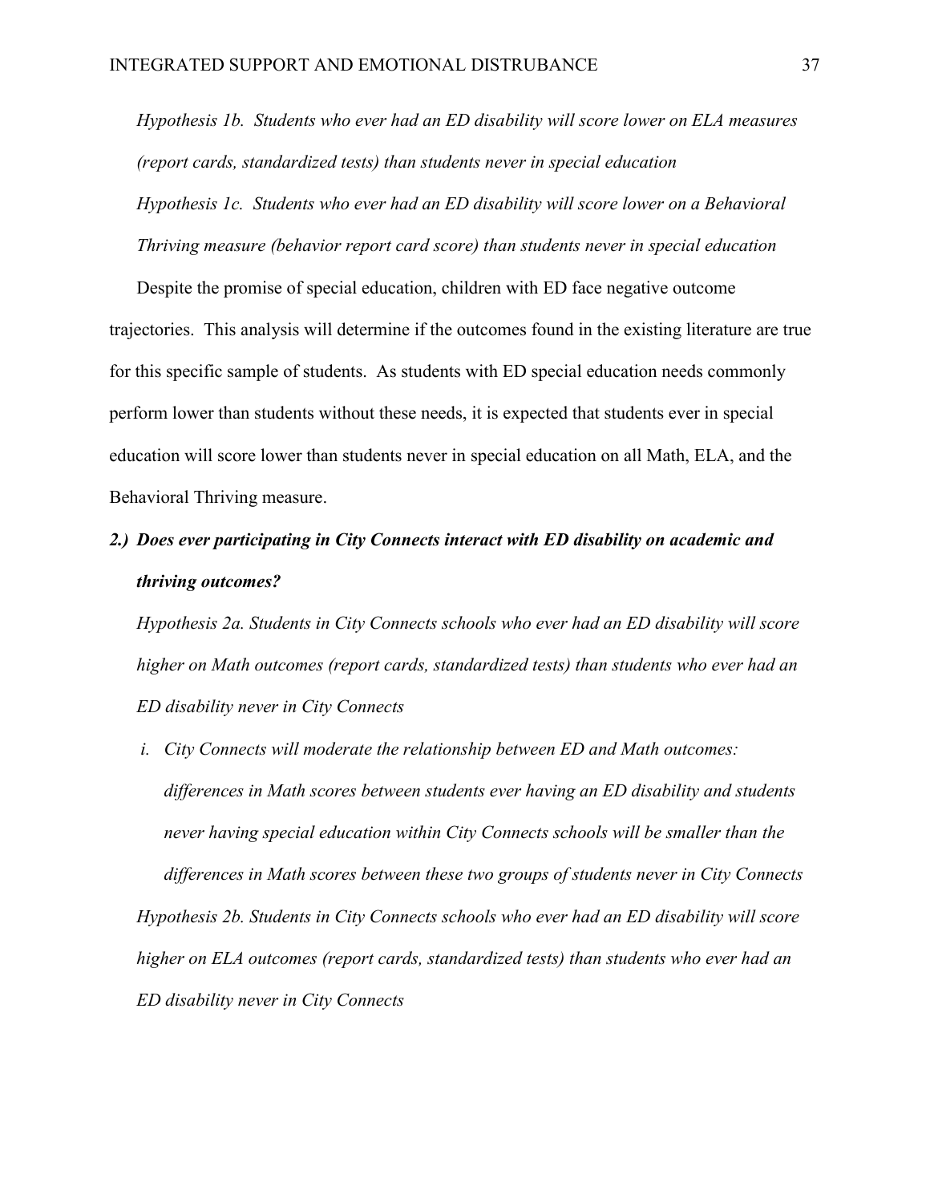*Hypothesis 1b. Students who ever had an ED disability will score lower on ELA measures (report cards, standardized tests) than students never in special education*

*Hypothesis 1c. Students who ever had an ED disability will score lower on a Behavioral Thriving measure (behavior report card score) than students never in special education*

Despite the promise of special education, children with ED face negative outcome trajectories. This analysis will determine if the outcomes found in the existing literature are true for this specific sample of students. As students with ED special education needs commonly perform lower than students without these needs, it is expected that students ever in special education will score lower than students never in special education on all Math, ELA, and the Behavioral Thriving measure.

***2.) Does ever participating in City Connects interact with ED disability on academic and thriving outcomes?***

*Hypothesis 2a. Students in City Connects schools who ever had an ED disability will score higher on Math outcomes (report cards, standardized tests) than students who ever had an ED disability never in City Connects*

*i. City Connects will moderate the relationship between ED and Math outcomes: differences in Math scores between students ever having an ED disability and students never having special education within City Connects schools will be smaller than the differences in Math scores between these two groups of students never in City Connects*

*Hypothesis 2b. Students in City Connects schools who ever had an ED disability will score higher on ELA outcomes (report cards, standardized tests) than students who ever had an ED disability never in City Connects*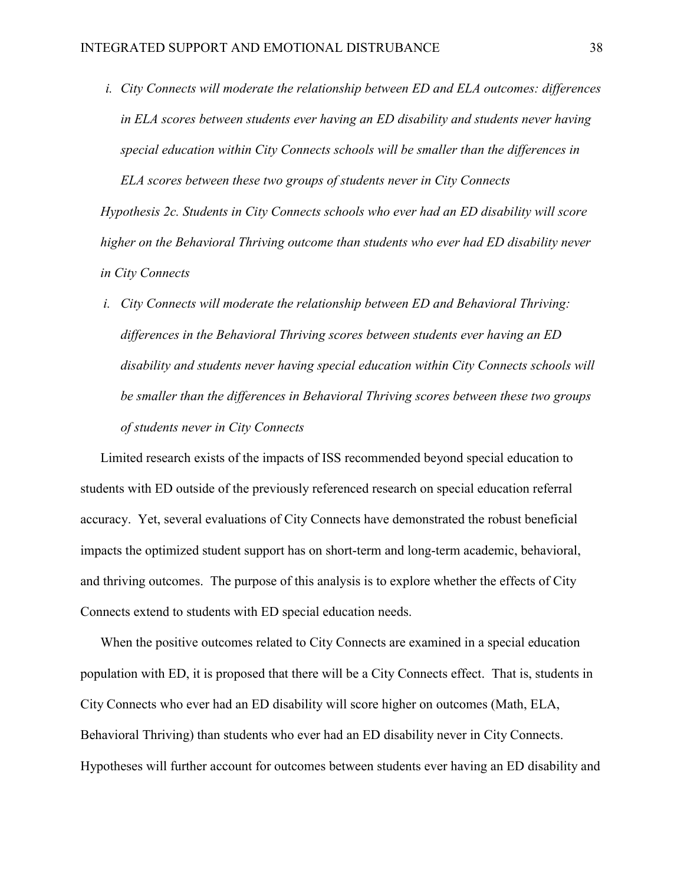*i. City Connects will moderate the relationship between ED and ELA outcomes: differences in ELA scores between students ever having an ED disability and students never having special education within City Connects schools will be smaller than the differences in ELA scores between these two groups of students never in City Connects*

*Hypothesis 2c. Students in City Connects schools who ever had an ED disability will score higher on the Behavioral Thriving outcome than students who ever had ED disability never in City Connects*

*i. City Connects will moderate the relationship between ED and Behavioral Thriving: differences in the Behavioral Thriving scores between students ever having an ED disability and students never having special education within City Connects schools will be smaller than the differences in Behavioral Thriving scores between these two groups of students never in City Connects*

Limited research exists of the impacts of ISS recommended beyond special education to students with ED outside of the previously referenced research on special education referral accuracy. Yet, several evaluations of City Connects have demonstrated the robust beneficial impacts the optimized student support has on short-term and long-term academic, behavioral, and thriving outcomes. The purpose of this analysis is to explore whether the effects of City Connects extend to students with ED special education needs.

When the positive outcomes related to City Connects are examined in a special education population with ED, it is proposed that there will be a City Connects effect. That is, students in City Connects who ever had an ED disability will score higher on outcomes (Math, ELA, Behavioral Thriving) than students who ever had an ED disability never in City Connects. Hypotheses will further account for outcomes between students ever having an ED disability and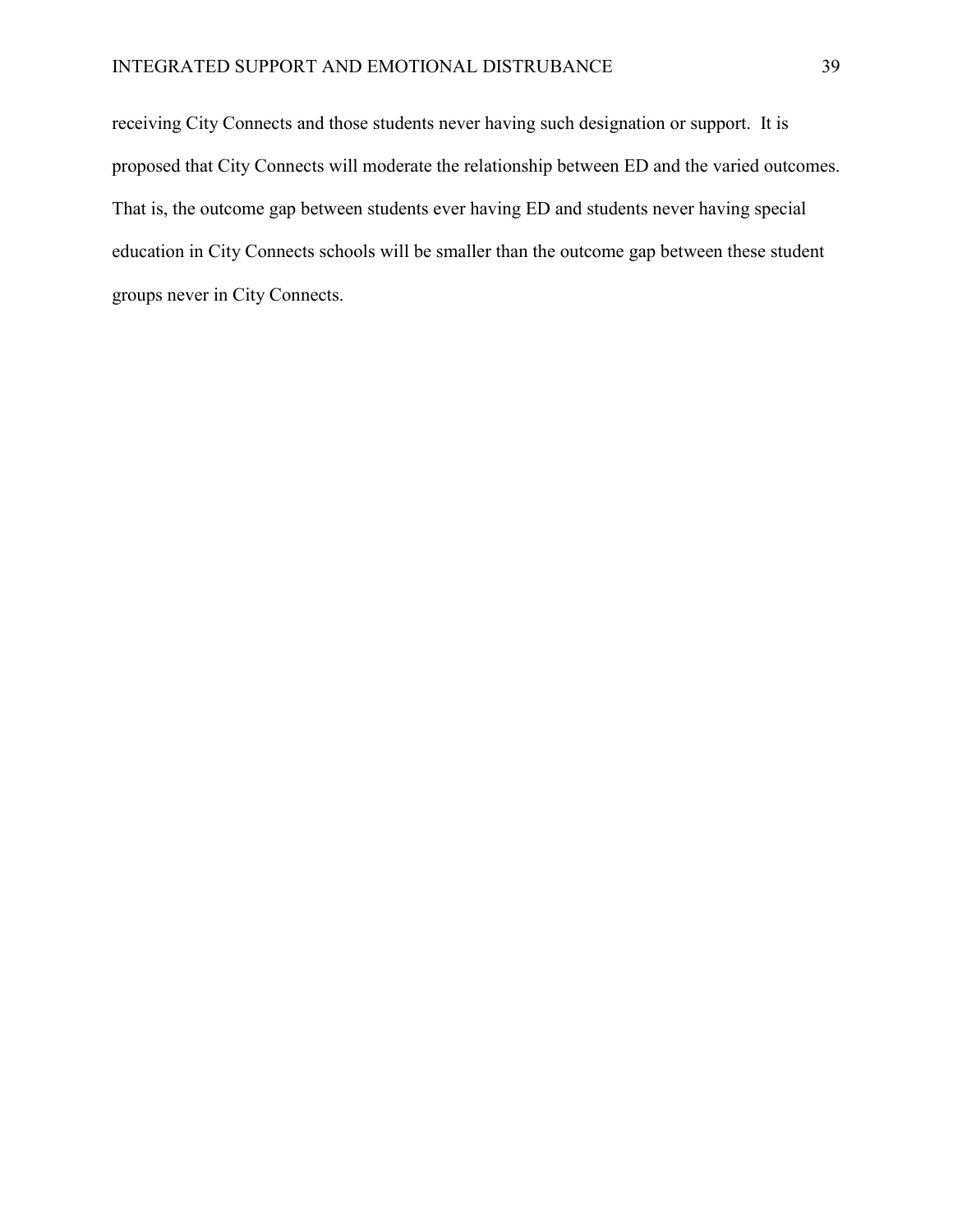receiving City Connects and those students never having such designation or support. It is proposed that City Connects will moderate the relationship between ED and the varied outcomes. That is, the outcome gap between students ever having ED and students never having special education in City Connects schools will be smaller than the outcome gap between these student groups never in City Connects.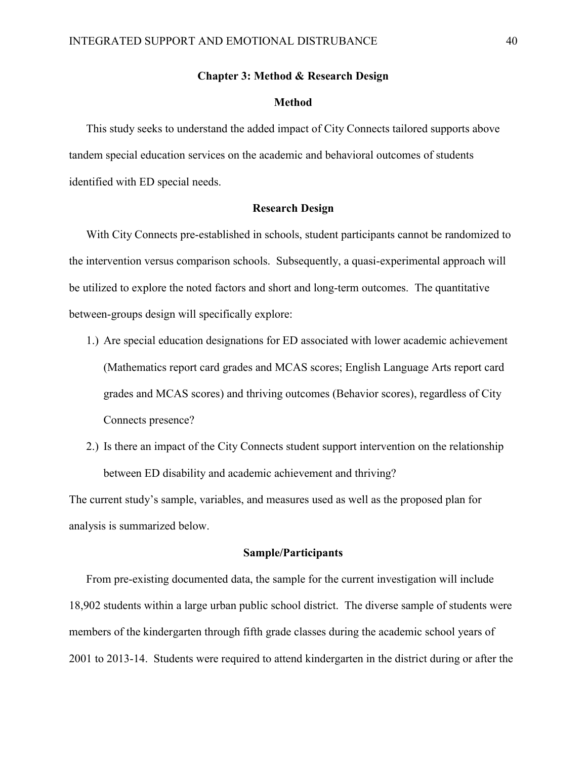## Chapter 3: Method & Research Design

### Method

This study seeks to understand the added impact of City Connects tailored supports above tandem special education services on the academic and behavioral outcomes of students identified with ED special needs.

### Research Design

With City Connects pre-established in schools, student participants cannot be randomized to the intervention versus comparison schools. Subsequently, a quasi-experimental approach will be utilized to explore the noted factors and short and long-term outcomes. The quantitative between-groups design will specifically explore:

1.) Are special education designations for ED associated with lower academic achievement (Mathematics report card grades and MCAS scores; English Language Arts report card grades and MCAS scores) and thriving outcomes (Behavior scores), regardless of City Connects presence?

2.) Is there an impact of the City Connects student support intervention on the relationship between ED disability and academic achievement and thriving?

The current study's sample, variables, and measures used as well as the proposed plan for analysis is summarized below.

### Sample/Participants

From pre-existing documented data, the sample for the current investigation will include 18,902 students within a large urban public school district. The diverse sample of students were members of the kindergarten through fifth grade classes during the academic school years of 2001 to 2013-14. Students were required to attend kindergarten in the district during or after the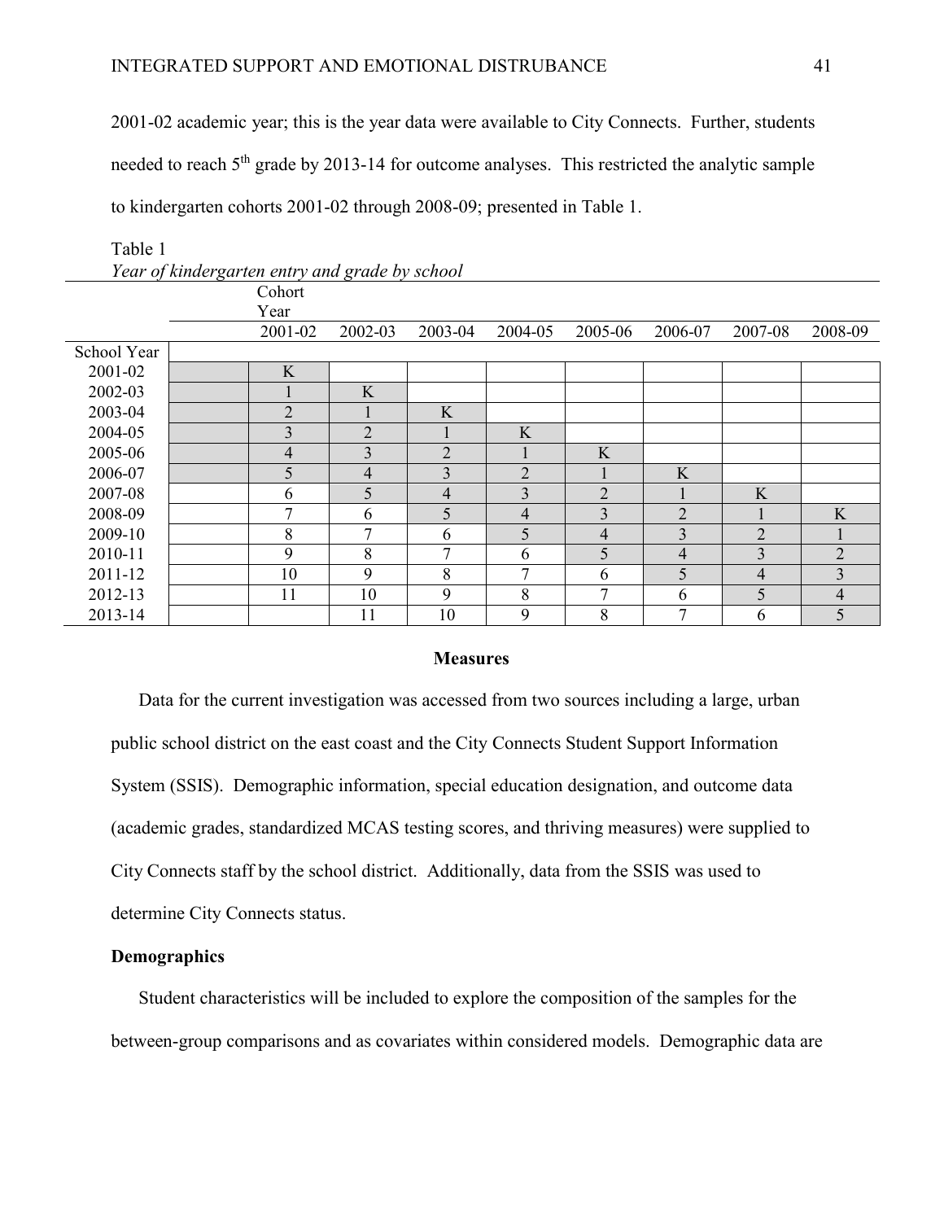2001-02 academic year; this is the year data were available to City Connects. Further, students needed to reach 5th grade by 2013-14 for outcome analyses. This restricted the analytic sample to kindergarten cohorts 2001-02 through 2008-09; presented in Table 1.

Table 1

*Year of kindergarten entry and grade by school*

| | | Cohort Year | | | | | | | |
|---|---|---|---|---|---|---|---|---|---|
| | | 2001-02 | 2002-03 | 2003-04 | 2004-05 | 2005-06 | 2006-07 | 2007-08 | 2008-09 |
| School Year | | | | | | | | | |
| 2001-02 | | K | | | | | | | |
| 2002-03 | | 1 | K | | | | | | |
| 2003-04 | | 2 | 1 | K | | | | | |
| 2004-05 | | 3 | 2 | 1 | K | | | | |
| 2005-06 | | 4 | 3 | 2 | 1 | K | | | |
| 2006-07 | | 5 | 4 | 3 | 2 | 1 | K | | |
| 2007-08 | | 6 | 5 | 4 | 3 | 2 | 1 | K | |
| 2008-09 | | 7 | 6 | 5 | 4 | 3 | 2 | 1 | K |
| 2009-10 | | 8 | 7 | 6 | 5 | 4 | 3 | 2 | 1 |
| 2010-11 | | 9 | 8 | 7 | 6 | 5 | 4 | 3 | 2 |
| 2011-12 | | 10 | 9 | 8 | 7 | 6 | 5 | 4 | 3 |
| 2012-13 | | 11 | 10 | 9 | 8 | 7 | 6 | 5 | 4 |
| 2013-14 | | | 11 | 10 | 9 | 8 | 7 | 6 | 5 |

## Measures

Data for the current investigation was accessed from two sources including a large, urban public school district on the east coast and the City Connects Student Support Information System (SSIS). Demographic information, special education designation, and outcome data (academic grades, standardized MCAS testing scores, and thriving measures) were supplied to City Connects staff by the school district. Additionally, data from the SSIS was used to determine City Connects status.

### Demographics

Student characteristics will be included to explore the composition of the samples for the between-group comparisons and as covariates within considered models. Demographic data are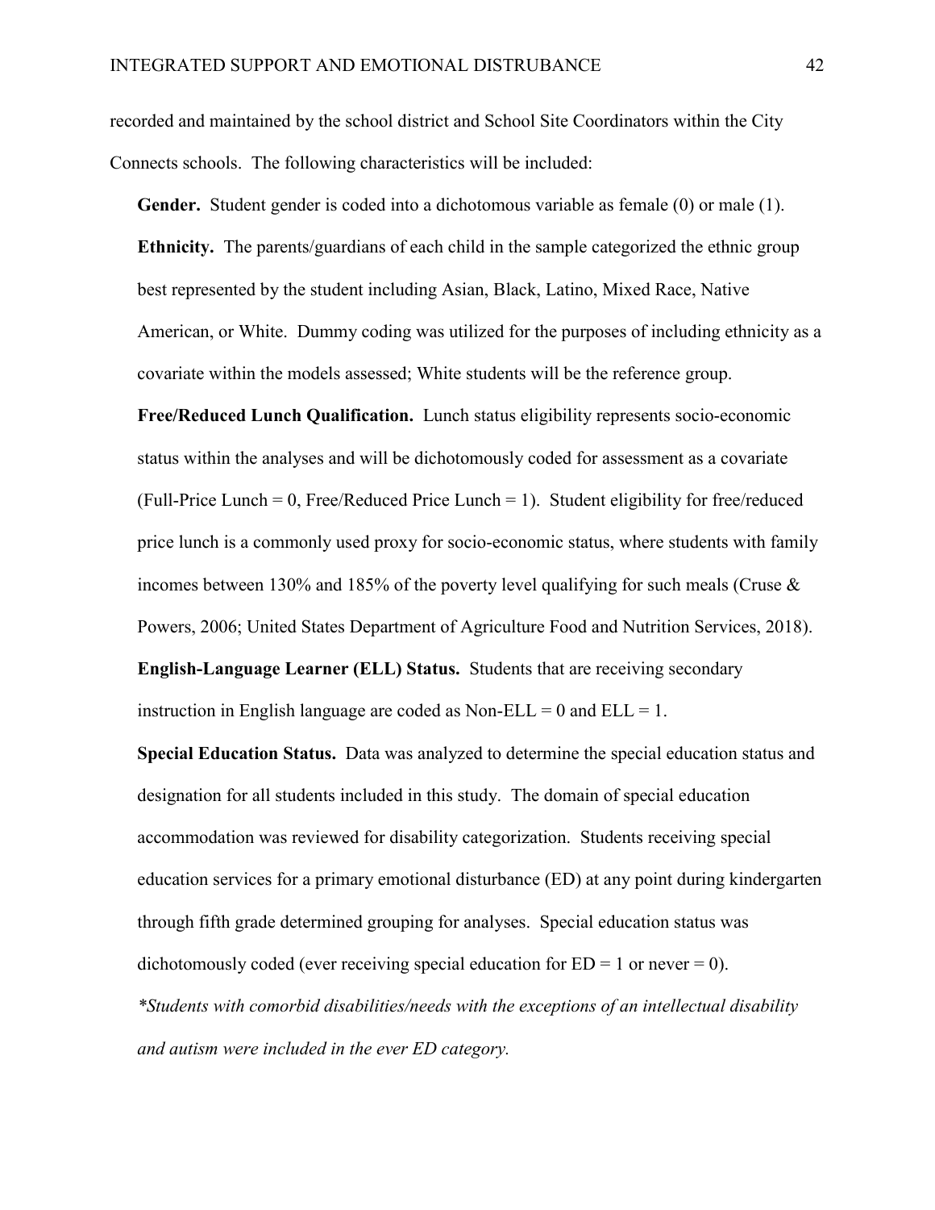recorded and maintained by the school district and School Site Coordinators within the City Connects schools. The following characteristics will be included:

**Gender.** Student gender is coded into a dichotomous variable as female (0) or male (1).

**Ethnicity.** The parents/guardians of each child in the sample categorized the ethnic group best represented by the student including Asian, Black, Latino, Mixed Race, Native American, or White. Dummy coding was utilized for the purposes of including ethnicity as a covariate within the models assessed; White students will be the reference group.

**Free/Reduced Lunch Qualification.** Lunch status eligibility represents socio-economic status within the analyses and will be dichotomously coded for assessment as a covariate (Full-Price Lunch = 0, Free/Reduced Price Lunch = 1). Student eligibility for free/reduced price lunch is a commonly used proxy for socio-economic status, where students with family incomes between 130% and 185% of the poverty level qualifying for such meals (Cruse & Powers, 2006; United States Department of Agriculture Food and Nutrition Services, 2018).

**English-Language Learner (ELL) Status.** Students that are receiving secondary instruction in English language are coded as Non-ELL = 0 and ELL = 1.

**Special Education Status.** Data was analyzed to determine the special education status and designation for all students included in this study. The domain of special education accommodation was reviewed for disability categorization. Students receiving special education services for a primary emotional disturbance (ED) at any point during kindergarten through fifth grade determined grouping for analyses. Special education status was dichotomously coded (ever receiving special education for ED = 1 or never = 0).

*\*Students with comorbid disabilities/needs with the exceptions of an intellectual disability and autism were included in the ever ED category.*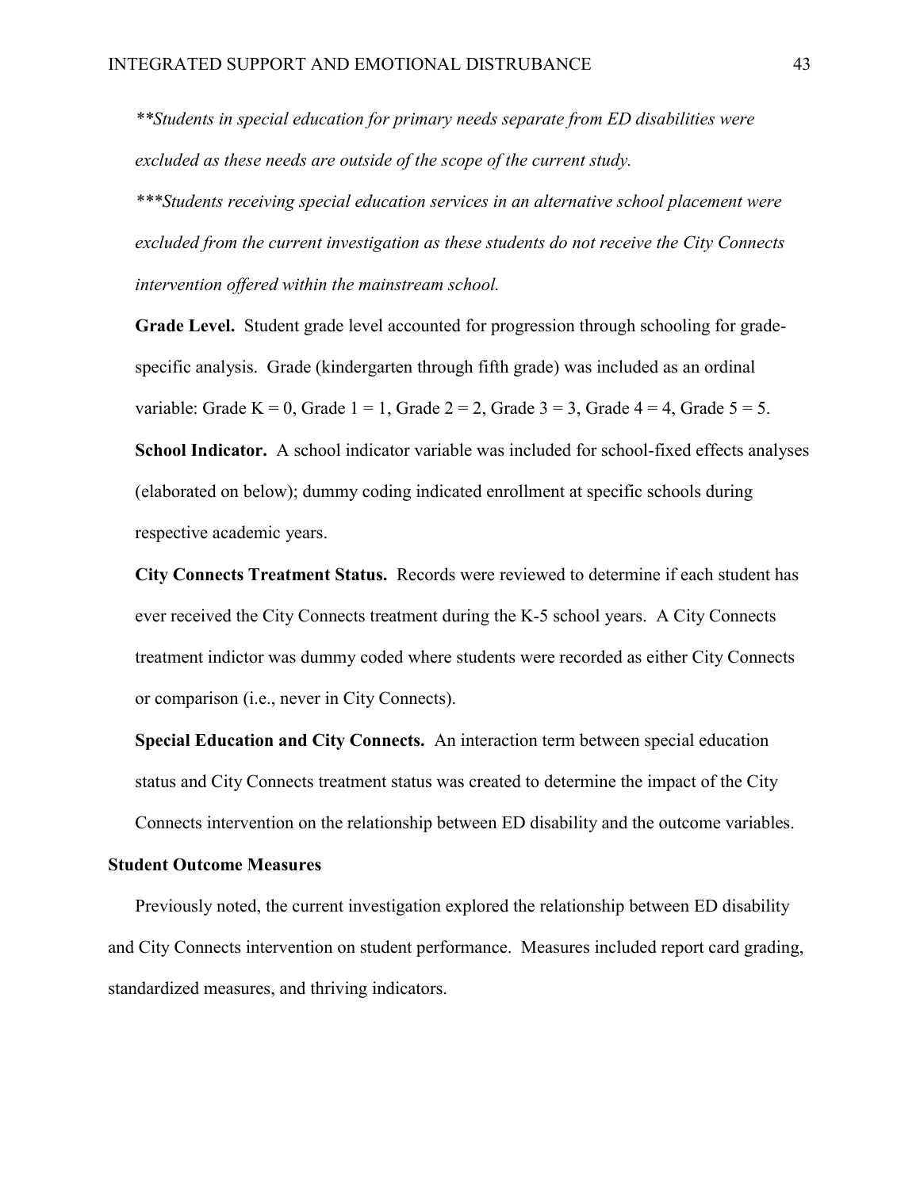*\*\*Students in special education for primary needs separate from ED disabilities were excluded as these needs are outside of the scope of the current study.*

*\*\*\*Students receiving special education services in an alternative school placement were excluded from the current investigation as these students do not receive the City Connects intervention offered within the mainstream school.*

**Grade Level.** Student grade level accounted for progression through schooling for grade-specific analysis. Grade (kindergarten through fifth grade) was included as an ordinal variable: Grade K = 0, Grade 1 = 1, Grade 2 = 2, Grade 3 = 3, Grade 4 = 4, Grade 5 = 5.

**School Indicator.** A school indicator variable was included for school-fixed effects analyses (elaborated on below); dummy coding indicated enrollment at specific schools during respective academic years.

**City Connects Treatment Status.** Records were reviewed to determine if each student has ever received the City Connects treatment during the K-5 school years. A City Connects treatment indictor was dummy coded where students were recorded as either City Connects or comparison (i.e., never in City Connects).

**Special Education and City Connects.** An interaction term between special education status and City Connects treatment status was created to determine the impact of the City Connects intervention on the relationship between ED disability and the outcome variables.

### Student Outcome Measures

Previously noted, the current investigation explored the relationship between ED disability and City Connects intervention on student performance. Measures included report card grading, standardized measures, and thriving indicators.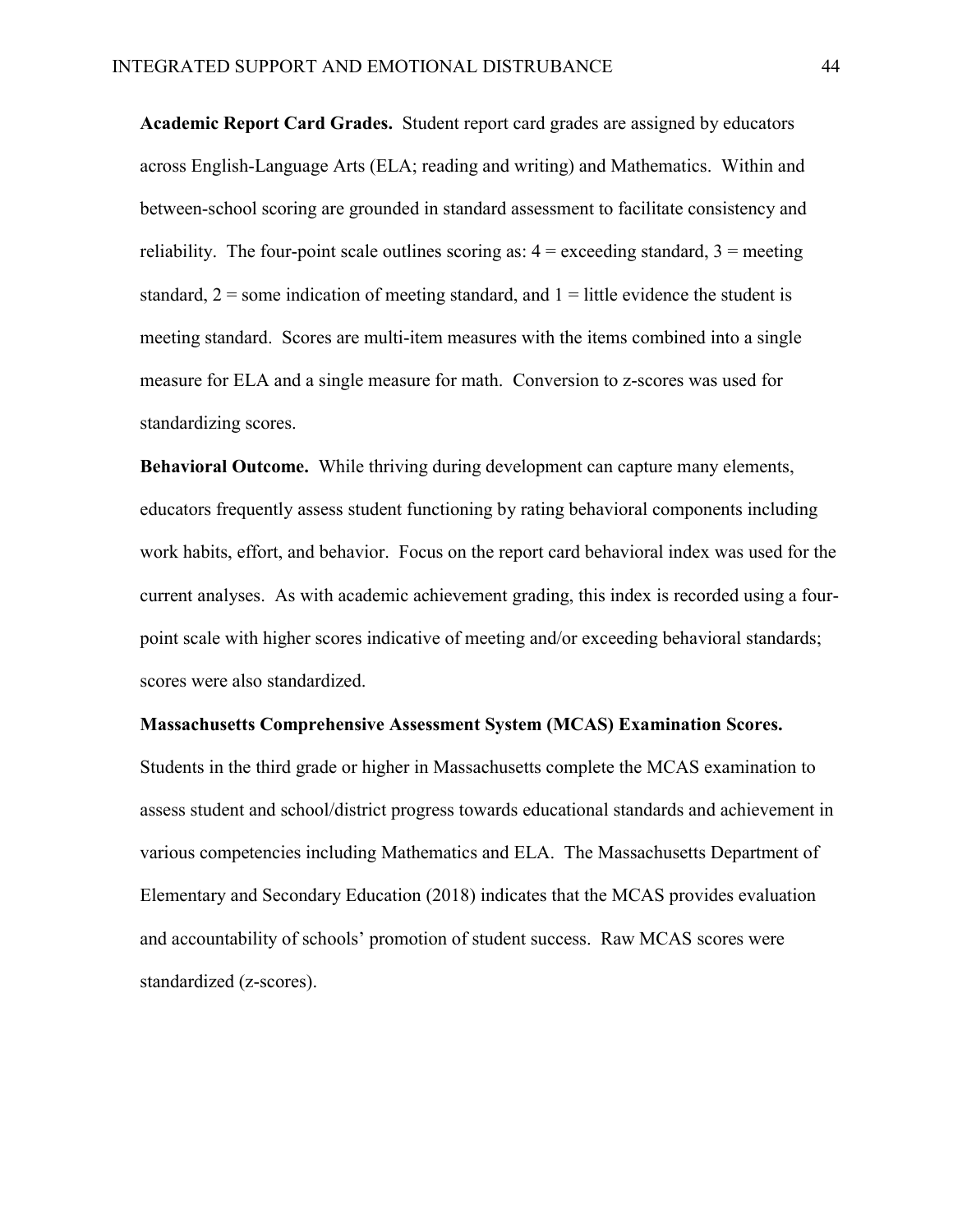**Academic Report Card Grades.** Student report card grades are assigned by educators across English-Language Arts (ELA; reading and writing) and Mathematics. Within and between-school scoring are grounded in standard assessment to facilitate consistency and reliability. The four-point scale outlines scoring as: 4 = exceeding standard, 3 = meeting standard, 2 = some indication of meeting standard, and 1 = little evidence the student is meeting standard. Scores are multi-item measures with the items combined into a single measure for ELA and a single measure for math. Conversion to z-scores was used for standardizing scores.

**Behavioral Outcome.** While thriving during development can capture many elements, educators frequently assess student functioning by rating behavioral components including work habits, effort, and behavior. Focus on the report card behavioral index was used for the current analyses. As with academic achievement grading, this index is recorded using a four-point scale with higher scores indicative of meeting and/or exceeding behavioral standards; scores were also standardized.

**Massachusetts Comprehensive Assessment System (MCAS) Examination Scores.** Students in the third grade or higher in Massachusetts complete the MCAS examination to assess student and school/district progress towards educational standards and achievement in various competencies including Mathematics and ELA. The Massachusetts Department of Elementary and Secondary Education (2018) indicates that the MCAS provides evaluation and accountability of schools' promotion of student success. Raw MCAS scores were standardized (z-scores).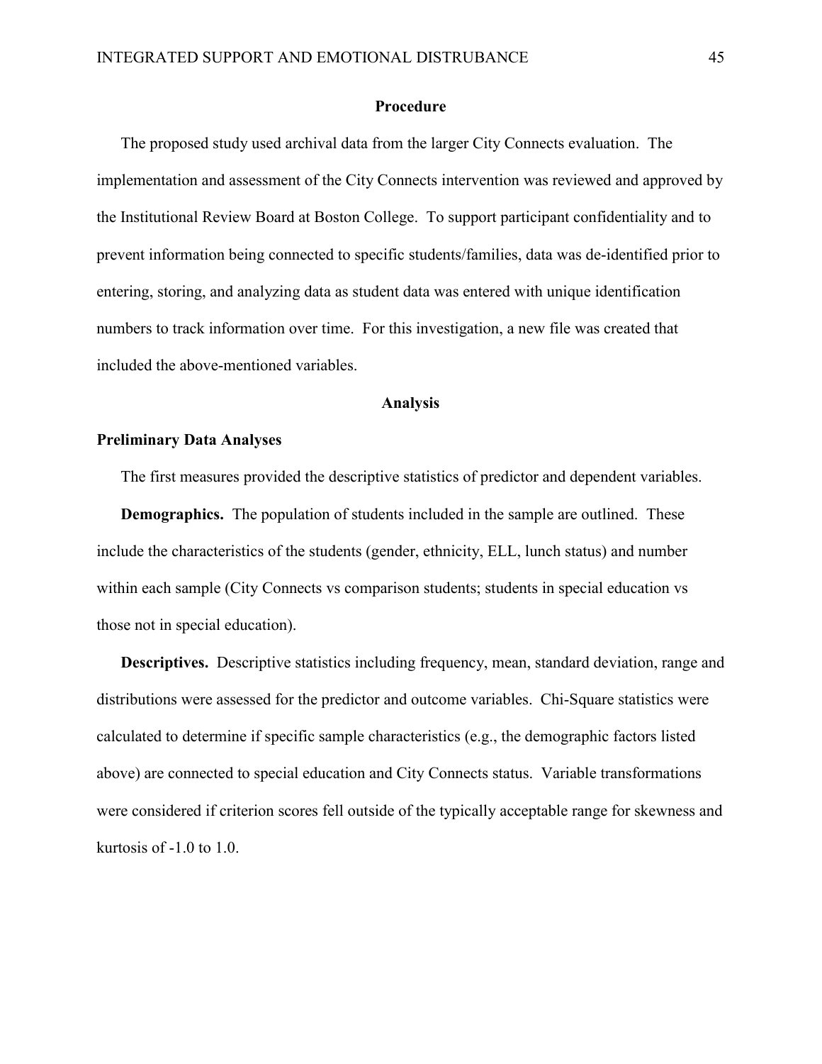## Procedure

The proposed study used archival data from the larger City Connects evaluation. The implementation and assessment of the City Connects intervention was reviewed and approved by the Institutional Review Board at Boston College. To support participant confidentiality and to prevent information being connected to specific students/families, data was de-identified prior to entering, storing, and analyzing data as student data was entered with unique identification numbers to track information over time. For this investigation, a new file was created that included the above-mentioned variables.

## Analysis

### Preliminary Data Analyses

The first measures provided the descriptive statistics of predictor and dependent variables.

**Demographics.** The population of students included in the sample are outlined. These include the characteristics of the students (gender, ethnicity, ELL, lunch status) and number within each sample (City Connects vs comparison students; students in special education vs those not in special education).

**Descriptives.** Descriptive statistics including frequency, mean, standard deviation, range and distributions were assessed for the predictor and outcome variables. Chi-Square statistics were calculated to determine if specific sample characteristics (e.g., the demographic factors listed above) are connected to special education and City Connects status. Variable transformations were considered if criterion scores fell outside of the typically acceptable range for skewness and kurtosis of -1.0 to 1.0.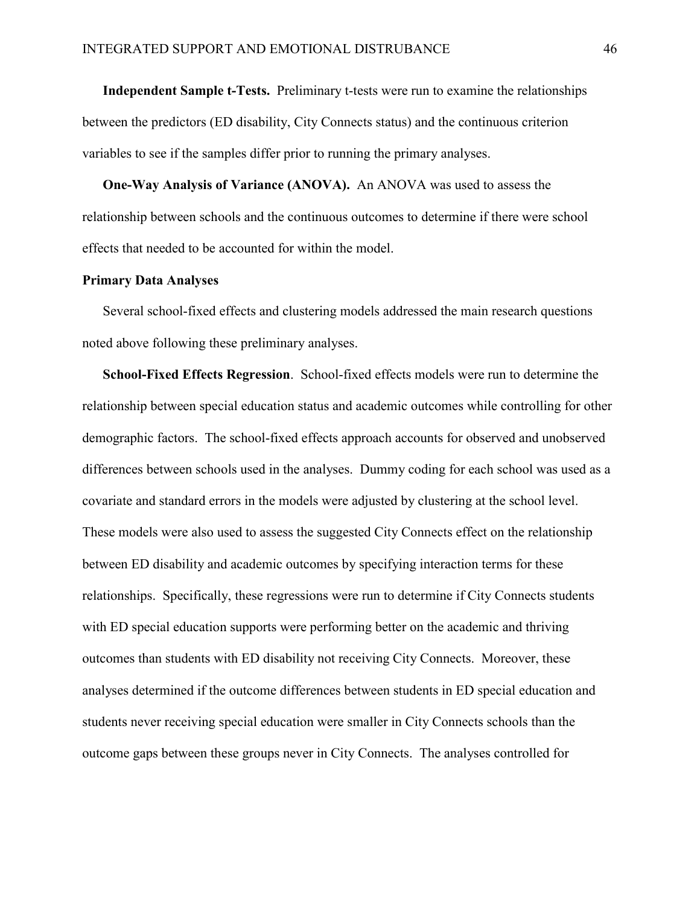**Independent Sample t-Tests.** Preliminary t-tests were run to examine the relationships between the predictors (ED disability, City Connects status) and the continuous criterion variables to see if the samples differ prior to running the primary analyses.

**One-Way Analysis of Variance (ANOVA).** An ANOVA was used to assess the relationship between schools and the continuous outcomes to determine if there were school effects that needed to be accounted for within the model.

### Primary Data Analyses

Several school-fixed effects and clustering models addressed the main research questions noted above following these preliminary analyses.

**School-Fixed Effects Regression**. School-fixed effects models were run to determine the relationship between special education status and academic outcomes while controlling for other demographic factors. The school-fixed effects approach accounts for observed and unobserved differences between schools used in the analyses. Dummy coding for each school was used as a covariate and standard errors in the models were adjusted by clustering at the school level. These models were also used to assess the suggested City Connects effect on the relationship between ED disability and academic outcomes by specifying interaction terms for these relationships. Specifically, these regressions were run to determine if City Connects students with ED special education supports were performing better on the academic and thriving outcomes than students with ED disability not receiving City Connects. Moreover, these analyses determined if the outcome differences between students in ED special education and students never receiving special education were smaller in City Connects schools than the outcome gaps between these groups never in City Connects. The analyses controlled for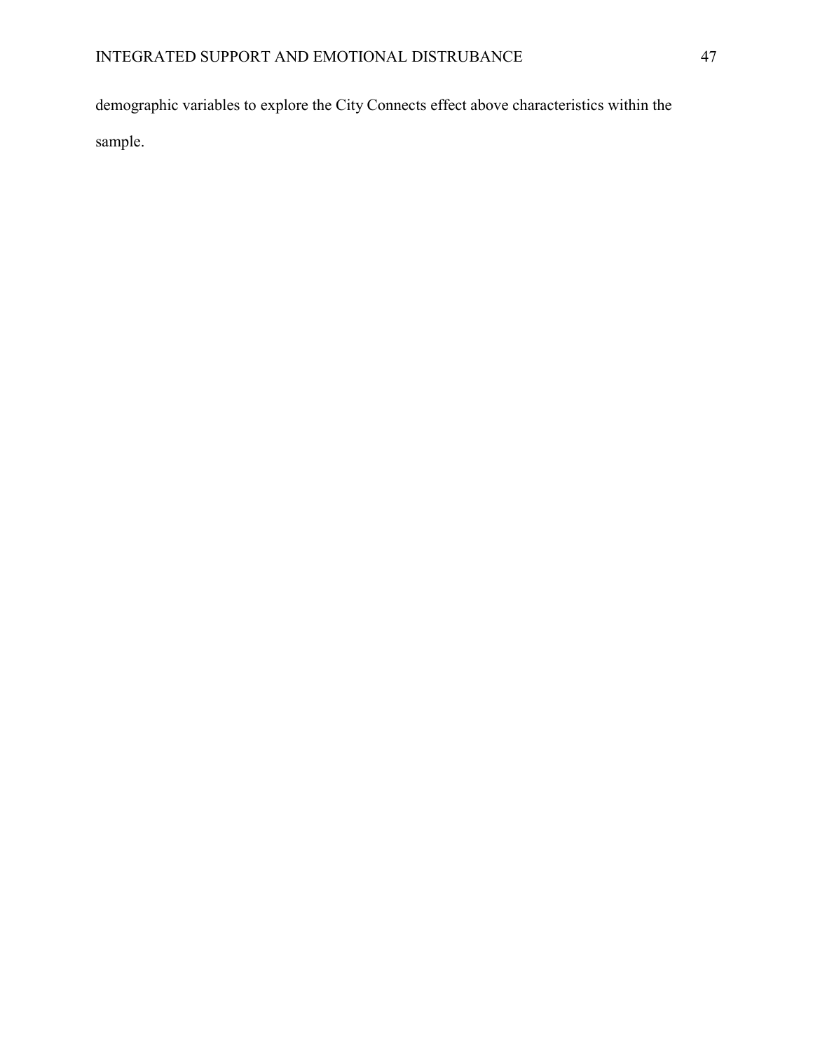demographic variables to explore the City Connects effect above characteristics within the sample.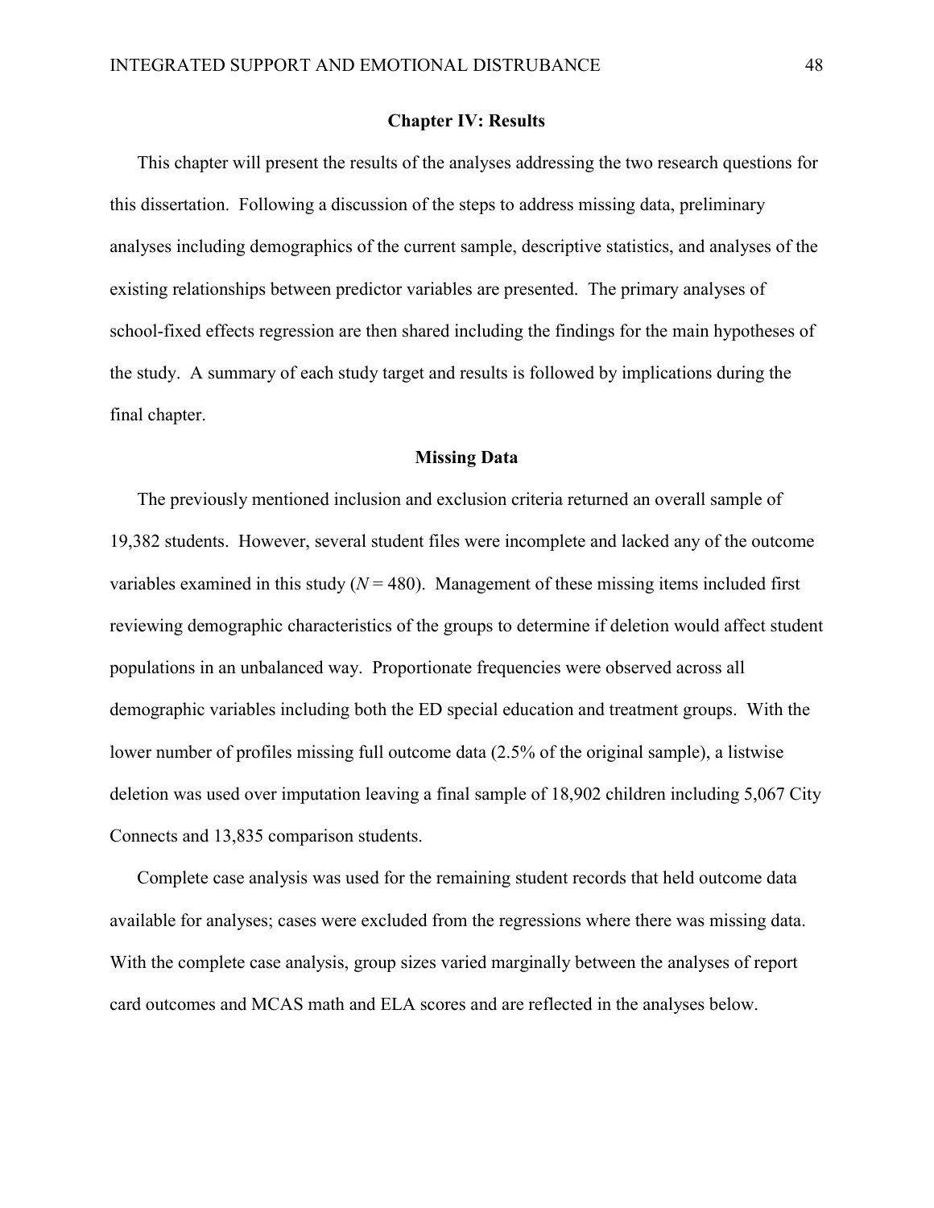# Chapter IV: Results

This chapter will present the results of the analyses addressing the two research questions for this dissertation. Following a discussion of the steps to address missing data, preliminary analyses including demographics of the current sample, descriptive statistics, and analyses of the existing relationships between predictor variables are presented. The primary analyses of school-fixed effects regression are then shared including the findings for the main hypotheses of the study. A summary of each study target and results is followed by implications during the final chapter.

## Missing Data

The previously mentioned inclusion and exclusion criteria returned an overall sample of 19,382 students. However, several student files were incomplete and lacked any of the outcome variables examined in this study ($N = 480$). Management of these missing items included first reviewing demographic characteristics of the groups to determine if deletion would affect student populations in an unbalanced way. Proportionate frequencies were observed across all demographic variables including both the ED special education and treatment groups. With the lower number of profiles missing full outcome data (2.5% of the original sample), a listwise deletion was used over imputation leaving a final sample of 18,902 children including 5,067 City Connects and 13,835 comparison students.

Complete case analysis was used for the remaining student records that held outcome data available for analyses; cases were excluded from the regressions where there was missing data. With the complete case analysis, group sizes varied marginally between the analyses of report card outcomes and MCAS math and ELA scores and are reflected in the analyses below.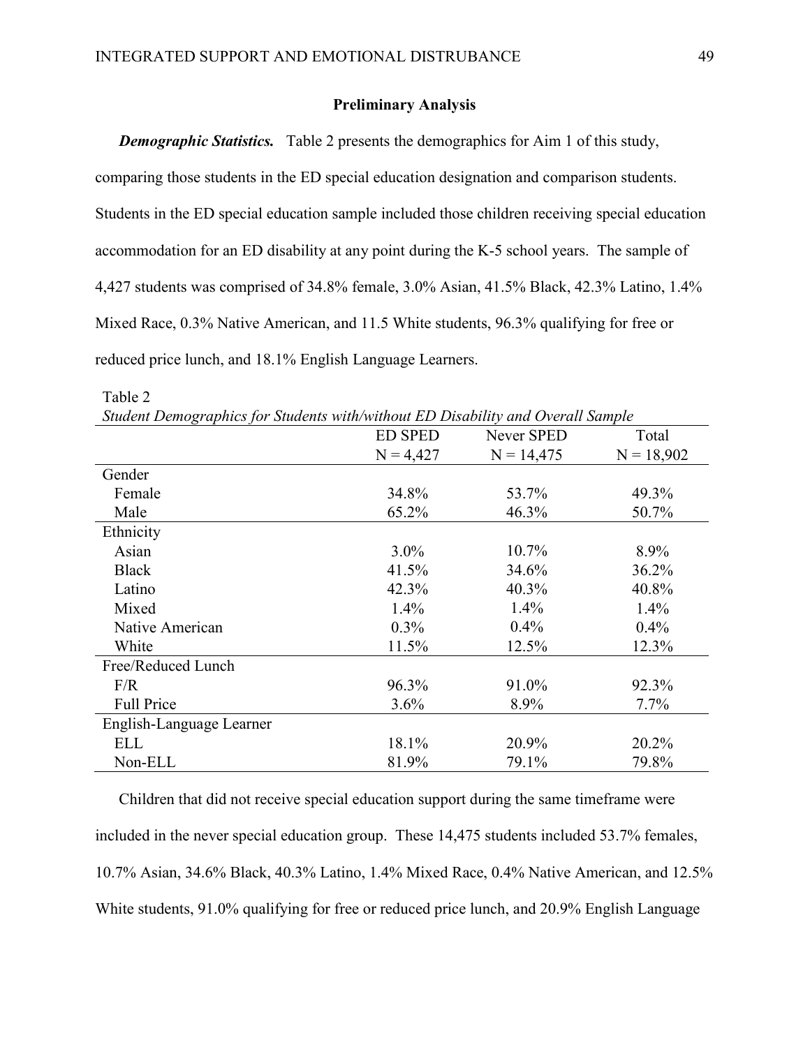## Preliminary Analysis

***Demographic Statistics.*** Table 2 presents the demographics for Aim 1 of this study, comparing those students in the ED special education designation and comparison students. Students in the ED special education sample included those children receiving special education accommodation for an ED disability at any point during the K-5 school years. The sample of 4,427 students was comprised of 34.8% female, 3.0% Asian, 41.5% Black, 42.3% Latino, 1.4% Mixed Race, 0.3% Native American, and 11.5 White students, 96.3% qualifying for free or reduced price lunch, and 18.1% English Language Learners.

Table 2

*Student Demographics for Students with/without ED Disability and Overall Sample*

| | ED SPED<br>N = 4,427 | Never SPED<br>N = 14,475 | Total<br>N = 18,902 |
|---|---|---|---|
| Gender | | | |
| Female | 34.8% | 53.7% | 49.3% |
| Male | 65.2% | 46.3% | 50.7% |
| Ethnicity | | | |
| Asian | 3.0% | 10.7% | 8.9% |
| Black | 41.5% | 34.6% | 36.2% |
| Latino | 42.3% | 40.3% | 40.8% |
| Mixed | 1.4% | 1.4% | 1.4% |
| Native American | 0.3% | 0.4% | 0.4% |
| White | 11.5% | 12.5% | 12.3% |
| Free/Reduced Lunch | | | |
| F/R | 96.3% | 91.0% | 92.3% |
| Full Price | 3.6% | 8.9% | 7.7% |
| English-Language Learner | | | |
| ELL | 18.1% | 20.9% | 20.2% |
| Non-ELL | 81.9% | 79.1% | 79.8% |

Children that did not receive special education support during the same timeframe were included in the never special education group. These 14,475 students included 53.7% females, 10.7% Asian, 34.6% Black, 40.3% Latino, 1.4% Mixed Race, 0.4% Native American, and 12.5% White students, 91.0% qualifying for free or reduced price lunch, and 20.9% English Language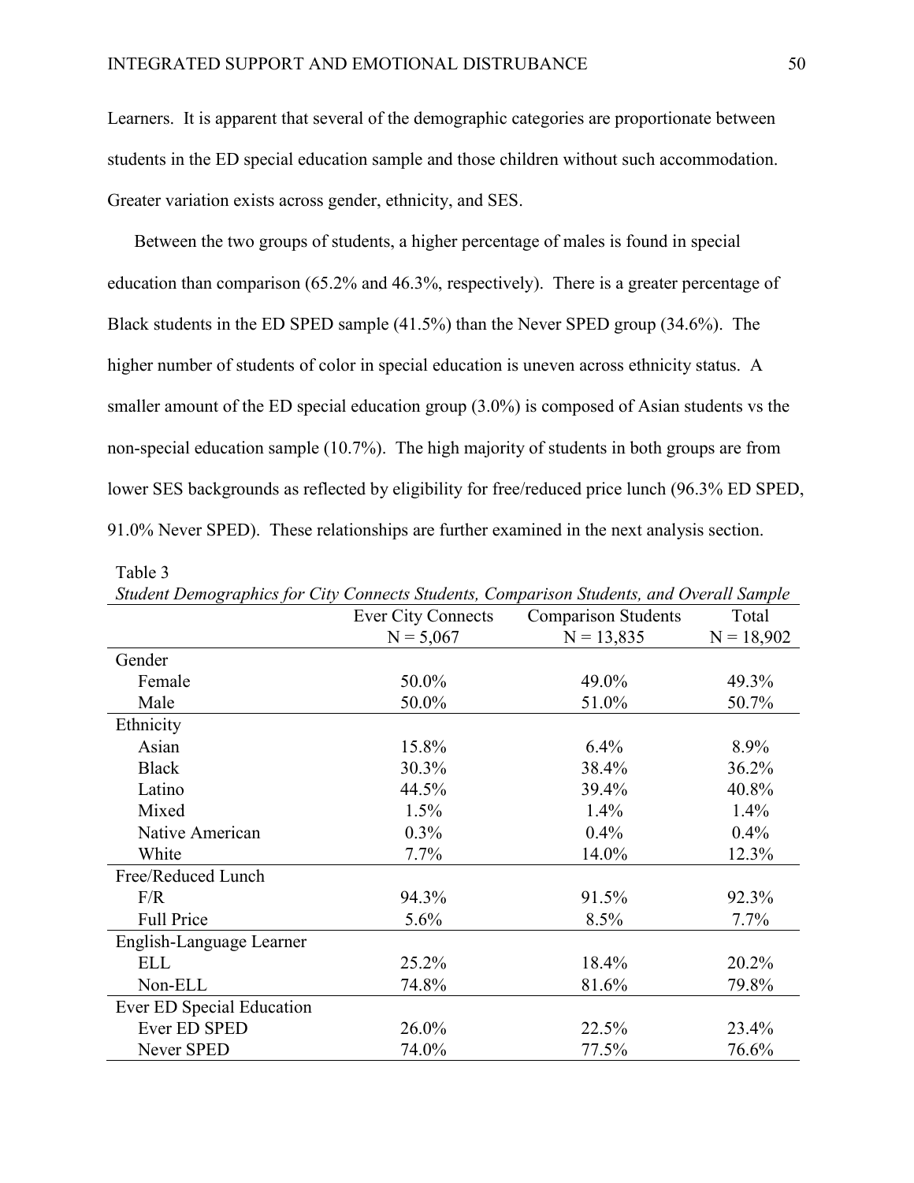Learners. It is apparent that several of the demographic categories are proportionate between students in the ED special education sample and those children without such accommodation. Greater variation exists across gender, ethnicity, and SES.

Between the two groups of students, a higher percentage of males is found in special education than comparison (65.2% and 46.3%, respectively). There is a greater percentage of Black students in the ED SPED sample (41.5%) than the Never SPED group (34.6%). The higher number of students of color in special education is uneven across ethnicity status. A smaller amount of the ED special education group (3.0%) is composed of Asian students vs the non-special education sample (10.7%). The high majority of students in both groups are from lower SES backgrounds as reflected by eligibility for free/reduced price lunch (96.3% ED SPED, 91.0% Never SPED). These relationships are further examined in the next analysis section.

Table 3

*Student Demographics for City Connects Students, Comparison Students, and Overall Sample*

| | Ever City Connects N = 5,067 | Comparison Students N = 13,835 | Total N = 18,902 |
|---|---|---|---|
| Gender | | | |
| Female | 50.0% | 49.0% | 49.3% |
| Male | 50.0% | 51.0% | 50.7% |
| Ethnicity | | | |
| Asian | 15.8% | 6.4% | 8.9% |
| Black | 30.3% | 38.4% | 36.2% |
| Latino | 44.5% | 39.4% | 40.8% |
| Mixed | 1.5% | 1.4% | 1.4% |
| Native American | 0.3% | 0.4% | 0.4% |
| White | 7.7% | 14.0% | 12.3% |
| Free/Reduced Lunch | | | |
| F/R | 94.3% | 91.5% | 92.3% |
| Full Price | 5.6% | 8.5% | 7.7% |
| English-Language Learner | | | |
| ELL | 25.2% | 18.4% | 20.2% |
| Non-ELL | 74.8% | 81.6% | 79.8% |
| Ever ED Special Education | | | |
| Ever ED SPED | 26.0% | 22.5% | 23.4% |
| Never SPED | 74.0% | 77.5% | 76.6% |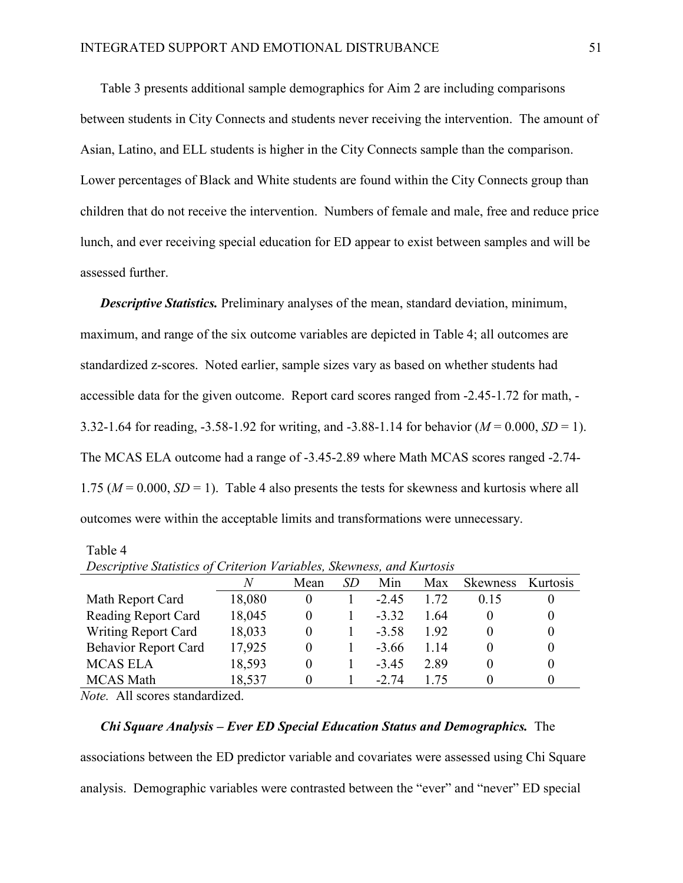Table 3 presents additional sample demographics for Aim 2 are including comparisons between students in City Connects and students never receiving the intervention. The amount of Asian, Latino, and ELL students is higher in the City Connects sample than the comparison. Lower percentages of Black and White students are found within the City Connects group than children that do not receive the intervention. Numbers of female and male, free and reduce price lunch, and ever receiving special education for ED appear to exist between samples and will be assessed further.

***Descriptive Statistics.*** Preliminary analyses of the mean, standard deviation, minimum, maximum, and range of the six outcome variables are depicted in Table 4; all outcomes are standardized z-scores. Noted earlier, sample sizes vary as based on whether students had accessible data for the given outcome. Report card scores ranged from -2.45-1.72 for math, -3.32-1.64 for reading, -3.58-1.92 for writing, and -3.88-1.14 for behavior ($M$ = 0.000, $SD$ = 1). The MCAS ELA outcome had a range of -3.45-2.89 where Math MCAS scores ranged -2.74-1.75 ($M$ = 0.000, $SD$ = 1). Table 4 also presents the tests for skewness and kurtosis where all outcomes were within the acceptable limits and transformations were unnecessary.

Table 4

*Descriptive Statistics of Criterion Variables, Skewness, and Kurtosis*

| | *N* | Mean | *SD* | Min | Max | Skewness | Kurtosis |
|---|---|---|---|---|---|---|---|
| Math Report Card | 18,080 | 0 | 1 | -2.45 | 1.72 | 0.15 | 0 |
| Reading Report Card | 18,045 | 0 | 1 | -3.32 | 1.64 | 0 | 0 |
| Writing Report Card | 18,033 | 0 | 1 | -3.58 | 1.92 | 0 | 0 |
| Behavior Report Card | 17,925 | 0 | 1 | -3.66 | 1.14 | 0 | 0 |
| MCAS ELA | 18,593 | 0 | 1 | -3.45 | 2.89 | 0 | 0 |
| MCAS Math | 18,537 | 0 | 1 | -2.74 | 1.75 | 0 | 0 |

*Note.* All scores standardized.

***Chi Square Analysis – Ever ED Special Education Status and Demographics.*** The associations between the ED predictor variable and covariates were assessed using Chi Square analysis. Demographic variables were contrasted between the "ever" and "never" ED special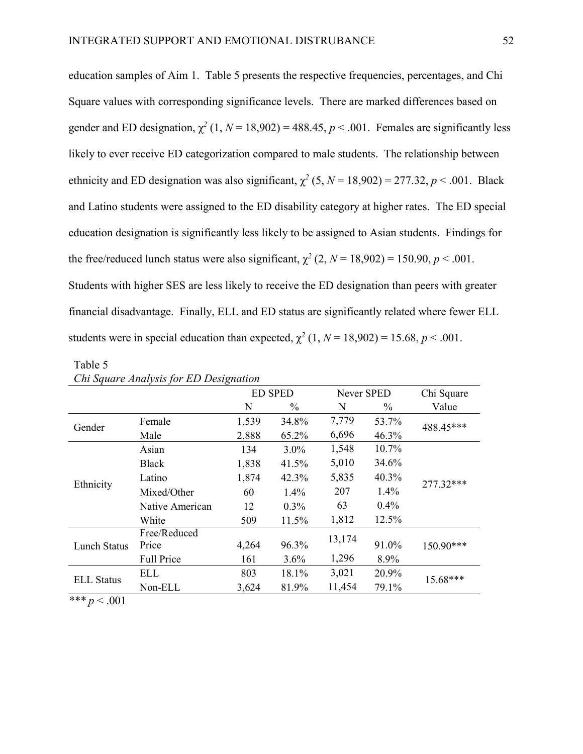education samples of Aim 1. Table 5 presents the respective frequencies, percentages, and Chi Square values with corresponding significance levels. There are marked differences based on gender and ED designation, $\chi^2$ (1, $N$ = 18,902) = 488.45, $p < .001$. Females are significantly less likely to ever receive ED categorization compared to male students. The relationship between ethnicity and ED designation was also significant, $\chi^2$ (5, $N$ = 18,902) = 277.32, $p < .001$. Black and Latino students were assigned to the ED disability category at higher rates. The ED special education designation is significantly less likely to be assigned to Asian students. Findings for the free/reduced lunch status were also significant, $\chi^2$ (2, $N$ = 18,902) = 150.90, $p < .001$. Students with higher SES are less likely to receive the ED designation than peers with greater financial disadvantage. Finally, ELL and ED status are significantly related where fewer ELL students were in special education than expected, $\chi^2$ (1, $N$ = 18,902) = 15.68, $p < .001$.

Table 5

*Chi Square Analysis for ED Designation*

| | | ED SPED | | Never SPED | | Chi Square |
|---|---|---|---|---|---|---|
| | | N | % | N | % | Value |
| Gender | Female | 1,539 | 34.8% | 7,779 | 53.7% | 488.45*** |
| | Male | 2,888 | 65.2% | 6,696 | 46.3% | |
| Ethnicity | Asian | 134 | 3.0% | 1,548 | 10.7% | 277.32*** |
| | Black | 1,838 | 41.5% | 5,010 | 34.6% | |
| | Latino | 1,874 | 42.3% | 5,835 | 40.3% | |
| | Mixed/Other | 60 | 1.4% | 207 | 1.4% | |
| | Native American | 12 | 0.3% | 63 | 0.4% | |
| | White | 509 | 11.5% | 1,812 | 12.5% | |
| Lunch Status | Free/Reduced Price | 4,264 | 96.3% | 13,174 | 91.0% | 150.90*** |
| | Full Price | 161 | 3.6% | 1,296 | 8.9% | |
| ELL Status | ELL | 803 | 18.1% | 3,021 | 20.9% | 15.68*** |
| | Non-ELL | 3,624 | 81.9% | 11,454 | 79.1% | |

*** $p < .001$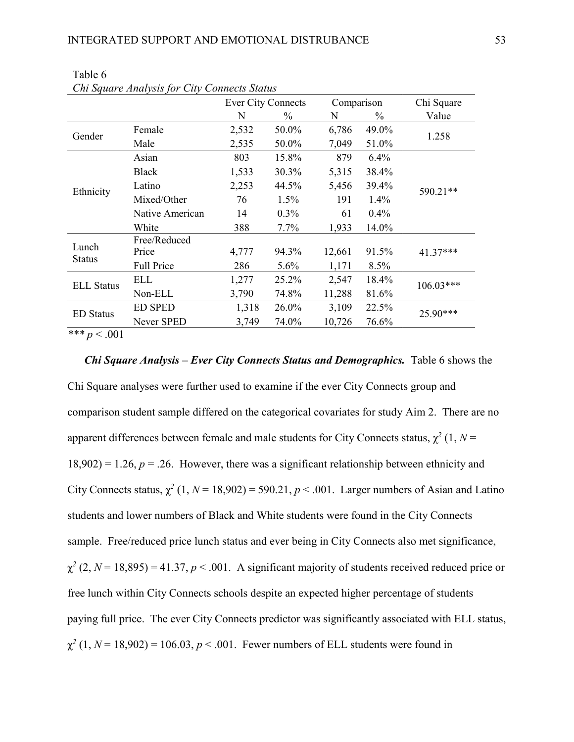Table 6

*Chi Square Analysis for City Connects Status*

| | | Ever City Connects | | Comparison | | Chi Square |
|---|---|---|---|---|---|---|
| | | N | % | N | % | Value |
| Gender | Female | 2,532 | 50.0% | 6,786 | 49.0% | 1.258 |
| | Male | 2,535 | 50.0% | 7,049 | 51.0% | |
| Ethnicity | Asian | 803 | 15.8% | 879 | 6.4% | 590.21** |
| | Black | 1,533 | 30.3% | 5,315 | 38.4% | |
| | Latino | 2,253 | 44.5% | 5,456 | 39.4% | |
| | Mixed/Other | 76 | 1.5% | 191 | 1.4% | |
| | Native American | 14 | 0.3% | 61 | 0.4% | |
| | White | 388 | 7.7% | 1,933 | 14.0% | |
| Lunch Status | Free/Reduced Price | 4,777 | 94.3% | 12,661 | 91.5% | 41.37*** |
| | Full Price | 286 | 5.6% | 1,171 | 8.5% | |
| ELL Status | ELL | 1,277 | 25.2% | 2,547 | 18.4% | 106.03*** |
| | Non-ELL | 3,790 | 74.8% | 11,288 | 81.6% | |
| ED Status | ED SPED | 1,318 | 26.0% | 3,109 | 22.5% | 25.90*** |
| | Never SPED | 3,749 | 74.0% | 10,726 | 76.6% | |

*** $p < .001$

***Chi Square Analysis – Ever City Connects Status and Demographics.*** Table 6 shows the Chi Square analyses were further used to examine if the ever City Connects group and comparison student sample differed on the categorical covariates for study Aim 2. There are no apparent differences between female and male students for City Connects status, $\chi^2$ (1, $N$ = 18,902) = 1.26, $p$ = .26. However, there was a significant relationship between ethnicity and City Connects status, $\chi^2$ (1, $N$ = 18,902) = 590.21, $p$ < .001. Larger numbers of Asian and Latino students and lower numbers of Black and White students were found in the City Connects sample. Free/reduced price lunch status and ever being in City Connects also met significance, $\chi^2$ (2, $N$ = 18,895) = 41.37, $p$ < .001. A significant majority of students received reduced price or free lunch within City Connects schools despite an expected higher percentage of students paying full price. The ever City Connects predictor was significantly associated with ELL status, $\chi^2$ (1, $N$ = 18,902) = 106.03, $p$ < .001. Fewer numbers of ELL students were found in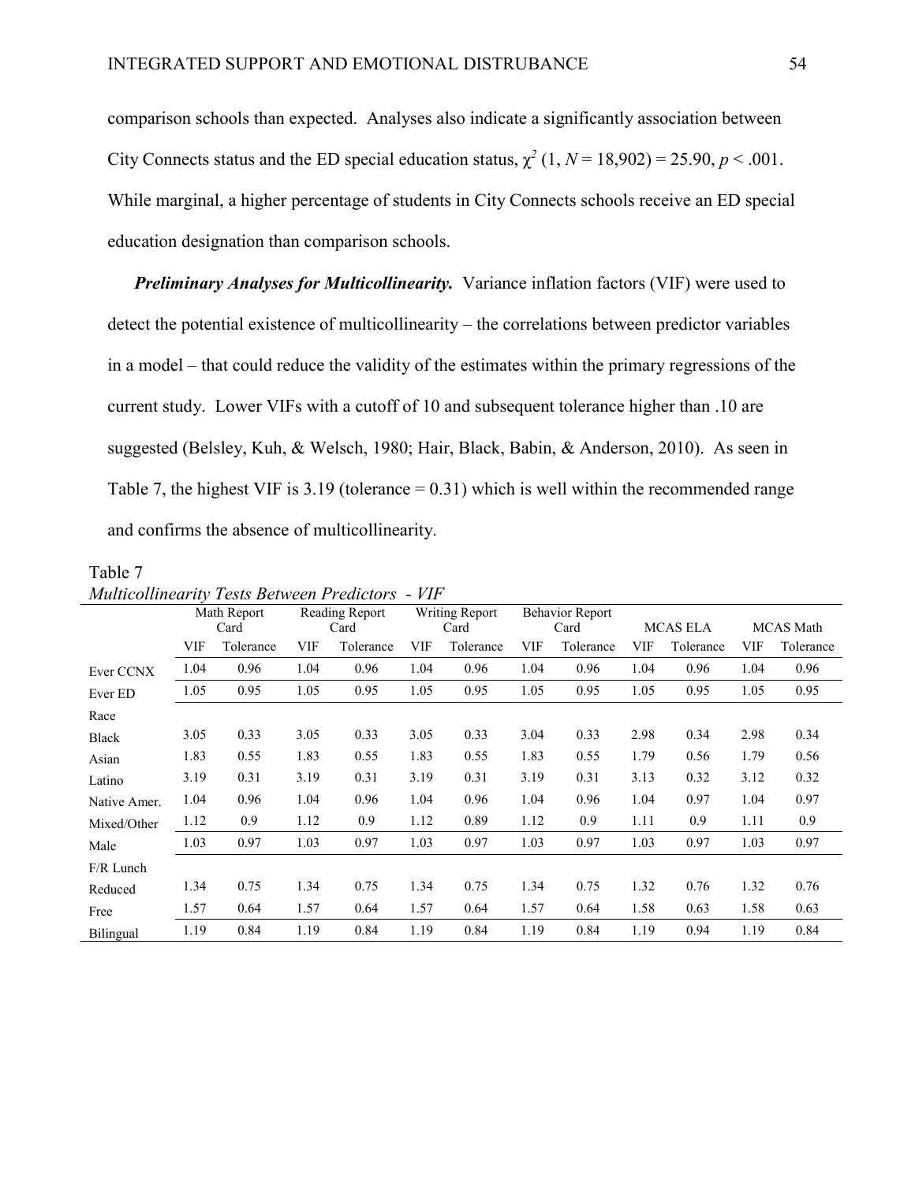comparison schools than expected. Analyses also indicate a significantly association between City Connects status and the ED special education status, $\chi^2$ (1, $N$ = 18,902) = 25.90, $p$ < .001. While marginal, a higher percentage of students in City Connects schools receive an ED special education designation than comparison schools.

***Preliminary Analyses for Multicollinearity.*** Variance inflation factors (VIF) were used to detect the potential existence of multicollinearity – the correlations between predictor variables in a model – that could reduce the validity of the estimates within the primary regressions of the current study. Lower VIFs with a cutoff of 10 and subsequent tolerance higher than .10 are suggested (Belsley, Kuh, & Welsch, 1980; Hair, Black, Babin, & Anderson, 2010). As seen in Table 7, the highest VIF is 3.19 (tolerance = 0.31) which is well within the recommended range and confirms the absence of multicollinearity.

Table 7

*Multicollinearity Tests Between Predictors - VIF*

| | Math Report Card | | Reading Report Card | | Writing Report Card | | Behavior Report Card | | MCAS ELA | | MCAS Math | |
|---|---|---|---|---|---|---|---|---|---|---|---|---|
| | VIF | Tolerance | VIF | Tolerance | VIF | Tolerance | VIF | Tolerance | VIF | Tolerance | VIF | Tolerance |
| Ever CCNX | 1.04 | 0.96 | 1.04 | 0.96 | 1.04 | 0.96 | 1.04 | 0.96 | 1.04 | 0.96 | 1.04 | 0.96 |
| Ever ED | 1.05 | 0.95 | 1.05 | 0.95 | 1.05 | 0.95 | 1.05 | 0.95 | 1.05 | 0.95 | 1.05 | 0.95 |
| Race | | | | | | | | | | | | |
| Black | 3.05 | 0.33 | 3.05 | 0.33 | 3.05 | 0.33 | 3.04 | 0.33 | 2.98 | 0.34 | 2.98 | 0.34 |
| Asian | 1.83 | 0.55 | 1.83 | 0.55 | 1.83 | 0.55 | 1.83 | 0.55 | 1.79 | 0.56 | 1.79 | 0.56 |
| Latino | 3.19 | 0.31 | 3.19 | 0.31 | 3.19 | 0.31 | 3.19 | 0.31 | 3.13 | 0.32 | 3.12 | 0.32 |
| Native Amer. | 1.04 | 0.96 | 1.04 | 0.96 | 1.04 | 0.96 | 1.04 | 0.96 | 1.04 | 0.97 | 1.04 | 0.97 |
| Mixed/Other | 1.12 | 0.9 | 1.12 | 0.9 | 1.12 | 0.89 | 1.12 | 0.9 | 1.11 | 0.9 | 1.11 | 0.9 |
| Male | 1.03 | 0.97 | 1.03 | 0.97 | 1.03 | 0.97 | 1.03 | 0.97 | 1.03 | 0.97 | 1.03 | 0.97 |
| F/R Lunch | | | | | | | | | | | | |
| Reduced | 1.34 | 0.75 | 1.34 | 0.75 | 1.34 | 0.75 | 1.34 | 0.75 | 1.32 | 0.76 | 1.32 | 0.76 |
| Free | 1.57 | 0.64 | 1.57 | 0.64 | 1.57 | 0.64 | 1.57 | 0.64 | 1.58 | 0.63 | 1.58 | 0.63 |
| Bilingual | 1.19 | 0.84 | 1.19 | 0.84 | 1.19 | 0.84 | 1.19 | 0.84 | 1.19 | 0.94 | 1.19 | 0.84 |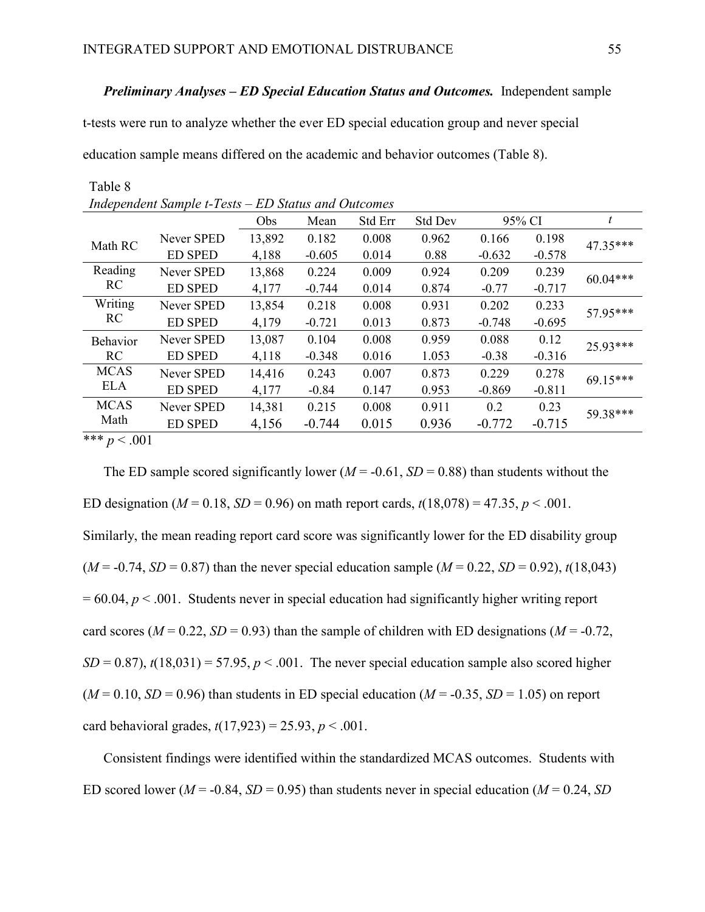***Preliminary Analyses – ED Special Education Status and Outcomes.*** Independent sample t-tests were run to analyze whether the ever ED special education group and never special education sample means differed on the academic and behavior outcomes (Table 8).

Table 8

*Independent Sample t-Tests – ED Status and Outcomes*

| | | Obs | Mean | Std Err | Std Dev | 95% CI | | $t$ |
|---|---|---|---|---|---|---|---|---|
| Math RC | Never SPED | 13,892 | 0.182 | 0.008 | 0.962 | 0.166 | 0.198 | 47.35*** |
| | ED SPED | 4,188 | -0.605 | 0.014 | 0.88 | -0.632 | -0.578 | |
| Reading RC | Never SPED | 13,868 | 0.224 | 0.009 | 0.924 | 0.209 | 0.239 | 60.04*** |
| | ED SPED | 4,177 | -0.744 | 0.014 | 0.874 | -0.77 | -0.717 | |
| Writing RC | Never SPED | 13,854 | 0.218 | 0.008 | 0.931 | 0.202 | 0.233 | 57.95*** |
| | ED SPED | 4,179 | -0.721 | 0.013 | 0.873 | -0.748 | -0.695 | |
| Behavior RC | Never SPED | 13,087 | 0.104 | 0.008 | 0.959 | 0.088 | 0.12 | 25.93*** |
| | ED SPED | 4,118 | -0.348 | 0.016 | 1.053 | -0.38 | -0.316 | |
| MCAS ELA | Never SPED | 14,416 | 0.243 | 0.007 | 0.873 | 0.229 | 0.278 | 69.15*** |
| | ED SPED | 4,177 | -0.84 | 0.147 | 0.953 | -0.869 | -0.811 | |
| MCAS Math | Never SPED | 14,381 | 0.215 | 0.008 | 0.911 | 0.2 | 0.23 | 59.38*** |
| | ED SPED | 4,156 | -0.744 | 0.015 | 0.936 | -0.772 | -0.715 | |

*** $p < .001$

The ED sample scored significantly lower ($M$ = -0.61, $SD$ = 0.88) than students without the ED designation ($M$ = 0.18, $SD$ = 0.96) on math report cards, $t(18{,}078) = 47.35$, $p < .001$. Similarly, the mean reading report card score was significantly lower for the ED disability group ($M$ = -0.74, $SD$ = 0.87) than the never special education sample ($M$ = 0.22, $SD$ = 0.92), $t(18{,}043) = 60.04$, $p < .001$. Students never in special education had significantly higher writing report card scores ($M$ = 0.22, $SD$ = 0.93) than the sample of children with ED designations ($M$ = -0.72, $SD$ = 0.87), $t(18{,}031) = 57.95$, $p < .001$. The never special education sample also scored higher ($M$ = 0.10, $SD$ = 0.96) than students in ED special education ($M$ = -0.35, $SD$ = 1.05) on report card behavioral grades, $t(17{,}923) = 25.93$, $p < .001$.

Consistent findings were identified within the standardized MCAS outcomes. Students with ED scored lower ($M$ = -0.84, $SD$ = 0.95) than students never in special education ($M$ = 0.24, $SD$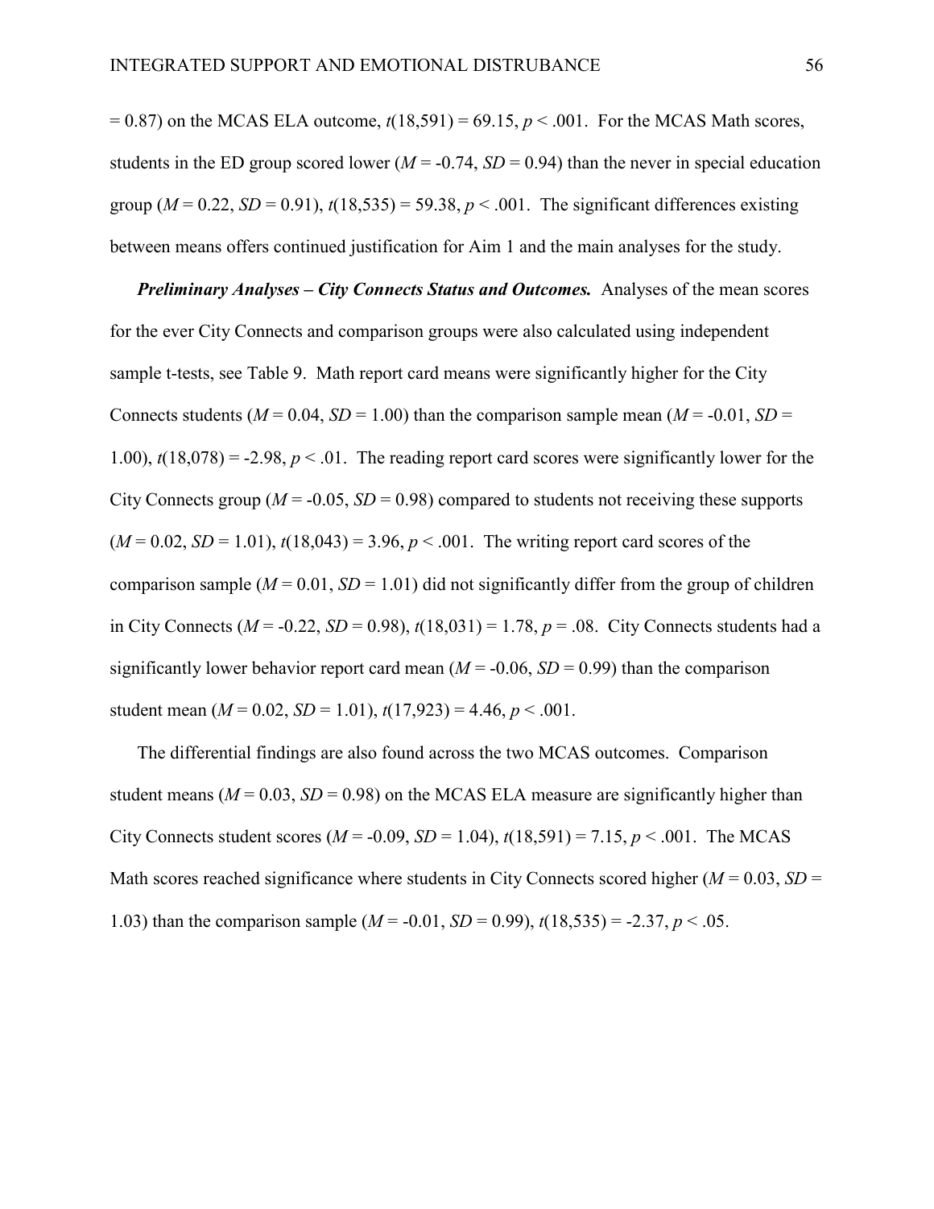$= 0.87$) on the MCAS ELA outcome, $t(18{,}591) = 69.15$, $p < .001$. For the MCAS Math scores, students in the ED group scored lower ($M = -0.74$, $SD = 0.94$) than the never in special education group ($M = 0.22$, $SD = 0.91$), $t(18{,}535) = 59.38$, $p < .001$. The significant differences existing between means offers continued justification for Aim 1 and the main analyses for the study.

***Preliminary Analyses – City Connects Status and Outcomes.*** Analyses of the mean scores for the ever City Connects and comparison groups were also calculated using independent sample t-tests, see Table 9. Math report card means were significantly higher for the City Connects students ($M = 0.04$, $SD = 1.00$) than the comparison sample mean ($M = -0.01$, $SD = 1.00$), $t(18{,}078) = -2.98$, $p < .01$. The reading report card scores were significantly lower for the City Connects group ($M = -0.05$, $SD = 0.98$) compared to students not receiving these supports ($M = 0.02$, $SD = 1.01$), $t(18{,}043) = 3.96$, $p < .001$. The writing report card scores of the comparison sample ($M = 0.01$, $SD = 1.01$) did not significantly differ from the group of children in City Connects ($M = -0.22$, $SD = 0.98$), $t(18{,}031) = 1.78$, $p = .08$. City Connects students had a significantly lower behavior report card mean ($M = -0.06$, $SD = 0.99$) than the comparison student mean ($M = 0.02$, $SD = 1.01$), $t(17{,}923) = 4.46$, $p < .001$.

The differential findings are also found across the two MCAS outcomes. Comparison student means ($M = 0.03$, $SD = 0.98$) on the MCAS ELA measure are significantly higher than City Connects student scores ($M = -0.09$, $SD = 1.04$), $t(18{,}591) = 7.15$, $p < .001$. The MCAS Math scores reached significance where students in City Connects scored higher ($M = 0.03$, $SD = 1.03$) than the comparison sample ($M = -0.01$, $SD = 0.99$), $t(18{,}535) = -2.37$, $p < .05$.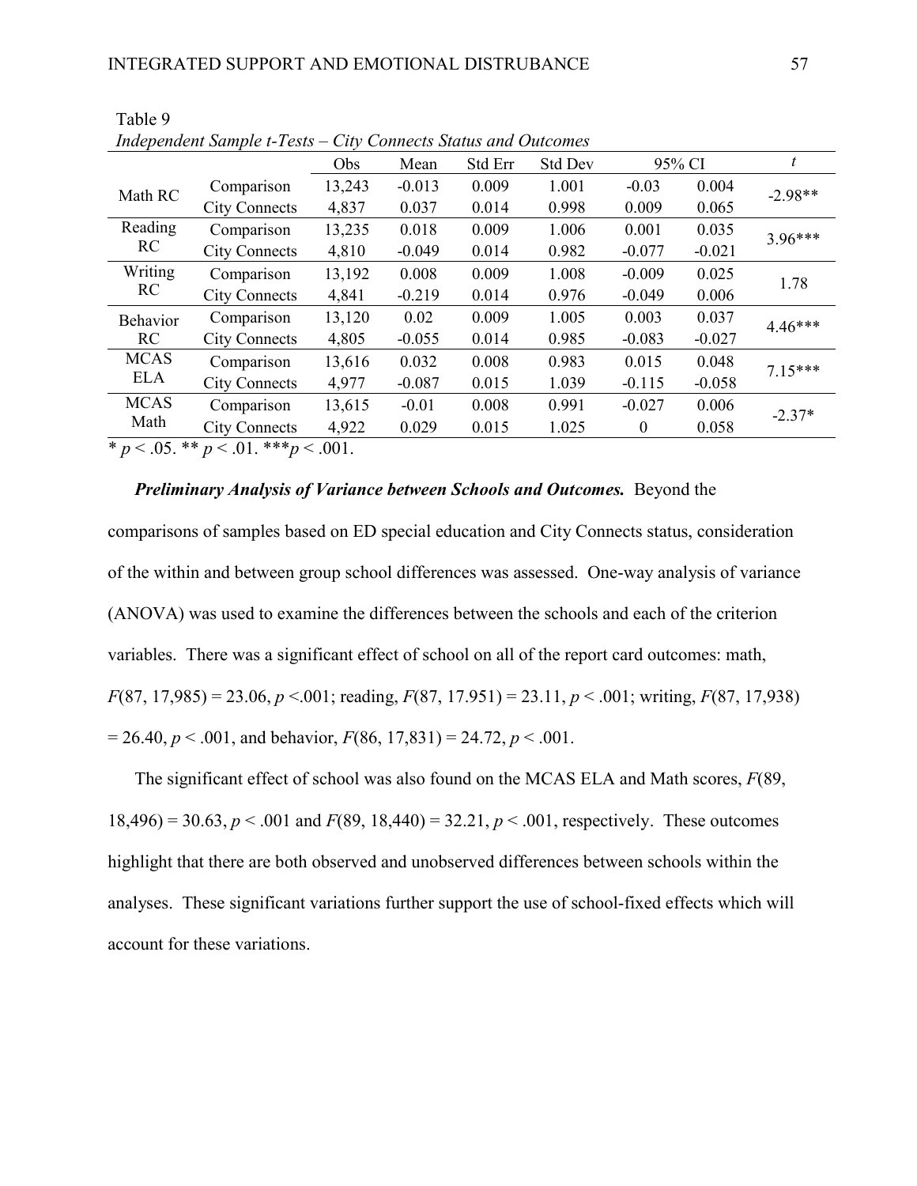Table 9

*Independent Sample t-Tests – City Connects Status and Outcomes*

| | | Obs | Mean | Std Err | Std Dev | 95% CI | | *t* |
|---|---|---|---|---|---|---|---|---|
| Math RC | Comparison | 13,243 | -0.013 | 0.009 | 1.001 | -0.03 | 0.004 | -2.98** |
| | City Connects | 4,837 | 0.037 | 0.014 | 0.998 | 0.009 | 0.065 | |
| Reading RC | Comparison | 13,235 | 0.018 | 0.009 | 1.006 | 0.001 | 0.035 | 3.96*** |
| | City Connects | 4,810 | -0.049 | 0.014 | 0.982 | -0.077 | -0.021 | |
| Writing RC | Comparison | 13,192 | 0.008 | 0.009 | 1.008 | -0.009 | 0.025 | 1.78 |
| | City Connects | 4,841 | -0.219 | 0.014 | 0.976 | -0.049 | 0.006 | |
| Behavior RC | Comparison | 13,120 | 0.02 | 0.009 | 1.005 | 0.003 | 0.037 | 4.46*** |
| | City Connects | 4,805 | -0.055 | 0.014 | 0.985 | -0.083 | -0.027 | |
| MCAS ELA | Comparison | 13,616 | 0.032 | 0.008 | 0.983 | 0.015 | 0.048 | 7.15*** |
| | City Connects | 4,977 | -0.087 | 0.015 | 1.039 | -0.115 | -0.058 | |
| MCAS Math | Comparison | 13,615 | -0.01 | 0.008 | 0.991 | -0.027 | 0.006 | -2.37* |
| | City Connects | 4,922 | 0.029 | 0.015 | 1.025 | 0 | 0.058 | |

* $p < .05$. ** $p < .01$. *** $p < .001$.

***Preliminary Analysis of Variance between Schools and Outcomes.*** Beyond the comparisons of samples based on ED special education and City Connects status, consideration of the within and between group school differences was assessed. One-way analysis of variance (ANOVA) was used to examine the differences between the schools and each of the criterion variables. There was a significant effect of school on all of the report card outcomes: math, $F(87, 17{,}985) = 23.06$, $p < .001$; reading, $F(87, 17.951) = 23.11$, $p < .001$; writing, $F(87, 17{,}938) = 26.40$, $p < .001$, and behavior, $F(86, 17{,}831) = 24.72$, $p < .001$.

The significant effect of school was also found on the MCAS ELA and Math scores, $F(89, 18{,}496) = 30.63$, $p < .001$ and $F(89, 18{,}440) = 32.21$, $p < .001$, respectively. These outcomes highlight that there are both observed and unobserved differences between schools within the analyses. These significant variations further support the use of school-fixed effects which will account for these variations.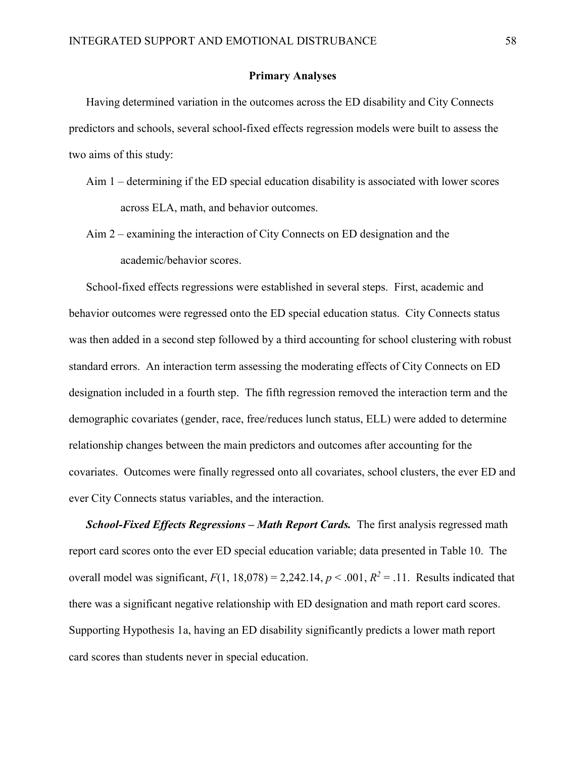## Primary Analyses

Having determined variation in the outcomes across the ED disability and City Connects predictors and schools, several school-fixed effects regression models were built to assess the two aims of this study:

Aim 1 – determining if the ED special education disability is associated with lower scores across ELA, math, and behavior outcomes.

Aim 2 – examining the interaction of City Connects on ED designation and the academic/behavior scores.

School-fixed effects regressions were established in several steps. First, academic and behavior outcomes were regressed onto the ED special education status. City Connects status was then added in a second step followed by a third accounting for school clustering with robust standard errors. An interaction term assessing the moderating effects of City Connects on ED designation included in a fourth step. The fifth regression removed the interaction term and the demographic covariates (gender, race, free/reduces lunch status, ELL) were added to determine relationship changes between the main predictors and outcomes after accounting for the covariates. Outcomes were finally regressed onto all covariates, school clusters, the ever ED and ever City Connects status variables, and the interaction.

***School-Fixed Effects Regressions – Math Report Cards.*** The first analysis regressed math report card scores onto the ever ED special education variable; data presented in Table 10. The overall model was significant, $F(1, 18{,}078) = 2{,}242.14$, $p < .001$, $R^2 = .11$. Results indicated that there was a significant negative relationship with ED designation and math report card scores. Supporting Hypothesis 1a, having an ED disability significantly predicts a lower math report card scores than students never in special education.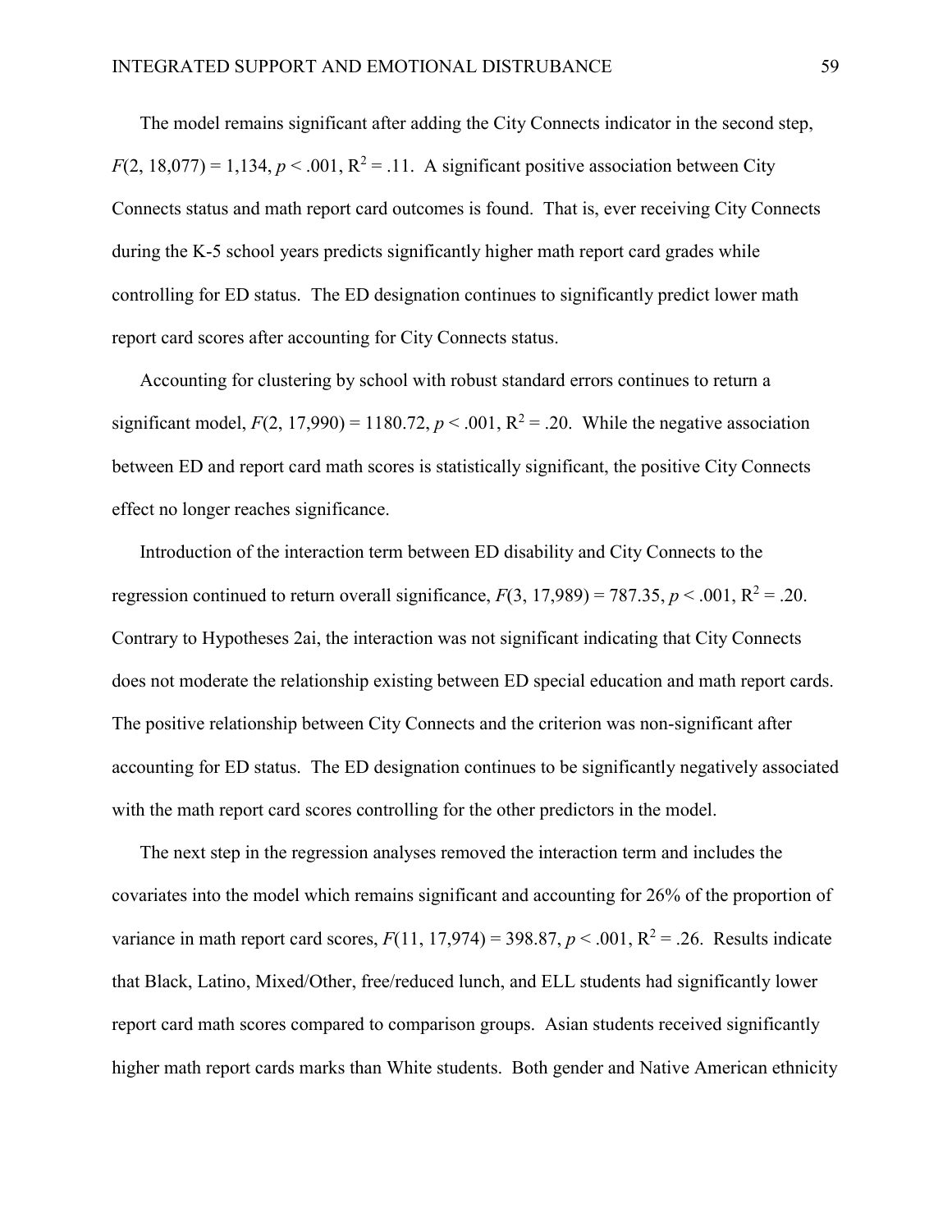The model remains significant after adding the City Connects indicator in the second step, $F(2, 18{,}077) = 1{,}134$, $p < .001$, $R^2 = .11$. A significant positive association between City Connects status and math report card outcomes is found. That is, ever receiving City Connects during the K-5 school years predicts significantly higher math report card grades while controlling for ED status. The ED designation continues to significantly predict lower math report card scores after accounting for City Connects status.

Accounting for clustering by school with robust standard errors continues to return a significant model, $F(2, 17{,}990) = 1180.72$, $p < .001$, $R^2 = .20$. While the negative association between ED and report card math scores is statistically significant, the positive City Connects effect no longer reaches significance.

Introduction of the interaction term between ED disability and City Connects to the regression continued to return overall significance, $F(3, 17{,}989) = 787.35$, $p < .001$, $R^2 = .20$. Contrary to Hypotheses 2ai, the interaction was not significant indicating that City Connects does not moderate the relationship existing between ED special education and math report cards. The positive relationship between City Connects and the criterion was non-significant after accounting for ED status. The ED designation continues to be significantly negatively associated with the math report card scores controlling for the other predictors in the model.

The next step in the regression analyses removed the interaction term and includes the covariates into the model which remains significant and accounting for 26% of the proportion of variance in math report card scores, $F(11, 17{,}974) = 398.87$, $p < .001$, $R^2 = .26$. Results indicate that Black, Latino, Mixed/Other, free/reduced lunch, and ELL students had significantly lower report card math scores compared to comparison groups. Asian students received significantly higher math report cards marks than White students. Both gender and Native American ethnicity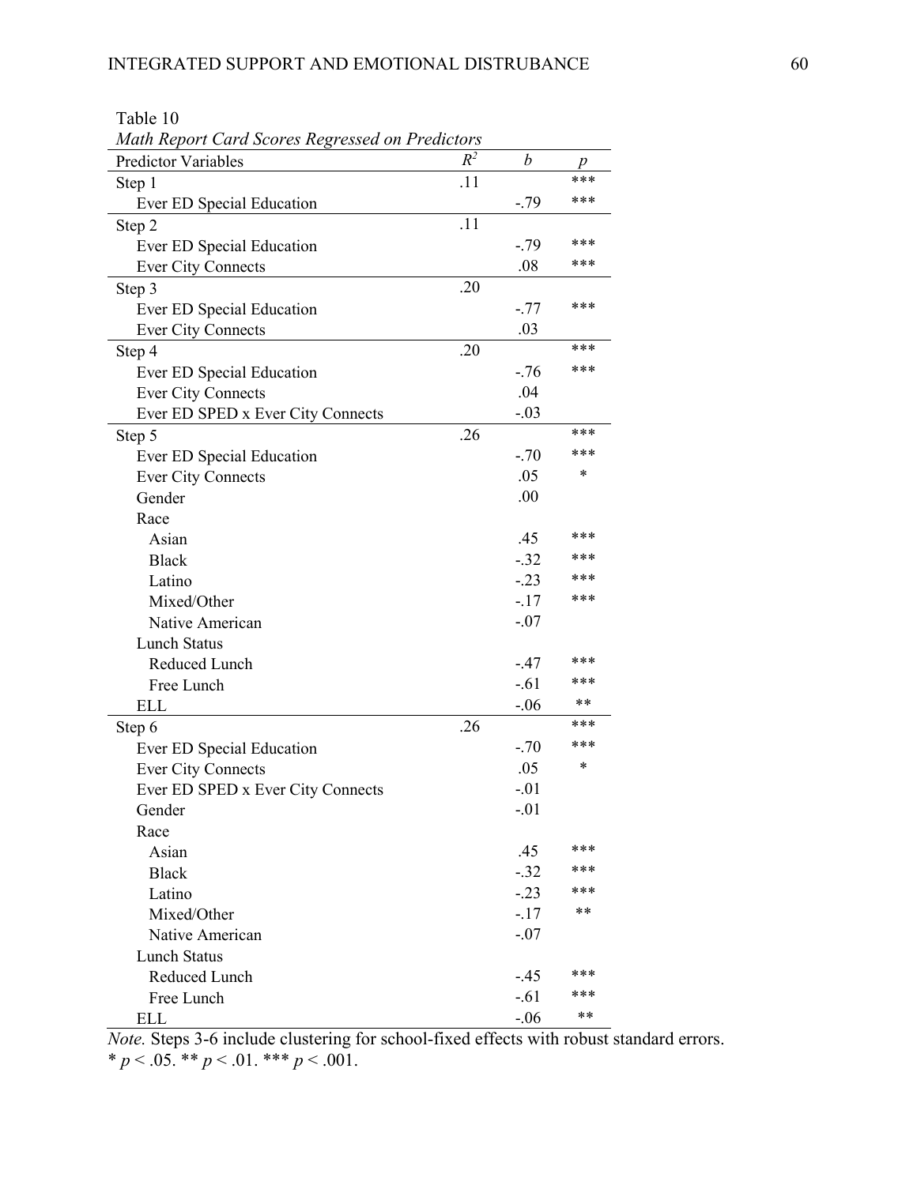Table 10

*Math Report Card Scores Regressed on Predictors*

| Predictor Variables | $R^2$ | *b* | *p* |
|---|---|---|---|
| Step 1 | .11 | | *** |
| Ever ED Special Education | | -.79 | *** |
| Step 2 | .11 | | |
| Ever ED Special Education | | -.79 | *** |
| Ever City Connects | | .08 | *** |
| Step 3 | .20 | | |
| Ever ED Special Education | | -.77 | *** |
| Ever City Connects | | .03 | |
| Step 4 | .20 | | *** |
| Ever ED Special Education | | -.76 | *** |
| Ever City Connects | | .04 | |
| Ever ED SPED x Ever City Connects | | -.03 | |
| Step 5 | .26 | | *** |
| Ever ED Special Education | | -.70 | *** |
| Ever City Connects | | .05 | * |
| Gender | | .00 | |
| Race | | | |
| Asian | | .45 | *** |
| Black | | -.32 | *** |
| Latino | | -.23 | *** |
| Mixed/Other | | -.17 | *** |
| Native American | | -.07 | |
| Lunch Status | | | |
| Reduced Lunch | | -.47 | *** |
| Free Lunch | | -.61 | *** |
| ELL | | -.06 | ** |
| Step 6 | .26 | | *** |
| Ever ED Special Education | | -.70 | *** |
| Ever City Connects | | .05 | * |
| Ever ED SPED x Ever City Connects | | -.01 | |
| Gender | | -.01 | |
| Race | | | |
| Asian | | .45 | *** |
| Black | | -.32 | *** |
| Latino | | -.23 | *** |
| Mixed/Other | | -.17 | ** |
| Native American | | -.07 | |
| Lunch Status | | | |
| Reduced Lunch | | -.45 | *** |
| Free Lunch | | -.61 | *** |
| ELL | | -.06 | ** |

*Note.* Steps 3-6 include clustering for school-fixed effects with robust standard errors.
* $p < .05$. ** $p < .01$. *** $p < .001$.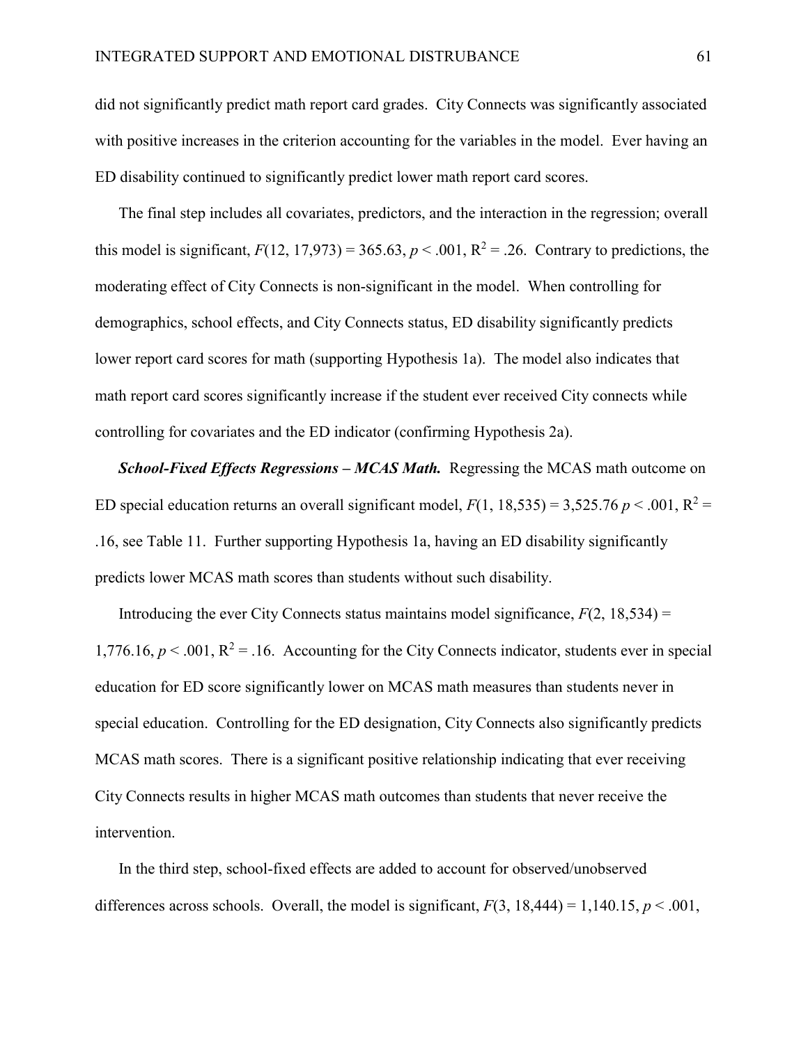did not significantly predict math report card grades. City Connects was significantly associated with positive increases in the criterion accounting for the variables in the model. Ever having an ED disability continued to significantly predict lower math report card scores.

The final step includes all covariates, predictors, and the interaction in the regression; overall this model is significant, $F(12, 17{,}973) = 365.63$, $p < .001$, $R^2 = .26$. Contrary to predictions, the moderating effect of City Connects is non-significant in the model. When controlling for demographics, school effects, and City Connects status, ED disability significantly predicts lower report card scores for math (supporting Hypothesis 1a). The model also indicates that math report card scores significantly increase if the student ever received City connects while controlling for covariates and the ED indicator (confirming Hypothesis 2a).

***School-Fixed Effects Regressions – MCAS Math.*** Regressing the MCAS math outcome on ED special education returns an overall significant model, $F(1, 18{,}535) = 3{,}525.76$ $p < .001$, $R^2 = .16$, see Table 11. Further supporting Hypothesis 1a, having an ED disability significantly predicts lower MCAS math scores than students without such disability.

Introducing the ever City Connects status maintains model significance, $F(2, 18{,}534) = 1{,}776.16$, $p < .001$, $R^2 = .16$. Accounting for the City Connects indicator, students ever in special education for ED score significantly lower on MCAS math measures than students never in special education. Controlling for the ED designation, City Connects also significantly predicts MCAS math scores. There is a significant positive relationship indicating that ever receiving City Connects results in higher MCAS math outcomes than students that never receive the intervention.

In the third step, school-fixed effects are added to account for observed/unobserved differences across schools. Overall, the model is significant, $F(3, 18{,}444) = 1{,}140.15$, $p < .001$,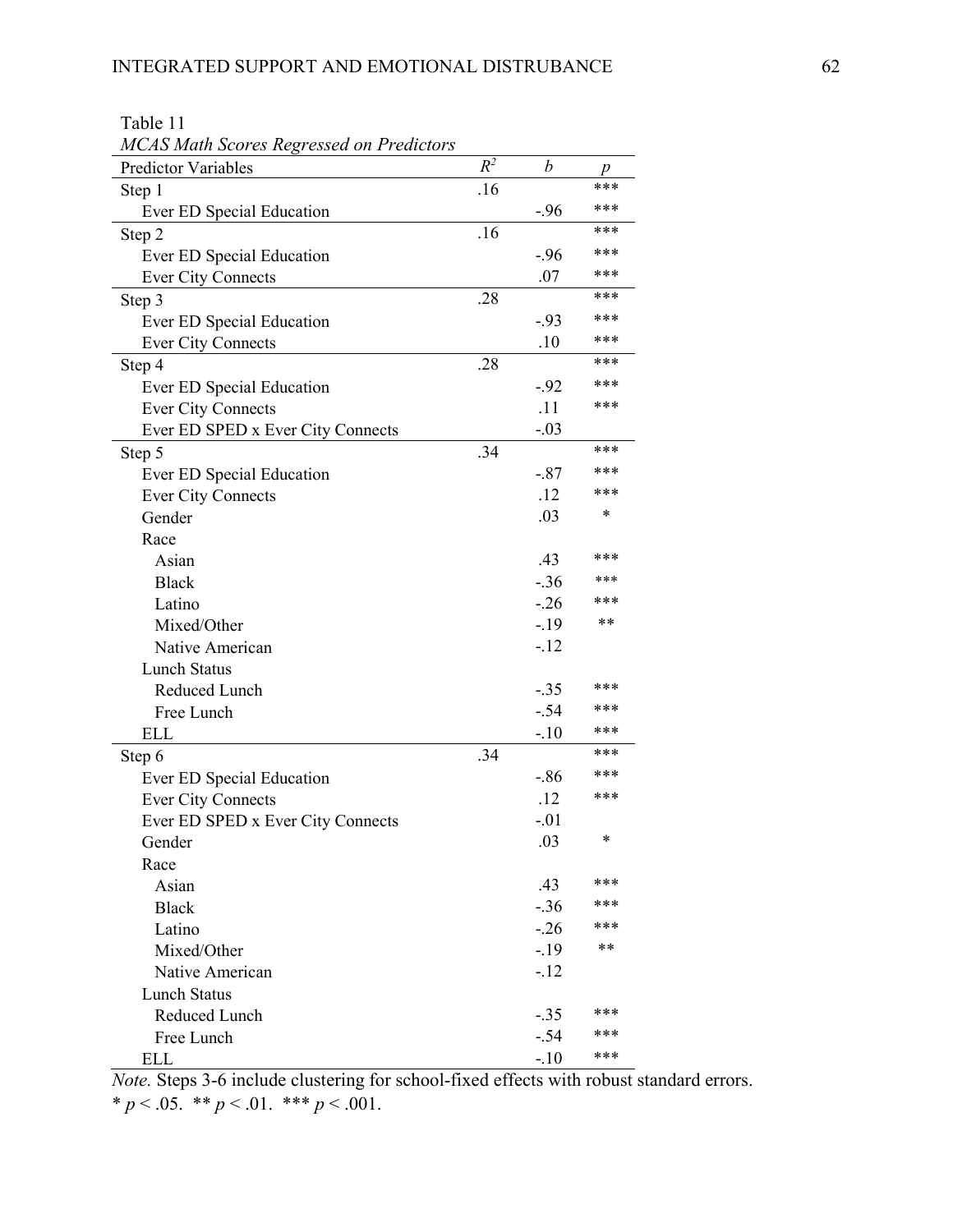Table 11

*MCAS Math Scores Regressed on Predictors*

| Predictor Variables | $R^2$ | *b* | *p* |
|---|---|---|---|
| Step 1 | .16 | | *** |
| Ever ED Special Education | | -.96 | *** |
| Step 2 | .16 | | *** |
| Ever ED Special Education | | -.96 | *** |
| Ever City Connects | | .07 | *** |
| Step 3 | .28 | | *** |
| Ever ED Special Education | | -.93 | *** |
| Ever City Connects | | .10 | *** |
| Step 4 | .28 | | *** |
| Ever ED Special Education | | -.92 | *** |
| Ever City Connects | | .11 | *** |
| Ever ED SPED x Ever City Connects | | -.03 | |
| Step 5 | .34 | | *** |
| Ever ED Special Education | | -.87 | *** |
| Ever City Connects | | .12 | *** |
| Gender | | .03 | * |
| Race | | | |
| Asian | | .43 | *** |
| Black | | -.36 | *** |
| Latino | | -.26 | *** |
| Mixed/Other | | -.19 | ** |
| Native American | | -.12 | |
| Lunch Status | | | |
| Reduced Lunch | | -.35 | *** |
| Free Lunch | | -.54 | *** |
| ELL | | -.10 | *** |
| Step 6 | .34 | | *** |
| Ever ED Special Education | | -.86 | *** |
| Ever City Connects | | .12 | *** |
| Ever ED SPED x Ever City Connects | | -.01 | |
| Gender | | .03 | * |
| Race | | | |
| Asian | | .43 | *** |
| Black | | -.36 | *** |
| Latino | | -.26 | *** |
| Mixed/Other | | -.19 | ** |
| Native American | | -.12 | |
| Lunch Status | | | |
| Reduced Lunch | | -.35 | *** |
| Free Lunch | | -.54 | *** |
| ELL | | -.10 | *** |

*Note.* Steps 3-6 include clustering for school-fixed effects with robust standard errors.
* $p < .05$. ** $p < .01$. *** $p < .001$.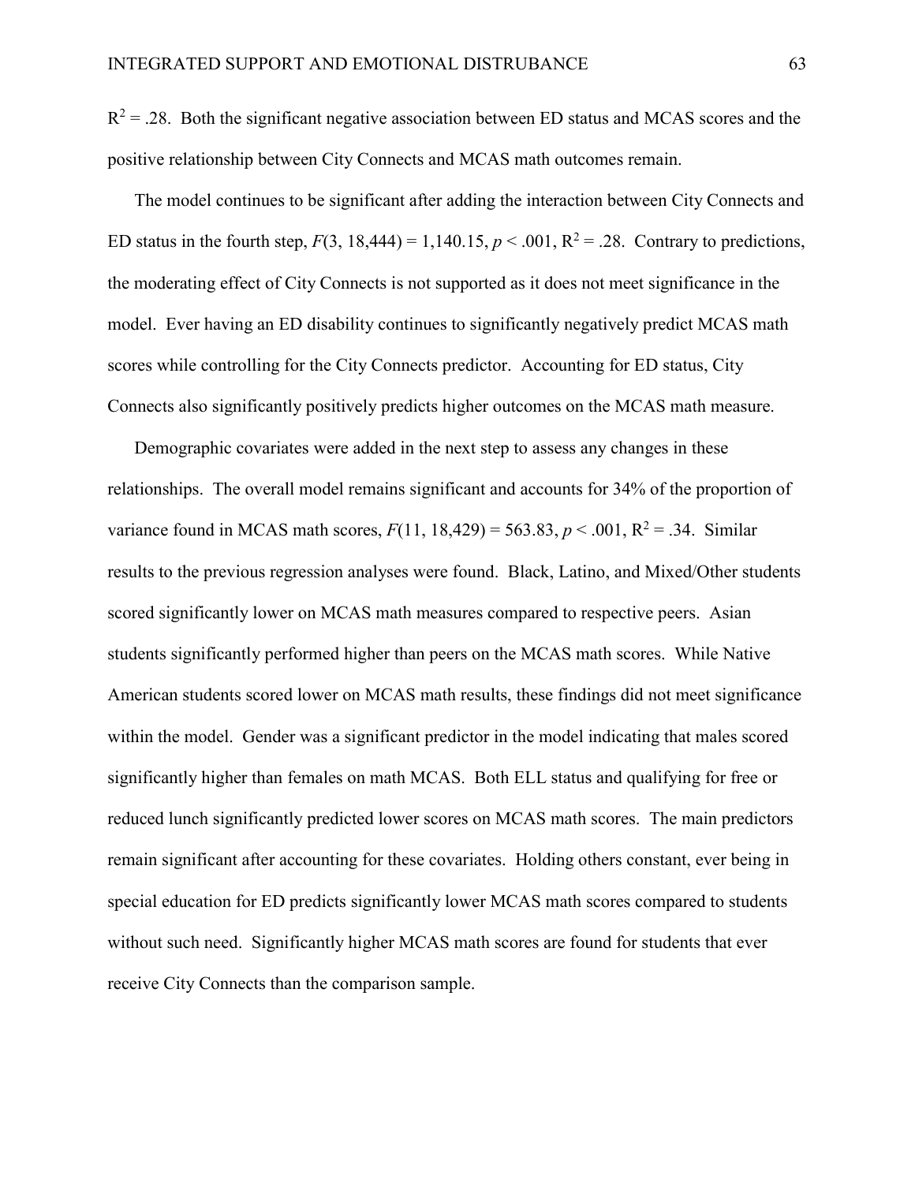$R^2 = .28$. Both the significant negative association between ED status and MCAS scores and the positive relationship between City Connects and MCAS math outcomes remain.

The model continues to be significant after adding the interaction between City Connects and ED status in the fourth step, $F(3, 18{,}444) = 1{,}140.15$, $p < .001$, $R^2 = .28$. Contrary to predictions, the moderating effect of City Connects is not supported as it does not meet significance in the model. Ever having an ED disability continues to significantly negatively predict MCAS math scores while controlling for the City Connects predictor. Accounting for ED status, City Connects also significantly positively predicts higher outcomes on the MCAS math measure.

Demographic covariates were added in the next step to assess any changes in these relationships. The overall model remains significant and accounts for 34% of the proportion of variance found in MCAS math scores, $F(11, 18{,}429) = 563.83$, $p < .001$, $R^2 = .34$. Similar results to the previous regression analyses were found. Black, Latino, and Mixed/Other students scored significantly lower on MCAS math measures compared to respective peers. Asian students significantly performed higher than peers on the MCAS math scores. While Native American students scored lower on MCAS math results, these findings did not meet significance within the model. Gender was a significant predictor in the model indicating that males scored significantly higher than females on math MCAS. Both ELL status and qualifying for free or reduced lunch significantly predicted lower scores on MCAS math scores. The main predictors remain significant after accounting for these covariates. Holding others constant, ever being in special education for ED predicts significantly lower MCAS math scores compared to students without such need. Significantly higher MCAS math scores are found for students that ever receive City Connects than the comparison sample.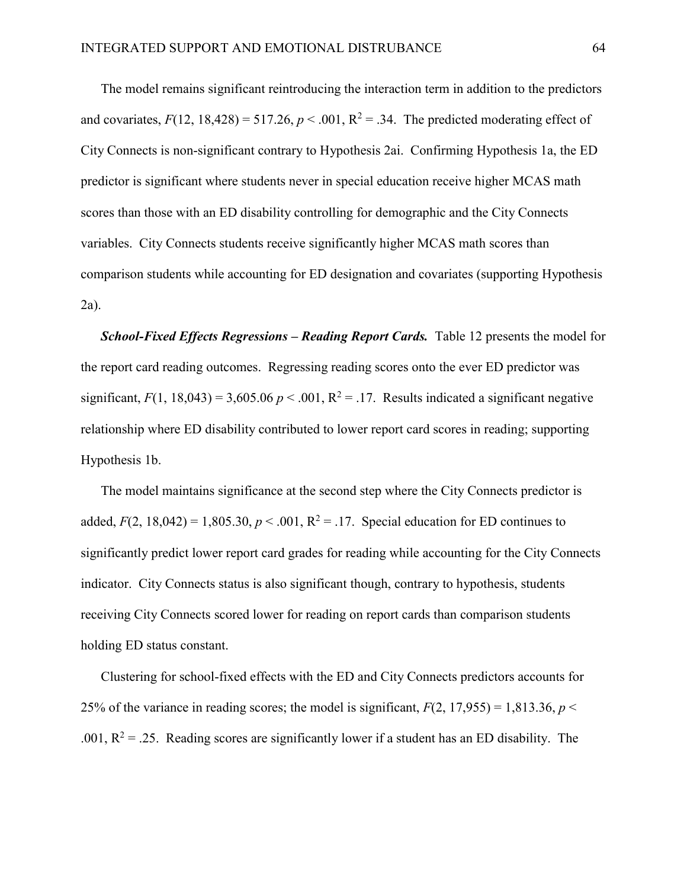The model remains significant reintroducing the interaction term in addition to the predictors and covariates, $F(12, 18{,}428) = 517.26$, $p < .001$, $R^2 = .34$. The predicted moderating effect of City Connects is non-significant contrary to Hypothesis 2ai. Confirming Hypothesis 1a, the ED predictor is significant where students never in special education receive higher MCAS math scores than those with an ED disability controlling for demographic and the City Connects variables. City Connects students receive significantly higher MCAS math scores than comparison students while accounting for ED designation and covariates (supporting Hypothesis 2a).

***School-Fixed Effects Regressions – Reading Report Cards.*** Table 12 presents the model for the report card reading outcomes. Regressing reading scores onto the ever ED predictor was significant, $F(1, 18{,}043) = 3{,}605.06$ $p < .001$, $R^2 = .17$. Results indicated a significant negative relationship where ED disability contributed to lower report card scores in reading; supporting Hypothesis 1b.

The model maintains significance at the second step where the City Connects predictor is added, $F(2, 18{,}042) = 1{,}805.30$, $p < .001$, $R^2 = .17$. Special education for ED continues to significantly predict lower report card grades for reading while accounting for the City Connects indicator. City Connects status is also significant though, contrary to hypothesis, students receiving City Connects scored lower for reading on report cards than comparison students holding ED status constant.

Clustering for school-fixed effects with the ED and City Connects predictors accounts for 25% of the variance in reading scores; the model is significant, $F(2, 17{,}955) = 1{,}813.36$, $p < .001$, $R^2 = .25$. Reading scores are significantly lower if a student has an ED disability. The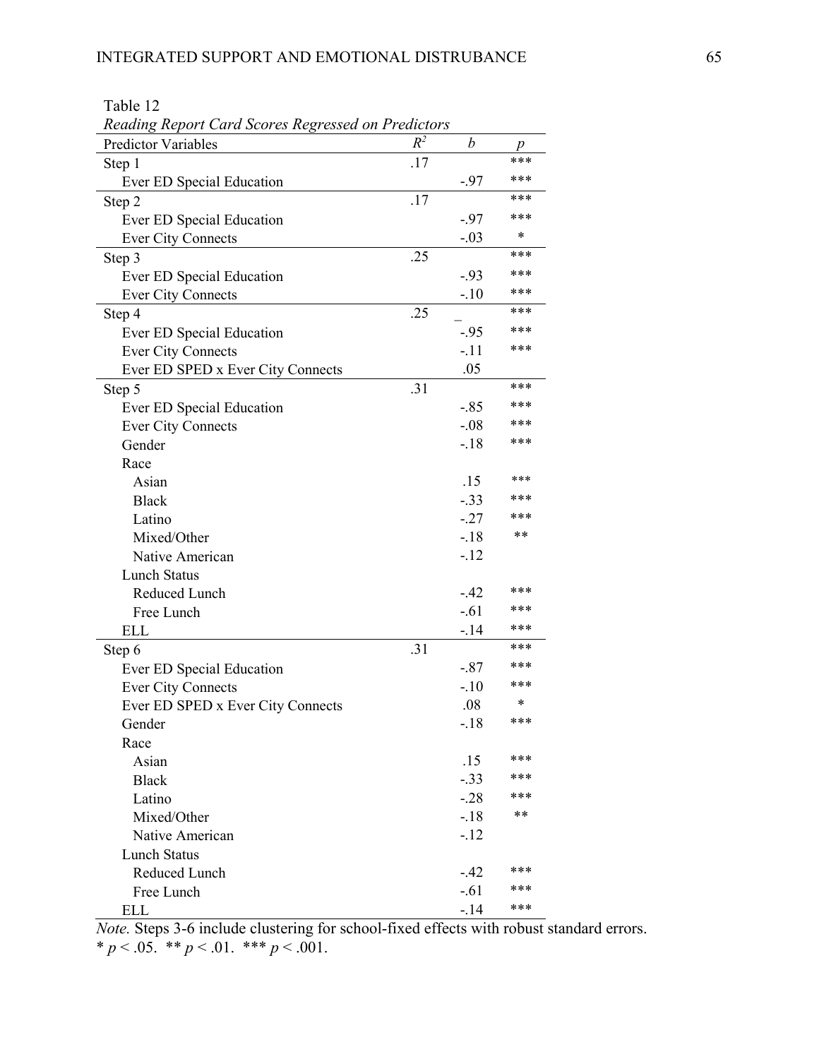Table 12

*Reading Report Card Scores Regressed on Predictors*

| Predictor Variables | $R^2$ | *b* | *p* |
|---|---|---|---|
| Step 1 | .17 | | *** |
| Ever ED Special Education | | -.97 | *** |
| Step 2 | .17 | | *** |
| Ever ED Special Education | | -.97 | *** |
| Ever City Connects | | -.03 | * |
| Step 3 | .25 | | *** |
| Ever ED Special Education | | -.93 | *** |
| Ever City Connects | | -.10 | *** |
| Step 4 | .25 | _ | *** |
| Ever ED Special Education | | -.95 | *** |
| Ever City Connects | | -.11 | *** |
| Ever ED SPED x Ever City Connects | | .05 | |
| Step 5 | .31 | | *** |
| Ever ED Special Education | | -.85 | *** |
| Ever City Connects | | -.08 | *** |
| Gender | | -.18 | *** |
| Race | | | |
| Asian | | .15 | *** |
| Black | | -.33 | *** |
| Latino | | -.27 | *** |
| Mixed/Other | | -.18 | ** |
| Native American | | -.12 | |
| Lunch Status | | | |
| Reduced Lunch | | -.42 | *** |
| Free Lunch | | -.61 | *** |
| ELL | | -.14 | *** |
| Step 6 | .31 | | *** |
| Ever ED Special Education | | -.87 | *** |
| Ever City Connects | | -.10 | *** |
| Ever ED SPED x Ever City Connects | | .08 | * |
| Gender | | -.18 | *** |
| Race | | | |
| Asian | | .15 | *** |
| Black | | -.33 | *** |
| Latino | | -.28 | *** |
| Mixed/Other | | -.18 | ** |
| Native American | | -.12 | |
| Lunch Status | | | |
| Reduced Lunch | | -.42 | *** |
| Free Lunch | | -.61 | *** |
| ELL | | -.14 | *** |

*Note.* Steps 3-6 include clustering for school-fixed effects with robust standard errors.
* $p < .05$. ** $p < .01$. *** $p < .001$.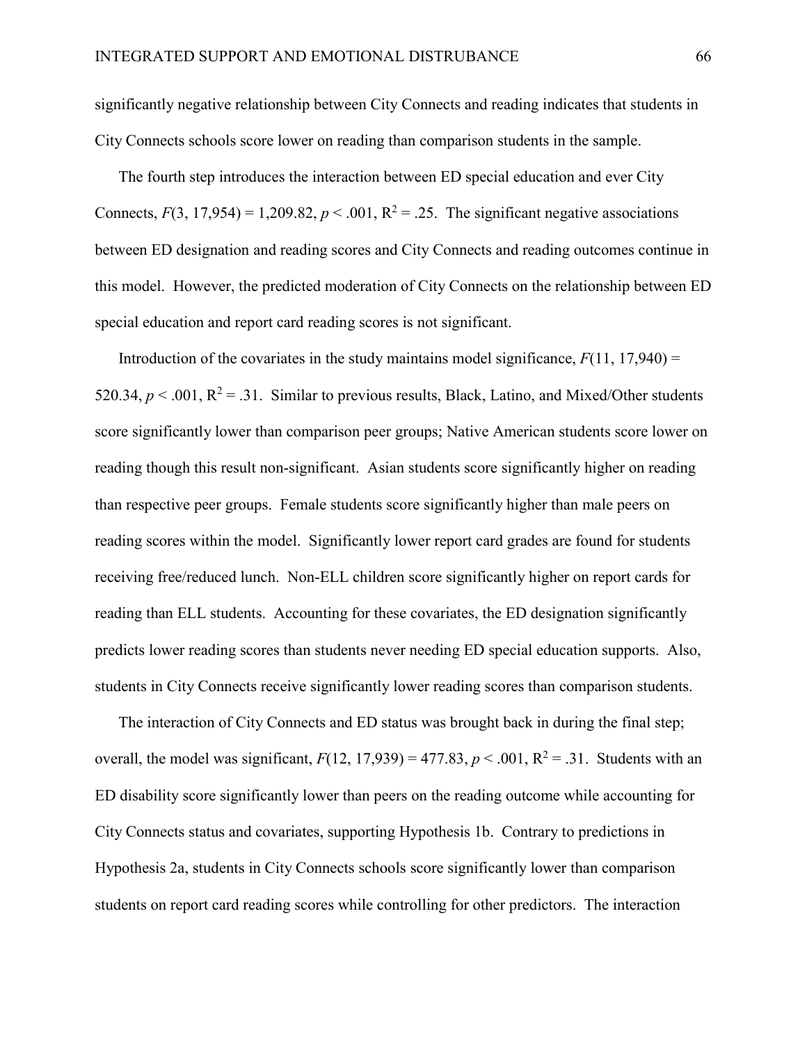significantly negative relationship between City Connects and reading indicates that students in City Connects schools score lower on reading than comparison students in the sample.

The fourth step introduces the interaction between ED special education and ever City Connects, $F(3, 17{,}954) = 1{,}209.82$, $p < .001$, $R^2 = .25$. The significant negative associations between ED designation and reading scores and City Connects and reading outcomes continue in this model. However, the predicted moderation of City Connects on the relationship between ED special education and report card reading scores is not significant.

Introduction of the covariates in the study maintains model significance, $F(11, 17{,}940) = 520.34$, $p < .001$, $R^2 = .31$. Similar to previous results, Black, Latino, and Mixed/Other students score significantly lower than comparison peer groups; Native American students score lower on reading though this result non-significant. Asian students score significantly higher on reading than respective peer groups. Female students score significantly higher than male peers on reading scores within the model. Significantly lower report card grades are found for students receiving free/reduced lunch. Non-ELL children score significantly higher on report cards for reading than ELL students. Accounting for these covariates, the ED designation significantly predicts lower reading scores than students never needing ED special education supports. Also, students in City Connects receive significantly lower reading scores than comparison students.

The interaction of City Connects and ED status was brought back in during the final step; overall, the model was significant, $F(12, 17{,}939) = 477.83$, $p < .001$, $R^2 = .31$. Students with an ED disability score significantly lower than peers on the reading outcome while accounting for City Connects status and covariates, supporting Hypothesis 1b. Contrary to predictions in Hypothesis 2a, students in City Connects schools score significantly lower than comparison students on report card reading scores while controlling for other predictors. The interaction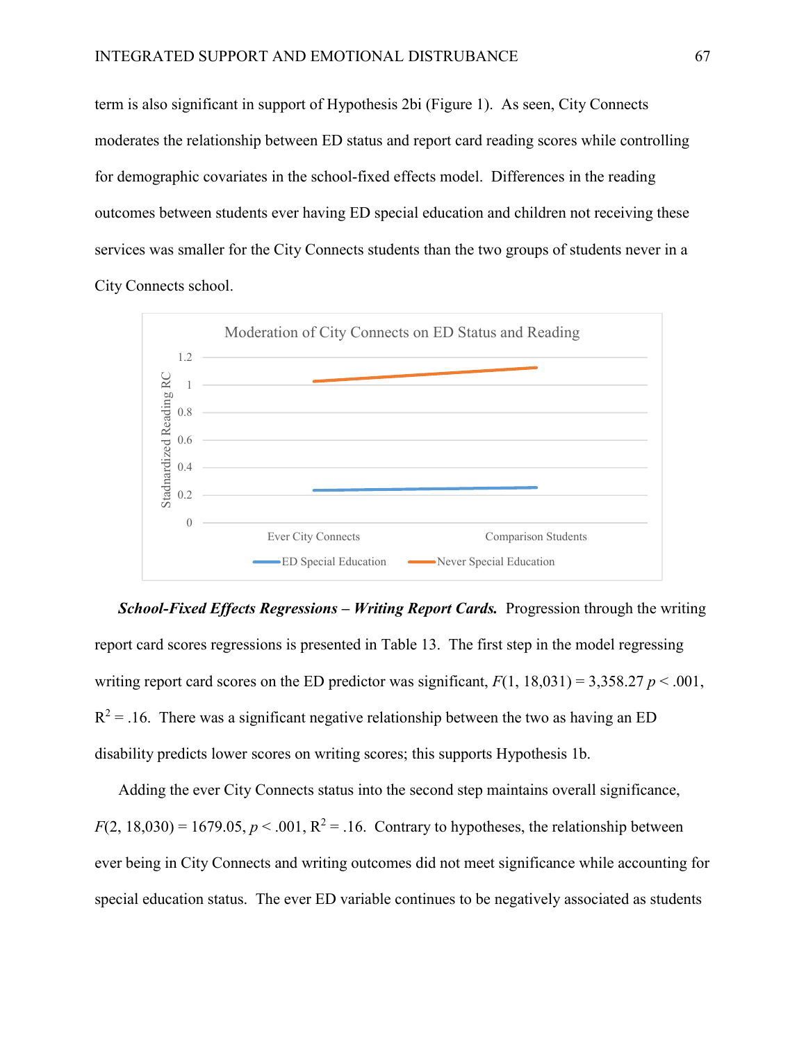term is also significant in support of Hypothesis 2bi (Figure 1). As seen, City Connects moderates the relationship between ED status and report card reading scores while controlling for demographic covariates in the school-fixed effects model. Differences in the reading outcomes between students ever having ED special education and children not receiving these services was smaller for the City Connects students than the two groups of students never in a City Connects school.

***School-Fixed Effects Regressions – Writing Report Cards.*** Progression through the writing report card scores regressions is presented in Table 13. The first step in the model regressing writing report card scores on the ED predictor was significant, $F(1, 18{,}031) = 3{,}358.27$ $p < .001$, $R^2 = .16$. There was a significant negative relationship between the two as having an ED disability predicts lower scores on writing scores; this supports Hypothesis 1b.

Adding the ever City Connects status into the second step maintains overall significance, $F(2, 18{,}030) = 1679.05$, $p < .001$, $R^2 = .16$. Contrary to hypotheses, the relationship between ever being in City Connects and writing outcomes did not meet significance while accounting for special education status. The ever ED variable continues to be negatively associated as students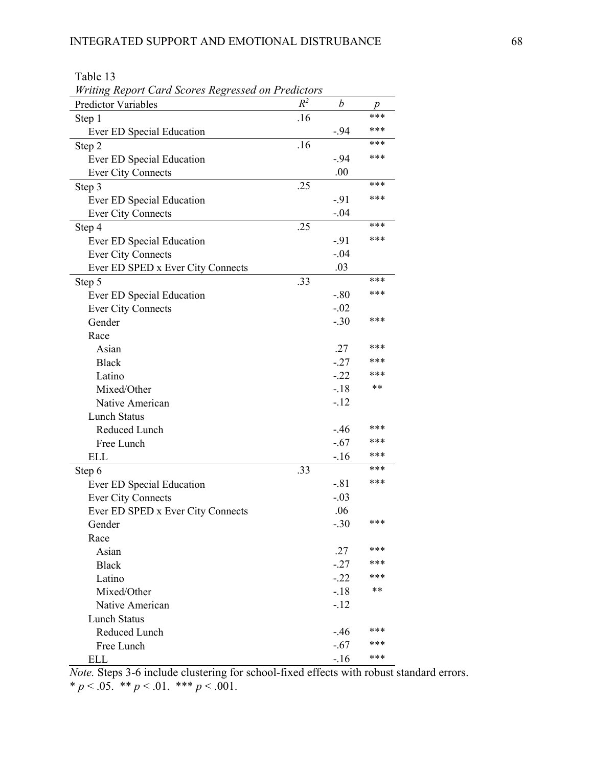Table 13

*Writing Report Card Scores Regressed on Predictors*

| Predictor Variables | $R^2$ | *b* | *p* |
|---|---|---|---|
| Step 1 | .16 | | *** |
| Ever ED Special Education | | -.94 | *** |
| Step 2 | .16 | | *** |
| Ever ED Special Education | | -.94 | *** |
| Ever City Connects | | .00 | |
| Step 3 | .25 | | *** |
| Ever ED Special Education | | -.91 | *** |
| Ever City Connects | | -.04 | |
| Step 4 | .25 | | *** |
| Ever ED Special Education | | -.91 | *** |
| Ever City Connects | | -.04 | |
| Ever ED SPED x Ever City Connects | | .03 | |
| Step 5 | .33 | | *** |
| Ever ED Special Education | | -.80 | *** |
| Ever City Connects | | -.02 | |
| Gender | | -.30 | *** |
| Race | | | |
| Asian | | .27 | *** |
| Black | | -.27 | *** |
| Latino | | -.22 | *** |
| Mixed/Other | | -.18 | ** |
| Native American | | -.12 | |
| Lunch Status | | | |
| Reduced Lunch | | -.46 | *** |
| Free Lunch | | -.67 | *** |
| ELL | | -.16 | *** |
| Step 6 | .33 | | *** |
| Ever ED Special Education | | -.81 | *** |
| Ever City Connects | | -.03 | |
| Ever ED SPED x Ever City Connects | | .06 | |
| Gender | | -.30 | *** |
| Race | | | |
| Asian | | .27 | *** |
| Black | | -.27 | *** |
| Latino | | -.22 | *** |
| Mixed/Other | | -.18 | ** |
| Native American | | -.12 | |
| Lunch Status | | | |
| Reduced Lunch | | -.46 | *** |
| Free Lunch | | -.67 | *** |
| ELL | | -.16 | *** |

*Note.* Steps 3-6 include clustering for school-fixed effects with robust standard errors.
* $p < .05$. ** $p < .01$. *** $p < .001$.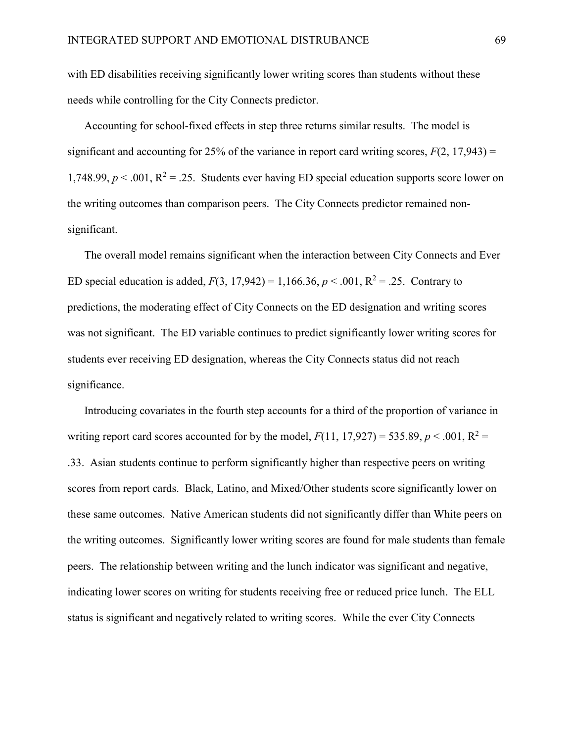with ED disabilities receiving significantly lower writing scores than students without these needs while controlling for the City Connects predictor.

Accounting for school-fixed effects in step three returns similar results. The model is significant and accounting for 25% of the variance in report card writing scores, $F(2, 17{,}943) = 1{,}748.99$, $p < .001$, $R^2 = .25$. Students ever having ED special education supports score lower on the writing outcomes than comparison peers. The City Connects predictor remained non-significant.

The overall model remains significant when the interaction between City Connects and Ever ED special education is added, $F(3, 17{,}942) = 1{,}166.36$, $p < .001$, $R^2 = .25$. Contrary to predictions, the moderating effect of City Connects on the ED designation and writing scores was not significant. The ED variable continues to predict significantly lower writing scores for students ever receiving ED designation, whereas the City Connects status did not reach significance.

Introducing covariates in the fourth step accounts for a third of the proportion of variance in writing report card scores accounted for by the model, $F(11, 17{,}927) = 535.89$, $p < .001$, $R^2 = .33$. Asian students continue to perform significantly higher than respective peers on writing scores from report cards. Black, Latino, and Mixed/Other students score significantly lower on these same outcomes. Native American students did not significantly differ than White peers on the writing outcomes. Significantly lower writing scores are found for male students than female peers. The relationship between writing and the lunch indicator was significant and negative, indicating lower scores on writing for students receiving free or reduced price lunch. The ELL status is significant and negatively related to writing scores. While the ever City Connects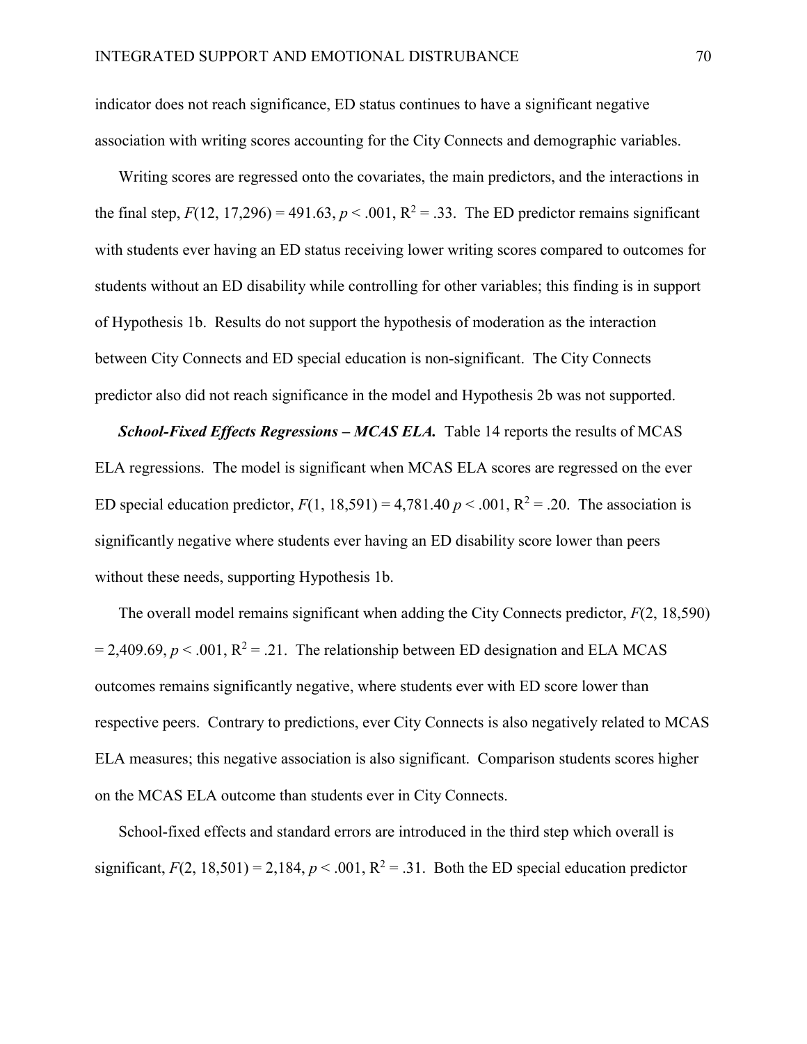indicator does not reach significance, ED status continues to have a significant negative association with writing scores accounting for the City Connects and demographic variables.

Writing scores are regressed onto the covariates, the main predictors, and the interactions in the final step, $F(12, 17{,}296) = 491.63$, $p < .001$, $R^2 = .33$. The ED predictor remains significant with students ever having an ED status receiving lower writing scores compared to outcomes for students without an ED disability while controlling for other variables; this finding is in support of Hypothesis 1b. Results do not support the hypothesis of moderation as the interaction between City Connects and ED special education is non-significant. The City Connects predictor also did not reach significance in the model and Hypothesis 2b was not supported.

***School-Fixed Effects Regressions – MCAS ELA.*** Table 14 reports the results of MCAS ELA regressions. The model is significant when MCAS ELA scores are regressed on the ever ED special education predictor, $F(1, 18{,}591) = 4{,}781.40$ $p < .001$, $R^2 = .20$. The association is significantly negative where students ever having an ED disability score lower than peers without these needs, supporting Hypothesis 1b.

The overall model remains significant when adding the City Connects predictor, $F(2, 18{,}590) = 2{,}409.69$, $p < .001$, $R^2 = .21$. The relationship between ED designation and ELA MCAS outcomes remains significantly negative, where students ever with ED score lower than respective peers. Contrary to predictions, ever City Connects is also negatively related to MCAS ELA measures; this negative association is also significant. Comparison students scores higher on the MCAS ELA outcome than students ever in City Connects.

School-fixed effects and standard errors are introduced in the third step which overall is significant, $F(2, 18{,}501) = 2{,}184$, $p < .001$, $R^2 = .31$. Both the ED special education predictor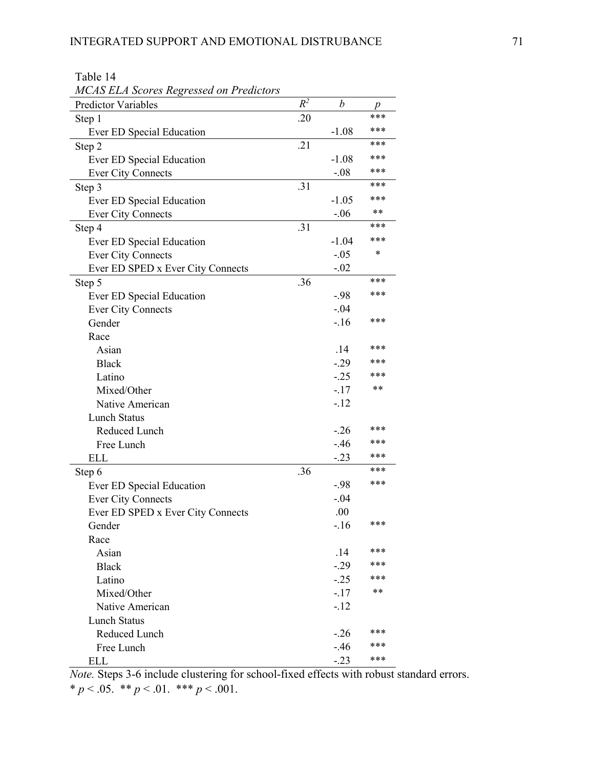Table 14

*MCAS ELA Scores Regressed on Predictors*

| Predictor Variables | $R^2$ | *b* | *p* |
|---|---|---|---|
| Step 1 | .20 | | *** |
| Ever ED Special Education | | -1.08 | *** |
| Step 2 | .21 | | *** |
| Ever ED Special Education | | -1.08 | *** |
| Ever City Connects | | -.08 | *** |
| Step 3 | .31 | | *** |
| Ever ED Special Education | | -1.05 | *** |
| Ever City Connects | | -.06 | ** |
| Step 4 | .31 | | *** |
| Ever ED Special Education | | -1.04 | *** |
| Ever City Connects | | -.05 | * |
| Ever ED SPED x Ever City Connects | | -.02 | |
| Step 5 | .36 | | *** |
| Ever ED Special Education | | -.98 | *** |
| Ever City Connects | | -.04 | |
| Gender | | -.16 | *** |
| Race | | | |
| Asian | | .14 | *** |
| Black | | -.29 | *** |
| Latino | | -.25 | *** |
| Mixed/Other | | -.17 | ** |
| Native American | | -.12 | |
| Lunch Status | | | |
| Reduced Lunch | | -.26 | *** |
| Free Lunch | | -.46 | *** |
| ELL | | -.23 | *** |
| Step 6 | .36 | | *** |
| Ever ED Special Education | | -.98 | *** |
| Ever City Connects | | -.04 | |
| Ever ED SPED x Ever City Connects | | .00 | |
| Gender | | -.16 | *** |
| Race | | | |
| Asian | | .14 | *** |
| Black | | -.29 | *** |
| Latino | | -.25 | *** |
| Mixed/Other | | -.17 | ** |
| Native American | | -.12 | |
| Lunch Status | | | |
| Reduced Lunch | | -.26 | *** |
| Free Lunch | | -.46 | *** |
| ELL | | -.23 | *** |

*Note.* Steps 3-6 include clustering for school-fixed effects with robust standard errors.
* $p < .05$. ** $p < .01$. *** $p < .001$.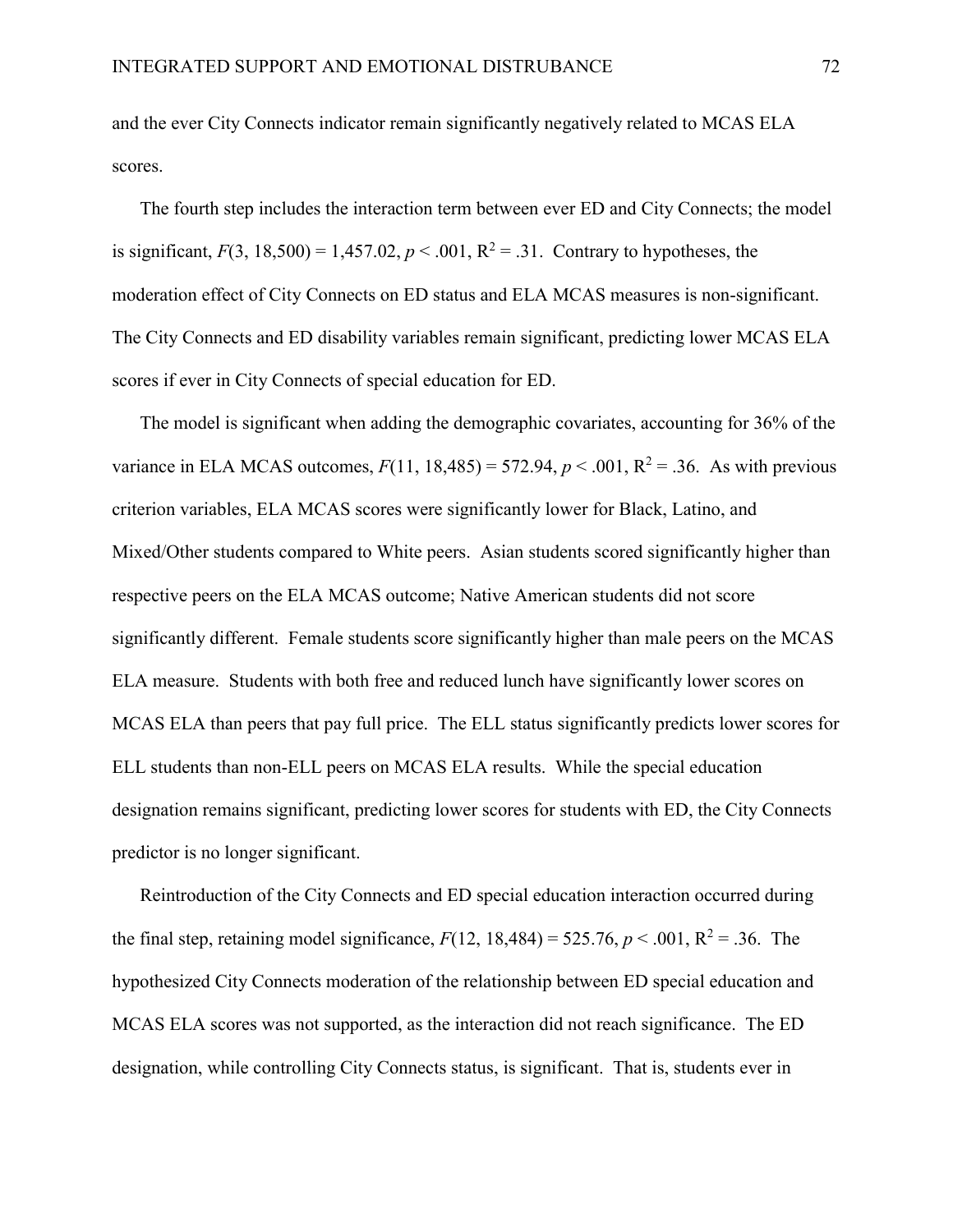and the ever City Connects indicator remain significantly negatively related to MCAS ELA scores.

The fourth step includes the interaction term between ever ED and City Connects; the model is significant, $F(3, 18{,}500) = 1{,}457.02$, $p < .001$, $R^2 = .31$. Contrary to hypotheses, the moderation effect of City Connects on ED status and ELA MCAS measures is non-significant. The City Connects and ED disability variables remain significant, predicting lower MCAS ELA scores if ever in City Connects of special education for ED.

The model is significant when adding the demographic covariates, accounting for 36% of the variance in ELA MCAS outcomes, $F(11, 18{,}485) = 572.94$, $p < .001$, $R^2 = .36$. As with previous criterion variables, ELA MCAS scores were significantly lower for Black, Latino, and Mixed/Other students compared to White peers. Asian students scored significantly higher than respective peers on the ELA MCAS outcome; Native American students did not score significantly different. Female students score significantly higher than male peers on the MCAS ELA measure. Students with both free and reduced lunch have significantly lower scores on MCAS ELA than peers that pay full price. The ELL status significantly predicts lower scores for ELL students than non-ELL peers on MCAS ELA results. While the special education designation remains significant, predicting lower scores for students with ED, the City Connects predictor is no longer significant.

Reintroduction of the City Connects and ED special education interaction occurred during the final step, retaining model significance, $F(12, 18{,}484) = 525.76$, $p < .001$, $R^2 = .36$. The hypothesized City Connects moderation of the relationship between ED special education and MCAS ELA scores was not supported, as the interaction did not reach significance. The ED designation, while controlling City Connects status, is significant. That is, students ever in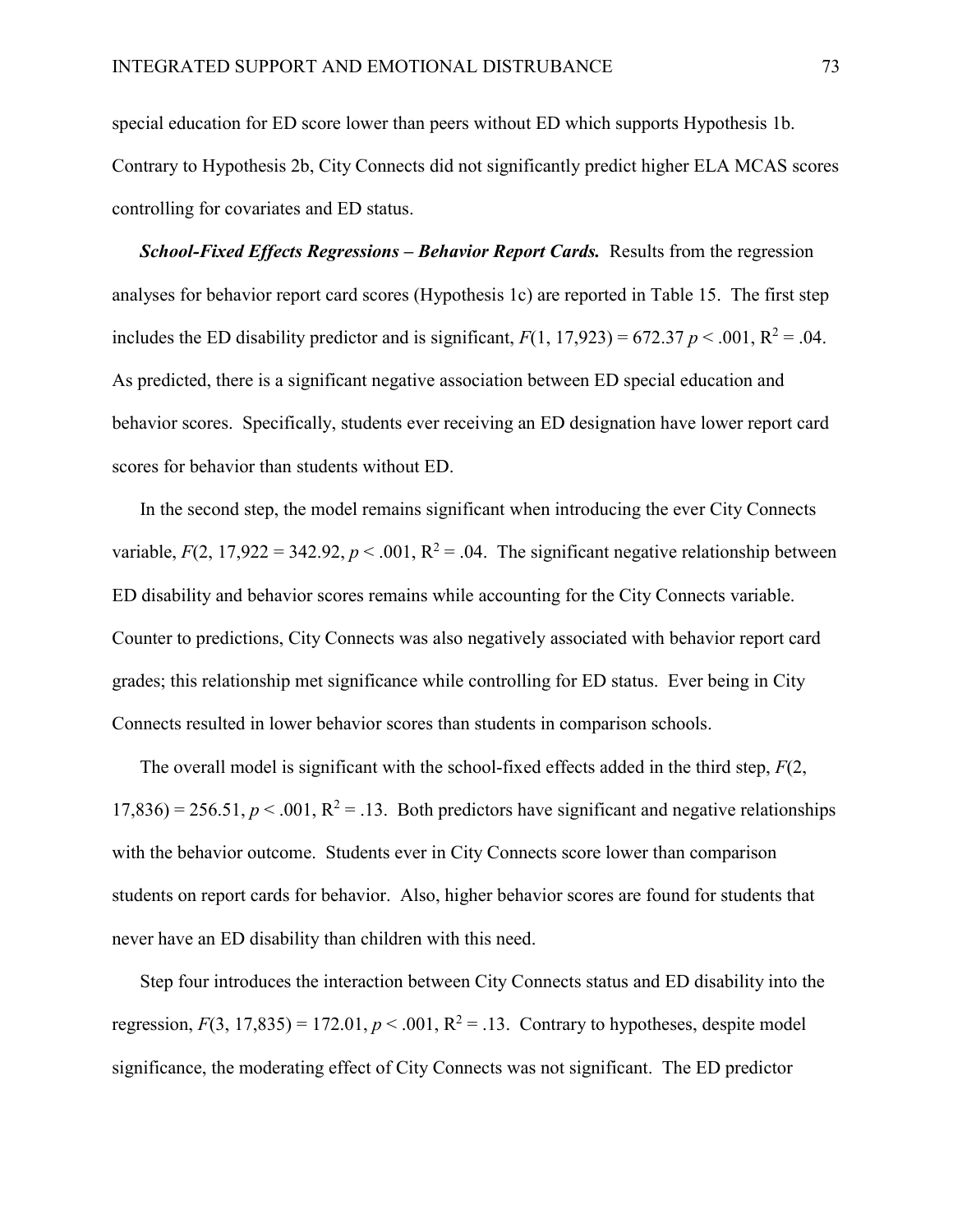special education for ED score lower than peers without ED which supports Hypothesis 1b. Contrary to Hypothesis 2b, City Connects did not significantly predict higher ELA MCAS scores controlling for covariates and ED status.

***School-Fixed Effects Regressions – Behavior Report Cards.*** Results from the regression analyses for behavior report card scores (Hypothesis 1c) are reported in Table 15. The first step includes the ED disability predictor and is significant, $F(1, 17{,}923) = 672.37$ $p < .001$, $R^2 = .04$. As predicted, there is a significant negative association between ED special education and behavior scores. Specifically, students ever receiving an ED designation have lower report card scores for behavior than students without ED.

In the second step, the model remains significant when introducing the ever City Connects variable, $F(2, 17{,}922 = 342.92$, $p < .001$, $R^2 = .04$. The significant negative relationship between ED disability and behavior scores remains while accounting for the City Connects variable. Counter to predictions, City Connects was also negatively associated with behavior report card grades; this relationship met significance while controlling for ED status. Ever being in City Connects resulted in lower behavior scores than students in comparison schools.

The overall model is significant with the school-fixed effects added in the third step, $F(2, 17{,}836) = 256.51$, $p < .001$, $R^2 = .13$. Both predictors have significant and negative relationships with the behavior outcome. Students ever in City Connects score lower than comparison students on report cards for behavior. Also, higher behavior scores are found for students that never have an ED disability than children with this need.

Step four introduces the interaction between City Connects status and ED disability into the regression, $F(3, 17{,}835) = 172.01$, $p < .001$, $R^2 = .13$. Contrary to hypotheses, despite model significance, the moderating effect of City Connects was not significant. The ED predictor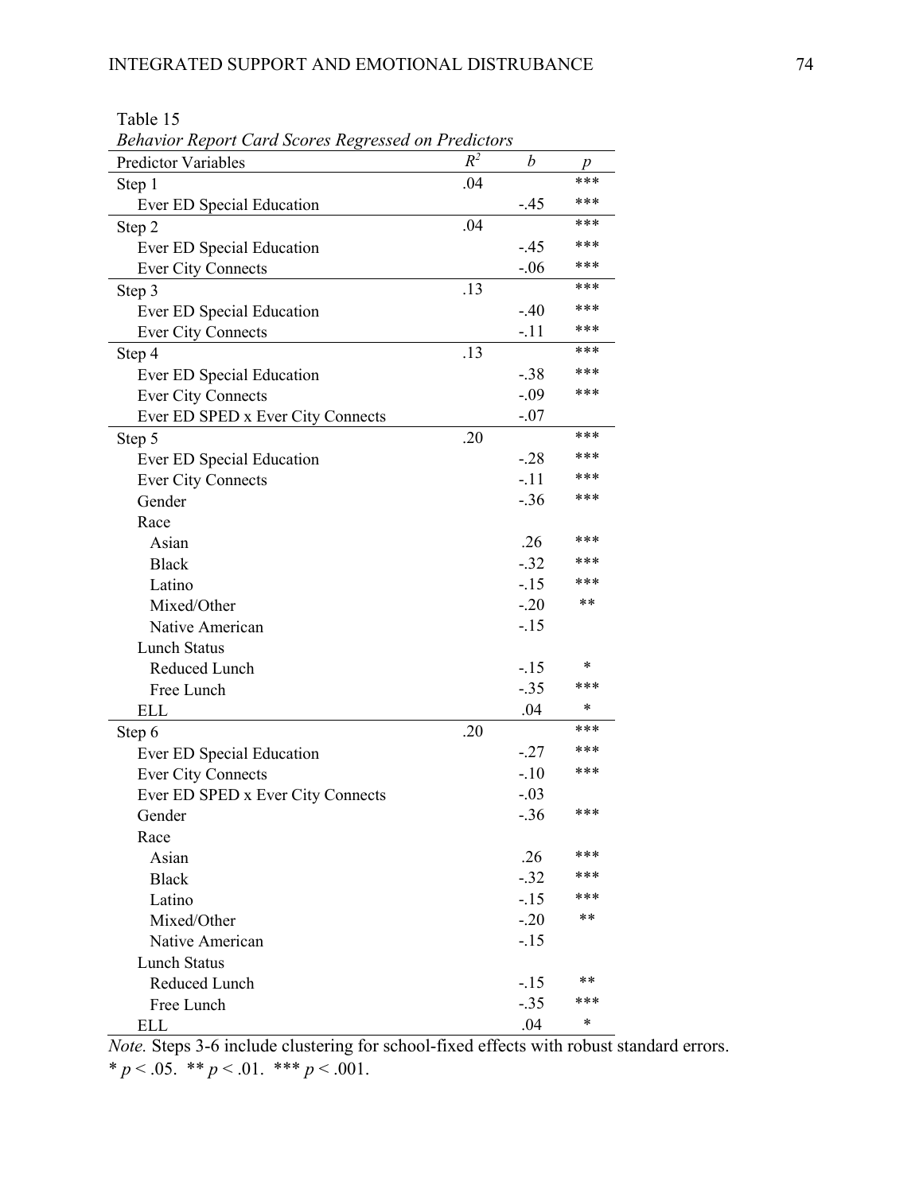Table 15

*Behavior Report Card Scores Regressed on Predictors*

| Predictor Variables | $R^2$ | $b$ | $p$ |
|---|---|---|---|
| Step 1 | .04 | | *** |
| Ever ED Special Education | | -.45 | *** |
| Step 2 | .04 | | *** |
| Ever ED Special Education | | -.45 | *** |
| Ever City Connects | | -.06 | *** |
| Step 3 | .13 | | *** |
| Ever ED Special Education | | -.40 | *** |
| Ever City Connects | | -.11 | *** |
| Step 4 | .13 | | *** |
| Ever ED Special Education | | -.38 | *** |
| Ever City Connects | | -.09 | *** |
| Ever ED SPED x Ever City Connects | | -.07 | |
| Step 5 | .20 | | *** |
| Ever ED Special Education | | -.28 | *** |
| Ever City Connects | | -.11 | *** |
| Gender | | -.36 | *** |
| Race | | | |
| Asian | | .26 | *** |
| Black | | -.32 | *** |
| Latino | | -.15 | *** |
| Mixed/Other | | -.20 | ** |
| Native American | | -.15 | |
| Lunch Status | | | |
| Reduced Lunch | | -.15 | * |
| Free Lunch | | -.35 | *** |
| ELL | | .04 | * |
| Step 6 | .20 | | *** |
| Ever ED Special Education | | -.27 | *** |
| Ever City Connects | | -.10 | *** |
| Ever ED SPED x Ever City Connects | | -.03 | |
| Gender | | -.36 | *** |
| Race | | | |
| Asian | | .26 | *** |
| Black | | -.32 | *** |
| Latino | | -.15 | *** |
| Mixed/Other | | -.20 | ** |
| Native American | | -.15 | |
| Lunch Status | | | |
| Reduced Lunch | | -.15 | ** |
| Free Lunch | | -.35 | *** |
| ELL | | .04 | * |

*Note.* Steps 3-6 include clustering for school-fixed effects with robust standard errors.
* $p < .05$. ** $p < .01$. *** $p < .001$.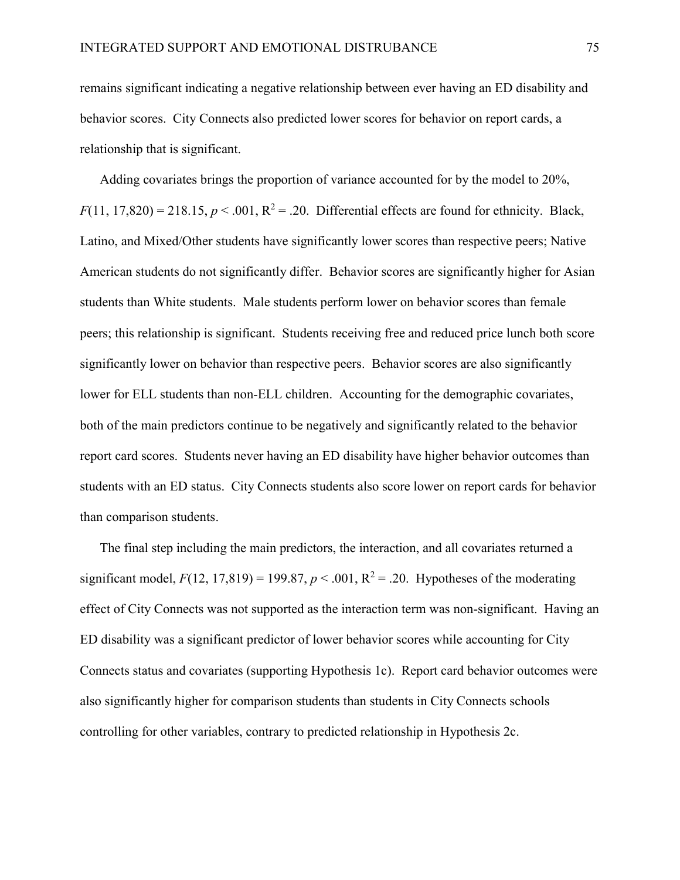remains significant indicating a negative relationship between ever having an ED disability and behavior scores. City Connects also predicted lower scores for behavior on report cards, a relationship that is significant.

Adding covariates brings the proportion of variance accounted for by the model to 20%, $F(11, 17{,}820) = 218.15$, $p < .001$, $R^2 = .20$. Differential effects are found for ethnicity. Black, Latino, and Mixed/Other students have significantly lower scores than respective peers; Native American students do not significantly differ. Behavior scores are significantly higher for Asian students than White students. Male students perform lower on behavior scores than female peers; this relationship is significant. Students receiving free and reduced price lunch both score significantly lower on behavior than respective peers. Behavior scores are also significantly lower for ELL students than non-ELL children. Accounting for the demographic covariates, both of the main predictors continue to be negatively and significantly related to the behavior report card scores. Students never having an ED disability have higher behavior outcomes than students with an ED status. City Connects students also score lower on report cards for behavior than comparison students.

The final step including the main predictors, the interaction, and all covariates returned a significant model, $F(12, 17{,}819) = 199.87$, $p < .001$, $R^2 = .20$. Hypotheses of the moderating effect of City Connects was not supported as the interaction term was non-significant. Having an ED disability was a significant predictor of lower behavior scores while accounting for City Connects status and covariates (supporting Hypothesis 1c). Report card behavior outcomes were also significantly higher for comparison students than students in City Connects schools controlling for other variables, contrary to predicted relationship in Hypothesis 2c.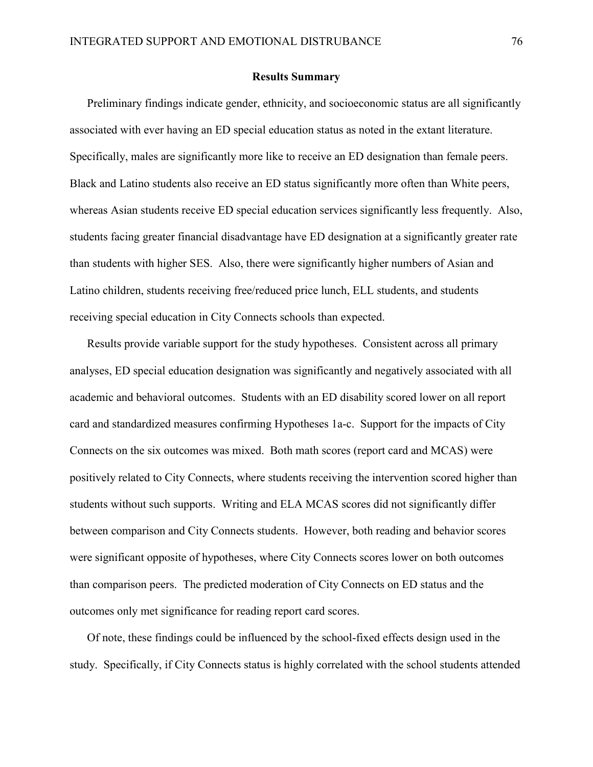## Results Summary

Preliminary findings indicate gender, ethnicity, and socioeconomic status are all significantly associated with ever having an ED special education status as noted in the extant literature. Specifically, males are significantly more like to receive an ED designation than female peers. Black and Latino students also receive an ED status significantly more often than White peers, whereas Asian students receive ED special education services significantly less frequently. Also, students facing greater financial disadvantage have ED designation at a significantly greater rate than students with higher SES. Also, there were significantly higher numbers of Asian and Latino children, students receiving free/reduced price lunch, ELL students, and students receiving special education in City Connects schools than expected.

Results provide variable support for the study hypotheses. Consistent across all primary analyses, ED special education designation was significantly and negatively associated with all academic and behavioral outcomes. Students with an ED disability scored lower on all report card and standardized measures confirming Hypotheses 1a-c. Support for the impacts of City Connects on the six outcomes was mixed. Both math scores (report card and MCAS) were positively related to City Connects, where students receiving the intervention scored higher than students without such supports. Writing and ELA MCAS scores did not significantly differ between comparison and City Connects students. However, both reading and behavior scores were significant opposite of hypotheses, where City Connects scores lower on both outcomes than comparison peers. The predicted moderation of City Connects on ED status and the outcomes only met significance for reading report card scores.

Of note, these findings could be influenced by the school-fixed effects design used in the study. Specifically, if City Connects status is highly correlated with the school students attended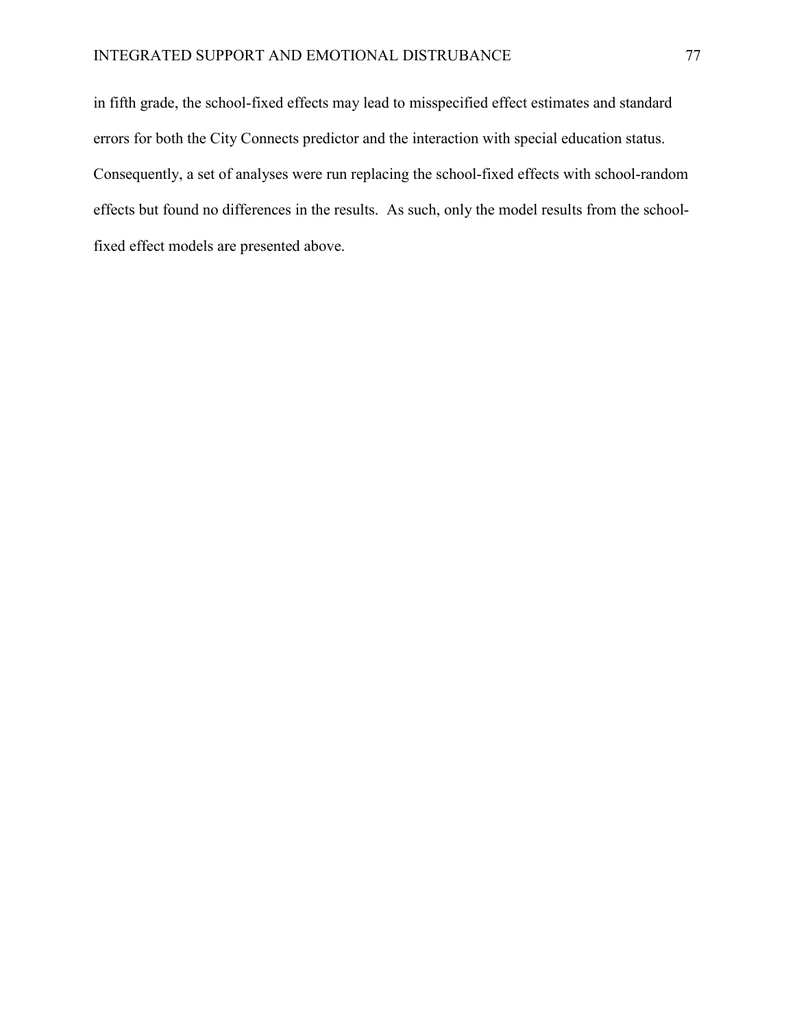in fifth grade, the school-fixed effects may lead to misspecified effect estimates and standard errors for both the City Connects predictor and the interaction with special education status. Consequently, a set of analyses were run replacing the school-fixed effects with school-random effects but found no differences in the results. As such, only the model results from the school-fixed effect models are presented above.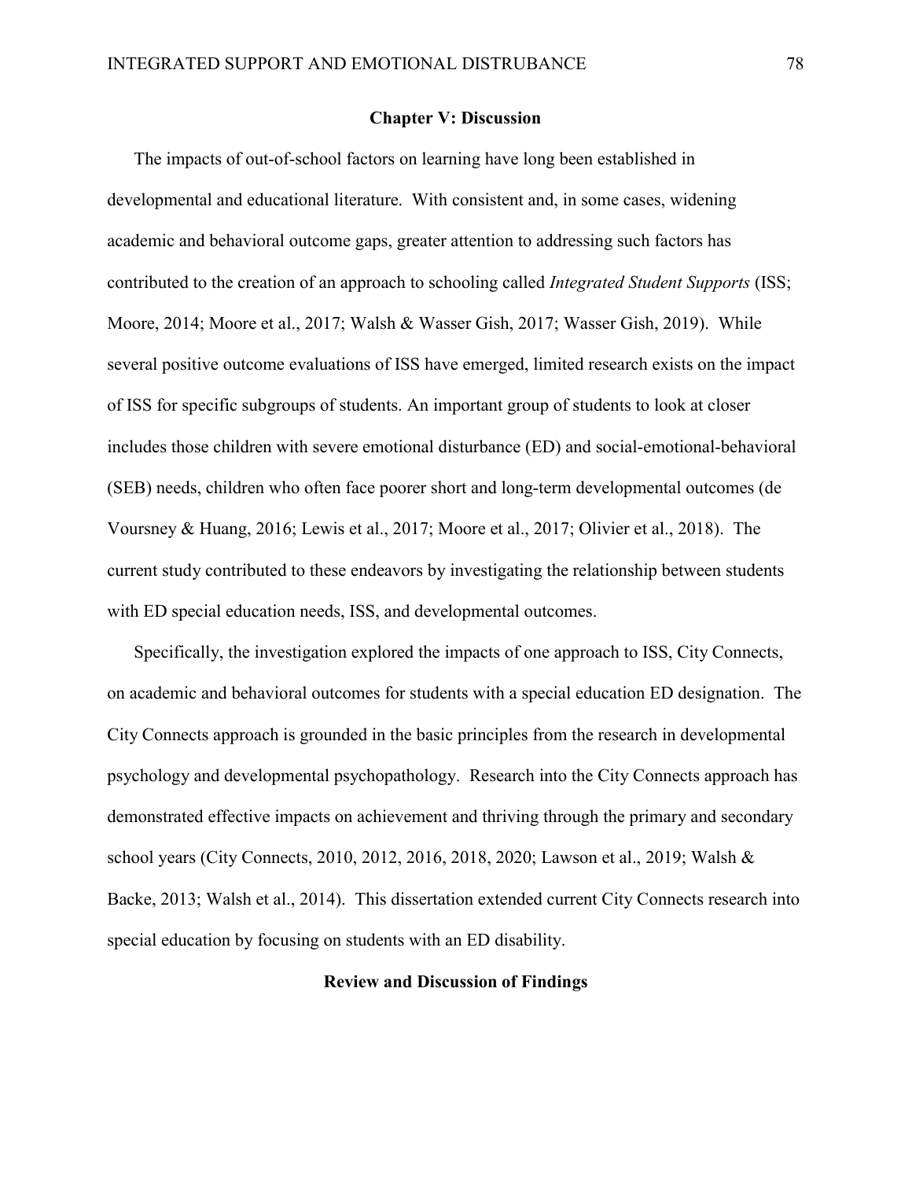## Chapter V: Discussion

The impacts of out-of-school factors on learning have long been established in developmental and educational literature. With consistent and, in some cases, widening academic and behavioral outcome gaps, greater attention to addressing such factors has contributed to the creation of an approach to schooling called *Integrated Student Supports* (ISS; Moore, 2014; Moore et al., 2017; Walsh & Wasser Gish, 2017; Wasser Gish, 2019). While several positive outcome evaluations of ISS have emerged, limited research exists on the impact of ISS for specific subgroups of students. An important group of students to look at closer includes those children with severe emotional disturbance (ED) and social-emotional-behavioral (SEB) needs, children who often face poorer short and long-term developmental outcomes (de Voursney & Huang, 2016; Lewis et al., 2017; Moore et al., 2017; Olivier et al., 2018). The current study contributed to these endeavors by investigating the relationship between students with ED special education needs, ISS, and developmental outcomes.

Specifically, the investigation explored the impacts of one approach to ISS, City Connects, on academic and behavioral outcomes for students with a special education ED designation. The City Connects approach is grounded in the basic principles from the research in developmental psychology and developmental psychopathology. Research into the City Connects approach has demonstrated effective impacts on achievement and thriving through the primary and secondary school years (City Connects, 2010, 2012, 2016, 2018, 2020; Lawson et al., 2019; Walsh & Backe, 2013; Walsh et al., 2014). This dissertation extended current City Connects research into special education by focusing on students with an ED disability.

### Review and Discussion of Findings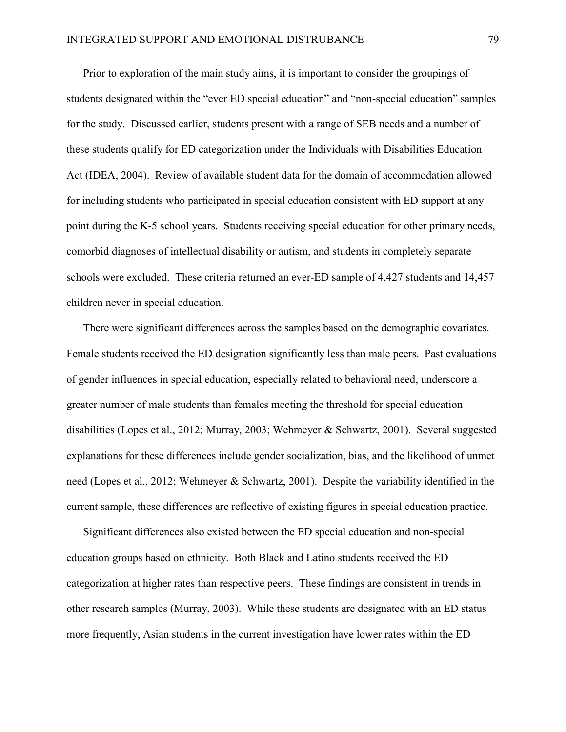Prior to exploration of the main study aims, it is important to consider the groupings of students designated within the "ever ED special education" and "non-special education" samples for the study. Discussed earlier, students present with a range of SEB needs and a number of these students qualify for ED categorization under the Individuals with Disabilities Education Act (IDEA, 2004). Review of available student data for the domain of accommodation allowed for including students who participated in special education consistent with ED support at any point during the K-5 school years. Students receiving special education for other primary needs, comorbid diagnoses of intellectual disability or autism, and students in completely separate schools were excluded. These criteria returned an ever-ED sample of 4,427 students and 14,457 children never in special education.

There were significant differences across the samples based on the demographic covariates. Female students received the ED designation significantly less than male peers. Past evaluations of gender influences in special education, especially related to behavioral need, underscore a greater number of male students than females meeting the threshold for special education disabilities (Lopes et al., 2012; Murray, 2003; Wehmeyer & Schwartz, 2001). Several suggested explanations for these differences include gender socialization, bias, and the likelihood of unmet need (Lopes et al., 2012; Wehmeyer & Schwartz, 2001). Despite the variability identified in the current sample, these differences are reflective of existing figures in special education practice.

Significant differences also existed between the ED special education and non-special education groups based on ethnicity. Both Black and Latino students received the ED categorization at higher rates than respective peers. These findings are consistent in trends in other research samples (Murray, 2003). While these students are designated with an ED status more frequently, Asian students in the current investigation have lower rates within the ED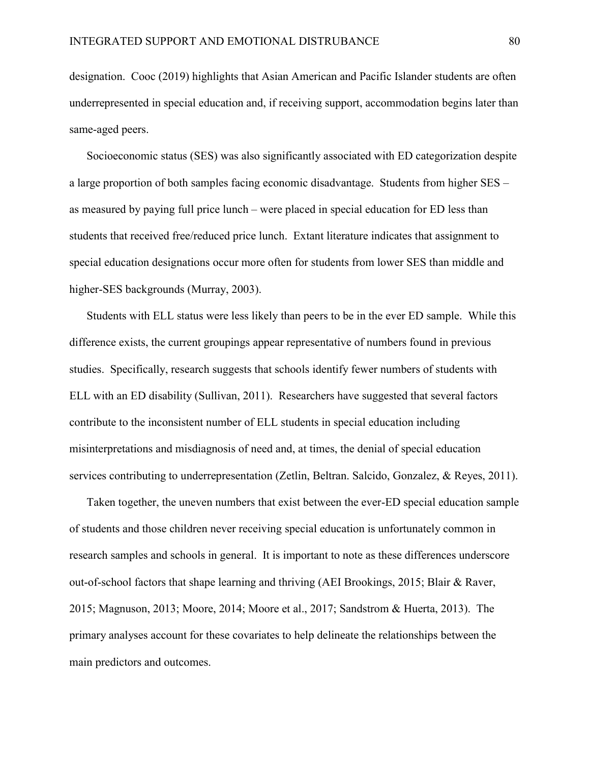designation. Cooc (2019) highlights that Asian American and Pacific Islander students are often underrepresented in special education and, if receiving support, accommodation begins later than same-aged peers.

Socioeconomic status (SES) was also significantly associated with ED categorization despite a large proportion of both samples facing economic disadvantage. Students from higher SES – as measured by paying full price lunch – were placed in special education for ED less than students that received free/reduced price lunch. Extant literature indicates that assignment to special education designations occur more often for students from lower SES than middle and higher-SES backgrounds (Murray, 2003).

Students with ELL status were less likely than peers to be in the ever ED sample. While this difference exists, the current groupings appear representative of numbers found in previous studies. Specifically, research suggests that schools identify fewer numbers of students with ELL with an ED disability (Sullivan, 2011). Researchers have suggested that several factors contribute to the inconsistent number of ELL students in special education including misinterpretations and misdiagnosis of need and, at times, the denial of special education services contributing to underrepresentation (Zetlin, Beltran. Salcido, Gonzalez, & Reyes, 2011).

Taken together, the uneven numbers that exist between the ever-ED special education sample of students and those children never receiving special education is unfortunately common in research samples and schools in general. It is important to note as these differences underscore out-of-school factors that shape learning and thriving (AEI Brookings, 2015; Blair & Raver, 2015; Magnuson, 2013; Moore, 2014; Moore et al., 2017; Sandstrom & Huerta, 2013). The primary analyses account for these covariates to help delineate the relationships between the main predictors and outcomes.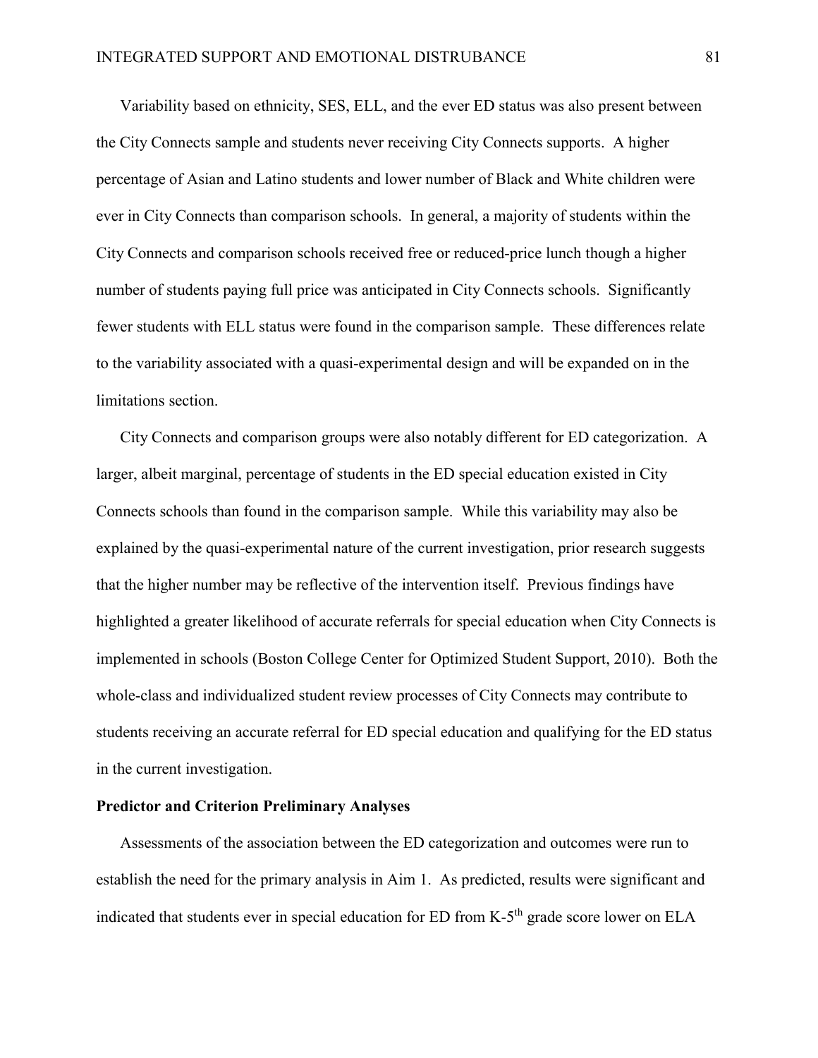Variability based on ethnicity, SES, ELL, and the ever ED status was also present between the City Connects sample and students never receiving City Connects supports. A higher percentage of Asian and Latino students and lower number of Black and White children were ever in City Connects than comparison schools. In general, a majority of students within the City Connects and comparison schools received free or reduced-price lunch though a higher number of students paying full price was anticipated in City Connects schools. Significantly fewer students with ELL status were found in the comparison sample. These differences relate to the variability associated with a quasi-experimental design and will be expanded on in the limitations section.

City Connects and comparison groups were also notably different for ED categorization. A larger, albeit marginal, percentage of students in the ED special education existed in City Connects schools than found in the comparison sample. While this variability may also be explained by the quasi-experimental nature of the current investigation, prior research suggests that the higher number may be reflective of the intervention itself. Previous findings have highlighted a greater likelihood of accurate referrals for special education when City Connects is implemented in schools (Boston College Center for Optimized Student Support, 2010). Both the whole-class and individualized student review processes of City Connects may contribute to students receiving an accurate referral for ED special education and qualifying for the ED status in the current investigation.

**Predictor and Criterion Preliminary Analyses**

Assessments of the association between the ED categorization and outcomes were run to establish the need for the primary analysis in Aim 1. As predicted, results were significant and indicated that students ever in special education for ED from K-5th grade score lower on ELA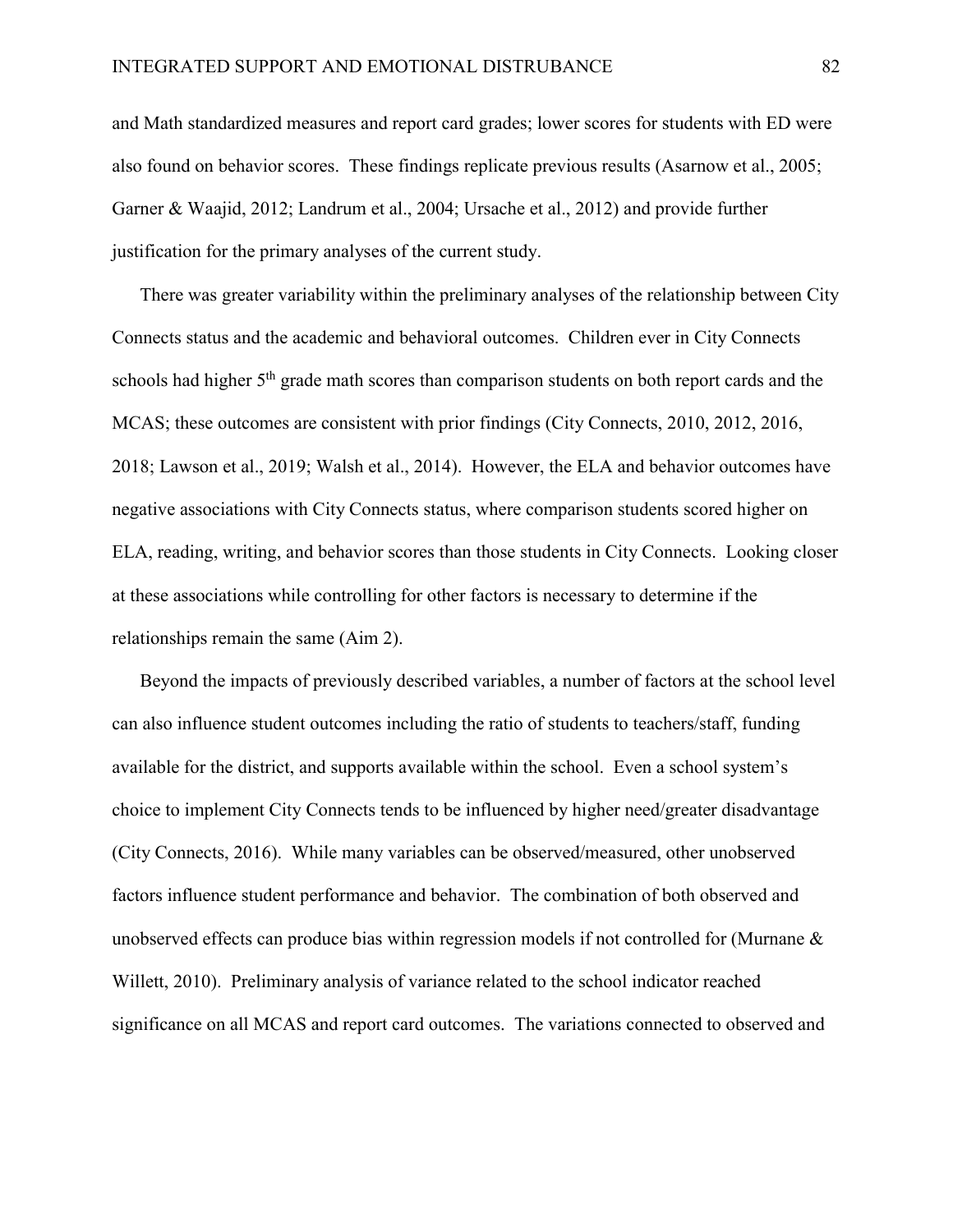and Math standardized measures and report card grades; lower scores for students with ED were also found on behavior scores. These findings replicate previous results (Asarnow et al., 2005; Garner & Waajid, 2012; Landrum et al., 2004; Ursache et al., 2012) and provide further justification for the primary analyses of the current study.

There was greater variability within the preliminary analyses of the relationship between City Connects status and the academic and behavioral outcomes. Children ever in City Connects schools had higher 5th grade math scores than comparison students on both report cards and the MCAS; these outcomes are consistent with prior findings (City Connects, 2010, 2012, 2016, 2018; Lawson et al., 2019; Walsh et al., 2014). However, the ELA and behavior outcomes have negative associations with City Connects status, where comparison students scored higher on ELA, reading, writing, and behavior scores than those students in City Connects. Looking closer at these associations while controlling for other factors is necessary to determine if the relationships remain the same (Aim 2).

Beyond the impacts of previously described variables, a number of factors at the school level can also influence student outcomes including the ratio of students to teachers/staff, funding available for the district, and supports available within the school. Even a school system's choice to implement City Connects tends to be influenced by higher need/greater disadvantage (City Connects, 2016). While many variables can be observed/measured, other unobserved factors influence student performance and behavior. The combination of both observed and unobserved effects can produce bias within regression models if not controlled for (Murnane & Willett, 2010). Preliminary analysis of variance related to the school indicator reached significance on all MCAS and report card outcomes. The variations connected to observed and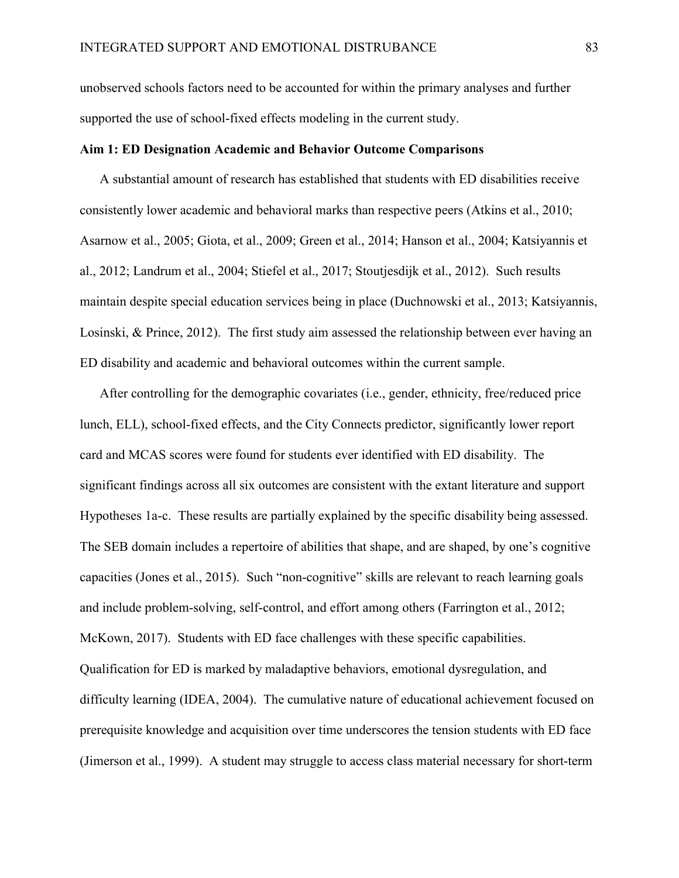unobserved schools factors need to be accounted for within the primary analyses and further supported the use of school-fixed effects modeling in the current study.

**Aim 1: ED Designation Academic and Behavior Outcome Comparisons**

A substantial amount of research has established that students with ED disabilities receive consistently lower academic and behavioral marks than respective peers (Atkins et al., 2010; Asarnow et al., 2005; Giota, et al., 2009; Green et al., 2014; Hanson et al., 2004; Katsiyannis et al., 2012; Landrum et al., 2004; Stiefel et al., 2017; Stoutjesdijk et al., 2012). Such results maintain despite special education services being in place (Duchnowski et al., 2013; Katsiyannis, Losinski, & Prince, 2012). The first study aim assessed the relationship between ever having an ED disability and academic and behavioral outcomes within the current sample.

After controlling for the demographic covariates (i.e., gender, ethnicity, free/reduced price lunch, ELL), school-fixed effects, and the City Connects predictor, significantly lower report card and MCAS scores were found for students ever identified with ED disability. The significant findings across all six outcomes are consistent with the extant literature and support Hypotheses 1a-c. These results are partially explained by the specific disability being assessed. The SEB domain includes a repertoire of abilities that shape, and are shaped, by one's cognitive capacities (Jones et al., 2015). Such "non-cognitive" skills are relevant to reach learning goals and include problem-solving, self-control, and effort among others (Farrington et al., 2012; McKown, 2017). Students with ED face challenges with these specific capabilities. Qualification for ED is marked by maladaptive behaviors, emotional dysregulation, and difficulty learning (IDEA, 2004). The cumulative nature of educational achievement focused on prerequisite knowledge and acquisition over time underscores the tension students with ED face (Jimerson et al., 1999). A student may struggle to access class material necessary for short-term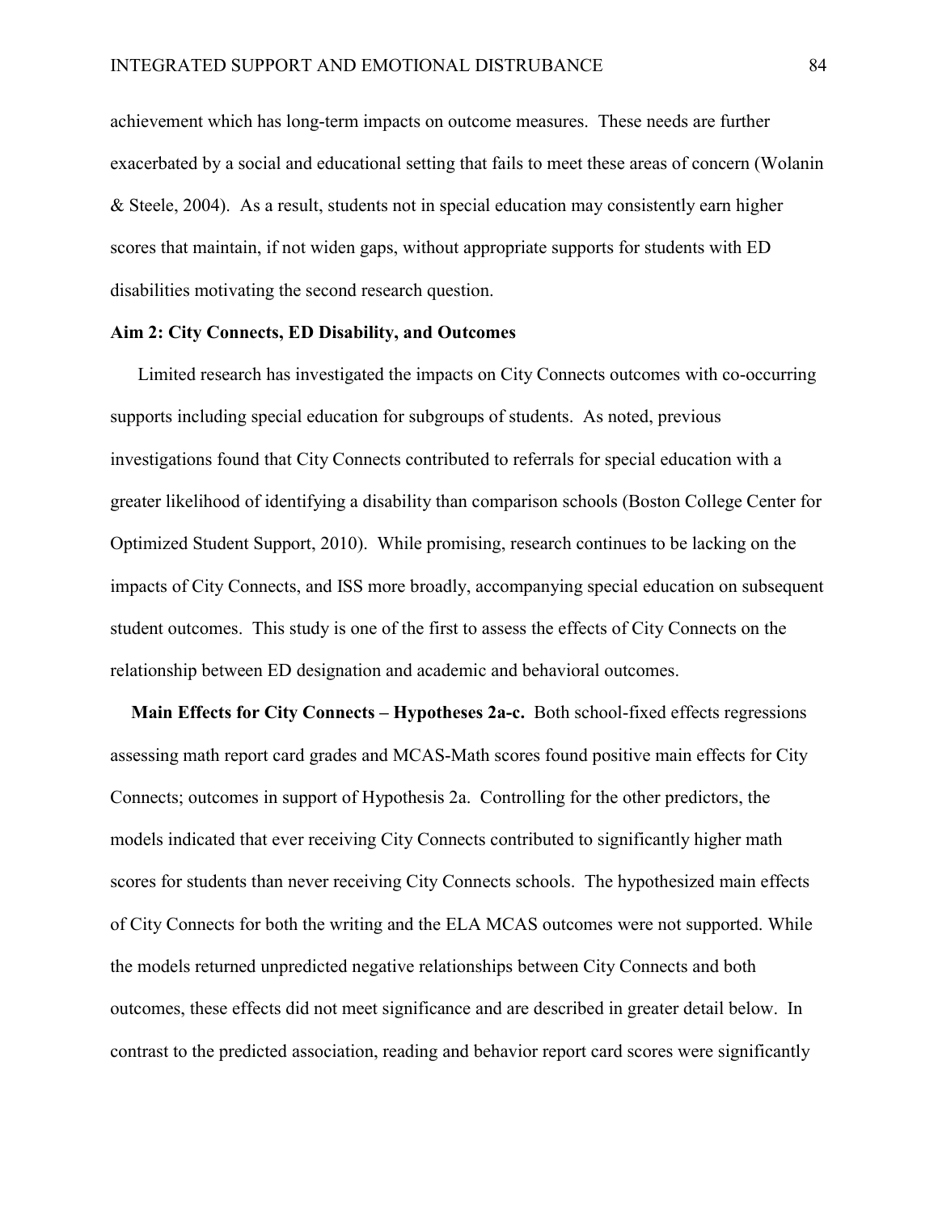achievement which has long-term impacts on outcome measures. These needs are further exacerbated by a social and educational setting that fails to meet these areas of concern (Wolanin & Steele, 2004). As a result, students not in special education may consistently earn higher scores that maintain, if not widen gaps, without appropriate supports for students with ED disabilities motivating the second research question.

**Aim 2: City Connects, ED Disability, and Outcomes**

Limited research has investigated the impacts on City Connects outcomes with co-occurring supports including special education for subgroups of students. As noted, previous investigations found that City Connects contributed to referrals for special education with a greater likelihood of identifying a disability than comparison schools (Boston College Center for Optimized Student Support, 2010). While promising, research continues to be lacking on the impacts of City Connects, and ISS more broadly, accompanying special education on subsequent student outcomes. This study is one of the first to assess the effects of City Connects on the relationship between ED designation and academic and behavioral outcomes.

**Main Effects for City Connects – Hypotheses 2a-c.** Both school-fixed effects regressions assessing math report card grades and MCAS-Math scores found positive main effects for City Connects; outcomes in support of Hypothesis 2a. Controlling for the other predictors, the models indicated that ever receiving City Connects contributed to significantly higher math scores for students than never receiving City Connects schools. The hypothesized main effects of City Connects for both the writing and the ELA MCAS outcomes were not supported. While the models returned unpredicted negative relationships between City Connects and both outcomes, these effects did not meet significance and are described in greater detail below. In contrast to the predicted association, reading and behavior report card scores were significantly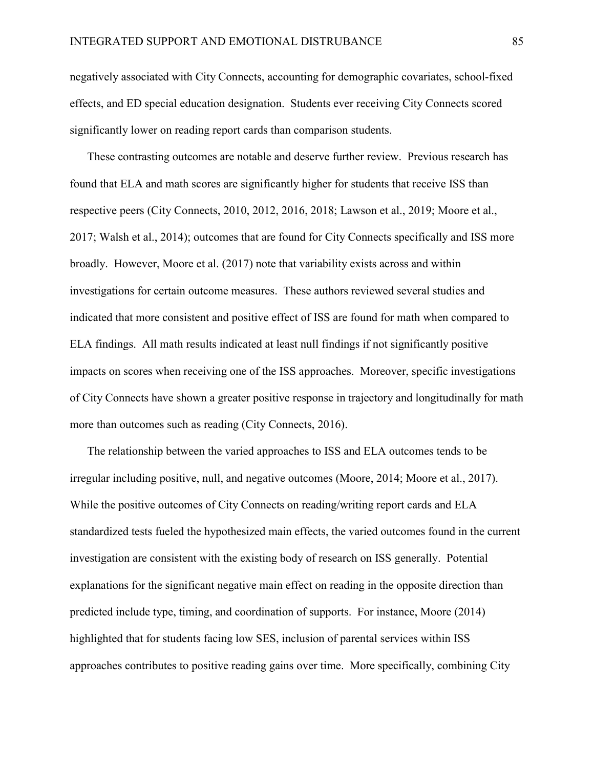negatively associated with City Connects, accounting for demographic covariates, school-fixed effects, and ED special education designation. Students ever receiving City Connects scored significantly lower on reading report cards than comparison students.

These contrasting outcomes are notable and deserve further review. Previous research has found that ELA and math scores are significantly higher for students that receive ISS than respective peers (City Connects, 2010, 2012, 2016, 2018; Lawson et al., 2019; Moore et al., 2017; Walsh et al., 2014); outcomes that are found for City Connects specifically and ISS more broadly. However, Moore et al. (2017) note that variability exists across and within investigations for certain outcome measures. These authors reviewed several studies and indicated that more consistent and positive effect of ISS are found for math when compared to ELA findings. All math results indicated at least null findings if not significantly positive impacts on scores when receiving one of the ISS approaches. Moreover, specific investigations of City Connects have shown a greater positive response in trajectory and longitudinally for math more than outcomes such as reading (City Connects, 2016).

The relationship between the varied approaches to ISS and ELA outcomes tends to be irregular including positive, null, and negative outcomes (Moore, 2014; Moore et al., 2017). While the positive outcomes of City Connects on reading/writing report cards and ELA standardized tests fueled the hypothesized main effects, the varied outcomes found in the current investigation are consistent with the existing body of research on ISS generally. Potential explanations for the significant negative main effect on reading in the opposite direction than predicted include type, timing, and coordination of supports. For instance, Moore (2014) highlighted that for students facing low SES, inclusion of parental services within ISS approaches contributes to positive reading gains over time. More specifically, combining City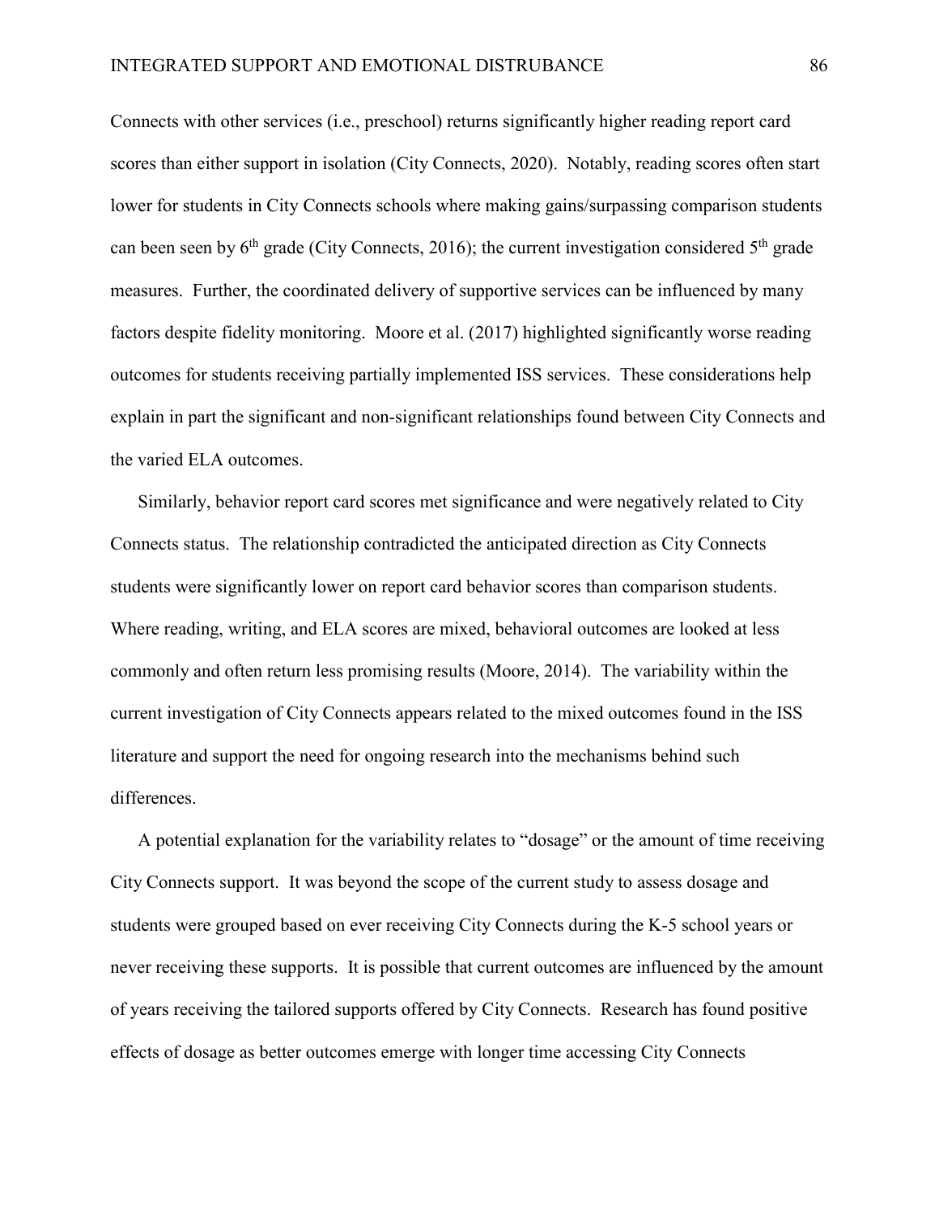Connects with other services (i.e., preschool) returns significantly higher reading report card scores than either support in isolation (City Connects, 2020). Notably, reading scores often start lower for students in City Connects schools where making gains/surpassing comparison students can been seen by 6th grade (City Connects, 2016); the current investigation considered 5th grade measures. Further, the coordinated delivery of supportive services can be influenced by many factors despite fidelity monitoring. Moore et al. (2017) highlighted significantly worse reading outcomes for students receiving partially implemented ISS services. These considerations help explain in part the significant and non-significant relationships found between City Connects and the varied ELA outcomes.

Similarly, behavior report card scores met significance and were negatively related to City Connects status. The relationship contradicted the anticipated direction as City Connects students were significantly lower on report card behavior scores than comparison students. Where reading, writing, and ELA scores are mixed, behavioral outcomes are looked at less commonly and often return less promising results (Moore, 2014). The variability within the current investigation of City Connects appears related to the mixed outcomes found in the ISS literature and support the need for ongoing research into the mechanisms behind such differences.

A potential explanation for the variability relates to "dosage" or the amount of time receiving City Connects support. It was beyond the scope of the current study to assess dosage and students were grouped based on ever receiving City Connects during the K-5 school years or never receiving these supports. It is possible that current outcomes are influenced by the amount of years receiving the tailored supports offered by City Connects. Research has found positive effects of dosage as better outcomes emerge with longer time accessing City Connects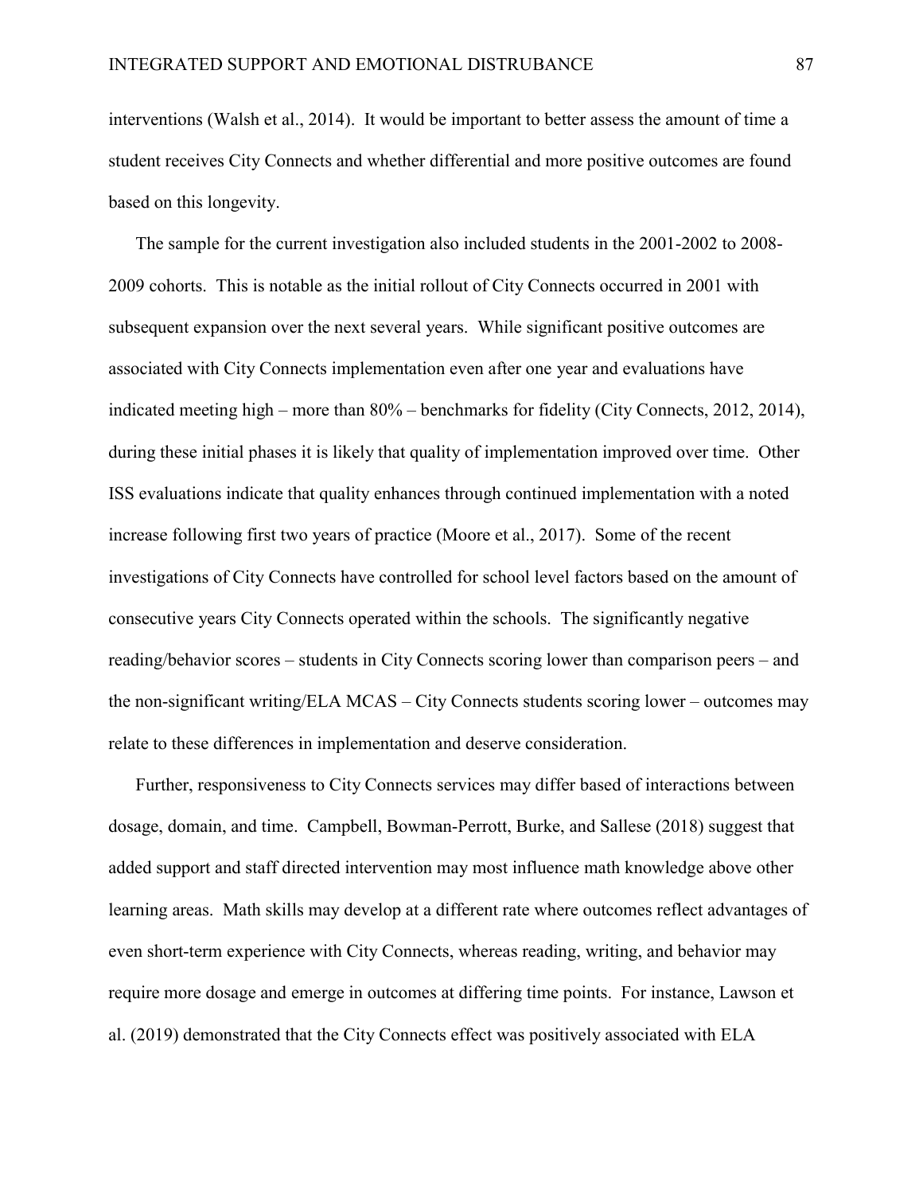interventions (Walsh et al., 2014). It would be important to better assess the amount of time a student receives City Connects and whether differential and more positive outcomes are found based on this longevity.

The sample for the current investigation also included students in the 2001-2002 to 2008-2009 cohorts. This is notable as the initial rollout of City Connects occurred in 2001 with subsequent expansion over the next several years. While significant positive outcomes are associated with City Connects implementation even after one year and evaluations have indicated meeting high – more than 80% – benchmarks for fidelity (City Connects, 2012, 2014), during these initial phases it is likely that quality of implementation improved over time. Other ISS evaluations indicate that quality enhances through continued implementation with a noted increase following first two years of practice (Moore et al., 2017). Some of the recent investigations of City Connects have controlled for school level factors based on the amount of consecutive years City Connects operated within the schools. The significantly negative reading/behavior scores – students in City Connects scoring lower than comparison peers – and the non-significant writing/ELA MCAS – City Connects students scoring lower – outcomes may relate to these differences in implementation and deserve consideration.

Further, responsiveness to City Connects services may differ based of interactions between dosage, domain, and time. Campbell, Bowman-Perrott, Burke, and Sallese (2018) suggest that added support and staff directed intervention may most influence math knowledge above other learning areas. Math skills may develop at a different rate where outcomes reflect advantages of even short-term experience with City Connects, whereas reading, writing, and behavior may require more dosage and emerge in outcomes at differing time points. For instance, Lawson et al. (2019) demonstrated that the City Connects effect was positively associated with ELA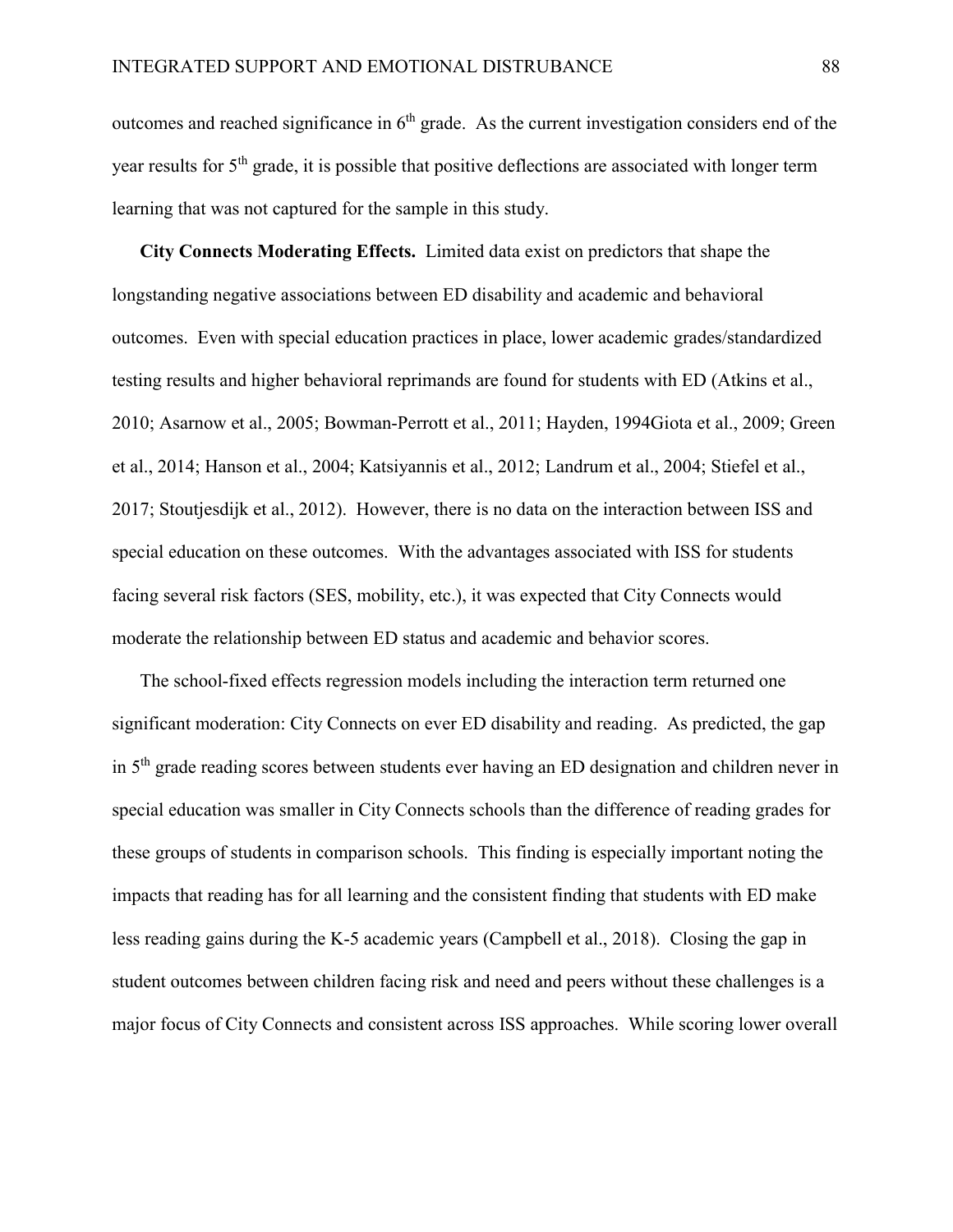outcomes and reached significance in 6th grade. As the current investigation considers end of the year results for 5th grade, it is possible that positive deflections are associated with longer term learning that was not captured for the sample in this study.

**City Connects Moderating Effects.** Limited data exist on predictors that shape the longstanding negative associations between ED disability and academic and behavioral outcomes. Even with special education practices in place, lower academic grades/standardized testing results and higher behavioral reprimands are found for students with ED (Atkins et al., 2010; Asarnow et al., 2005; Bowman-Perrott et al., 2011; Hayden, 1994Giota et al., 2009; Green et al., 2014; Hanson et al., 2004; Katsiyannis et al., 2012; Landrum et al., 2004; Stiefel et al., 2017; Stoutjesdijk et al., 2012). However, there is no data on the interaction between ISS and special education on these outcomes. With the advantages associated with ISS for students facing several risk factors (SES, mobility, etc.), it was expected that City Connects would moderate the relationship between ED status and academic and behavior scores.

The school-fixed effects regression models including the interaction term returned one significant moderation: City Connects on ever ED disability and reading. As predicted, the gap in 5th grade reading scores between students ever having an ED designation and children never in special education was smaller in City Connects schools than the difference of reading grades for these groups of students in comparison schools. This finding is especially important noting the impacts that reading has for all learning and the consistent finding that students with ED make less reading gains during the K-5 academic years (Campbell et al., 2018). Closing the gap in student outcomes between children facing risk and need and peers without these challenges is a major focus of City Connects and consistent across ISS approaches. While scoring lower overall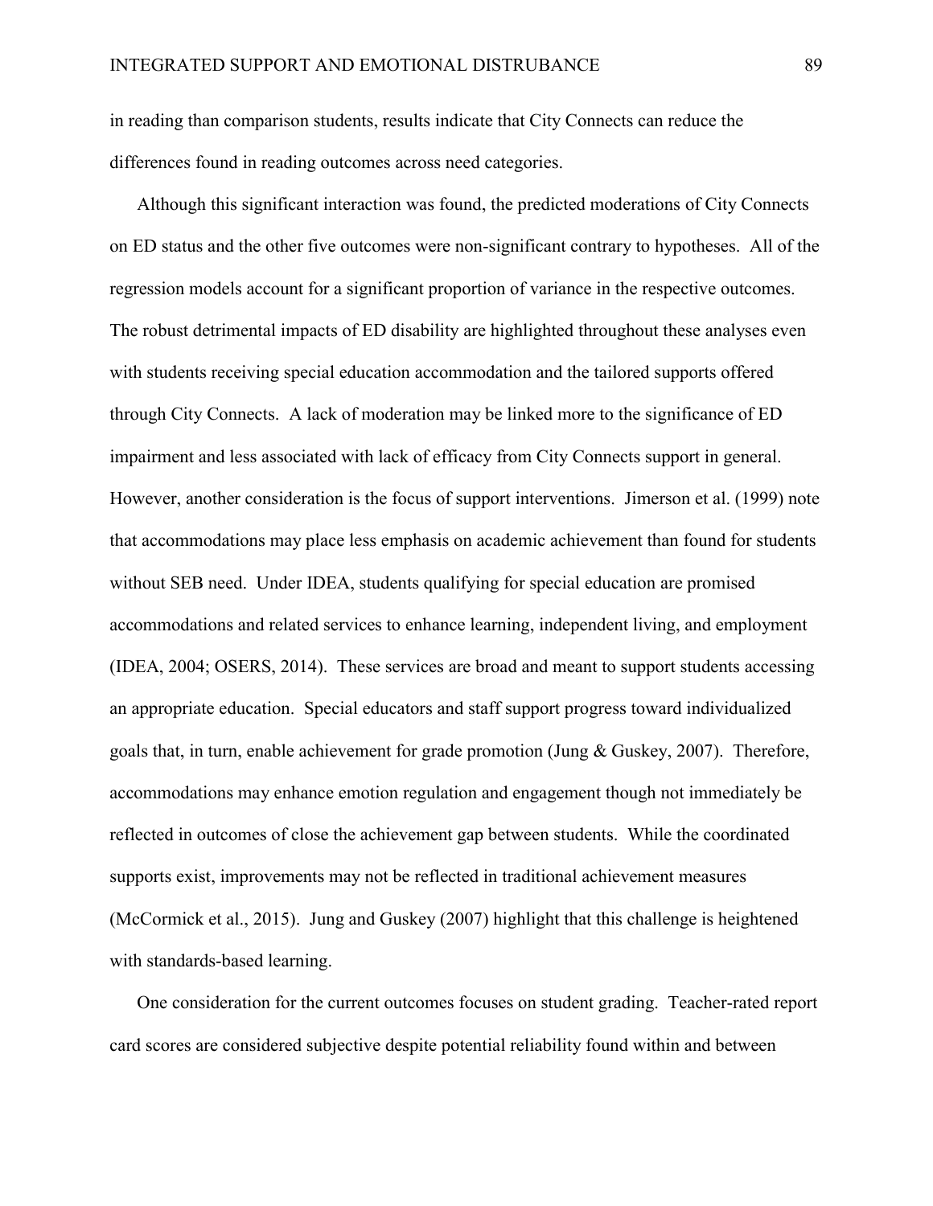in reading than comparison students, results indicate that City Connects can reduce the differences found in reading outcomes across need categories.

Although this significant interaction was found, the predicted moderations of City Connects on ED status and the other five outcomes were non-significant contrary to hypotheses. All of the regression models account for a significant proportion of variance in the respective outcomes. The robust detrimental impacts of ED disability are highlighted throughout these analyses even with students receiving special education accommodation and the tailored supports offered through City Connects. A lack of moderation may be linked more to the significance of ED impairment and less associated with lack of efficacy from City Connects support in general. However, another consideration is the focus of support interventions. Jimerson et al. (1999) note that accommodations may place less emphasis on academic achievement than found for students without SEB need. Under IDEA, students qualifying for special education are promised accommodations and related services to enhance learning, independent living, and employment (IDEA, 2004; OSERS, 2014). These services are broad and meant to support students accessing an appropriate education. Special educators and staff support progress toward individualized goals that, in turn, enable achievement for grade promotion (Jung & Guskey, 2007). Therefore, accommodations may enhance emotion regulation and engagement though not immediately be reflected in outcomes of close the achievement gap between students. While the coordinated supports exist, improvements may not be reflected in traditional achievement measures (McCormick et al., 2015). Jung and Guskey (2007) highlight that this challenge is heightened with standards-based learning.

One consideration for the current outcomes focuses on student grading. Teacher-rated report card scores are considered subjective despite potential reliability found within and between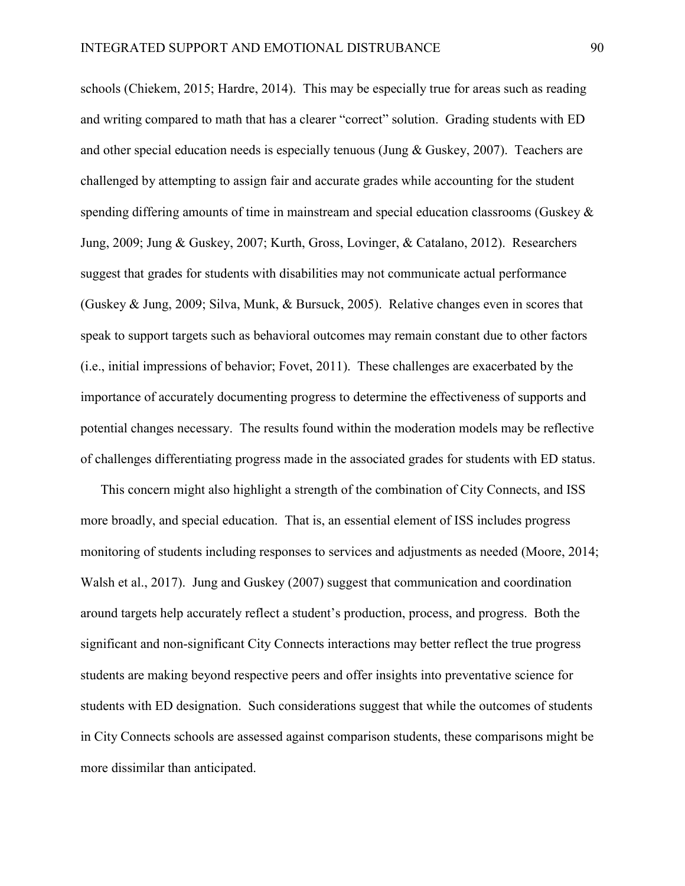schools (Chiekem, 2015; Hardre, 2014). This may be especially true for areas such as reading and writing compared to math that has a clearer "correct" solution. Grading students with ED and other special education needs is especially tenuous (Jung & Guskey, 2007). Teachers are challenged by attempting to assign fair and accurate grades while accounting for the student spending differing amounts of time in mainstream and special education classrooms (Guskey & Jung, 2009; Jung & Guskey, 2007; Kurth, Gross, Lovinger, & Catalano, 2012). Researchers suggest that grades for students with disabilities may not communicate actual performance (Guskey & Jung, 2009; Silva, Munk, & Bursuck, 2005). Relative changes even in scores that speak to support targets such as behavioral outcomes may remain constant due to other factors (i.e., initial impressions of behavior; Fovet, 2011). These challenges are exacerbated by the importance of accurately documenting progress to determine the effectiveness of supports and potential changes necessary. The results found within the moderation models may be reflective of challenges differentiating progress made in the associated grades for students with ED status.

This concern might also highlight a strength of the combination of City Connects, and ISS more broadly, and special education. That is, an essential element of ISS includes progress monitoring of students including responses to services and adjustments as needed (Moore, 2014; Walsh et al., 2017). Jung and Guskey (2007) suggest that communication and coordination around targets help accurately reflect a student's production, process, and progress. Both the significant and non-significant City Connects interactions may better reflect the true progress students are making beyond respective peers and offer insights into preventative science for students with ED designation. Such considerations suggest that while the outcomes of students in City Connects schools are assessed against comparison students, these comparisons might be more dissimilar than anticipated.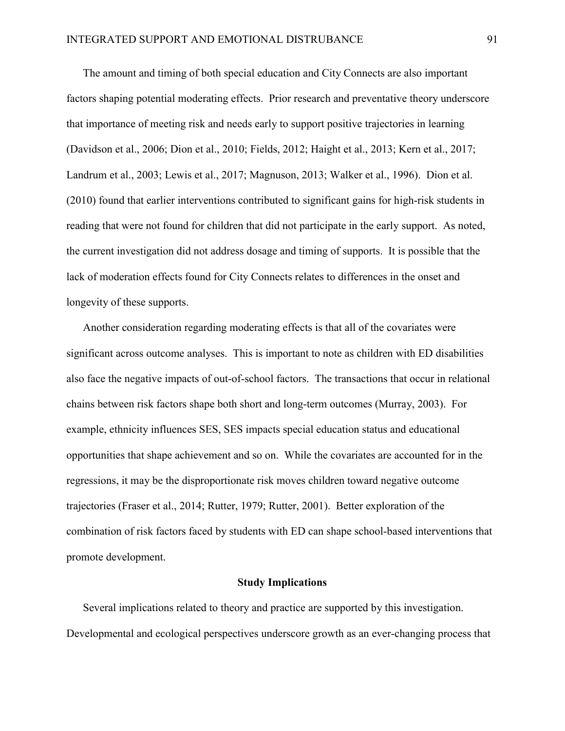The amount and timing of both special education and City Connects are also important factors shaping potential moderating effects. Prior research and preventative theory underscore that importance of meeting risk and needs early to support positive trajectories in learning (Davidson et al., 2006; Dion et al., 2010; Fields, 2012; Haight et al., 2013; Kern et al., 2017; Landrum et al., 2003; Lewis et al., 2017; Magnuson, 2013; Walker et al., 1996). Dion et al. (2010) found that earlier interventions contributed to significant gains for high-risk students in reading that were not found for children that did not participate in the early support. As noted, the current investigation did not address dosage and timing of supports. It is possible that the lack of moderation effects found for City Connects relates to differences in the onset and longevity of these supports.

Another consideration regarding moderating effects is that all of the covariates were significant across outcome analyses. This is important to note as children with ED disabilities also face the negative impacts of out-of-school factors. The transactions that occur in relational chains between risk factors shape both short and long-term outcomes (Murray, 2003). For example, ethnicity influences SES, SES impacts special education status and educational opportunities that shape achievement and so on. While the covariates are accounted for in the regressions, it may be the disproportionate risk moves children toward negative outcome trajectories (Fraser et al., 2014; Rutter, 1979; Rutter, 2001). Better exploration of the combination of risk factors faced by students with ED can shape school-based interventions that promote development.

## Study Implications

Several implications related to theory and practice are supported by this investigation. Developmental and ecological perspectives underscore growth as an ever-changing process that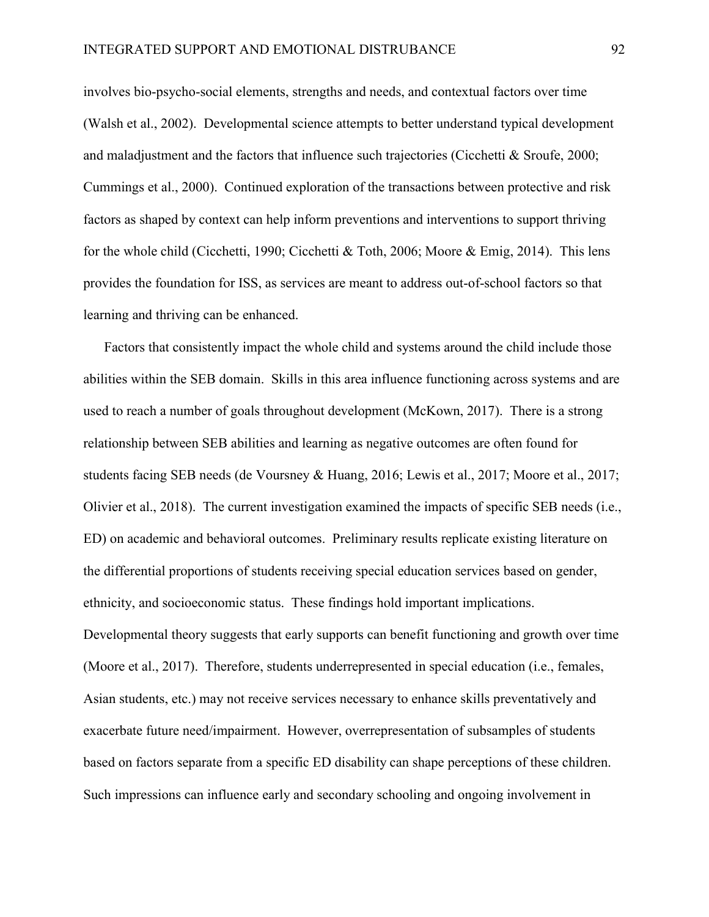involves bio-psycho-social elements, strengths and needs, and contextual factors over time (Walsh et al., 2002). Developmental science attempts to better understand typical development and maladjustment and the factors that influence such trajectories (Cicchetti & Sroufe, 2000; Cummings et al., 2000). Continued exploration of the transactions between protective and risk factors as shaped by context can help inform preventions and interventions to support thriving for the whole child (Cicchetti, 1990; Cicchetti & Toth, 2006; Moore & Emig, 2014). This lens provides the foundation for ISS, as services are meant to address out-of-school factors so that learning and thriving can be enhanced.

Factors that consistently impact the whole child and systems around the child include those abilities within the SEB domain. Skills in this area influence functioning across systems and are used to reach a number of goals throughout development (McKown, 2017). There is a strong relationship between SEB abilities and learning as negative outcomes are often found for students facing SEB needs (de Voursney & Huang, 2016; Lewis et al., 2017; Moore et al., 2017; Olivier et al., 2018). The current investigation examined the impacts of specific SEB needs (i.e., ED) on academic and behavioral outcomes. Preliminary results replicate existing literature on the differential proportions of students receiving special education services based on gender, ethnicity, and socioeconomic status. These findings hold important implications. Developmental theory suggests that early supports can benefit functioning and growth over time (Moore et al., 2017). Therefore, students underrepresented in special education (i.e., females, Asian students, etc.) may not receive services necessary to enhance skills preventatively and exacerbate future need/impairment. However, overrepresentation of subsamples of students based on factors separate from a specific ED disability can shape perceptions of these children. Such impressions can influence early and secondary schooling and ongoing involvement in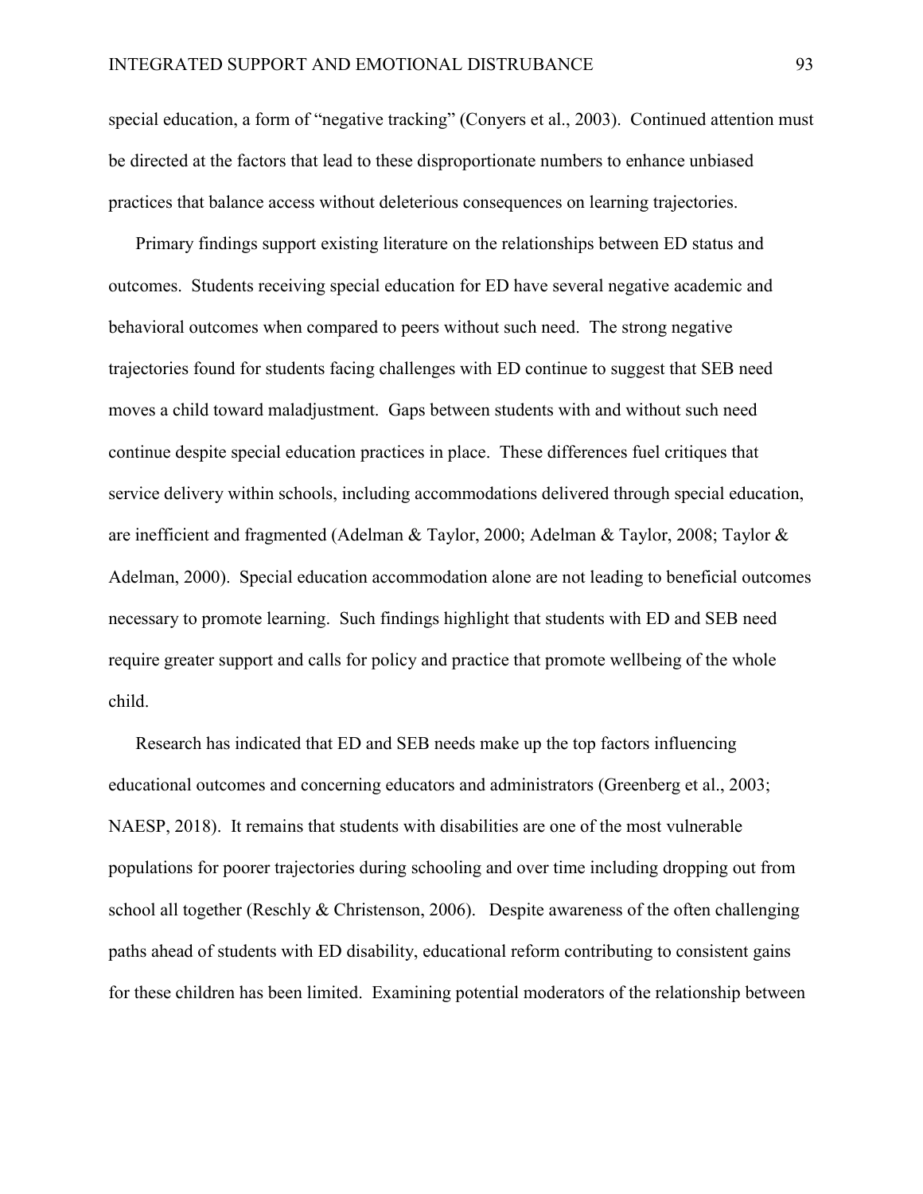special education, a form of "negative tracking" (Conyers et al., 2003). Continued attention must be directed at the factors that lead to these disproportionate numbers to enhance unbiased practices that balance access without deleterious consequences on learning trajectories.

Primary findings support existing literature on the relationships between ED status and outcomes. Students receiving special education for ED have several negative academic and behavioral outcomes when compared to peers without such need. The strong negative trajectories found for students facing challenges with ED continue to suggest that SEB need moves a child toward maladjustment. Gaps between students with and without such need continue despite special education practices in place. These differences fuel critiques that service delivery within schools, including accommodations delivered through special education, are inefficient and fragmented (Adelman & Taylor, 2000; Adelman & Taylor, 2008; Taylor & Adelman, 2000). Special education accommodation alone are not leading to beneficial outcomes necessary to promote learning. Such findings highlight that students with ED and SEB need require greater support and calls for policy and practice that promote wellbeing of the whole child.

Research has indicated that ED and SEB needs make up the top factors influencing educational outcomes and concerning educators and administrators (Greenberg et al., 2003; NAESP, 2018). It remains that students with disabilities are one of the most vulnerable populations for poorer trajectories during schooling and over time including dropping out from school all together (Reschly & Christenson, 2006). Despite awareness of the often challenging paths ahead of students with ED disability, educational reform contributing to consistent gains for these children has been limited. Examining potential moderators of the relationship between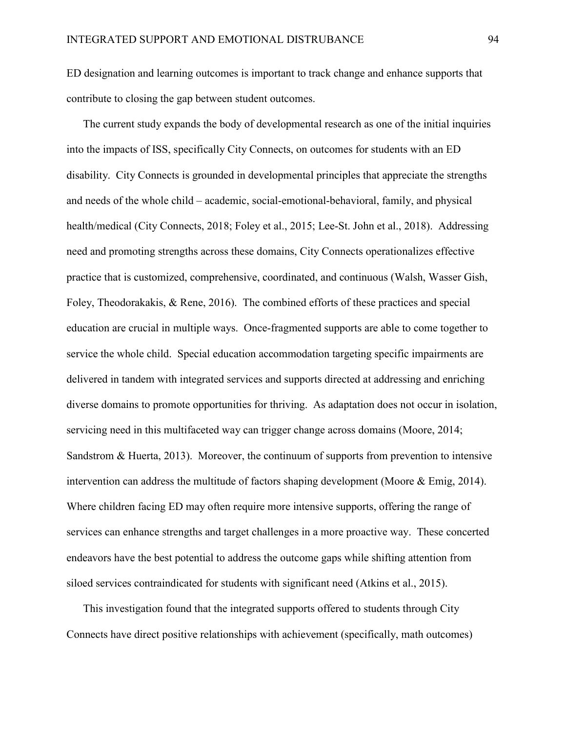ED designation and learning outcomes is important to track change and enhance supports that contribute to closing the gap between student outcomes.

The current study expands the body of developmental research as one of the initial inquiries into the impacts of ISS, specifically City Connects, on outcomes for students with an ED disability. City Connects is grounded in developmental principles that appreciate the strengths and needs of the whole child – academic, social-emotional-behavioral, family, and physical health/medical (City Connects, 2018; Foley et al., 2015; Lee-St. John et al., 2018). Addressing need and promoting strengths across these domains, City Connects operationalizes effective practice that is customized, comprehensive, coordinated, and continuous (Walsh, Wasser Gish, Foley, Theodorakakis, & Rene, 2016). The combined efforts of these practices and special education are crucial in multiple ways. Once-fragmented supports are able to come together to service the whole child. Special education accommodation targeting specific impairments are delivered in tandem with integrated services and supports directed at addressing and enriching diverse domains to promote opportunities for thriving. As adaptation does not occur in isolation, servicing need in this multifaceted way can trigger change across domains (Moore, 2014; Sandstrom & Huerta, 2013). Moreover, the continuum of supports from prevention to intensive intervention can address the multitude of factors shaping development (Moore & Emig, 2014). Where children facing ED may often require more intensive supports, offering the range of services can enhance strengths and target challenges in a more proactive way. These concerted endeavors have the best potential to address the outcome gaps while shifting attention from siloed services contraindicated for students with significant need (Atkins et al., 2015).

This investigation found that the integrated supports offered to students through City Connects have direct positive relationships with achievement (specifically, math outcomes)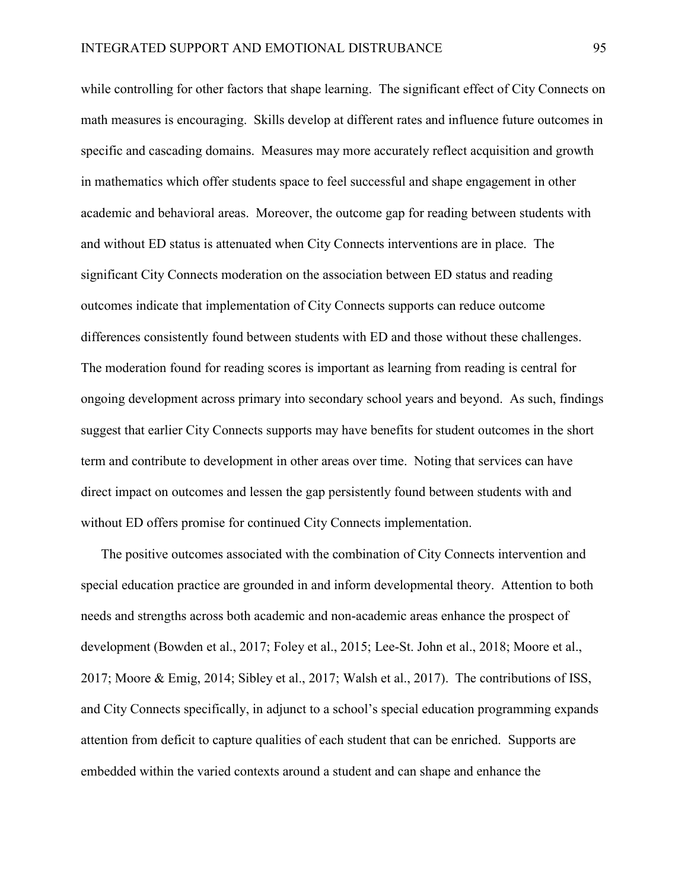while controlling for other factors that shape learning. The significant effect of City Connects on math measures is encouraging. Skills develop at different rates and influence future outcomes in specific and cascading domains. Measures may more accurately reflect acquisition and growth in mathematics which offer students space to feel successful and shape engagement in other academic and behavioral areas. Moreover, the outcome gap for reading between students with and without ED status is attenuated when City Connects interventions are in place. The significant City Connects moderation on the association between ED status and reading outcomes indicate that implementation of City Connects supports can reduce outcome differences consistently found between students with ED and those without these challenges. The moderation found for reading scores is important as learning from reading is central for ongoing development across primary into secondary school years and beyond. As such, findings suggest that earlier City Connects supports may have benefits for student outcomes in the short term and contribute to development in other areas over time. Noting that services can have direct impact on outcomes and lessen the gap persistently found between students with and without ED offers promise for continued City Connects implementation.

The positive outcomes associated with the combination of City Connects intervention and special education practice are grounded in and inform developmental theory. Attention to both needs and strengths across both academic and non-academic areas enhance the prospect of development (Bowden et al., 2017; Foley et al., 2015; Lee-St. John et al., 2018; Moore et al., 2017; Moore & Emig, 2014; Sibley et al., 2017; Walsh et al., 2017). The contributions of ISS, and City Connects specifically, in adjunct to a school's special education programming expands attention from deficit to capture qualities of each student that can be enriched. Supports are embedded within the varied contexts around a student and can shape and enhance the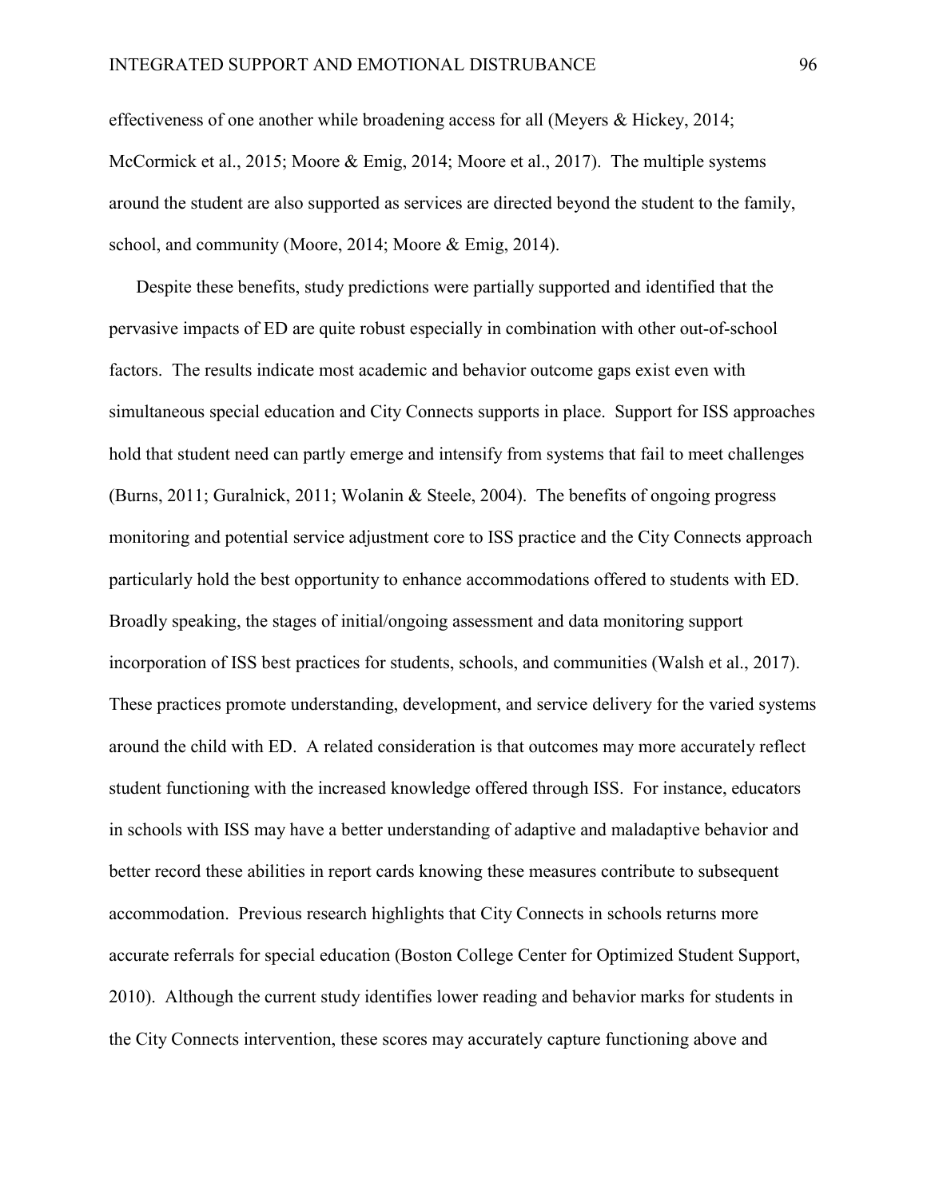effectiveness of one another while broadening access for all (Meyers & Hickey, 2014; McCormick et al., 2015; Moore & Emig, 2014; Moore et al., 2017). The multiple systems around the student are also supported as services are directed beyond the student to the family, school, and community (Moore, 2014; Moore & Emig, 2014).

Despite these benefits, study predictions were partially supported and identified that the pervasive impacts of ED are quite robust especially in combination with other out-of-school factors. The results indicate most academic and behavior outcome gaps exist even with simultaneous special education and City Connects supports in place. Support for ISS approaches hold that student need can partly emerge and intensify from systems that fail to meet challenges (Burns, 2011; Guralnick, 2011; Wolanin & Steele, 2004). The benefits of ongoing progress monitoring and potential service adjustment core to ISS practice and the City Connects approach particularly hold the best opportunity to enhance accommodations offered to students with ED. Broadly speaking, the stages of initial/ongoing assessment and data monitoring support incorporation of ISS best practices for students, schools, and communities (Walsh et al., 2017). These practices promote understanding, development, and service delivery for the varied systems around the child with ED. A related consideration is that outcomes may more accurately reflect student functioning with the increased knowledge offered through ISS. For instance, educators in schools with ISS may have a better understanding of adaptive and maladaptive behavior and better record these abilities in report cards knowing these measures contribute to subsequent accommodation. Previous research highlights that City Connects in schools returns more accurate referrals for special education (Boston College Center for Optimized Student Support, 2010). Although the current study identifies lower reading and behavior marks for students in the City Connects intervention, these scores may accurately capture functioning above and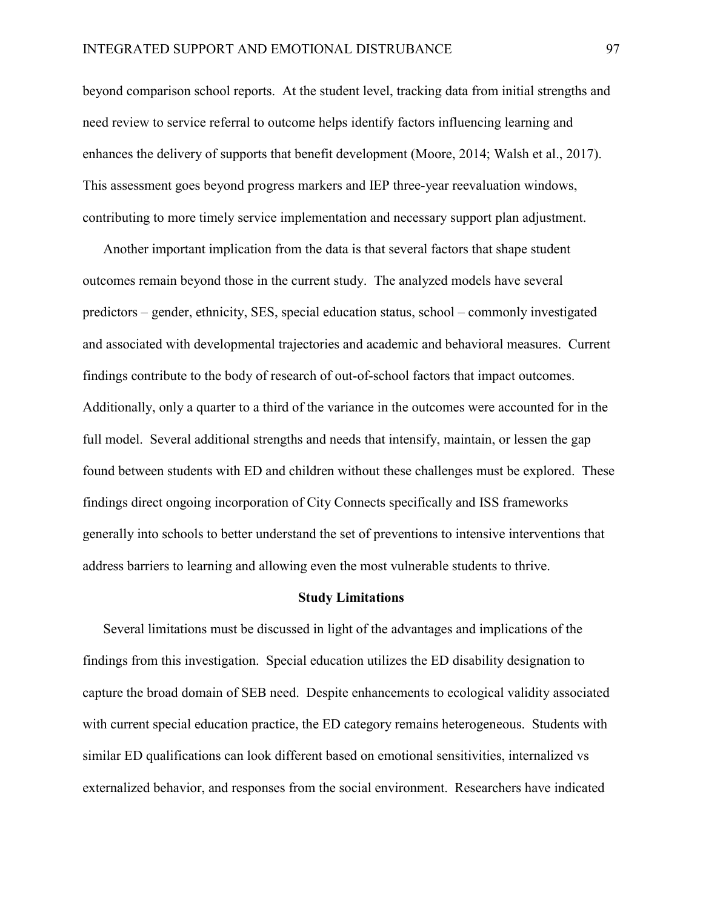beyond comparison school reports. At the student level, tracking data from initial strengths and need review to service referral to outcome helps identify factors influencing learning and enhances the delivery of supports that benefit development (Moore, 2014; Walsh et al., 2017). This assessment goes beyond progress markers and IEP three-year reevaluation windows, contributing to more timely service implementation and necessary support plan adjustment.

Another important implication from the data is that several factors that shape student outcomes remain beyond those in the current study. The analyzed models have several predictors – gender, ethnicity, SES, special education status, school – commonly investigated and associated with developmental trajectories and academic and behavioral measures. Current findings contribute to the body of research of out-of-school factors that impact outcomes. Additionally, only a quarter to a third of the variance in the outcomes were accounted for in the full model. Several additional strengths and needs that intensify, maintain, or lessen the gap found between students with ED and children without these challenges must be explored. These findings direct ongoing incorporation of City Connects specifically and ISS frameworks generally into schools to better understand the set of preventions to intensive interventions that address barriers to learning and allowing even the most vulnerable students to thrive.

## Study Limitations

Several limitations must be discussed in light of the advantages and implications of the findings from this investigation. Special education utilizes the ED disability designation to capture the broad domain of SEB need. Despite enhancements to ecological validity associated with current special education practice, the ED category remains heterogeneous. Students with similar ED qualifications can look different based on emotional sensitivities, internalized vs externalized behavior, and responses from the social environment. Researchers have indicated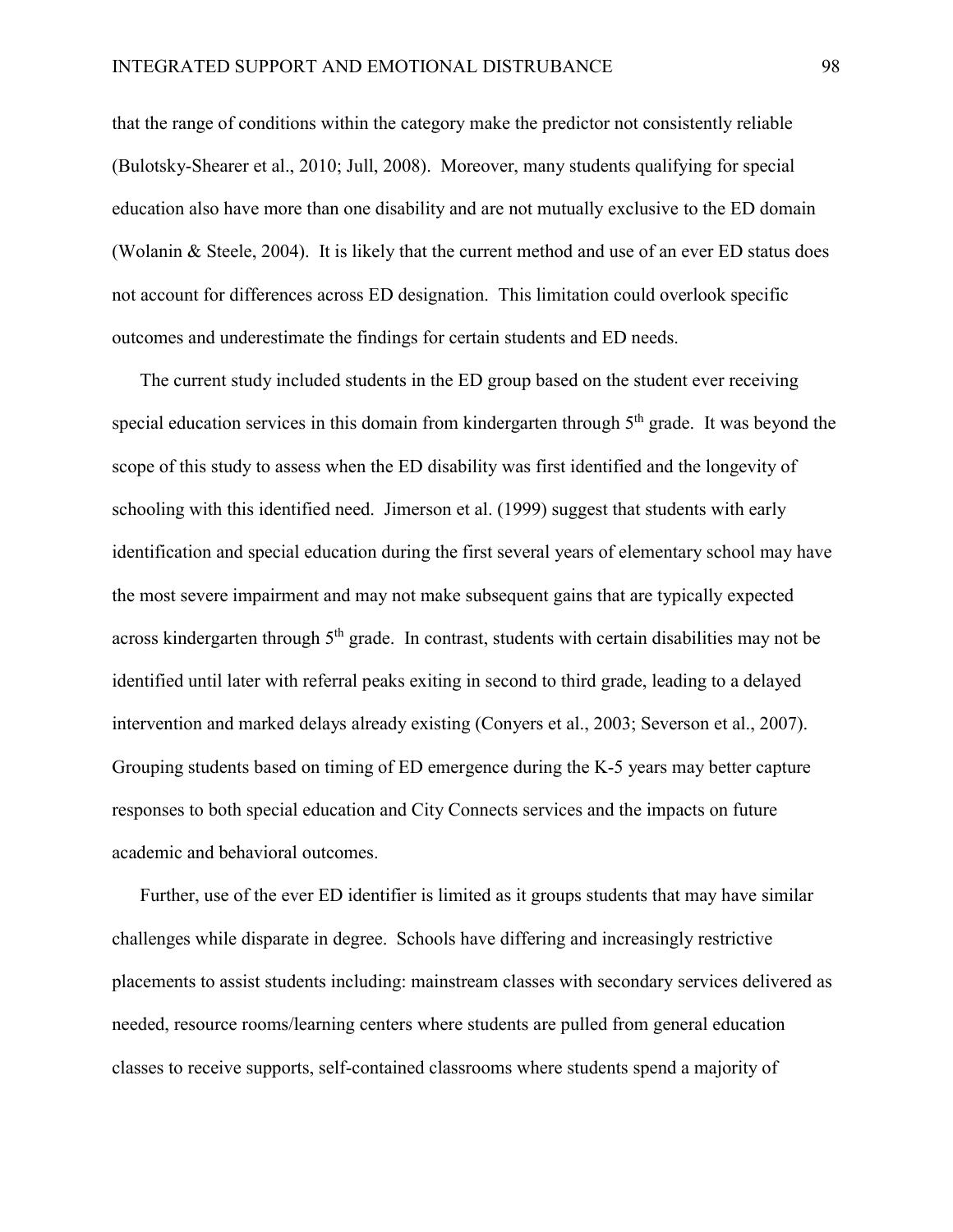that the range of conditions within the category make the predictor not consistently reliable (Bulotsky-Shearer et al., 2010; Jull, 2008). Moreover, many students qualifying for special education also have more than one disability and are not mutually exclusive to the ED domain (Wolanin & Steele, 2004). It is likely that the current method and use of an ever ED status does not account for differences across ED designation. This limitation could overlook specific outcomes and underestimate the findings for certain students and ED needs.

The current study included students in the ED group based on the student ever receiving special education services in this domain from kindergarten through 5th grade. It was beyond the scope of this study to assess when the ED disability was first identified and the longevity of schooling with this identified need. Jimerson et al. (1999) suggest that students with early identification and special education during the first several years of elementary school may have the most severe impairment and may not make subsequent gains that are typically expected across kindergarten through 5th grade. In contrast, students with certain disabilities may not be identified until later with referral peaks exiting in second to third grade, leading to a delayed intervention and marked delays already existing (Conyers et al., 2003; Severson et al., 2007). Grouping students based on timing of ED emergence during the K-5 years may better capture responses to both special education and City Connects services and the impacts on future academic and behavioral outcomes.

Further, use of the ever ED identifier is limited as it groups students that may have similar challenges while disparate in degree. Schools have differing and increasingly restrictive placements to assist students including: mainstream classes with secondary services delivered as needed, resource rooms/learning centers where students are pulled from general education classes to receive supports, self-contained classrooms where students spend a majority of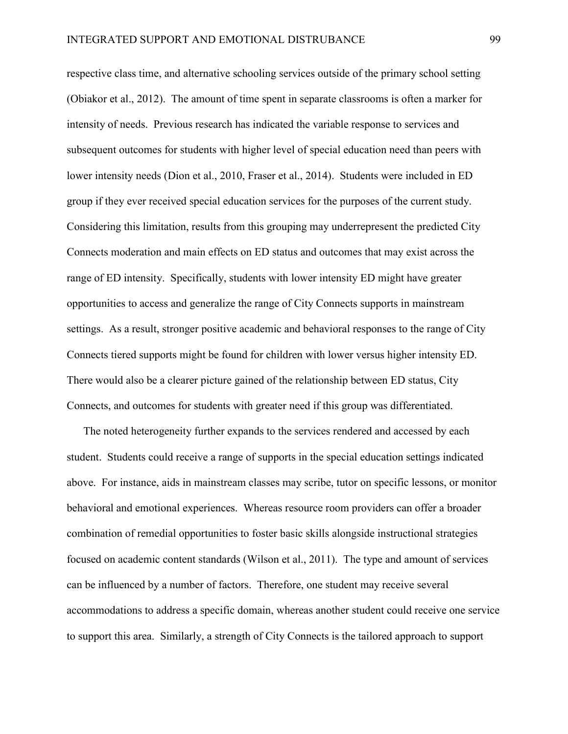respective class time, and alternative schooling services outside of the primary school setting (Obiakor et al., 2012). The amount of time spent in separate classrooms is often a marker for intensity of needs. Previous research has indicated the variable response to services and subsequent outcomes for students with higher level of special education need than peers with lower intensity needs (Dion et al., 2010, Fraser et al., 2014). Students were included in ED group if they ever received special education services for the purposes of the current study. Considering this limitation, results from this grouping may underrepresent the predicted City Connects moderation and main effects on ED status and outcomes that may exist across the range of ED intensity. Specifically, students with lower intensity ED might have greater opportunities to access and generalize the range of City Connects supports in mainstream settings. As a result, stronger positive academic and behavioral responses to the range of City Connects tiered supports might be found for children with lower versus higher intensity ED. There would also be a clearer picture gained of the relationship between ED status, City Connects, and outcomes for students with greater need if this group was differentiated.

The noted heterogeneity further expands to the services rendered and accessed by each student. Students could receive a range of supports in the special education settings indicated above. For instance, aids in mainstream classes may scribe, tutor on specific lessons, or monitor behavioral and emotional experiences. Whereas resource room providers can offer a broader combination of remedial opportunities to foster basic skills alongside instructional strategies focused on academic content standards (Wilson et al., 2011). The type and amount of services can be influenced by a number of factors. Therefore, one student may receive several accommodations to address a specific domain, whereas another student could receive one service to support this area. Similarly, a strength of City Connects is the tailored approach to support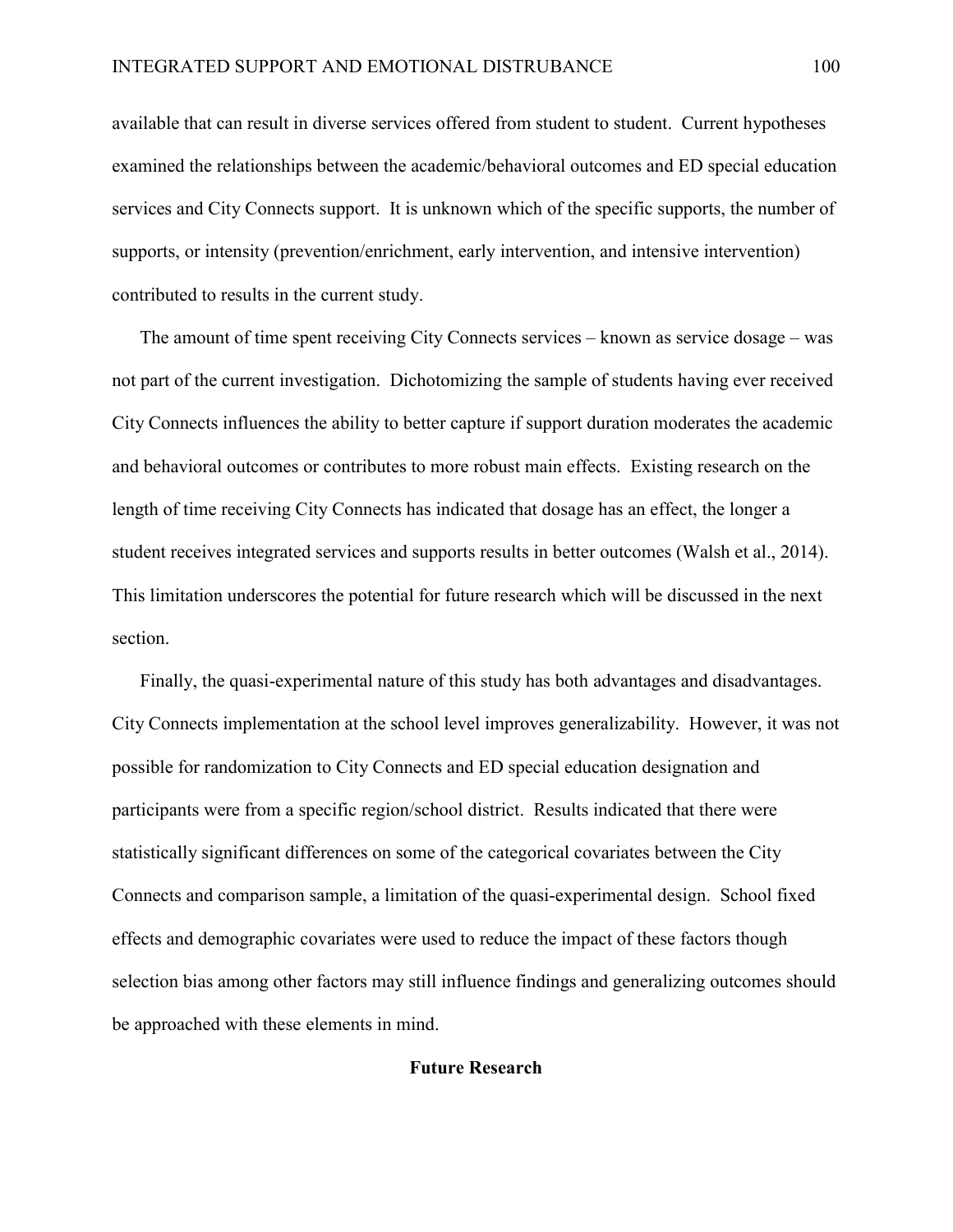available that can result in diverse services offered from student to student. Current hypotheses examined the relationships between the academic/behavioral outcomes and ED special education services and City Connects support. It is unknown which of the specific supports, the number of supports, or intensity (prevention/enrichment, early intervention, and intensive intervention) contributed to results in the current study.

The amount of time spent receiving City Connects services – known as service dosage – was not part of the current investigation. Dichotomizing the sample of students having ever received City Connects influences the ability to better capture if support duration moderates the academic and behavioral outcomes or contributes to more robust main effects. Existing research on the length of time receiving City Connects has indicated that dosage has an effect, the longer a student receives integrated services and supports results in better outcomes (Walsh et al., 2014). This limitation underscores the potential for future research which will be discussed in the next section.

Finally, the quasi-experimental nature of this study has both advantages and disadvantages. City Connects implementation at the school level improves generalizability. However, it was not possible for randomization to City Connects and ED special education designation and participants were from a specific region/school district. Results indicated that there were statistically significant differences on some of the categorical covariates between the City Connects and comparison sample, a limitation of the quasi-experimental design. School fixed effects and demographic covariates were used to reduce the impact of these factors though selection bias among other factors may still influence findings and generalizing outcomes should be approached with these elements in mind.

## Future Research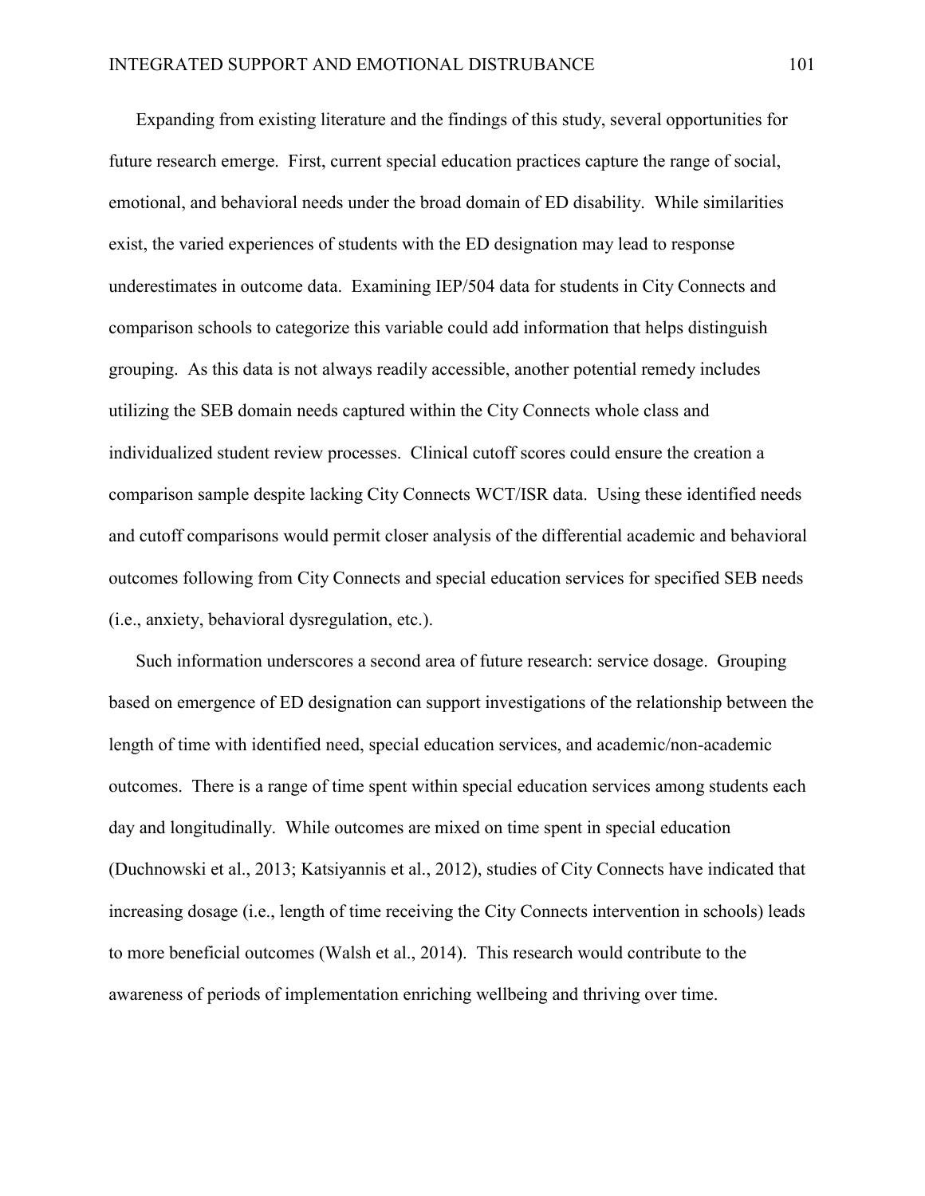Expanding from existing literature and the findings of this study, several opportunities for future research emerge. First, current special education practices capture the range of social, emotional, and behavioral needs under the broad domain of ED disability. While similarities exist, the varied experiences of students with the ED designation may lead to response underestimates in outcome data. Examining IEP/504 data for students in City Connects and comparison schools to categorize this variable could add information that helps distinguish grouping. As this data is not always readily accessible, another potential remedy includes utilizing the SEB domain needs captured within the City Connects whole class and individualized student review processes. Clinical cutoff scores could ensure the creation a comparison sample despite lacking City Connects WCT/ISR data. Using these identified needs and cutoff comparisons would permit closer analysis of the differential academic and behavioral outcomes following from City Connects and special education services for specified SEB needs (i.e., anxiety, behavioral dysregulation, etc.).

Such information underscores a second area of future research: service dosage. Grouping based on emergence of ED designation can support investigations of the relationship between the length of time with identified need, special education services, and academic/non-academic outcomes. There is a range of time spent within special education services among students each day and longitudinally. While outcomes are mixed on time spent in special education (Duchnowski et al., 2013; Katsiyannis et al., 2012), studies of City Connects have indicated that increasing dosage (i.e., length of time receiving the City Connects intervention in schools) leads to more beneficial outcomes (Walsh et al., 2014). This research would contribute to the awareness of periods of implementation enriching wellbeing and thriving over time.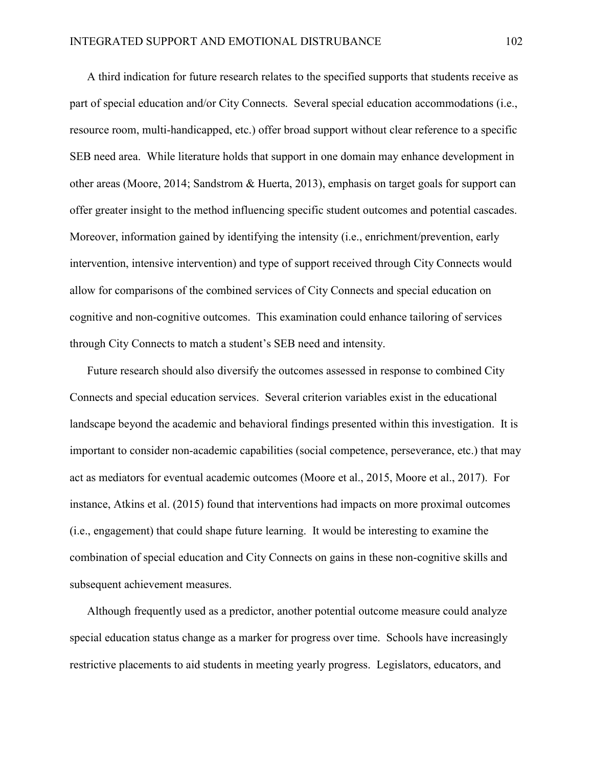A third indication for future research relates to the specified supports that students receive as part of special education and/or City Connects. Several special education accommodations (i.e., resource room, multi-handicapped, etc.) offer broad support without clear reference to a specific SEB need area. While literature holds that support in one domain may enhance development in other areas (Moore, 2014; Sandstrom & Huerta, 2013), emphasis on target goals for support can offer greater insight to the method influencing specific student outcomes and potential cascades. Moreover, information gained by identifying the intensity (i.e., enrichment/prevention, early intervention, intensive intervention) and type of support received through City Connects would allow for comparisons of the combined services of City Connects and special education on cognitive and non-cognitive outcomes. This examination could enhance tailoring of services through City Connects to match a student's SEB need and intensity.

Future research should also diversify the outcomes assessed in response to combined City Connects and special education services. Several criterion variables exist in the educational landscape beyond the academic and behavioral findings presented within this investigation. It is important to consider non-academic capabilities (social competence, perseverance, etc.) that may act as mediators for eventual academic outcomes (Moore et al., 2015, Moore et al., 2017). For instance, Atkins et al. (2015) found that interventions had impacts on more proximal outcomes (i.e., engagement) that could shape future learning. It would be interesting to examine the combination of special education and City Connects on gains in these non-cognitive skills and subsequent achievement measures.

Although frequently used as a predictor, another potential outcome measure could analyze special education status change as a marker for progress over time. Schools have increasingly restrictive placements to aid students in meeting yearly progress. Legislators, educators, and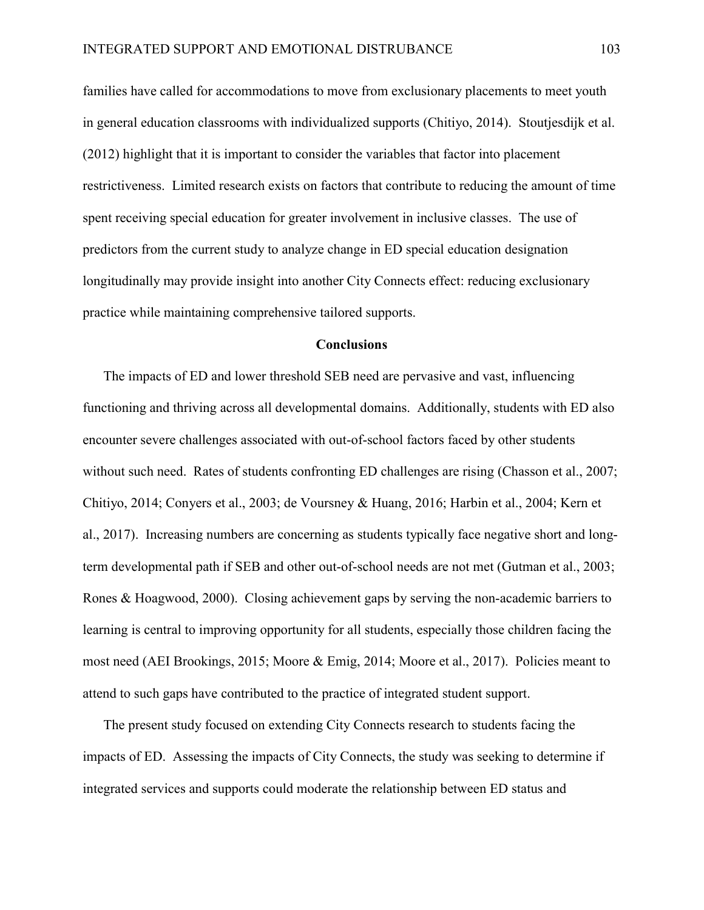families have called for accommodations to move from exclusionary placements to meet youth in general education classrooms with individualized supports (Chitiyo, 2014). Stoutjesdijk et al. (2012) highlight that it is important to consider the variables that factor into placement restrictiveness. Limited research exists on factors that contribute to reducing the amount of time spent receiving special education for greater involvement in inclusive classes. The use of predictors from the current study to analyze change in ED special education designation longitudinally may provide insight into another City Connects effect: reducing exclusionary practice while maintaining comprehensive tailored supports.

## Conclusions

The impacts of ED and lower threshold SEB need are pervasive and vast, influencing functioning and thriving across all developmental domains. Additionally, students with ED also encounter severe challenges associated with out-of-school factors faced by other students without such need. Rates of students confronting ED challenges are rising (Chasson et al., 2007; Chitiyo, 2014; Conyers et al., 2003; de Voursney & Huang, 2016; Harbin et al., 2004; Kern et al., 2017). Increasing numbers are concerning as students typically face negative short and long-term developmental path if SEB and other out-of-school needs are not met (Gutman et al., 2003; Rones & Hoagwood, 2000). Closing achievement gaps by serving the non-academic barriers to learning is central to improving opportunity for all students, especially those children facing the most need (AEI Brookings, 2015; Moore & Emig, 2014; Moore et al., 2017). Policies meant to attend to such gaps have contributed to the practice of integrated student support.

The present study focused on extending City Connects research to students facing the impacts of ED. Assessing the impacts of City Connects, the study was seeking to determine if integrated services and supports could moderate the relationship between ED status and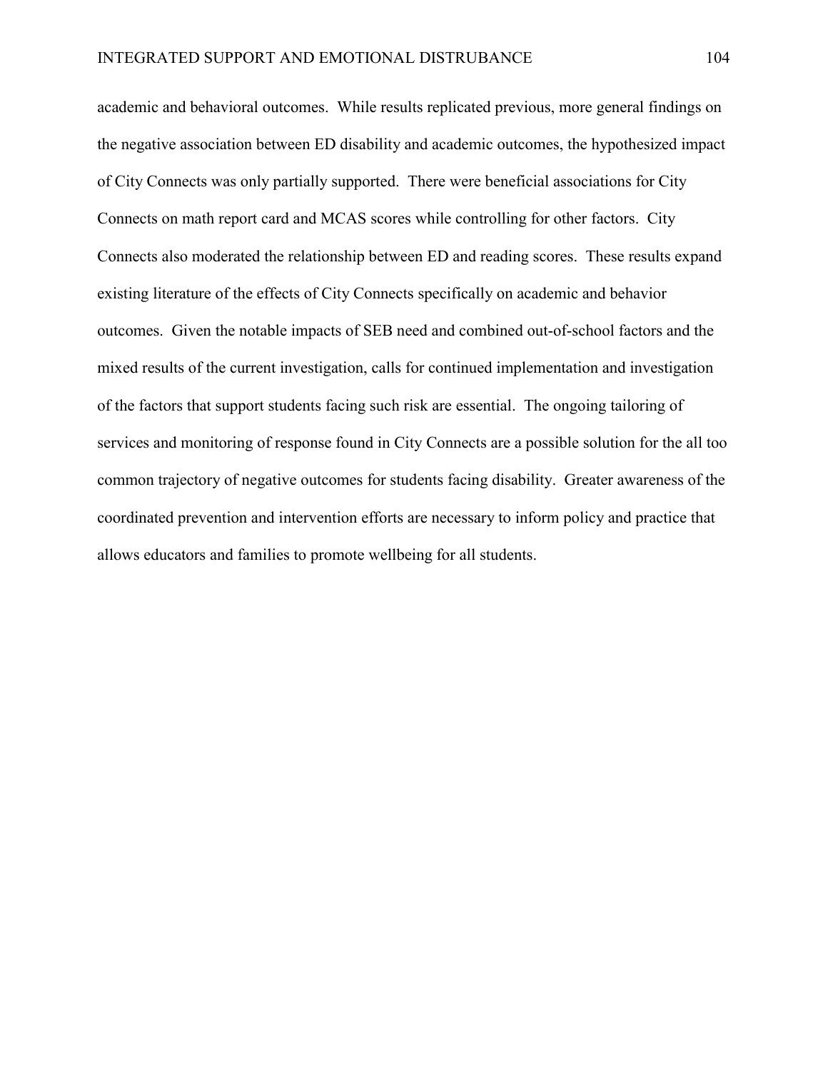academic and behavioral outcomes. While results replicated previous, more general findings on the negative association between ED disability and academic outcomes, the hypothesized impact of City Connects was only partially supported. There were beneficial associations for City Connects on math report card and MCAS scores while controlling for other factors. City Connects also moderated the relationship between ED and reading scores. These results expand existing literature of the effects of City Connects specifically on academic and behavior outcomes. Given the notable impacts of SEB need and combined out-of-school factors and the mixed results of the current investigation, calls for continued implementation and investigation of the factors that support students facing such risk are essential. The ongoing tailoring of services and monitoring of response found in City Connects are a possible solution for the all too common trajectory of negative outcomes for students facing disability. Greater awareness of the coordinated prevention and intervention efforts are necessary to inform policy and practice that allows educators and families to promote wellbeing for all students.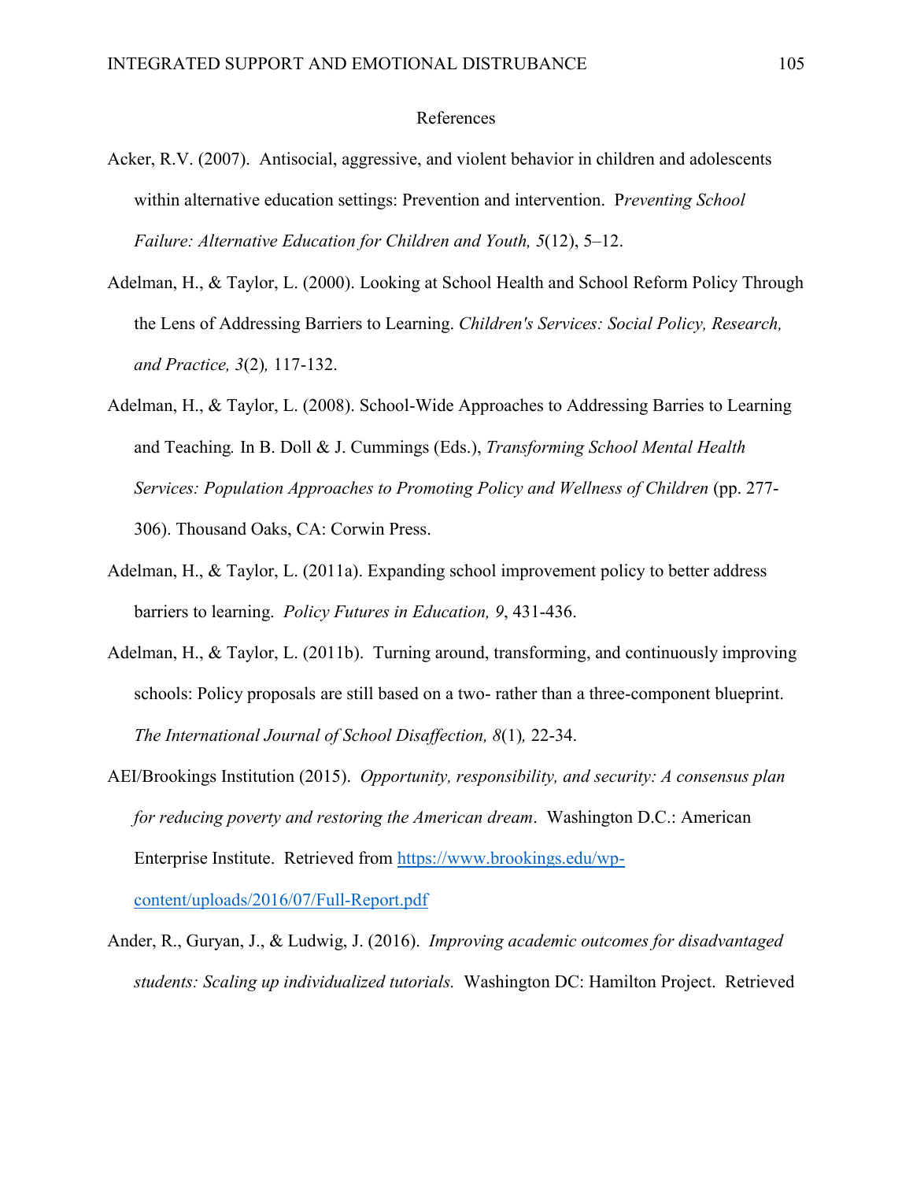# References

Acker, R.V. (2007). Antisocial, aggressive, and violent behavior in children and adolescents within alternative education settings: Prevention and intervention. *Preventing School Failure: Alternative Education for Children and Youth, 5*(12), 5–12.

Adelman, H., & Taylor, L. (2000). Looking at School Health and School Reform Policy Through the Lens of Addressing Barriers to Learning. *Children's Services: Social Policy, Research, and Practice, 3*(2), 117-132.

Adelman, H., & Taylor, L. (2008). School-Wide Approaches to Addressing Barries to Learning and Teaching. In B. Doll & J. Cummings (Eds.), *Transforming School Mental Health Services: Population Approaches to Promoting Policy and Wellness of Children* (pp. 277-306). Thousand Oaks, CA: Corwin Press.

Adelman, H., & Taylor, L. (2011a). Expanding school improvement policy to better address barriers to learning. *Policy Futures in Education, 9*, 431-436.

Adelman, H., & Taylor, L. (2011b). Turning around, transforming, and continuously improving schools: Policy proposals are still based on a two- rather than a three-component blueprint. *The International Journal of School Disaffection, 8*(1), 22-34.

AEI/Brookings Institution (2015). *Opportunity, responsibility, and security: A consensus plan for reducing poverty and restoring the American dream*. Washington D.C.: American Enterprise Institute. Retrieved from https://www.brookings.edu/wp-content/uploads/2016/07/Full-Report.pdf

Ander, R., Guryan, J., & Ludwig, J. (2016). *Improving academic outcomes for disadvantaged students: Scaling up individualized tutorials.* Washington DC: Hamilton Project. Retrieved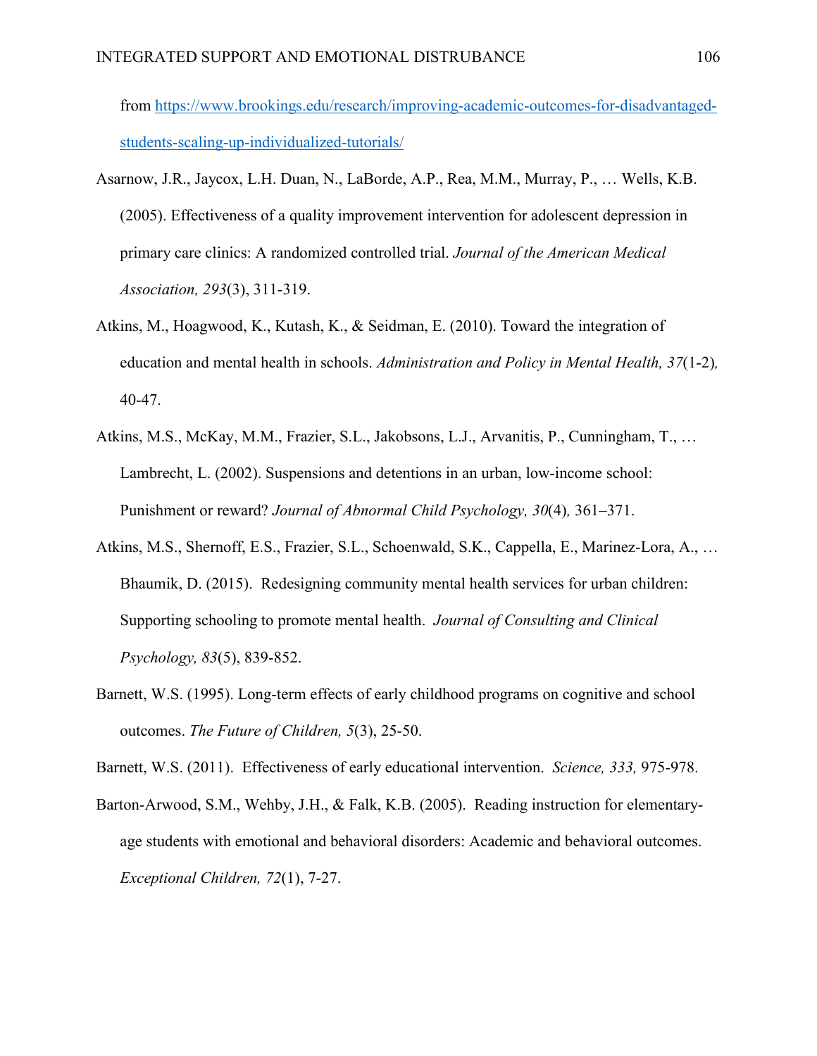from https://www.brookings.edu/research/improving-academic-outcomes-for-disadvantaged-students-scaling-up-individualized-tutorials/

Asarnow, J.R., Jaycox, L.H. Duan, N., LaBorde, A.P., Rea, M.M., Murray, P., … Wells, K.B. (2005). Effectiveness of a quality improvement intervention for adolescent depression in primary care clinics: A randomized controlled trial. *Journal of the American Medical Association, 293*(3), 311-319.

Atkins, M., Hoagwood, K., Kutash, K., & Seidman, E. (2010). Toward the integration of education and mental health in schools. *Administration and Policy in Mental Health, 37*(1-2)*,* 40-47.

Atkins, M.S., McKay, M.M., Frazier, S.L., Jakobsons, L.J., Arvanitis, P., Cunningham, T., … Lambrecht, L. (2002). Suspensions and detentions in an urban, low-income school: Punishment or reward? *Journal of Abnormal Child Psychology, 30*(4)*,* 361–371.

Atkins, M.S., Shernoff, E.S., Frazier, S.L., Schoenwald, S.K., Cappella, E., Marinez-Lora, A., … Bhaumik, D. (2015). Redesigning community mental health services for urban children: Supporting schooling to promote mental health. *Journal of Consulting and Clinical Psychology, 83*(5), 839-852.

Barnett, W.S. (1995). Long-term effects of early childhood programs on cognitive and school outcomes. *The Future of Children, 5*(3), 25-50.

Barnett, W.S. (2011). Effectiveness of early educational intervention. *Science, 333,* 975-978.

Barton-Arwood, S.M., Wehby, J.H., & Falk, K.B. (2005). Reading instruction for elementary-age students with emotional and behavioral disorders: Academic and behavioral outcomes. *Exceptional Children, 72*(1), 7-27.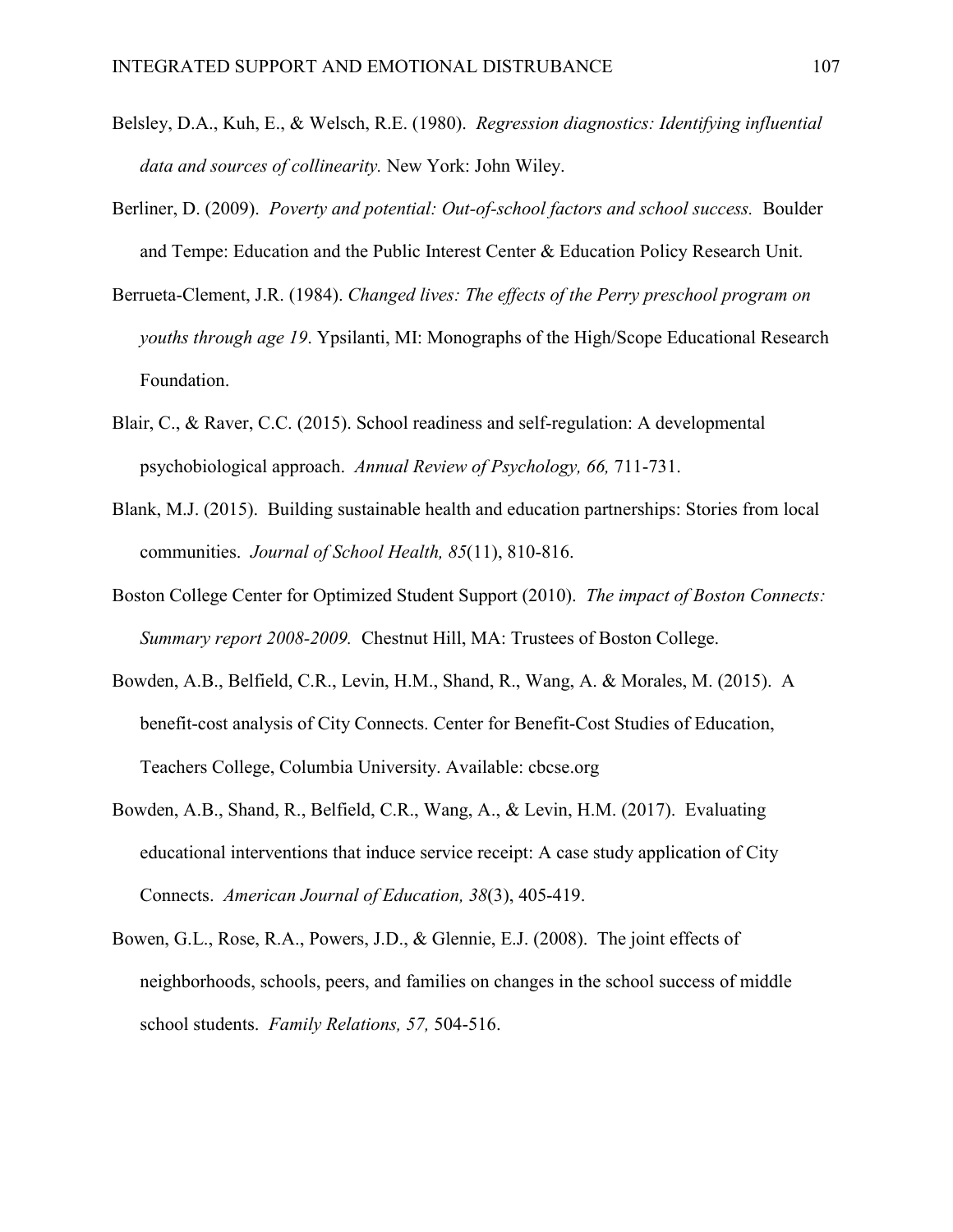Belsley, D.A., Kuh, E., & Welsch, R.E. (1980). *Regression diagnostics: Identifying influential data and sources of collinearity.* New York: John Wiley.

Berliner, D. (2009). *Poverty and potential: Out-of-school factors and school success.* Boulder and Tempe: Education and the Public Interest Center & Education Policy Research Unit.

Berrueta-Clement, J.R. (1984). *Changed lives: The effects of the Perry preschool program on youths through age 19*. Ypsilanti, MI: Monographs of the High/Scope Educational Research Foundation.

Blair, C., & Raver, C.C. (2015). School readiness and self-regulation: A developmental psychobiological approach. *Annual Review of Psychology, 66,* 711-731.

Blank, M.J. (2015). Building sustainable health and education partnerships: Stories from local communities. *Journal of School Health, 85*(11), 810-816.

Boston College Center for Optimized Student Support (2010). *The impact of Boston Connects: Summary report 2008-2009.* Chestnut Hill, MA: Trustees of Boston College.

Bowden, A.B., Belfield, C.R., Levin, H.M., Shand, R., Wang, A. & Morales, M. (2015). A benefit-cost analysis of City Connects. Center for Benefit-Cost Studies of Education, Teachers College, Columbia University. Available: cbcse.org

Bowden, A.B., Shand, R., Belfield, C.R., Wang, A., & Levin, H.M. (2017). Evaluating educational interventions that induce service receipt: A case study application of City Connects. *American Journal of Education, 38*(3), 405-419.

Bowen, G.L., Rose, R.A., Powers, J.D., & Glennie, E.J. (2008). The joint effects of neighborhoods, schools, peers, and families on changes in the school success of middle school students. *Family Relations, 57,* 504-516.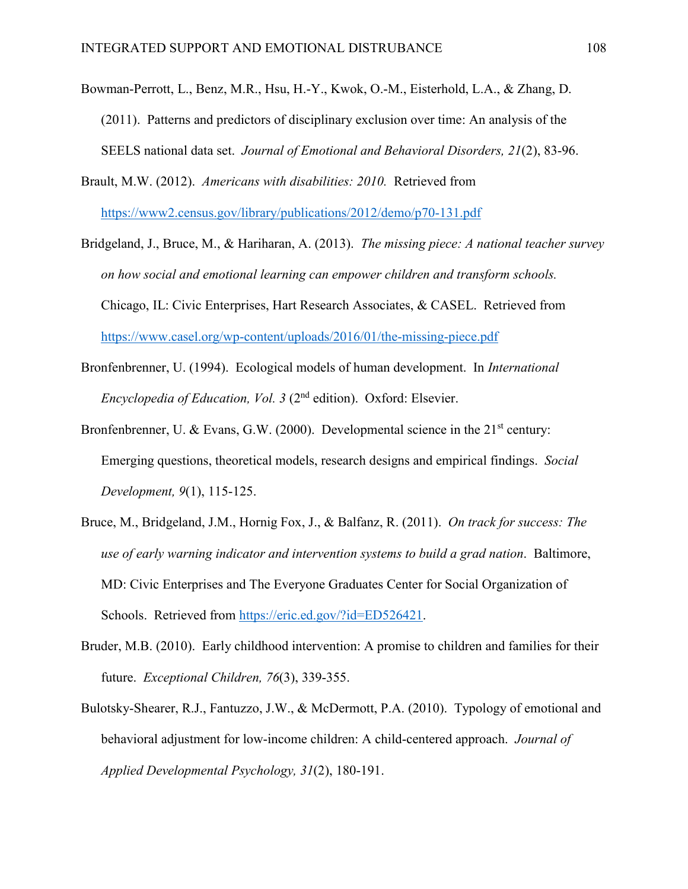Bowman-Perrott, L., Benz, M.R., Hsu, H.-Y., Kwok, O.-M., Eisterhold, L.A., & Zhang, D. (2011). Patterns and predictors of disciplinary exclusion over time: An analysis of the SEELS national data set. *Journal of Emotional and Behavioral Disorders, 21*(2), 83-96.

Brault, M.W. (2012). *Americans with disabilities: 2010.* Retrieved from https://www2.census.gov/library/publications/2012/demo/p70-131.pdf

Bridgeland, J., Bruce, M., & Hariharan, A. (2013). *The missing piece: A national teacher survey on how social and emotional learning can empower children and transform schools.* Chicago, IL: Civic Enterprises, Hart Research Associates, & CASEL. Retrieved from https://www.casel.org/wp-content/uploads/2016/01/the-missing-piece.pdf

Bronfenbrenner, U. (1994). Ecological models of human development. In *International Encyclopedia of Education, Vol. 3* (2nd edition). Oxford: Elsevier.

Bronfenbrenner, U. & Evans, G.W. (2000). Developmental science in the 21st century: Emerging questions, theoretical models, research designs and empirical findings. *Social Development, 9*(1), 115-125.

Bruce, M., Bridgeland, J.M., Hornig Fox, J., & Balfanz, R. (2011). *On track for success: The use of early warning indicator and intervention systems to build a grad nation*. Baltimore, MD: Civic Enterprises and The Everyone Graduates Center for Social Organization of Schools. Retrieved from https://eric.ed.gov/?id=ED526421.

Bruder, M.B. (2010). Early childhood intervention: A promise to children and families for their future. *Exceptional Children, 76*(3), 339-355.

Bulotsky-Shearer, R.J., Fantuzzo, J.W., & McDermott, P.A. (2010). Typology of emotional and behavioral adjustment for low-income children: A child-centered approach. *Journal of Applied Developmental Psychology, 31*(2), 180-191.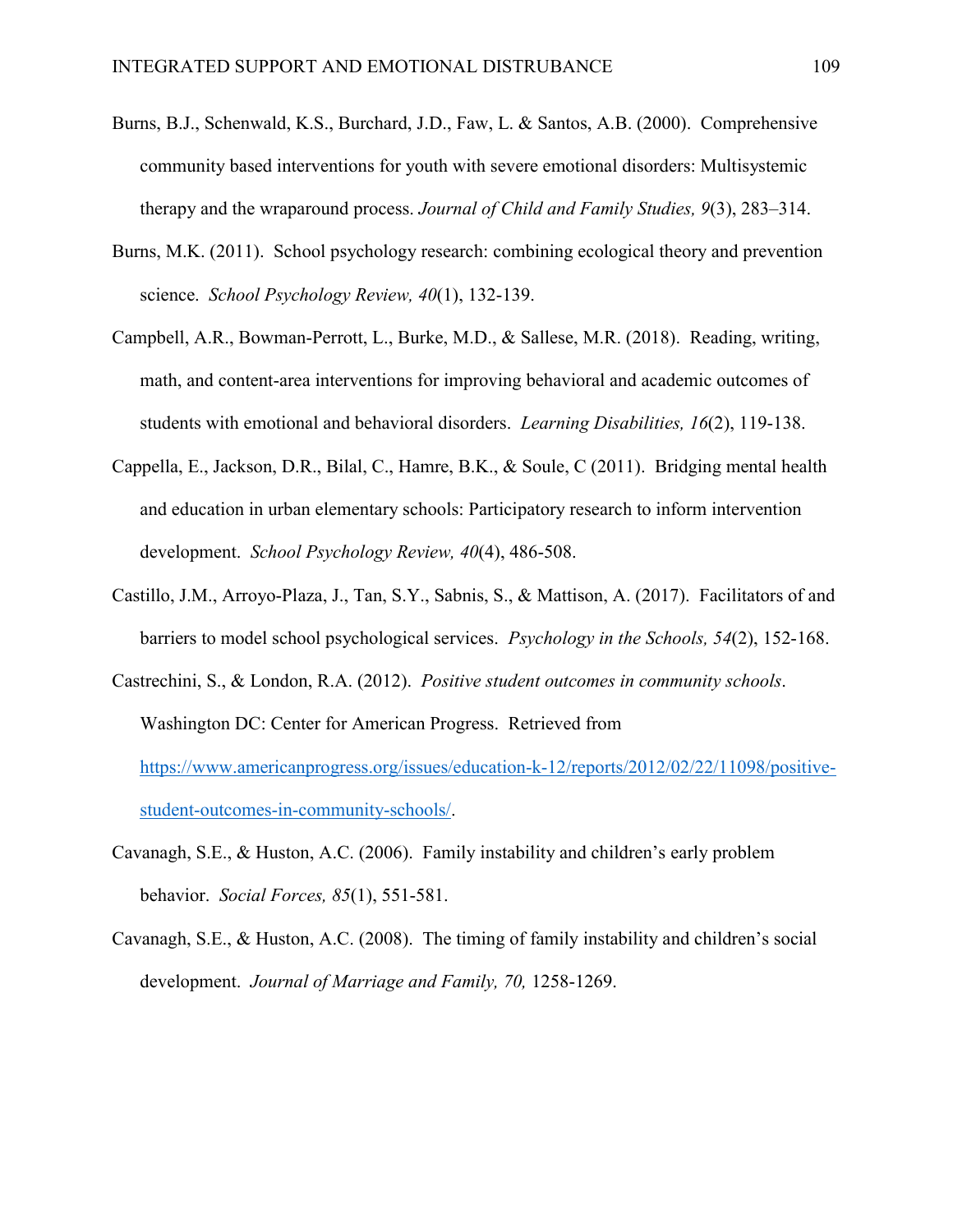Burns, B.J., Schenwald, K.S., Burchard, J.D., Faw, L. & Santos, A.B. (2000). Comprehensive community based interventions for youth with severe emotional disorders: Multisystemic therapy and the wraparound process. *Journal of Child and Family Studies, 9*(3), 283–314.

Burns, M.K. (2011). School psychology research: combining ecological theory and prevention science. *School Psychology Review, 40*(1), 132-139.

Campbell, A.R., Bowman-Perrott, L., Burke, M.D., & Sallese, M.R. (2018). Reading, writing, math, and content-area interventions for improving behavioral and academic outcomes of students with emotional and behavioral disorders. *Learning Disabilities, 16*(2), 119-138.

Cappella, E., Jackson, D.R., Bilal, C., Hamre, B.K., & Soule, C (2011). Bridging mental health and education in urban elementary schools: Participatory research to inform intervention development. *School Psychology Review, 40*(4), 486-508.

Castillo, J.M., Arroyo-Plaza, J., Tan, S.Y., Sabnis, S., & Mattison, A. (2017). Facilitators of and barriers to model school psychological services. *Psychology in the Schools, 54*(2), 152-168.

Castrechini, S., & London, R.A. (2012). *Positive student outcomes in community schools*. Washington DC: Center for American Progress. Retrieved from https://www.americanprogress.org/issues/education-k-12/reports/2012/02/22/11098/positive-student-outcomes-in-community-schools/.

Cavanagh, S.E., & Huston, A.C. (2006). Family instability and children's early problem behavior. *Social Forces, 85*(1), 551-581.

Cavanagh, S.E., & Huston, A.C. (2008). The timing of family instability and children's social development. *Journal of Marriage and Family, 70,* 1258-1269.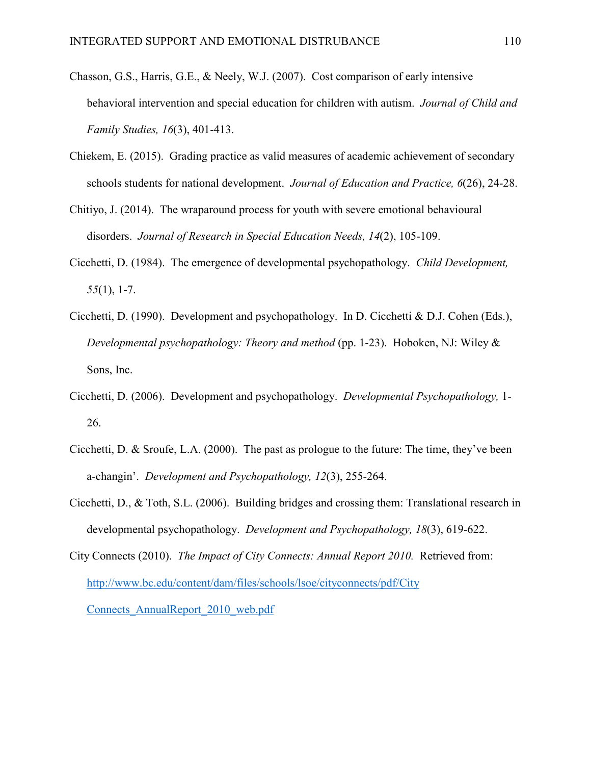Chasson, G.S., Harris, G.E., & Neely, W.J. (2007). Cost comparison of early intensive behavioral intervention and special education for children with autism. *Journal of Child and Family Studies, 16*(3), 401-413.

Chiekem, E. (2015). Grading practice as valid measures of academic achievement of secondary schools students for national development. *Journal of Education and Practice, 6*(26), 24-28.

Chitiyo, J. (2014). The wraparound process for youth with severe emotional behavioural disorders. *Journal of Research in Special Education Needs, 14*(2), 105-109.

Cicchetti, D. (1984). The emergence of developmental psychopathology. *Child Development, 55*(1), 1-7.

Cicchetti, D. (1990). Development and psychopathology. In D. Cicchetti & D.J. Cohen (Eds.), *Developmental psychopathology: Theory and method* (pp. 1-23). Hoboken, NJ: Wiley & Sons, Inc.

Cicchetti, D. (2006). Development and psychopathology. *Developmental Psychopathology,* 1-26.

Cicchetti, D. & Sroufe, L.A. (2000). The past as prologue to the future: The time, they've been a-changin'. *Development and Psychopathology, 12*(3), 255-264.

Cicchetti, D., & Toth, S.L. (2006). Building bridges and crossing them: Translational research in developmental psychopathology. *Development and Psychopathology, 18*(3), 619-622.

City Connects (2010). *The Impact of City Connects: Annual Report 2010.* Retrieved from: http://www.bc.edu/content/dam/files/schools/lsoe/cityconnects/pdf/City Connects_AnnualReport_2010_web.pdf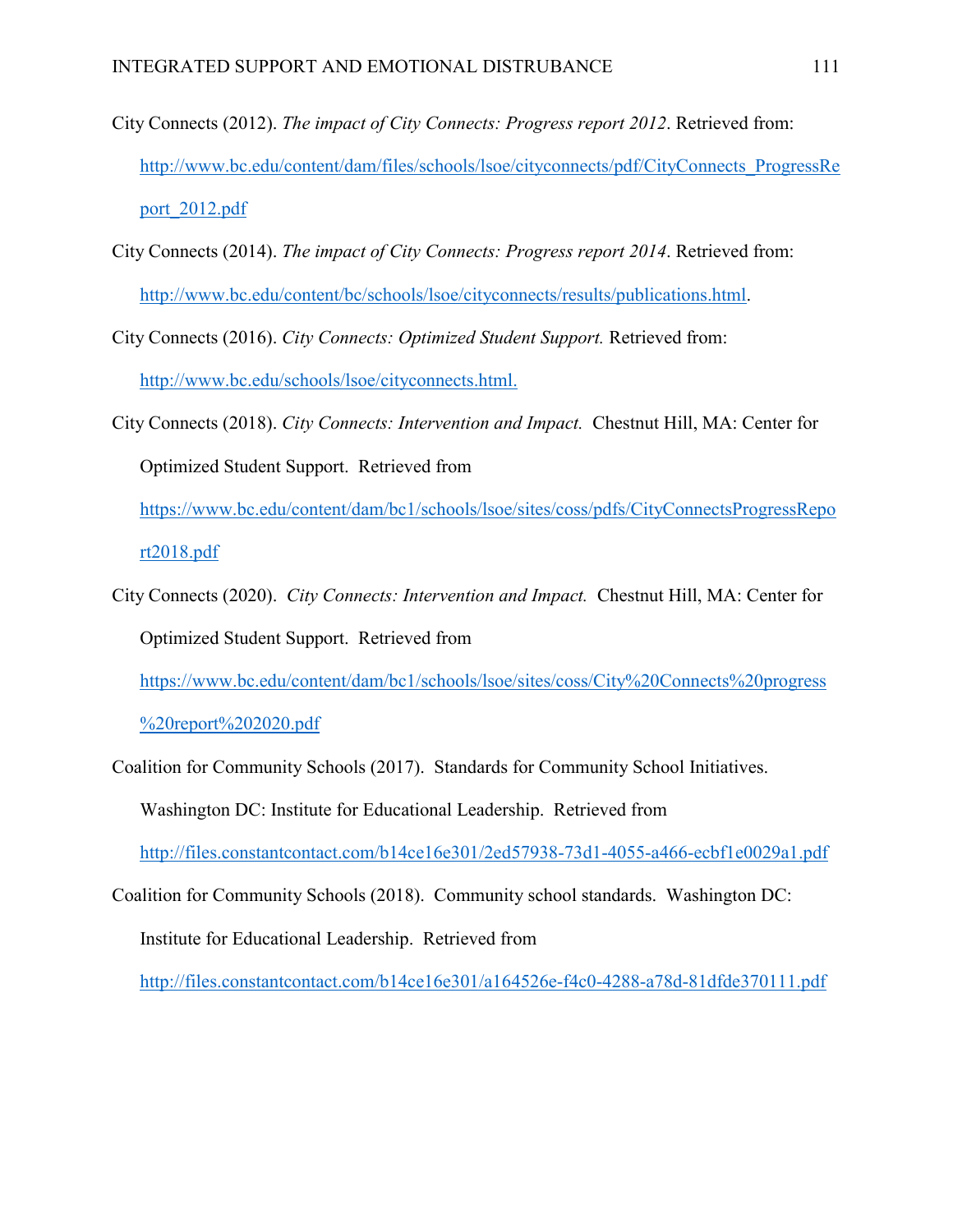City Connects (2012). *The impact of City Connects: Progress report 2012*. Retrieved from: http://www.bc.edu/content/dam/files/schools/lsoe/cityconnects/pdf/CityConnects_ProgressReport_2012.pdf

City Connects (2014). *The impact of City Connects: Progress report 2014*. Retrieved from: http://www.bc.edu/content/bc/schools/lsoe/cityconnects/results/publications.html.

City Connects (2016). *City Connects: Optimized Student Support.* Retrieved from: http://www.bc.edu/schools/lsoe/cityconnects.html.

City Connects (2018). *City Connects: Intervention and Impact.* Chestnut Hill, MA: Center for Optimized Student Support. Retrieved from https://www.bc.edu/content/dam/bc1/schools/lsoe/sites/coss/pdfs/CityConnectsProgressReport2018.pdf

City Connects (2020). *City Connects: Intervention and Impact.* Chestnut Hill, MA: Center for Optimized Student Support. Retrieved from https://www.bc.edu/content/dam/bc1/schools/lsoe/sites/coss/City%20Connects%20progress%20report%202020.pdf

Coalition for Community Schools (2017). Standards for Community School Initiatives. Washington DC: Institute for Educational Leadership. Retrieved from http://files.constantcontact.com/b14ce16e301/2ed57938-73d1-4055-a466-ecbf1e0029a1.pdf

Coalition for Community Schools (2018). Community school standards. Washington DC: Institute for Educational Leadership. Retrieved from http://files.constantcontact.com/b14ce16e301/a164526e-f4c0-4288-a78d-81dfde370111.pdf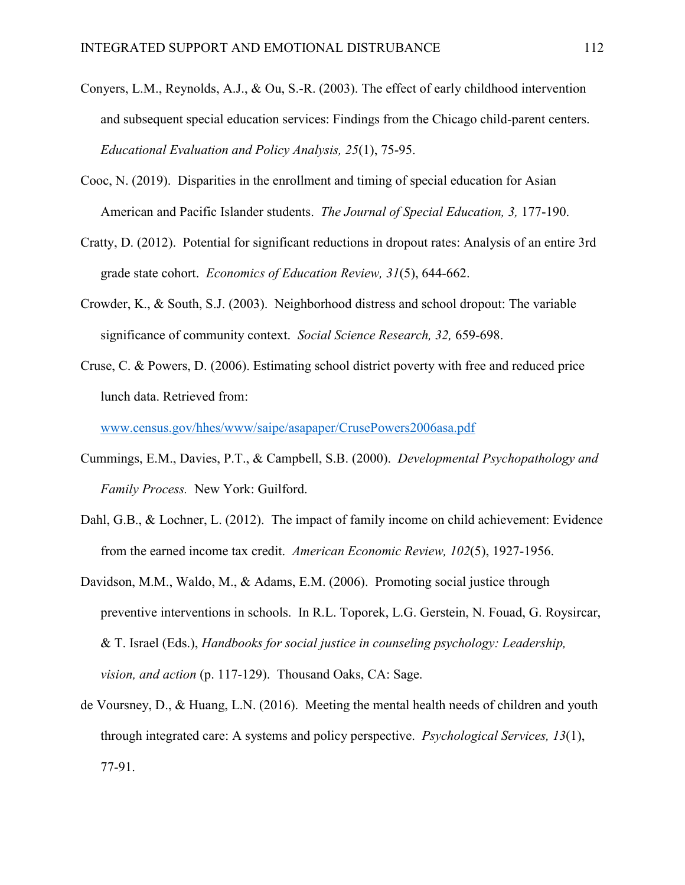Conyers, L.M., Reynolds, A.J., & Ou, S.-R. (2003). The effect of early childhood intervention and subsequent special education services: Findings from the Chicago child-parent centers. *Educational Evaluation and Policy Analysis, 25*(1), 75-95.

Cooc, N. (2019). Disparities in the enrollment and timing of special education for Asian American and Pacific Islander students. *The Journal of Special Education, 3,* 177-190.

Cratty, D. (2012). Potential for significant reductions in dropout rates: Analysis of an entire 3rd grade state cohort. *Economics of Education Review, 31*(5), 644-662.

Crowder, K., & South, S.J. (2003). Neighborhood distress and school dropout: The variable significance of community context. *Social Science Research, 32,* 659-698.

Cruse, C. & Powers, D. (2006). Estimating school district poverty with free and reduced price lunch data. Retrieved from: www.census.gov/hhes/www/saipe/asapaper/CrusePowers2006asa.pdf

Cummings, E.M., Davies, P.T., & Campbell, S.B. (2000). *Developmental Psychopathology and Family Process.* New York: Guilford.

Dahl, G.B., & Lochner, L. (2012). The impact of family income on child achievement: Evidence from the earned income tax credit. *American Economic Review, 102*(5), 1927-1956.

Davidson, M.M., Waldo, M., & Adams, E.M. (2006). Promoting social justice through preventive interventions in schools. In R.L. Toporek, L.G. Gerstein, N. Fouad, G. Roysircar, & T. Israel (Eds.), *Handbooks for social justice in counseling psychology: Leadership, vision, and action* (p. 117-129). Thousand Oaks, CA: Sage.

de Voursney, D., & Huang, L.N. (2016). Meeting the mental health needs of children and youth through integrated care: A systems and policy perspective. *Psychological Services, 13*(1), 77-91.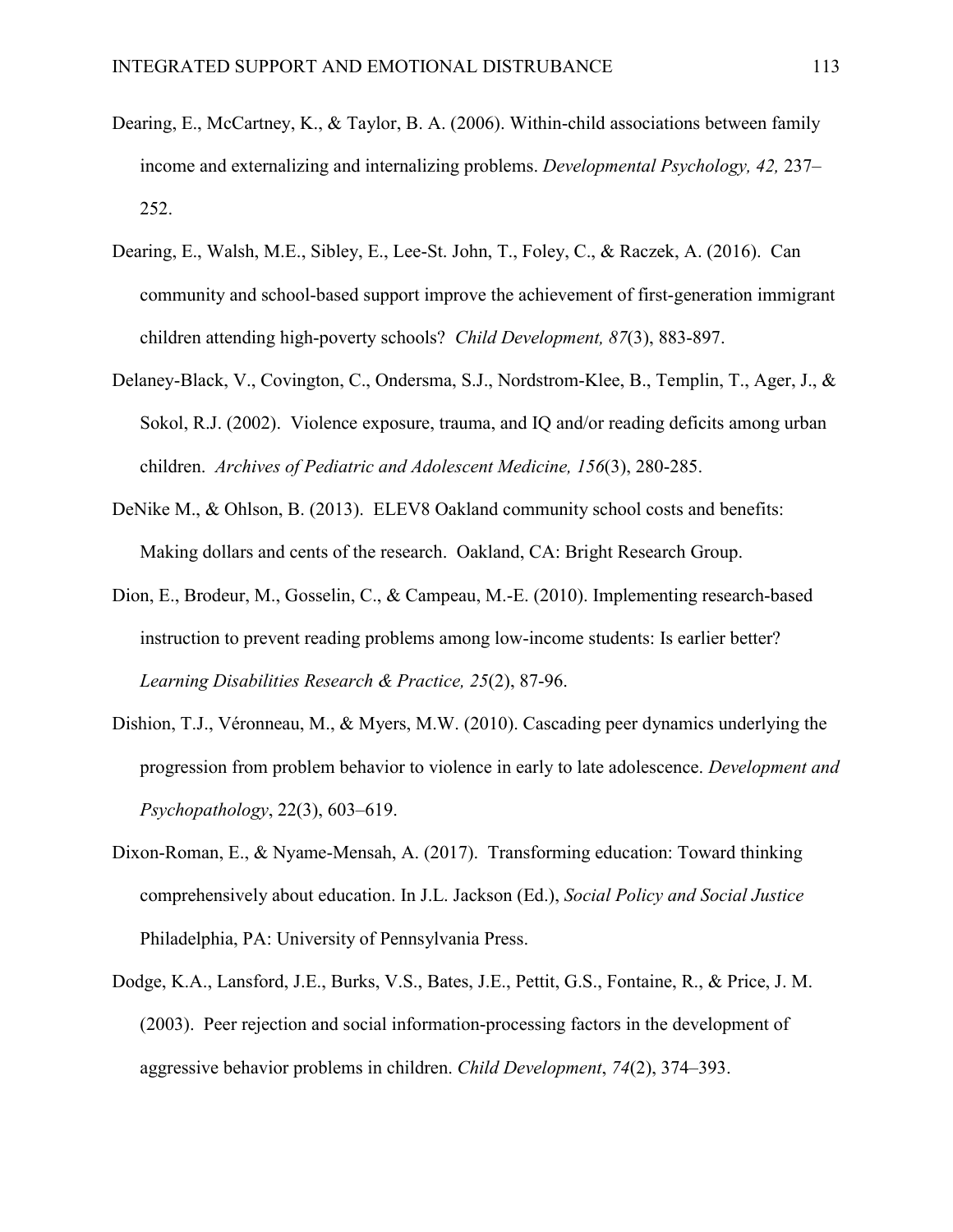Dearing, E., McCartney, K., & Taylor, B. A. (2006). Within-child associations between family income and externalizing and internalizing problems. *Developmental Psychology, 42,* 237–252.

Dearing, E., Walsh, M.E., Sibley, E., Lee-St. John, T., Foley, C., & Raczek, A. (2016). Can community and school-based support improve the achievement of first-generation immigrant children attending high-poverty schools? *Child Development, 87*(3), 883-897.

Delaney-Black, V., Covington, C., Ondersma, S.J., Nordstrom-Klee, B., Templin, T., Ager, J., & Sokol, R.J. (2002). Violence exposure, trauma, and IQ and/or reading deficits among urban children. *Archives of Pediatric and Adolescent Medicine, 156*(3), 280-285.

DeNike M., & Ohlson, B. (2013). ELEV8 Oakland community school costs and benefits: Making dollars and cents of the research. Oakland, CA: Bright Research Group.

Dion, E., Brodeur, M., Gosselin, C., & Campeau, M.-E. (2010). Implementing research-based instruction to prevent reading problems among low-income students: Is earlier better? *Learning Disabilities Research & Practice, 25*(2), 87-96.

Dishion, T.J., Véronneau, M., & Myers, M.W. (2010). Cascading peer dynamics underlying the progression from problem behavior to violence in early to late adolescence. *Development and Psychopathology*, 22(3), 603–619.

Dixon-Roman, E., & Nyame-Mensah, A. (2017). Transforming education: Toward thinking comprehensively about education. In J.L. Jackson (Ed.), *Social Policy and Social Justice* Philadelphia, PA: University of Pennsylvania Press.

Dodge, K.A., Lansford, J.E., Burks, V.S., Bates, J.E., Pettit, G.S., Fontaine, R., & Price, J. M. (2003). Peer rejection and social information-processing factors in the development of aggressive behavior problems in children. *Child Development*, *74*(2), 374–393.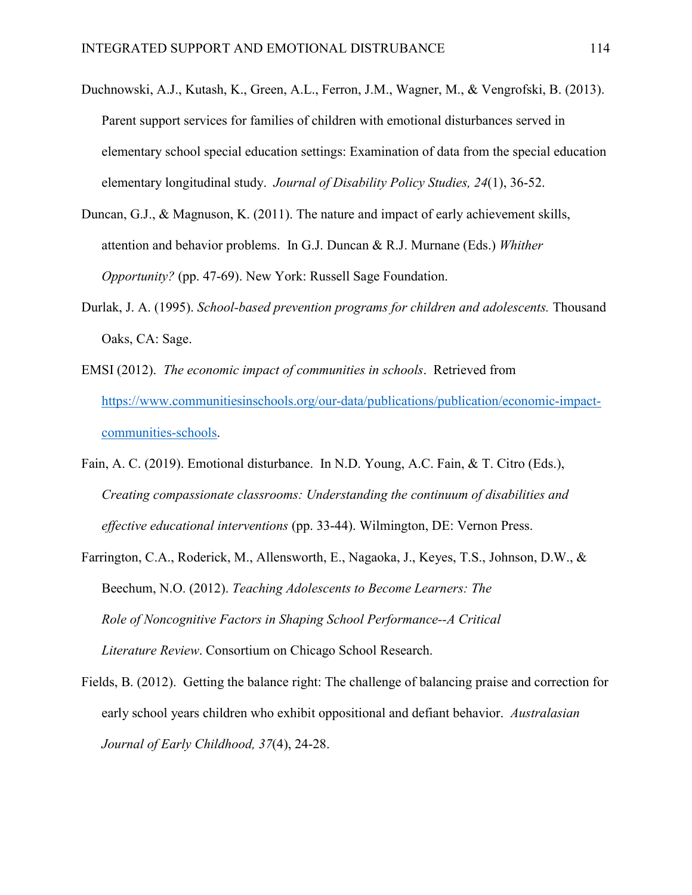Duchnowski, A.J., Kutash, K., Green, A.L., Ferron, J.M., Wagner, M., & Vengrofski, B. (2013). Parent support services for families of children with emotional disturbances served in elementary school special education settings: Examination of data from the special education elementary longitudinal study. *Journal of Disability Policy Studies, 24*(1), 36-52.

Duncan, G.J., & Magnuson, K. (2011). The nature and impact of early achievement skills, attention and behavior problems. In G.J. Duncan & R.J. Murnane (Eds.) *Whither Opportunity?* (pp. 47-69). New York: Russell Sage Foundation.

Durlak, J. A. (1995). *School-based prevention programs for children and adolescents.* Thousand Oaks, CA: Sage.

EMSI (2012). *The economic impact of communities in schools*. Retrieved from https://www.communitiesinschools.org/our-data/publications/publication/economic-impact-communities-schools.

Fain, A. C. (2019). Emotional disturbance. In N.D. Young, A.C. Fain, & T. Citro (Eds.), *Creating compassionate classrooms: Understanding the continuum of disabilities and effective educational interventions* (pp. 33-44). Wilmington, DE: Vernon Press.

Farrington, C.A., Roderick, M., Allensworth, E., Nagaoka, J., Keyes, T.S., Johnson, D.W., & Beechum, N.O. (2012). *Teaching Adolescents to Become Learners: The Role of Noncognitive Factors in Shaping School Performance--A Critical Literature Review*. Consortium on Chicago School Research.

Fields, B. (2012). Getting the balance right: The challenge of balancing praise and correction for early school years children who exhibit oppositional and defiant behavior. *Australasian Journal of Early Childhood, 37*(4), 24-28.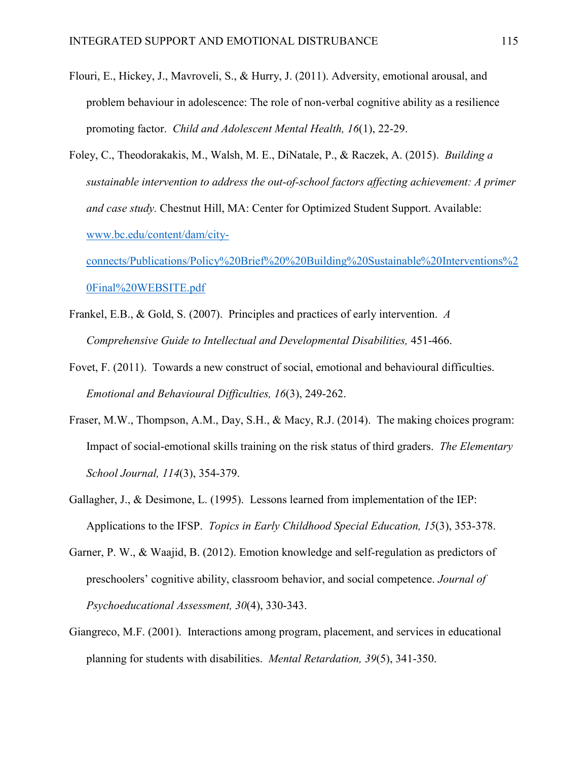Flouri, E., Hickey, J., Mavroveli, S., & Hurry, J. (2011). Adversity, emotional arousal, and problem behaviour in adolescence: The role of non-verbal cognitive ability as a resilience promoting factor. *Child and Adolescent Mental Health, 16*(1), 22-29.

Foley, C., Theodorakakis, M., Walsh, M. E., DiNatale, P., & Raczek, A. (2015). *Building a sustainable intervention to address the out-of-school factors affecting achievement: A primer and case study.* Chestnut Hill, MA: Center for Optimized Student Support. Available: [www.bc.edu/content/dam/city-connects/Publications/Policy%20Brief%20%20Building%20Sustainable%20Interventions%20Final%20WEBSITE.pdf](www.bc.edu/content/dam/city-connects/Publications/Policy%20Brief%20%20Building%20Sustainable%20Interventions%20Final%20WEBSITE.pdf)

Frankel, E.B., & Gold, S. (2007). Principles and practices of early intervention. *A Comprehensive Guide to Intellectual and Developmental Disabilities,* 451-466.

Fovet, F. (2011). Towards a new construct of social, emotional and behavioural difficulties. *Emotional and Behavioural Difficulties, 16*(3), 249-262.

Fraser, M.W., Thompson, A.M., Day, S.H., & Macy, R.J. (2014). The making choices program: Impact of social-emotional skills training on the risk status of third graders. *The Elementary School Journal, 114*(3), 354-379.

Gallagher, J., & Desimone, L. (1995). Lessons learned from implementation of the IEP: Applications to the IFSP. *Topics in Early Childhood Special Education, 15*(3), 353-378.

Garner, P. W., & Waajid, B. (2012). Emotion knowledge and self-regulation as predictors of preschoolers' cognitive ability, classroom behavior, and social competence. *Journal of Psychoeducational Assessment, 30*(4), 330-343.

Giangreco, M.F. (2001). Interactions among program, placement, and services in educational planning for students with disabilities. *Mental Retardation, 39*(5), 341-350.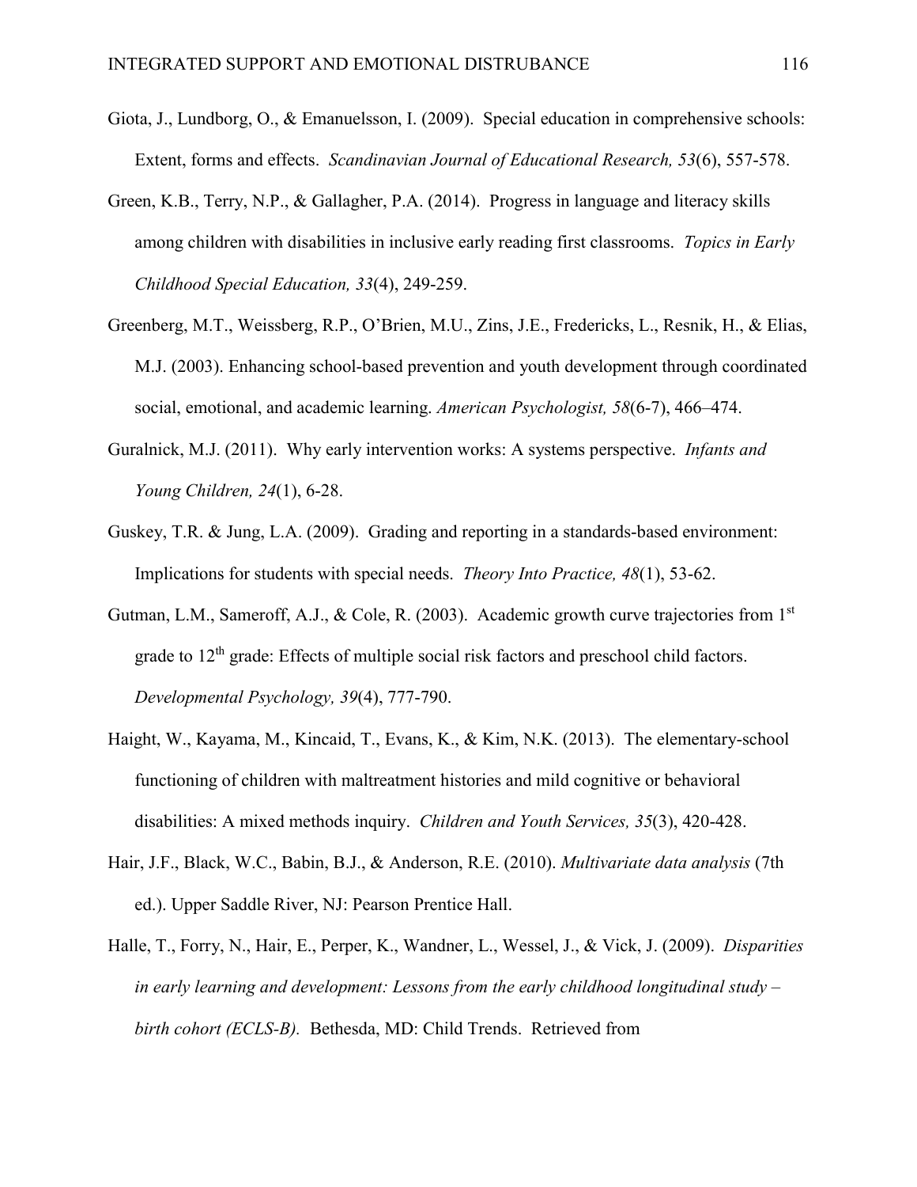Giota, J., Lundborg, O., & Emanuelsson, I. (2009). Special education in comprehensive schools: Extent, forms and effects. *Scandinavian Journal of Educational Research, 53*(6), 557-578.

Green, K.B., Terry, N.P., & Gallagher, P.A. (2014). Progress in language and literacy skills among children with disabilities in inclusive early reading first classrooms. *Topics in Early Childhood Special Education, 33*(4), 249-259.

Greenberg, M.T., Weissberg, R.P., O'Brien, M.U., Zins, J.E., Fredericks, L., Resnik, H., & Elias, M.J. (2003). Enhancing school-based prevention and youth development through coordinated social, emotional, and academic learning. *American Psychologist, 58*(6-7), 466–474.

Guralnick, M.J. (2011). Why early intervention works: A systems perspective. *Infants and Young Children, 24*(1), 6-28.

Guskey, T.R. & Jung, L.A. (2009). Grading and reporting in a standards-based environment: Implications for students with special needs. *Theory Into Practice, 48*(1), 53-62.

Gutman, L.M., Sameroff, A.J., & Cole, R. (2003). Academic growth curve trajectories from 1st grade to 12th grade: Effects of multiple social risk factors and preschool child factors. *Developmental Psychology, 39*(4), 777-790.

Haight, W., Kayama, M., Kincaid, T., Evans, K., & Kim, N.K. (2013). The elementary-school functioning of children with maltreatment histories and mild cognitive or behavioral disabilities: A mixed methods inquiry. *Children and Youth Services, 35*(3), 420-428.

Hair, J.F., Black, W.C., Babin, B.J., & Anderson, R.E. (2010). *Multivariate data analysis* (7th ed.). Upper Saddle River, NJ: Pearson Prentice Hall.

Halle, T., Forry, N., Hair, E., Perper, K., Wandner, L., Wessel, J., & Vick, J. (2009). *Disparities in early learning and development: Lessons from the early childhood longitudinal study – birth cohort (ECLS-B).* Bethesda, MD: Child Trends. Retrieved from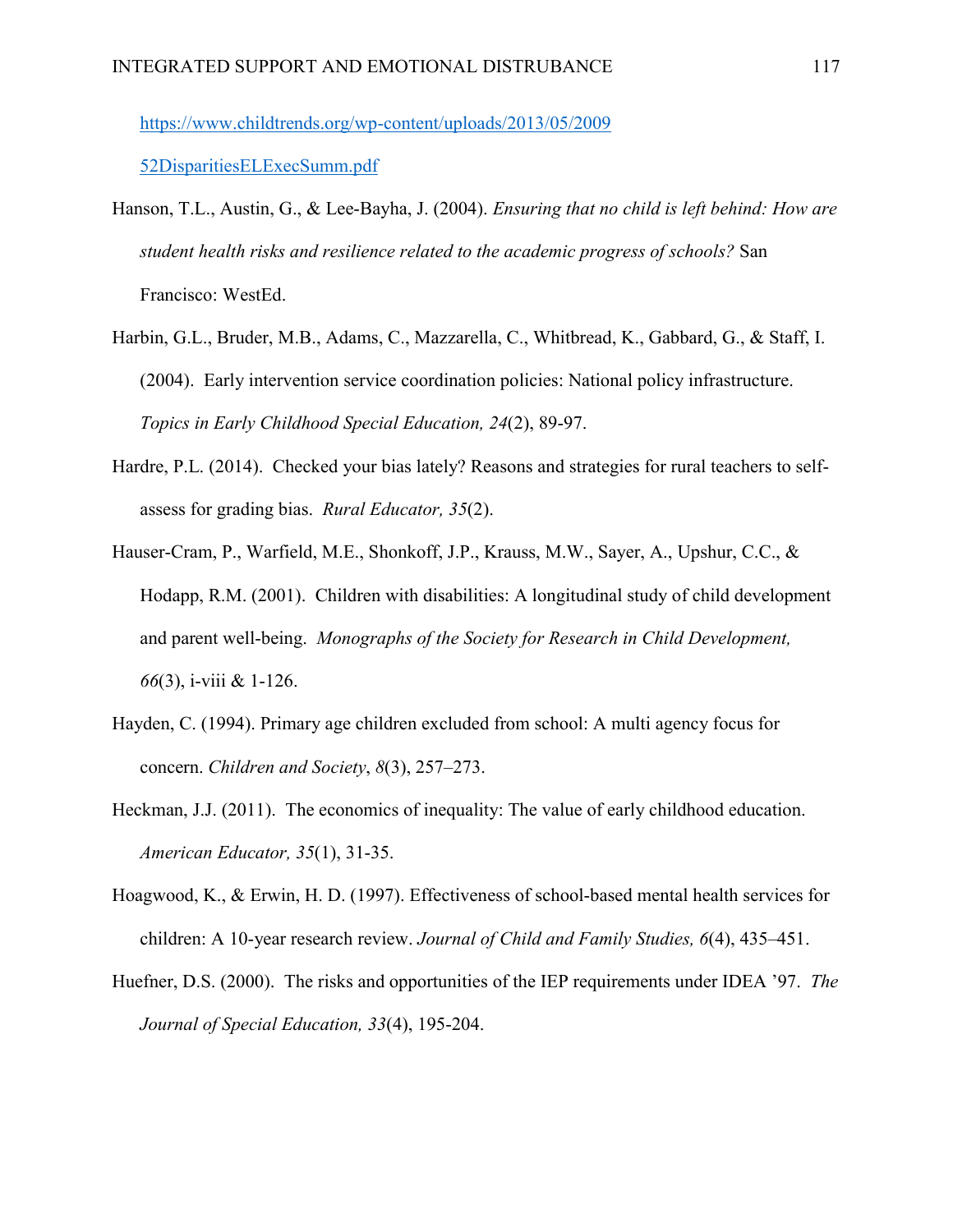https://www.childtrends.org/wp-content/uploads/2013/05/2009
52DisparitiesELExecSumm.pdf

Hanson, T.L., Austin, G., & Lee-Bayha, J. (2004). *Ensuring that no child is left behind: How are student health risks and resilience related to the academic progress of schools?* San Francisco: WestEd.

Harbin, G.L., Bruder, M.B., Adams, C., Mazzarella, C., Whitbread, K., Gabbard, G., & Staff, I. (2004). Early intervention service coordination policies: National policy infrastructure. *Topics in Early Childhood Special Education, 24*(2), 89-97.

Hardre, P.L. (2014). Checked your bias lately? Reasons and strategies for rural teachers to self-assess for grading bias. *Rural Educator, 35*(2).

Hauser-Cram, P., Warfield, M.E., Shonkoff, J.P., Krauss, M.W., Sayer, A., Upshur, C.C., & Hodapp, R.M. (2001). Children with disabilities: A longitudinal study of child development and parent well-being. *Monographs of the Society for Research in Child Development, 66*(3), i-viii & 1-126.

Hayden, C. (1994). Primary age children excluded from school: A multi agency focus for concern. *Children and Society*, *8*(3), 257–273.

Heckman, J.J. (2011). The economics of inequality: The value of early childhood education. *American Educator, 35*(1), 31-35.

Hoagwood, K., & Erwin, H. D. (1997). Effectiveness of school-based mental health services for children: A 10-year research review. *Journal of Child and Family Studies, 6*(4), 435–451.

Huefner, D.S. (2000). The risks and opportunities of the IEP requirements under IDEA '97. *The Journal of Special Education, 33*(4), 195-204.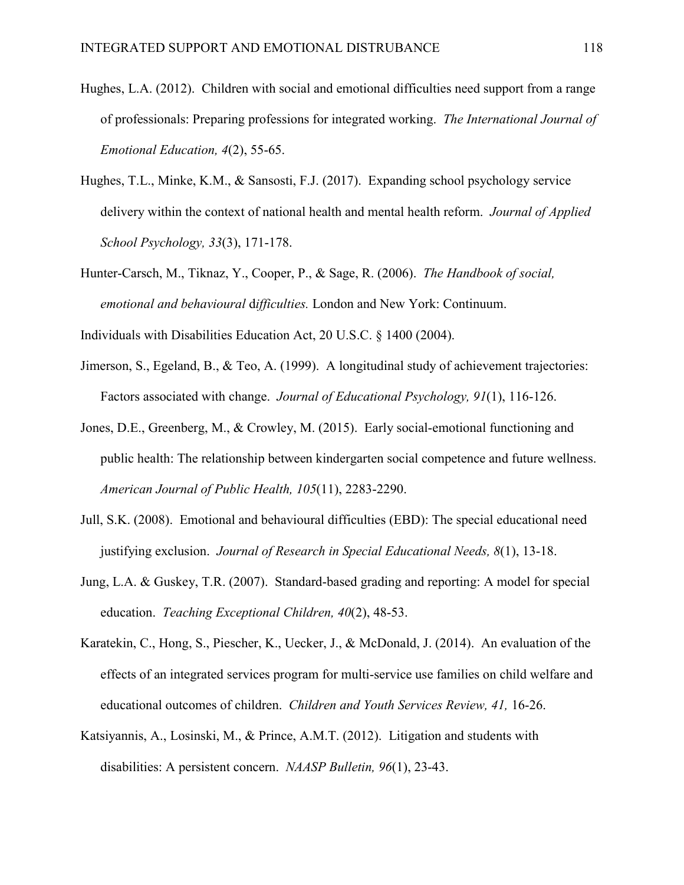Hughes, L.A. (2012). Children with social and emotional difficulties need support from a range of professionals: Preparing professions for integrated working. *The International Journal of Emotional Education, 4*(2), 55-65.

Hughes, T.L., Minke, K.M., & Sansosti, F.J. (2017). Expanding school psychology service delivery within the context of national health and mental health reform. *Journal of Applied School Psychology, 33*(3), 171-178.

Hunter-Carsch, M., Tiknaz, Y., Cooper, P., & Sage, R. (2006). *The Handbook of social, emotional and behavioural* d*ifficulties.* London and New York: Continuum.

Individuals with Disabilities Education Act, 20 U.S.C. § 1400 (2004).

Jimerson, S., Egeland, B., & Teo, A. (1999). A longitudinal study of achievement trajectories: Factors associated with change. *Journal of Educational Psychology, 91*(1), 116-126.

Jones, D.E., Greenberg, M., & Crowley, M. (2015). Early social-emotional functioning and public health: The relationship between kindergarten social competence and future wellness. *American Journal of Public Health, 105*(11), 2283-2290.

Jull, S.K. (2008). Emotional and behavioural difficulties (EBD): The special educational need justifying exclusion. *Journal of Research in Special Educational Needs, 8*(1), 13-18.

Jung, L.A. & Guskey, T.R. (2007). Standard-based grading and reporting: A model for special education. *Teaching Exceptional Children, 40*(2), 48-53.

Karatekin, C., Hong, S., Piescher, K., Uecker, J., & McDonald, J. (2014). An evaluation of the effects of an integrated services program for multi-service use families on child welfare and educational outcomes of children. *Children and Youth Services Review, 41,* 16-26.

Katsiyannis, A., Losinski, M., & Prince, A.M.T. (2012). Litigation and students with disabilities: A persistent concern. *NAASP Bulletin, 96*(1), 23-43.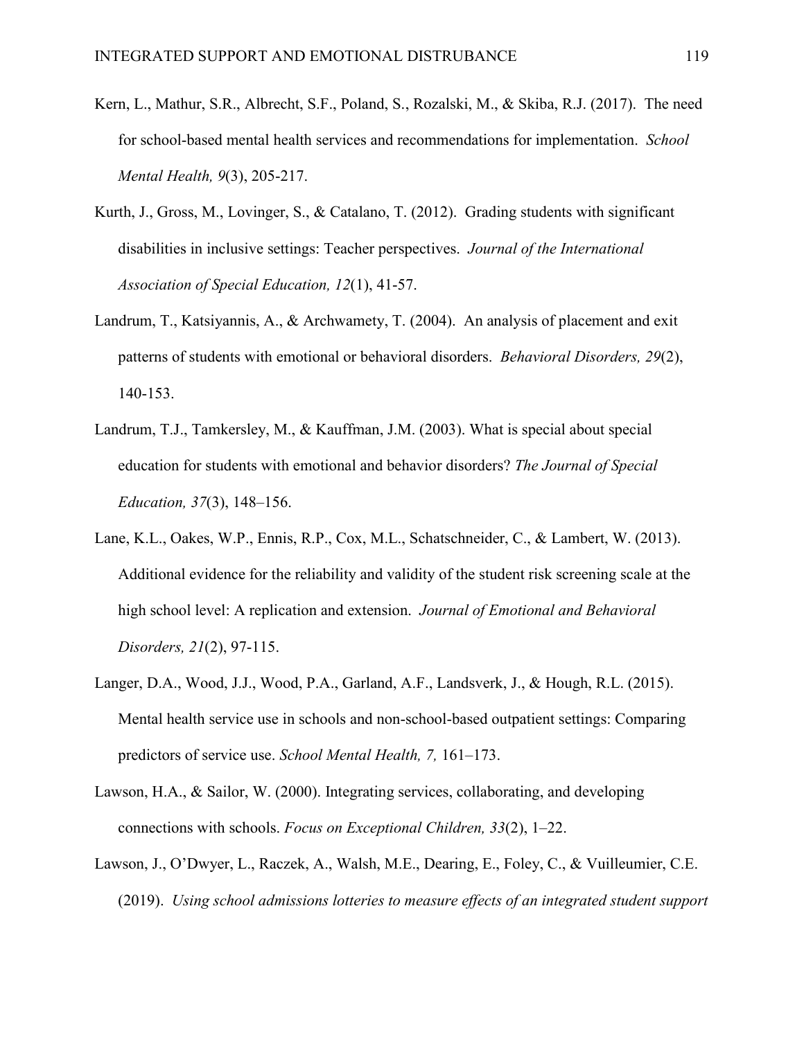Kern, L., Mathur, S.R., Albrecht, S.F., Poland, S., Rozalski, M., & Skiba, R.J. (2017). The need for school-based mental health services and recommendations for implementation. *School Mental Health, 9*(3), 205-217.

Kurth, J., Gross, M., Lovinger, S., & Catalano, T. (2012). Grading students with significant disabilities in inclusive settings: Teacher perspectives. *Journal of the International Association of Special Education, 12*(1), 41-57.

Landrum, T., Katsiyannis, A., & Archwamety, T. (2004). An analysis of placement and exit patterns of students with emotional or behavioral disorders. *Behavioral Disorders, 29*(2), 140-153.

Landrum, T.J., Tamkersley, M., & Kauffman, J.M. (2003). What is special about special education for students with emotional and behavior disorders? *The Journal of Special Education, 37*(3), 148–156.

Lane, K.L., Oakes, W.P., Ennis, R.P., Cox, M.L., Schatschneider, C., & Lambert, W. (2013). Additional evidence for the reliability and validity of the student risk screening scale at the high school level: A replication and extension. *Journal of Emotional and Behavioral Disorders, 21*(2), 97-115.

Langer, D.A., Wood, J.J., Wood, P.A., Garland, A.F., Landsverk, J., & Hough, R.L. (2015). Mental health service use in schools and non-school-based outpatient settings: Comparing predictors of service use. *School Mental Health, 7,* 161–173.

Lawson, H.A., & Sailor, W. (2000). Integrating services, collaborating, and developing connections with schools. *Focus on Exceptional Children, 33*(2), 1–22.

Lawson, J., O'Dwyer, L., Raczek, A., Walsh, M.E., Dearing, E., Foley, C., & Vuilleumier, C.E. (2019). *Using school admissions lotteries to measure effects of an integrated student support*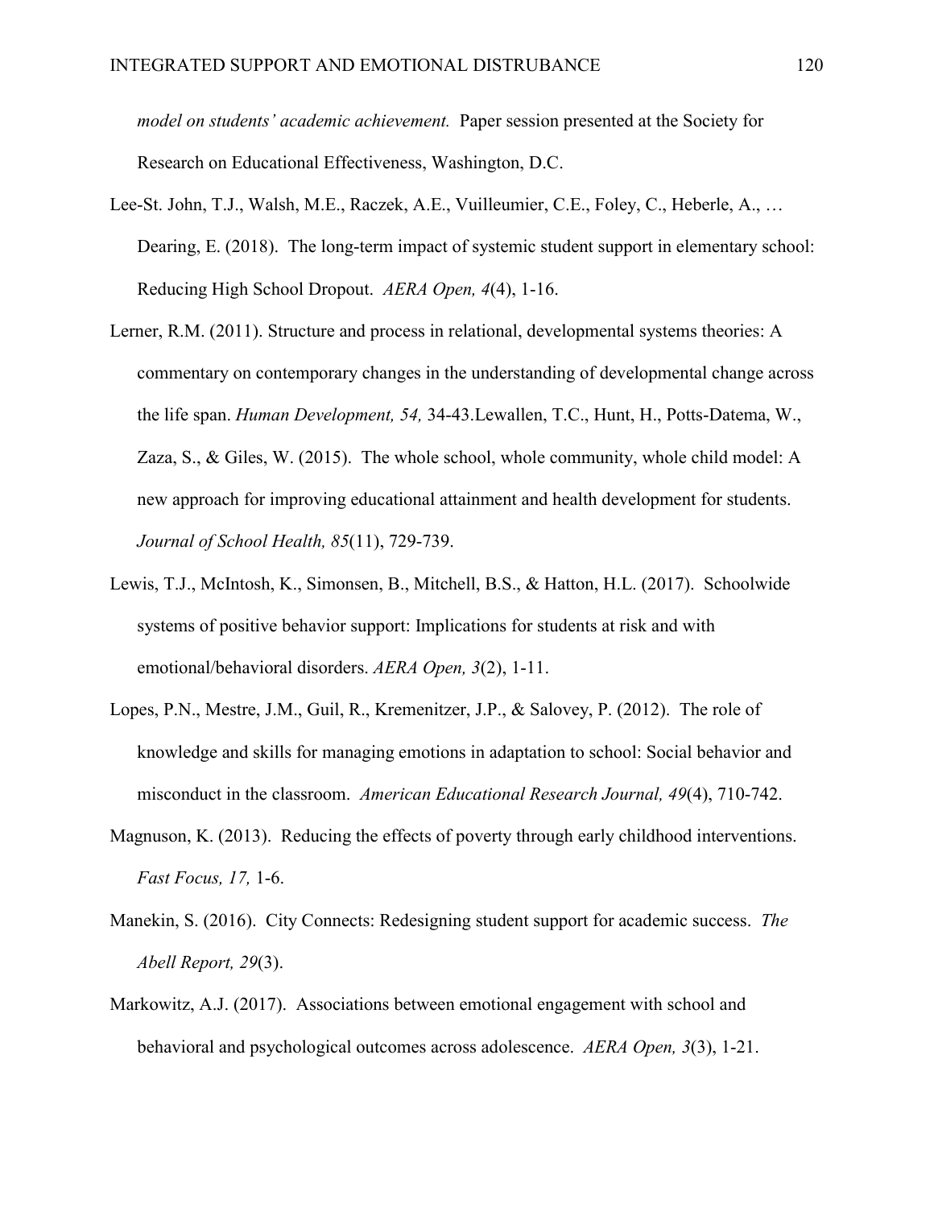*model on students' academic achievement.* Paper session presented at the Society for Research on Educational Effectiveness, Washington, D.C.

Lee-St. John, T.J., Walsh, M.E., Raczek, A.E., Vuilleumier, C.E., Foley, C., Heberle, A., … Dearing, E. (2018). The long-term impact of systemic student support in elementary school: Reducing High School Dropout. *AERA Open, 4*(4), 1-16.

Lerner, R.M. (2011). Structure and process in relational, developmental systems theories: A commentary on contemporary changes in the understanding of developmental change across the life span. *Human Development, 54,* 34-43.Lewallen, T.C., Hunt, H., Potts-Datema, W., Zaza, S., & Giles, W. (2015). The whole school, whole community, whole child model: A new approach for improving educational attainment and health development for students. *Journal of School Health, 85*(11), 729-739.

Lewis, T.J., McIntosh, K., Simonsen, B., Mitchell, B.S., & Hatton, H.L. (2017). Schoolwide systems of positive behavior support: Implications for students at risk and with emotional/behavioral disorders. *AERA Open, 3*(2), 1-11.

Lopes, P.N., Mestre, J.M., Guil, R., Kremenitzer, J.P., & Salovey, P. (2012). The role of knowledge and skills for managing emotions in adaptation to school: Social behavior and misconduct in the classroom. *American Educational Research Journal, 49*(4), 710-742.

Magnuson, K. (2013). Reducing the effects of poverty through early childhood interventions. *Fast Focus, 17,* 1-6.

Manekin, S. (2016). City Connects: Redesigning student support for academic success. *The Abell Report, 29*(3).

Markowitz, A.J. (2017). Associations between emotional engagement with school and behavioral and psychological outcomes across adolescence. *AERA Open, 3*(3), 1-21.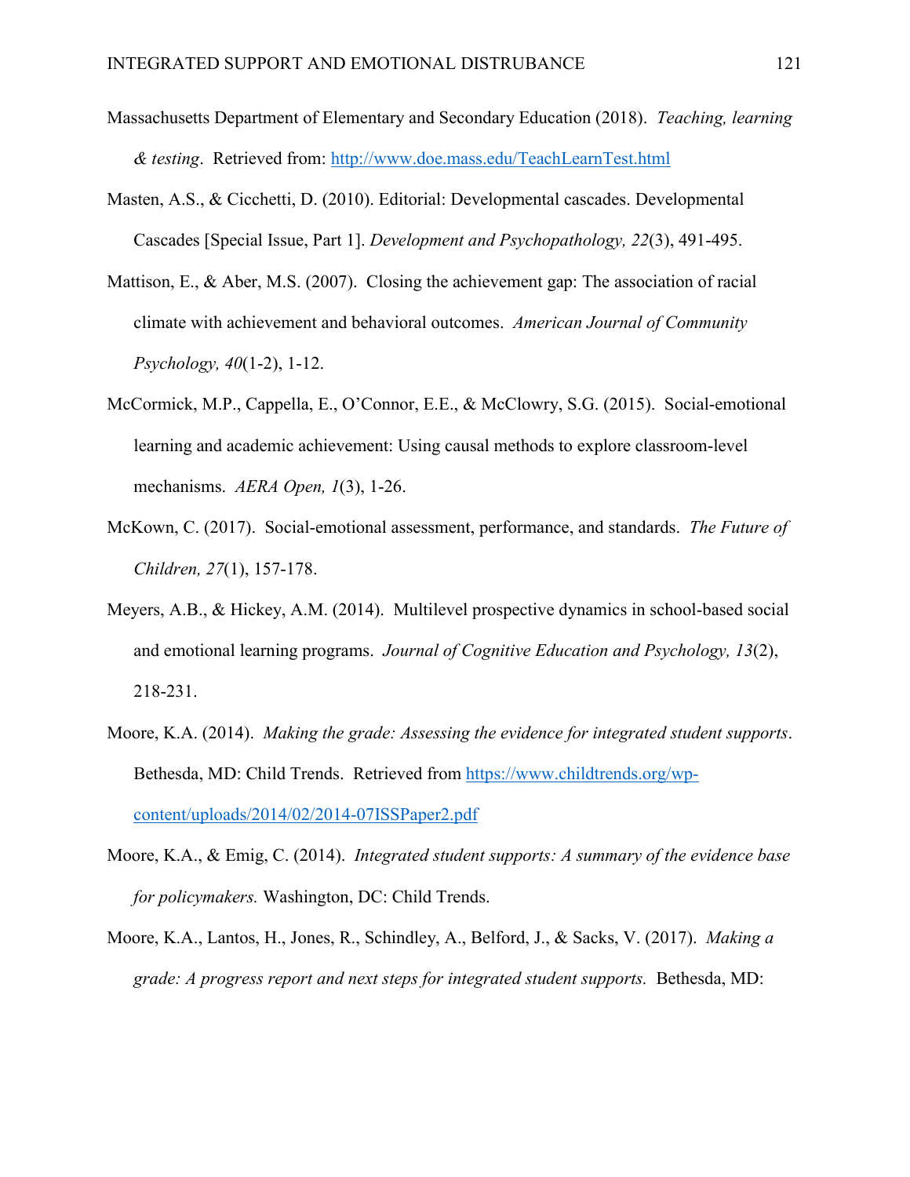Massachusetts Department of Elementary and Secondary Education (2018). *Teaching, learning & testing*. Retrieved from: http://www.doe.mass.edu/TeachLearnTest.html

Masten, A.S., & Cicchetti, D. (2010). Editorial: Developmental cascades. Developmental Cascades [Special Issue, Part 1]. *Development and Psychopathology, 22*(3), 491-495.

Mattison, E., & Aber, M.S. (2007). Closing the achievement gap: The association of racial climate with achievement and behavioral outcomes. *American Journal of Community Psychology, 40*(1-2), 1-12.

McCormick, M.P., Cappella, E., O'Connor, E.E., & McClowry, S.G. (2015). Social-emotional learning and academic achievement: Using causal methods to explore classroom-level mechanisms. *AERA Open, 1*(3), 1-26.

McKown, C. (2017). Social-emotional assessment, performance, and standards. *The Future of Children, 27*(1), 157-178.

Meyers, A.B., & Hickey, A.M. (2014). Multilevel prospective dynamics in school-based social and emotional learning programs. *Journal of Cognitive Education and Psychology, 13*(2), 218-231.

Moore, K.A. (2014). *Making the grade: Assessing the evidence for integrated student supports*. Bethesda, MD: Child Trends. Retrieved from https://www.childtrends.org/wp-content/uploads/2014/02/2014-07ISSPaper2.pdf

Moore, K.A., & Emig, C. (2014). *Integrated student supports: A summary of the evidence base for policymakers.* Washington, DC: Child Trends.

Moore, K.A., Lantos, H., Jones, R., Schindley, A., Belford, J., & Sacks, V. (2017). *Making a grade: A progress report and next steps for integrated student supports.* Bethesda, MD: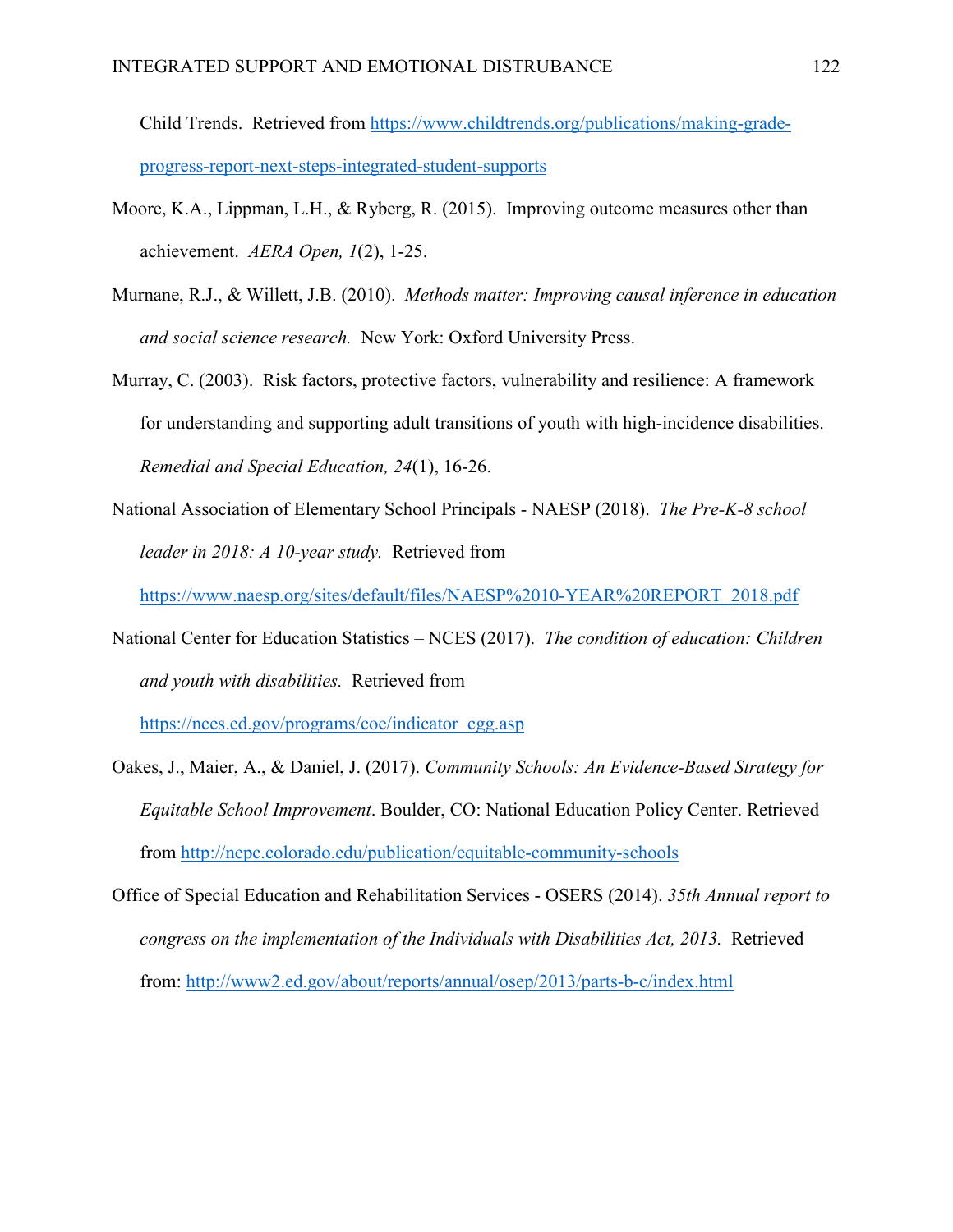Child Trends. Retrieved from https://www.childtrends.org/publications/making-grade-progress-report-next-steps-integrated-student-supports

Moore, K.A., Lippman, L.H., & Ryberg, R. (2015). Improving outcome measures other than achievement. *AERA Open, 1*(2), 1-25.

Murnane, R.J., & Willett, J.B. (2010). *Methods matter: Improving causal inference in education and social science research.* New York: Oxford University Press.

Murray, C. (2003). Risk factors, protective factors, vulnerability and resilience: A framework for understanding and supporting adult transitions of youth with high-incidence disabilities. *Remedial and Special Education, 24*(1), 16-26.

National Association of Elementary School Principals - NAESP (2018). *The Pre-K-8 school leader in 2018: A 10-year study.* Retrieved from https://www.naesp.org/sites/default/files/NAESP%2010-YEAR%20REPORT_2018.pdf

National Center for Education Statistics – NCES (2017). *The condition of education: Children and youth with disabilities.* Retrieved from https://nces.ed.gov/programs/coe/indicator_cgg.asp

Oakes, J., Maier, A., & Daniel, J. (2017). *Community Schools: An Evidence-Based Strategy for Equitable School Improvement*. Boulder, CO: National Education Policy Center. Retrieved from http://nepc.colorado.edu/publication/equitable-community-schools

Office of Special Education and Rehabilitation Services - OSERS (2014). *35th Annual report to congress on the implementation of the Individuals with Disabilities Act, 2013.* Retrieved from: http://www2.ed.gov/about/reports/annual/osep/2013/parts-b-c/index.html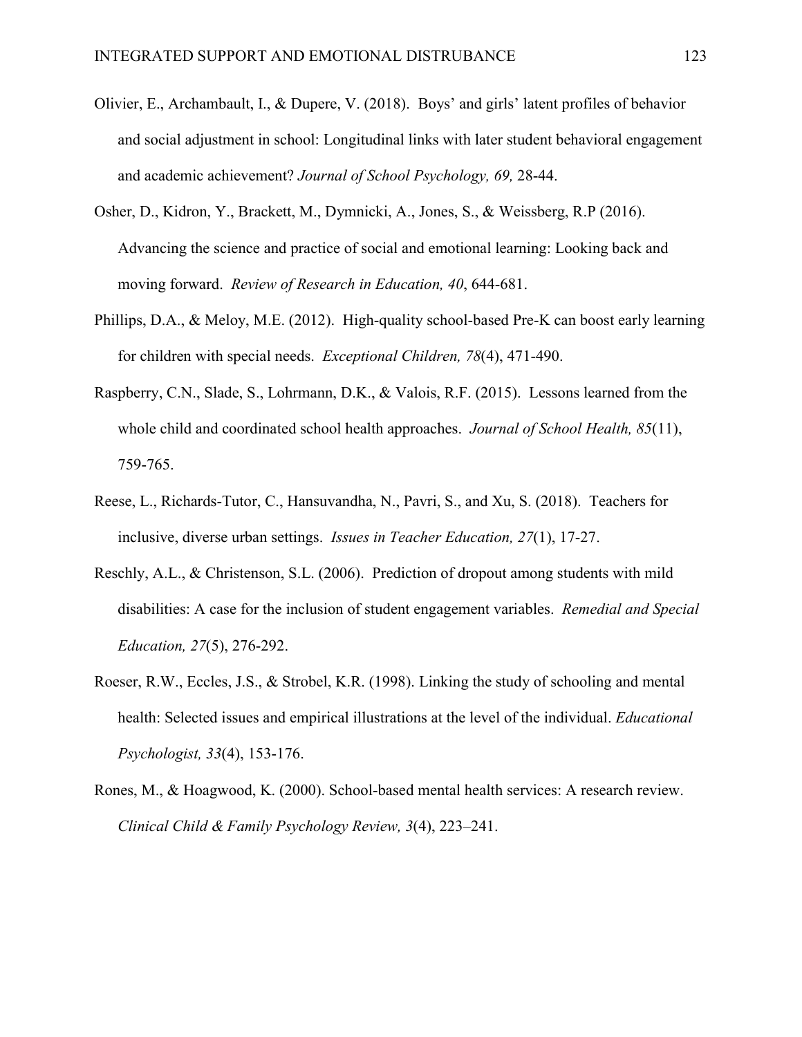Olivier, E., Archambault, I., & Dupere, V. (2018). Boys' and girls' latent profiles of behavior and social adjustment in school: Longitudinal links with later student behavioral engagement and academic achievement? *Journal of School Psychology, 69,* 28-44.

Osher, D., Kidron, Y., Brackett, M., Dymnicki, A., Jones, S., & Weissberg, R.P (2016). Advancing the science and practice of social and emotional learning: Looking back and moving forward. *Review of Research in Education, 40*, 644-681.

Phillips, D.A., & Meloy, M.E. (2012). High-quality school-based Pre-K can boost early learning for children with special needs. *Exceptional Children, 78*(4), 471-490.

Raspberry, C.N., Slade, S., Lohrmann, D.K., & Valois, R.F. (2015). Lessons learned from the whole child and coordinated school health approaches. *Journal of School Health, 85*(11), 759-765.

Reese, L., Richards-Tutor, C., Hansuvandha, N., Pavri, S., and Xu, S. (2018). Teachers for inclusive, diverse urban settings. *Issues in Teacher Education, 27*(1), 17-27.

Reschly, A.L., & Christenson, S.L. (2006). Prediction of dropout among students with mild disabilities: A case for the inclusion of student engagement variables. *Remedial and Special Education, 27*(5), 276-292.

Roeser, R.W., Eccles, J.S., & Strobel, K.R. (1998). Linking the study of schooling and mental health: Selected issues and empirical illustrations at the level of the individual. *Educational Psychologist, 33*(4), 153-176.

Rones, M., & Hoagwood, K. (2000). School-based mental health services: A research review. *Clinical Child & Family Psychology Review, 3*(4), 223–241.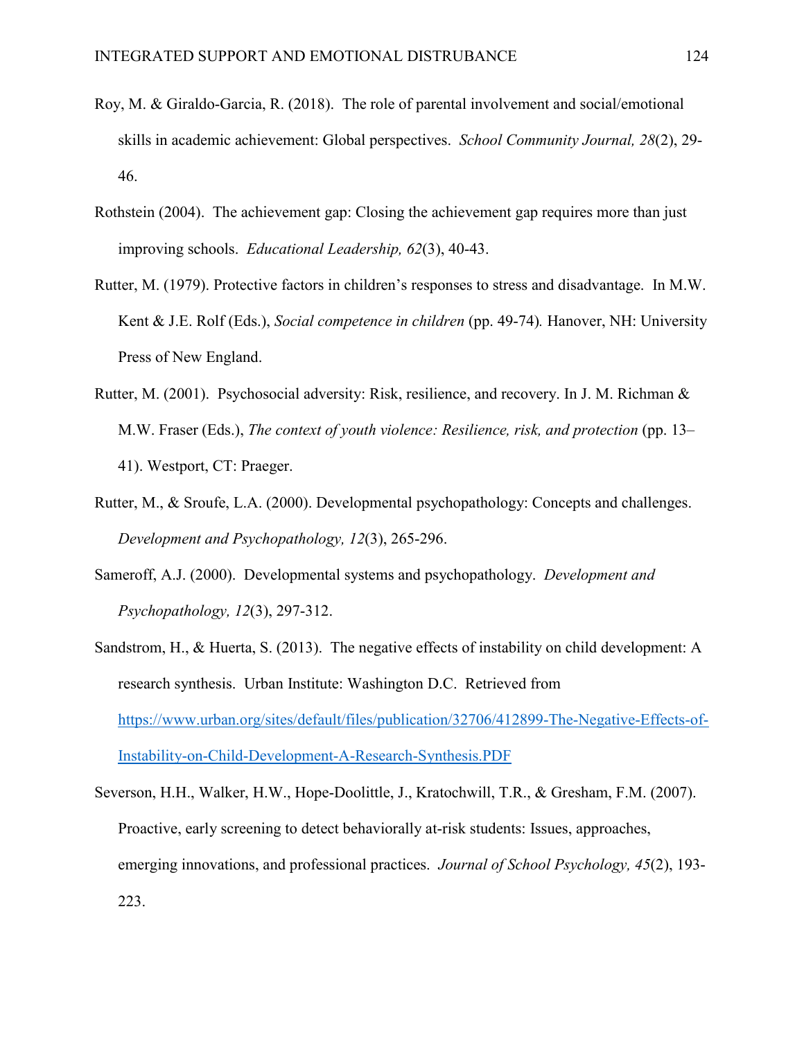Roy, M. & Giraldo-Garcia, R. (2018). The role of parental involvement and social/emotional skills in academic achievement: Global perspectives. *School Community Journal, 28*(2), 29-46.

Rothstein (2004). The achievement gap: Closing the achievement gap requires more than just improving schools. *Educational Leadership, 62*(3), 40-43.

Rutter, M. (1979). Protective factors in children's responses to stress and disadvantage. In M.W. Kent & J.E. Rolf (Eds.), *Social competence in children* (pp. 49-74). Hanover, NH: University Press of New England.

Rutter, M. (2001). Psychosocial adversity: Risk, resilience, and recovery. In J. M. Richman & M.W. Fraser (Eds.), *The context of youth violence: Resilience, risk, and protection* (pp. 13–41). Westport, CT: Praeger.

Rutter, M., & Sroufe, L.A. (2000). Developmental psychopathology: Concepts and challenges. *Development and Psychopathology, 12*(3), 265-296.

Sameroff, A.J. (2000). Developmental systems and psychopathology. *Development and Psychopathology, 12*(3), 297-312.

Sandstrom, H., & Huerta, S. (2013). The negative effects of instability on child development: A research synthesis. Urban Institute: Washington D.C. Retrieved from https://www.urban.org/sites/default/files/publication/32706/412899-The-Negative-Effects-of-Instability-on-Child-Development-A-Research-Synthesis.PDF

Severson, H.H., Walker, H.W., Hope-Doolittle, J., Kratochwill, T.R., & Gresham, F.M. (2007). Proactive, early screening to detect behaviorally at-risk students: Issues, approaches, emerging innovations, and professional practices. *Journal of School Psychology, 45*(2), 193-223.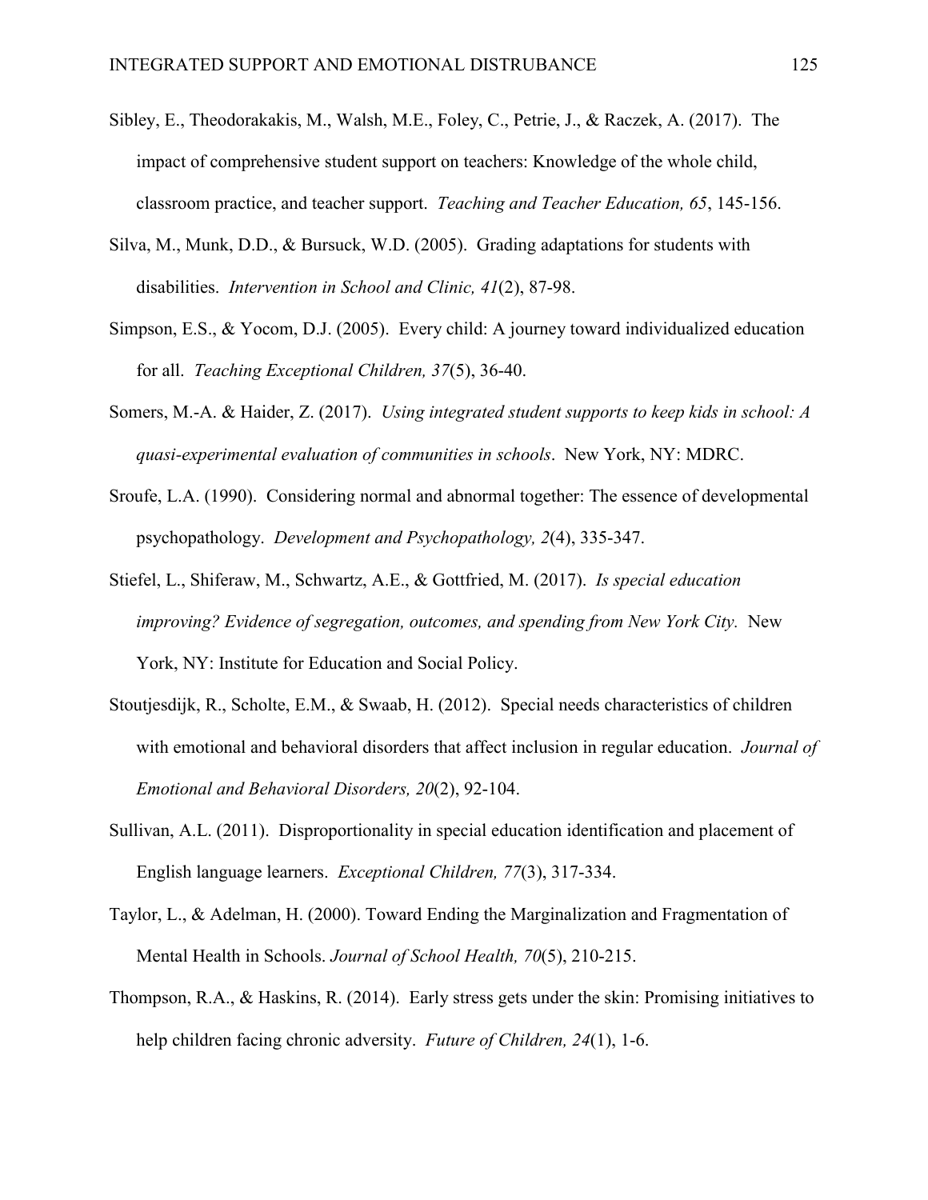Sibley, E., Theodorakakis, M., Walsh, M.E., Foley, C., Petrie, J., & Raczek, A. (2017). The impact of comprehensive student support on teachers: Knowledge of the whole child, classroom practice, and teacher support. *Teaching and Teacher Education, 65*, 145-156.

Silva, M., Munk, D.D., & Bursuck, W.D. (2005). Grading adaptations for students with disabilities. *Intervention in School and Clinic, 41*(2), 87-98.

Simpson, E.S., & Yocom, D.J. (2005). Every child: A journey toward individualized education for all. *Teaching Exceptional Children, 37*(5), 36-40.

Somers, M.-A. & Haider, Z. (2017). *Using integrated student supports to keep kids in school: A quasi-experimental evaluation of communities in schools*. New York, NY: MDRC.

Sroufe, L.A. (1990). Considering normal and abnormal together: The essence of developmental psychopathology. *Development and Psychopathology, 2*(4), 335-347.

Stiefel, L., Shiferaw, M., Schwartz, A.E., & Gottfried, M. (2017). *Is special education improving? Evidence of segregation, outcomes, and spending from New York City.* New York, NY: Institute for Education and Social Policy.

Stoutjesdijk, R., Scholte, E.M., & Swaab, H. (2012). Special needs characteristics of children with emotional and behavioral disorders that affect inclusion in regular education. *Journal of Emotional and Behavioral Disorders, 20*(2), 92-104.

Sullivan, A.L. (2011). Disproportionality in special education identification and placement of English language learners. *Exceptional Children, 77*(3), 317-334.

Taylor, L., & Adelman, H. (2000). Toward Ending the Marginalization and Fragmentation of Mental Health in Schools. *Journal of School Health, 70*(5), 210-215.

Thompson, R.A., & Haskins, R. (2014). Early stress gets under the skin: Promising initiatives to help children facing chronic adversity. *Future of Children, 24*(1), 1-6.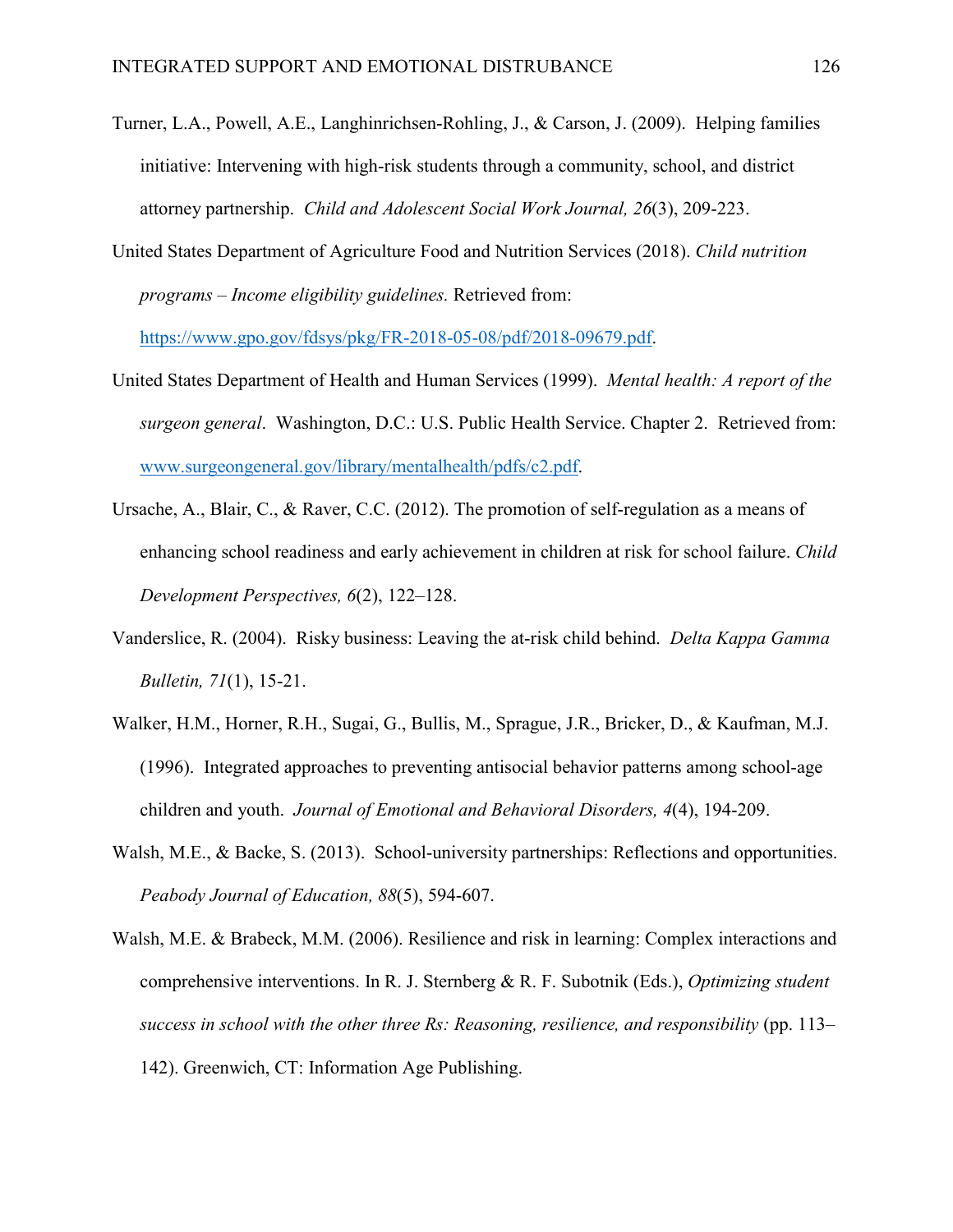Turner, L.A., Powell, A.E., Langhinrichsen-Rohling, J., & Carson, J. (2009). Helping families initiative: Intervening with high-risk students through a community, school, and district attorney partnership. *Child and Adolescent Social Work Journal, 26*(3), 209-223.

United States Department of Agriculture Food and Nutrition Services (2018). *Child nutrition programs – Income eligibility guidelines.* Retrieved from: https://www.gpo.gov/fdsys/pkg/FR-2018-05-08/pdf/2018-09679.pdf.

United States Department of Health and Human Services (1999). *Mental health: A report of the surgeon general*. Washington, D.C.: U.S. Public Health Service. Chapter 2. Retrieved from: www.surgeongeneral.gov/library/mentalhealth/pdfs/c2.pdf.

Ursache, A., Blair, C., & Raver, C.C. (2012). The promotion of self-regulation as a means of enhancing school readiness and early achievement in children at risk for school failure. *Child Development Perspectives, 6*(2), 122–128.

Vanderslice, R. (2004). Risky business: Leaving the at-risk child behind. *Delta Kappa Gamma Bulletin, 71*(1), 15-21.

Walker, H.M., Horner, R.H., Sugai, G., Bullis, M., Sprague, J.R., Bricker, D., & Kaufman, M.J. (1996). Integrated approaches to preventing antisocial behavior patterns among school-age children and youth. *Journal of Emotional and Behavioral Disorders, 4*(4), 194-209.

Walsh, M.E., & Backe, S. (2013). School-university partnerships: Reflections and opportunities. *Peabody Journal of Education, 88*(5), 594-607.

Walsh, M.E. & Brabeck, M.M. (2006). Resilience and risk in learning: Complex interactions and comprehensive interventions. In R. J. Sternberg & R. F. Subotnik (Eds.), *Optimizing student success in school with the other three Rs: Reasoning, resilience, and responsibility* (pp. 113–142). Greenwich, CT: Information Age Publishing.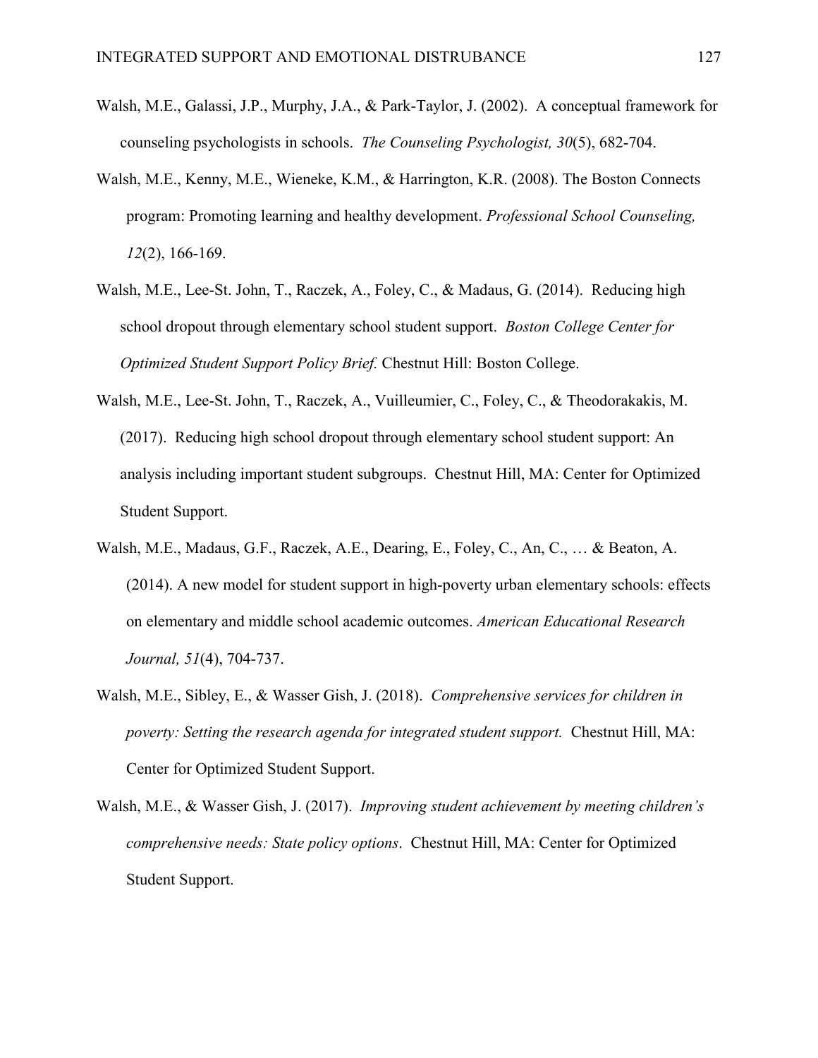Walsh, M.E., Galassi, J.P., Murphy, J.A., & Park-Taylor, J. (2002). A conceptual framework for counseling psychologists in schools. *The Counseling Psychologist, 30*(5), 682-704.

Walsh, M.E., Kenny, M.E., Wieneke, K.M., & Harrington, K.R. (2008). The Boston Connects program: Promoting learning and healthy development. *Professional School Counseling, 12*(2), 166-169.

Walsh, M.E., Lee-St. John, T., Raczek, A., Foley, C., & Madaus, G. (2014). Reducing high school dropout through elementary school student support. *Boston College Center for Optimized Student Support Policy Brief.* Chestnut Hill: Boston College.

Walsh, M.E., Lee-St. John, T., Raczek, A., Vuilleumier, C., Foley, C., & Theodorakakis, M. (2017). Reducing high school dropout through elementary school student support: An analysis including important student subgroups. Chestnut Hill, MA: Center for Optimized Student Support.

Walsh, M.E., Madaus, G.F., Raczek, A.E., Dearing, E., Foley, C., An, C., … & Beaton, A. (2014). A new model for student support in high-poverty urban elementary schools: effects on elementary and middle school academic outcomes. *American Educational Research Journal, 51*(4), 704-737.

Walsh, M.E., Sibley, E., & Wasser Gish, J. (2018). *Comprehensive services for children in poverty: Setting the research agenda for integrated student support.* Chestnut Hill, MA: Center for Optimized Student Support.

Walsh, M.E., & Wasser Gish, J. (2017). *Improving student achievement by meeting children's comprehensive needs: State policy options*. Chestnut Hill, MA: Center for Optimized Student Support.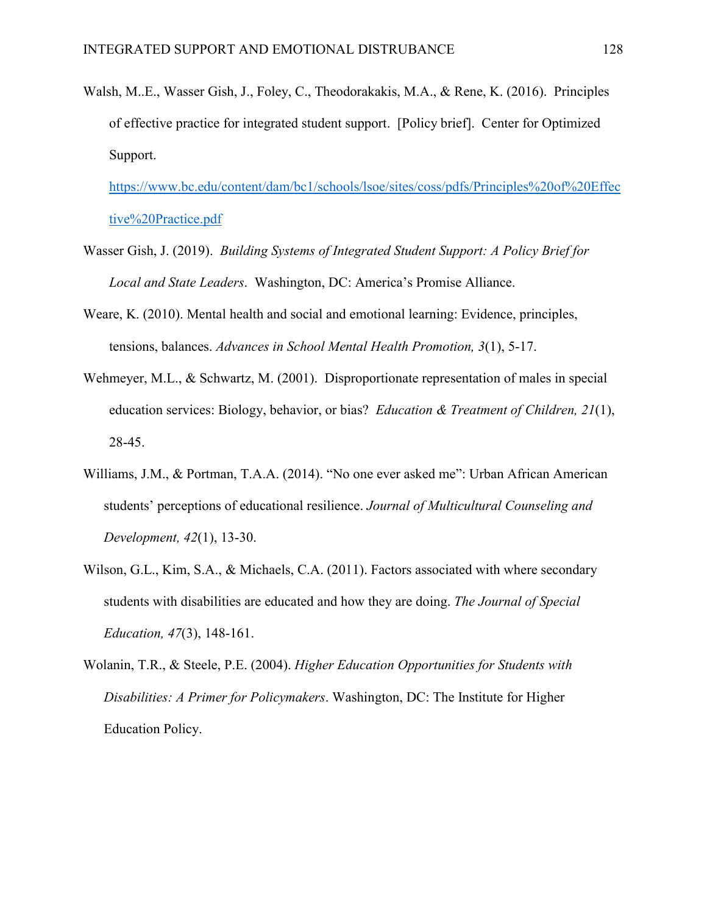Walsh, M..E., Wasser Gish, J., Foley, C., Theodorakakis, M.A., & Rene, K. (2016). Principles of effective practice for integrated student support. [Policy brief]. Center for Optimized Support. https://www.bc.edu/content/dam/bc1/schools/lsoe/sites/coss/pdfs/Principles%20of%20Effective%20Practice.pdf

Wasser Gish, J. (2019). *Building Systems of Integrated Student Support: A Policy Brief for Local and State Leaders*. Washington, DC: America's Promise Alliance.

Weare, K. (2010). Mental health and social and emotional learning: Evidence, principles, tensions, balances. *Advances in School Mental Health Promotion, 3*(1), 5-17.

Wehmeyer, M.L., & Schwartz, M. (2001). Disproportionate representation of males in special education services: Biology, behavior, or bias? *Education & Treatment of Children, 21*(1), 28-45.

Williams, J.M., & Portman, T.A.A. (2014). "No one ever asked me": Urban African American students' perceptions of educational resilience. *Journal of Multicultural Counseling and Development, 42*(1), 13-30.

Wilson, G.L., Kim, S.A., & Michaels, C.A. (2011). Factors associated with where secondary students with disabilities are educated and how they are doing. *The Journal of Special Education, 47*(3), 148-161.

Wolanin, T.R., & Steele, P.E. (2004). *Higher Education Opportunities for Students with Disabilities: A Primer for Policymakers*. Washington, DC: The Institute for Higher Education Policy.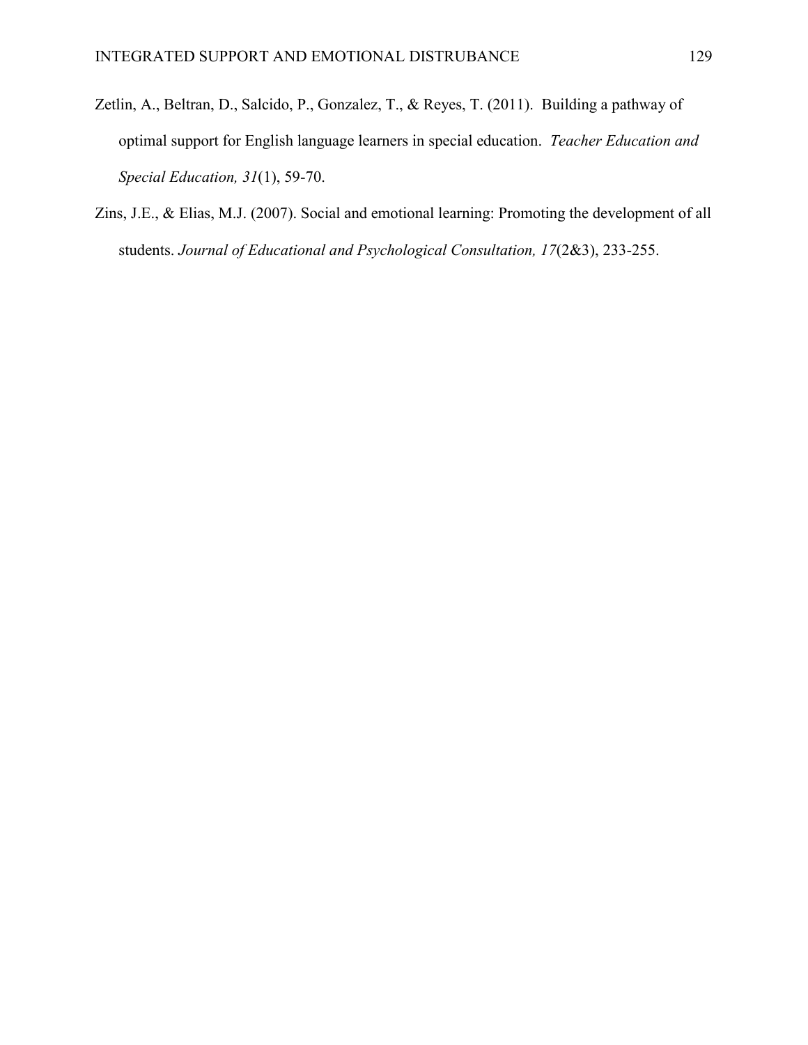Zetlin, A., Beltran, D., Salcido, P., Gonzalez, T., & Reyes, T. (2011). Building a pathway of optimal support for English language learners in special education. *Teacher Education and Special Education, 31*(1), 59-70.

Zins, J.E., & Elias, M.J. (2007). Social and emotional learning: Promoting the development of all students. *Journal of Educational and Psychological Consultation, 17*(2&3), 233-255.